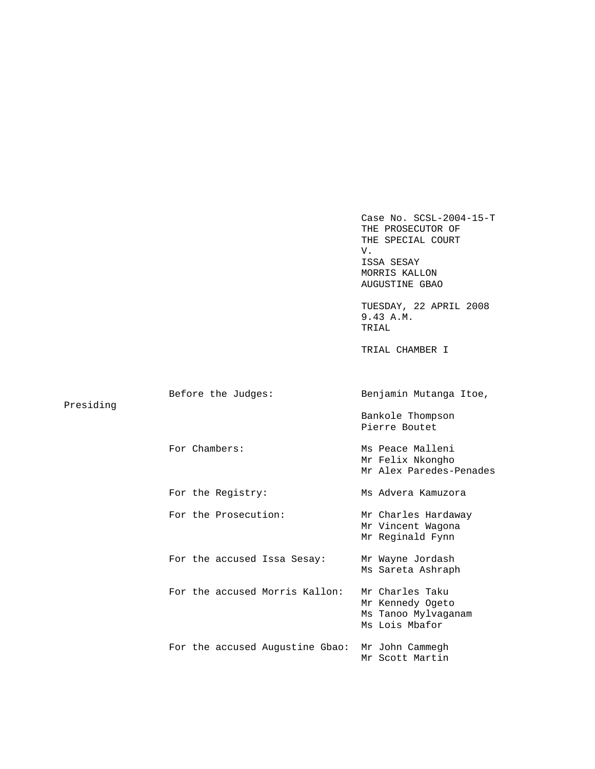Case No. SCSL-2004-15-T
THE PROSECUTOR OF
THE SPECIAL COURT
V.
ISSA SESAY
MORRIS KALLON
AUGUSTINE GBAO

TUESDAY, 22 APRIL 2008
9.43 A.M.
TRIAL

TRIAL CHAMBER I

| | |
|---|---|
| Before the Judges: | Benjamin Mutanga Itoe, Presiding |
| | Bankole Thompson |
| | Pierre Boutet |
| For Chambers: | Ms Peace Malleni |
| | Mr Felix Nkongho |
| | Mr Alex Paredes-Penades |
| For the Registry: | Ms Advera Kamuzora |
| For the Prosecution: | Mr Charles Hardaway |
| | Mr Vincent Wagona |
| | Mr Reginald Fynn |
| For the accused Issa Sesay: | Mr Wayne Jordash |
| | Ms Sareta Ashraph |
| For the accused Morris Kallon: | Mr Charles Taku |
| | Mr Kennedy Ogeto |
| | Ms Tanoo Mylvaganam |
| | Ms Lois Mbafor |
| For the accused Augustine Gbao: | Mr John Cammegh |
| | Mr Scott Martin |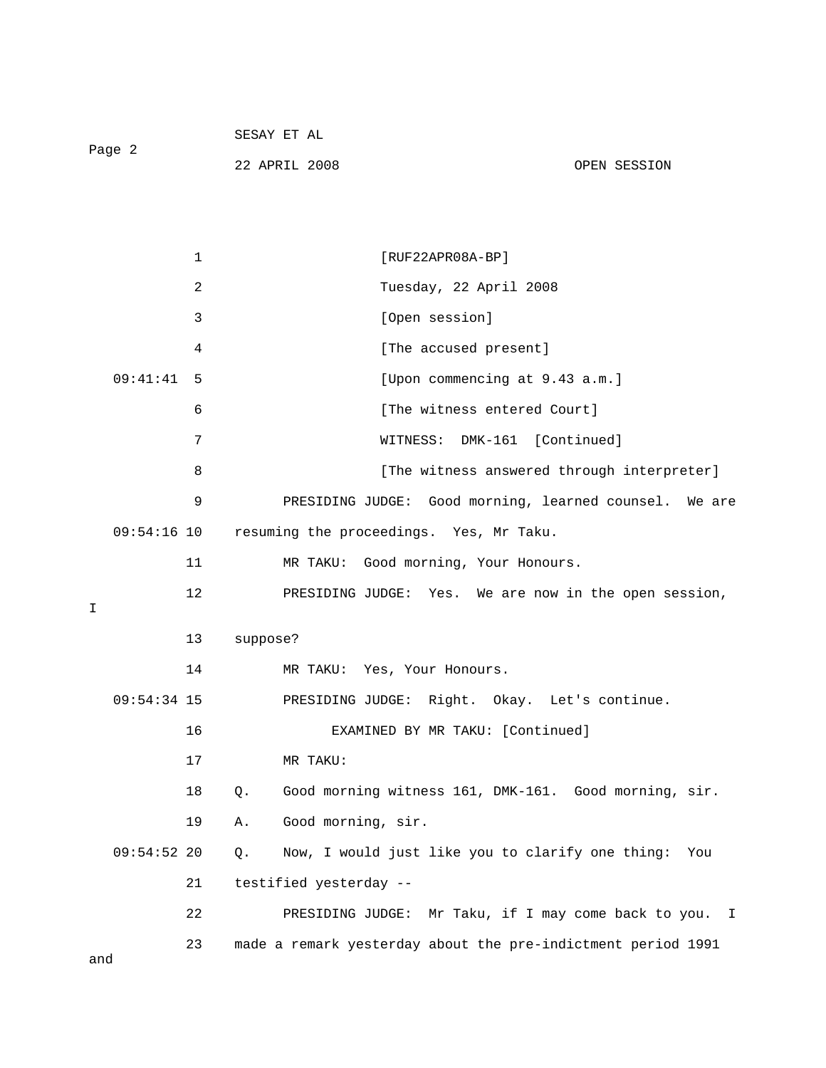[RUF22APR08A-BP]

Tuesday, 22 April 2008

[Open session]

[The accused present]

[Upon commencing at 9.43 a.m.]

[The witness entered Court]

WITNESS: DMK-161 [Continued]

[The witness answered through interpreter]

PRESIDING JUDGE: Good morning, learned counsel. We are resuming the proceedings. Yes, Mr Taku.

MR TAKU: Good morning, Your Honours.

PRESIDING JUDGE: Yes. We are now in the open session, I suppose?

MR TAKU: Yes, Your Honours.

PRESIDING JUDGE: Right. Okay. Let's continue.

EXAMINED BY MR TAKU: [Continued]

MR TAKU:

Q. Good morning witness 161, DMK-161. Good morning, sir.

A. Good morning, sir.

Q. Now, I would just like you to clarify one thing: You testified yesterday --

PRESIDING JUDGE: Mr Taku, if I may come back to you. I made a remark yesterday about the pre-indictment period 1991 and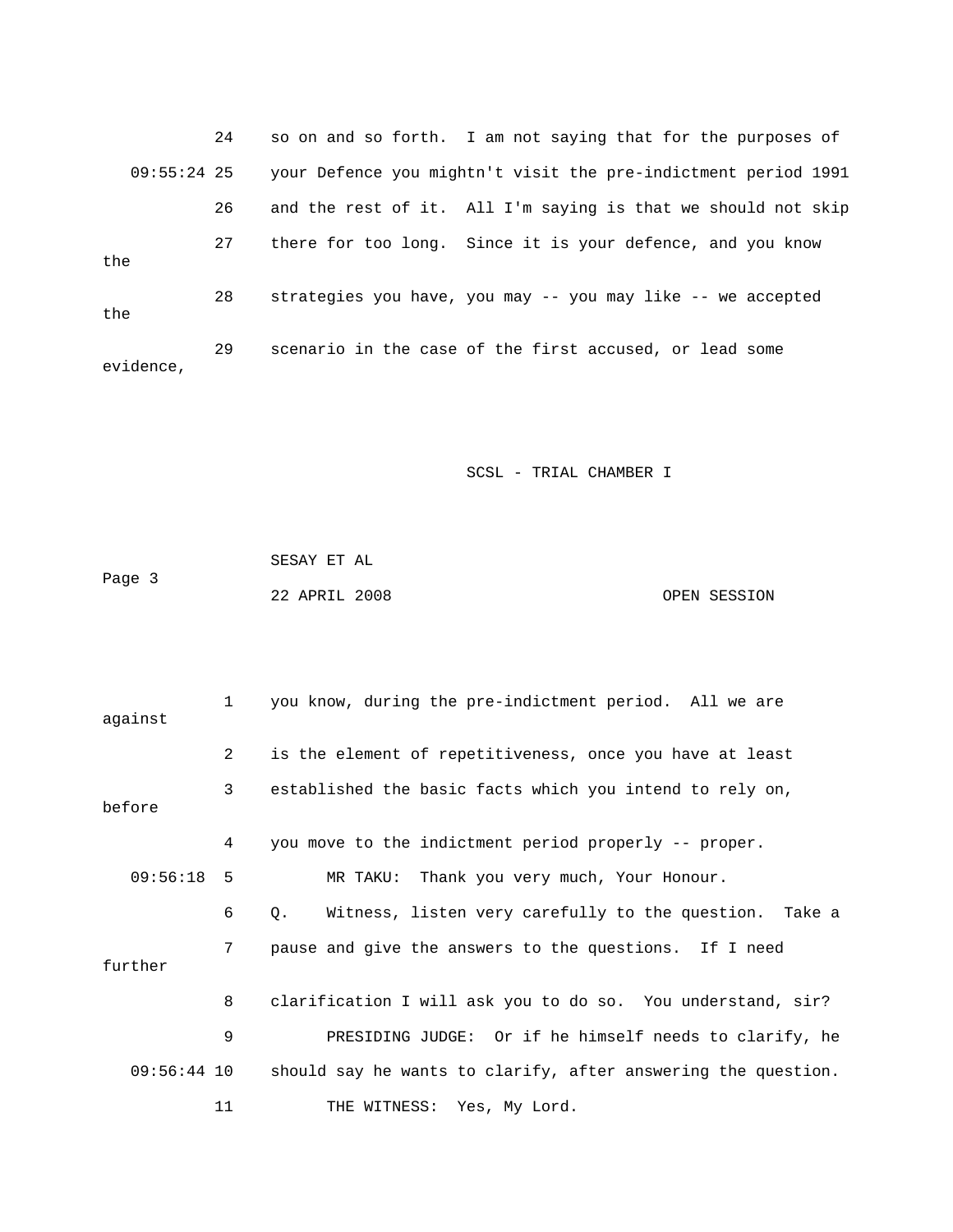24 so on and so forth. I am not saying that for the purposes of

09:55:24 25 your Defence you mightn't visit the pre-indictment period 1991

26 and the rest of it. All I'm saying is that we should not skip

27 there for too long. Since it is your defence, and you know the

28 strategies you have, you may -- you may like -- we accepted the

29 scenario in the case of the first accused, or lead some evidence,

1 you know, during the pre-indictment period. All we are against

2 is the element of repetitiveness, once you have at least

3 established the basic facts which you intend to rely on, before

4 you move to the indictment period properly -- proper.

09:56:18 5 MR TAKU: Thank you very much, Your Honour.

6 Q. Witness, listen very carefully to the question. Take a

7 pause and give the answers to the questions. If I need further

8 clarification I will ask you to do so. You understand, sir?

9 PRESIDING JUDGE: Or if he himself needs to clarify, he

09:56:44 10 should say he wants to clarify, after answering the question.

11 THE WITNESS: Yes, My Lord.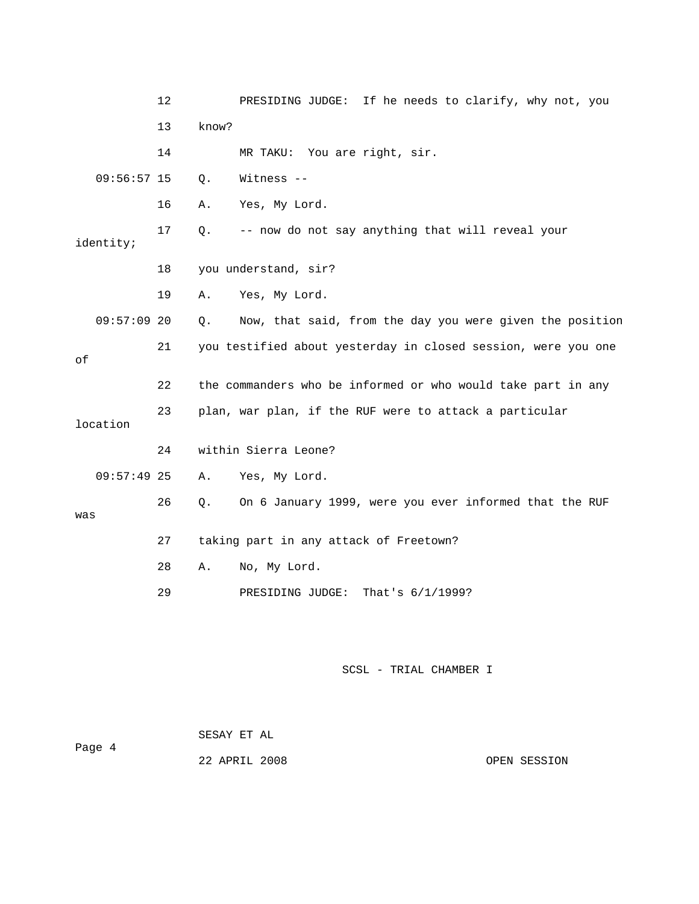12 PRESIDING JUDGE: If he needs to clarify, why not, you

13 know?

14 MR TAKU: You are right, sir.

09:56:57 15 Q. Witness --

16 A. Yes, My Lord.

17 Q. -- now do not say anything that will reveal your identity;

18 you understand, sir?

19 A. Yes, My Lord.

09:57:09 20 Q. Now, that said, from the day you were given the position

21 you testified about yesterday in closed session, were you one of

22 the commanders who be informed or who would take part in any

23 plan, war plan, if the RUF were to attack a particular location

24 within Sierra Leone?

09:57:49 25 A. Yes, My Lord.

26 Q. On 6 January 1999, were you ever informed that the RUF was

27 taking part in any attack of Freetown?

28 A. No, My Lord.

29 PRESIDING JUDGE: That's 6/1/1999?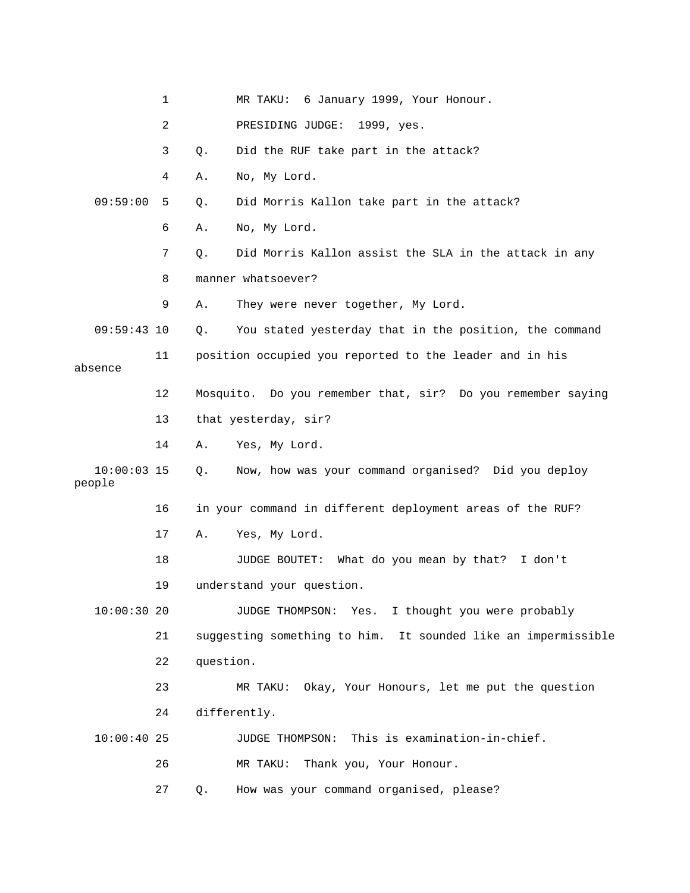1 MR TAKU: 6 January 1999, Your Honour.

2 PRESIDING JUDGE: 1999, yes.

3 Q. Did the RUF take part in the attack?

4 A. No, My Lord.

09:59:00 5 Q. Did Morris Kallon take part in the attack?

6 A. No, My Lord.

7 Q. Did Morris Kallon assist the SLA in the attack in any

8 manner whatsoever?

9 A. They were never together, My Lord.

09:59:43 10 Q. You stated yesterday that in the position, the command

11 position occupied you reported to the leader and in his absence

12 Mosquito. Do you remember that, sir? Do you remember saying

13 that yesterday, sir?

14 A. Yes, My Lord.

10:00:03 15 Q. Now, how was your command organised? Did you deploy people

16 in your command in different deployment areas of the RUF?

17 A. Yes, My Lord.

18 JUDGE BOUTET: What do you mean by that? I don't

19 understand your question.

10:00:30 20 JUDGE THOMPSON: Yes. I thought you were probably

21 suggesting something to him. It sounded like an impermissible

22 question.

23 MR TAKU: Okay, Your Honours, let me put the question

24 differently.

10:00:40 25 JUDGE THOMPSON: This is examination-in-chief.

26 MR TAKU: Thank you, Your Honour.

27 Q. How was your command organised, please?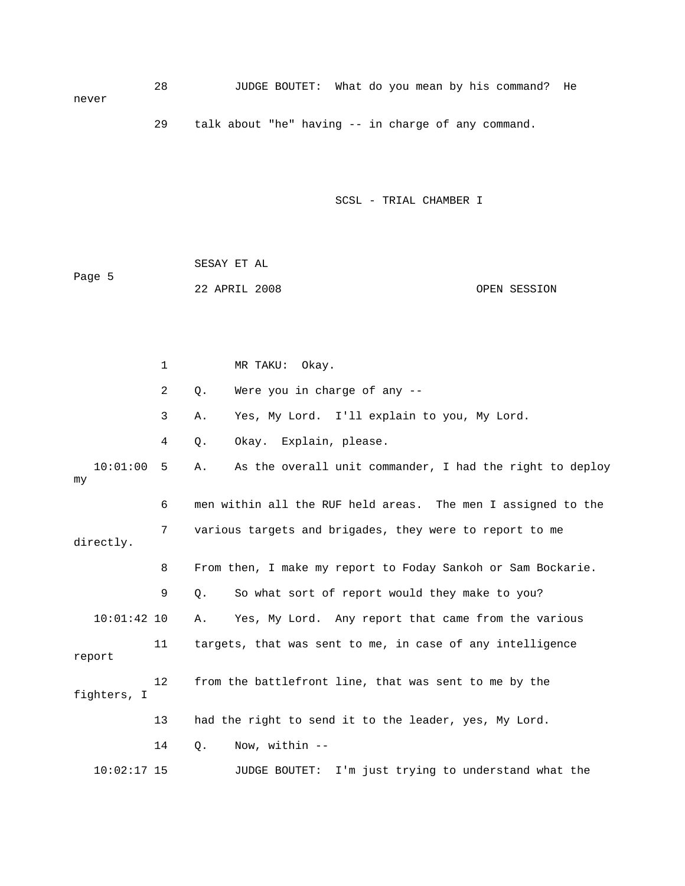28 JUDGE BOUTET: What do you mean by his command? He never

29 talk about "he" having -- in charge of any command.

1 MR TAKU: Okay.

2 Q. Were you in charge of any --

3 A. Yes, My Lord. I'll explain to you, My Lord.

4 Q. Okay. Explain, please.

10:01:00 5 A. As the overall unit commander, I had the right to deploy my

6 men within all the RUF held areas. The men I assigned to the

7 various targets and brigades, they were to report to me directly.

8 From then, I make my report to Foday Sankoh or Sam Bockarie.

9 Q. So what sort of report would they make to you?

10:01:42 10 A. Yes, My Lord. Any report that came from the various

11 targets, that was sent to me, in case of any intelligence report

12 from the battlefront line, that was sent to me by the fighters, I

13 had the right to send it to the leader, yes, My Lord.

14 Q. Now, within --

10:02:17 15 JUDGE BOUTET: I'm just trying to understand what the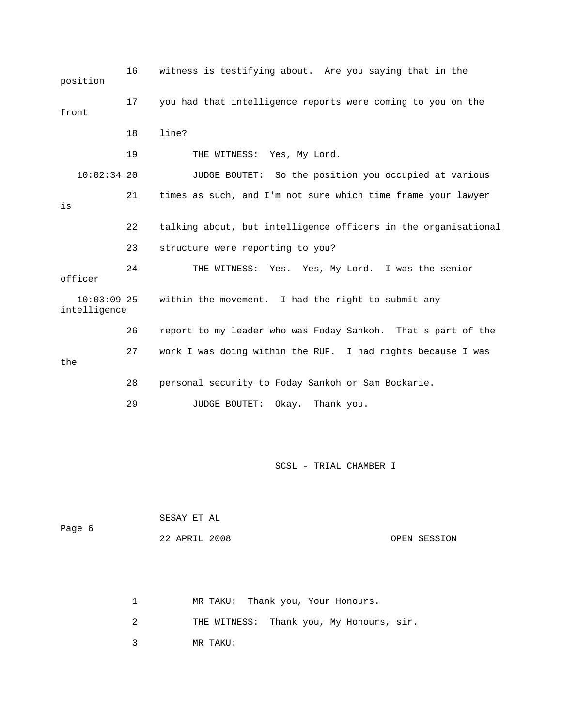16 witness is testifying about. Are you saying that in the position

17 you had that intelligence reports were coming to you on the front

18 line?

19 THE WITNESS: Yes, My Lord.

10:02:34 20 JUDGE BOUTET: So the position you occupied at various

21 times as such, and I'm not sure which time frame your lawyer is

22 talking about, but intelligence officers in the organisational

23 structure were reporting to you?

24 THE WITNESS: Yes. Yes, My Lord. I was the senior officer

10:03:09 25 within the movement. I had the right to submit any intelligence

26 report to my leader who was Foday Sankoh. That's part of the

27 work I was doing within the RUF. I had rights because I was the

28 personal security to Foday Sankoh or Sam Bockarie.

29 JUDGE BOUTET: Okay. Thank you.

1 MR TAKU: Thank you, Your Honours.

2 THE WITNESS: Thank you, My Honours, sir.

3 MR TAKU: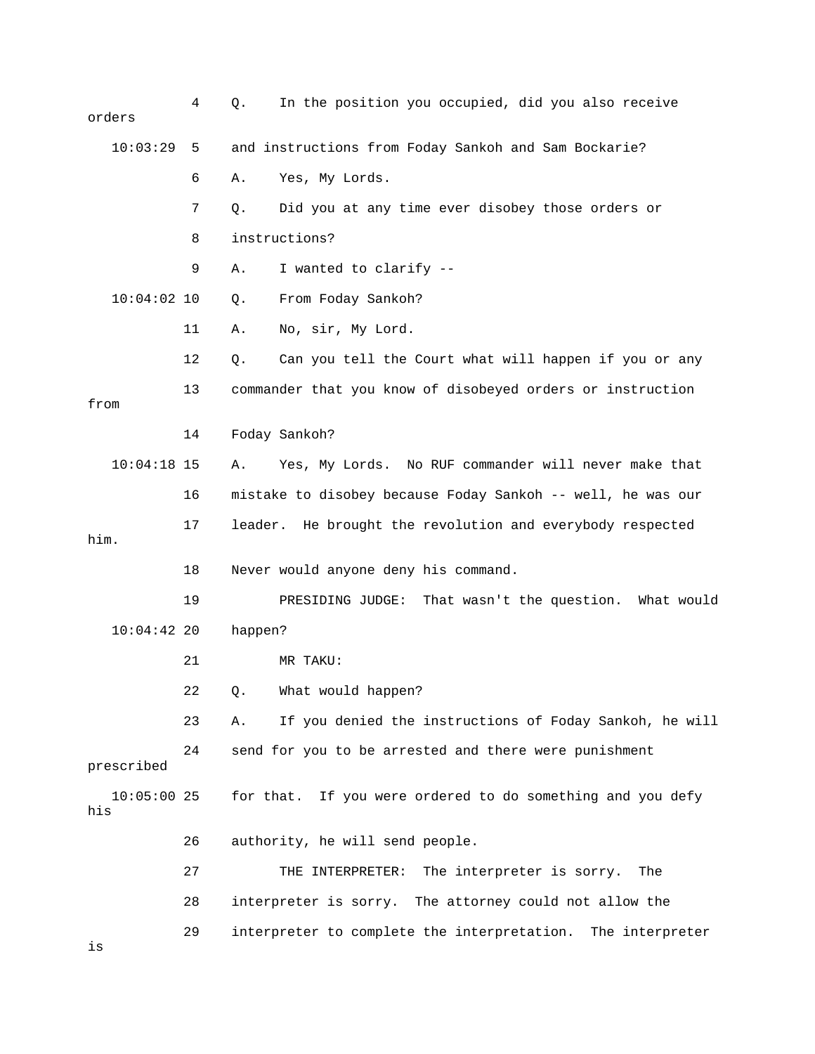4 Q. In the position you occupied, did you also receive orders

10:03:29 5 and instructions from Foday Sankoh and Sam Bockarie?

6 A. Yes, My Lords.

7 Q. Did you at any time ever disobey those orders or

8 instructions?

9 A. I wanted to clarify --

10:04:02 10 Q. From Foday Sankoh?

11 A. No, sir, My Lord.

12 Q. Can you tell the Court what will happen if you or any

13 commander that you know of disobeyed orders or instruction from

14 Foday Sankoh?

10:04:18 15 A. Yes, My Lords. No RUF commander will never make that

16 mistake to disobey because Foday Sankoh -- well, he was our

17 leader. He brought the revolution and everybody respected him.

18 Never would anyone deny his command.

19 PRESIDING JUDGE: That wasn't the question. What would

10:04:42 20 happen?

21 MR TAKU:

22 Q. What would happen?

23 A. If you denied the instructions of Foday Sankoh, he will

24 send for you to be arrested and there were punishment prescribed

10:05:00 25 for that. If you were ordered to do something and you defy his

26 authority, he will send people.

27 THE INTERPRETER: The interpreter is sorry. The

28 interpreter is sorry. The attorney could not allow the

29 interpreter to complete the interpretation. The interpreter is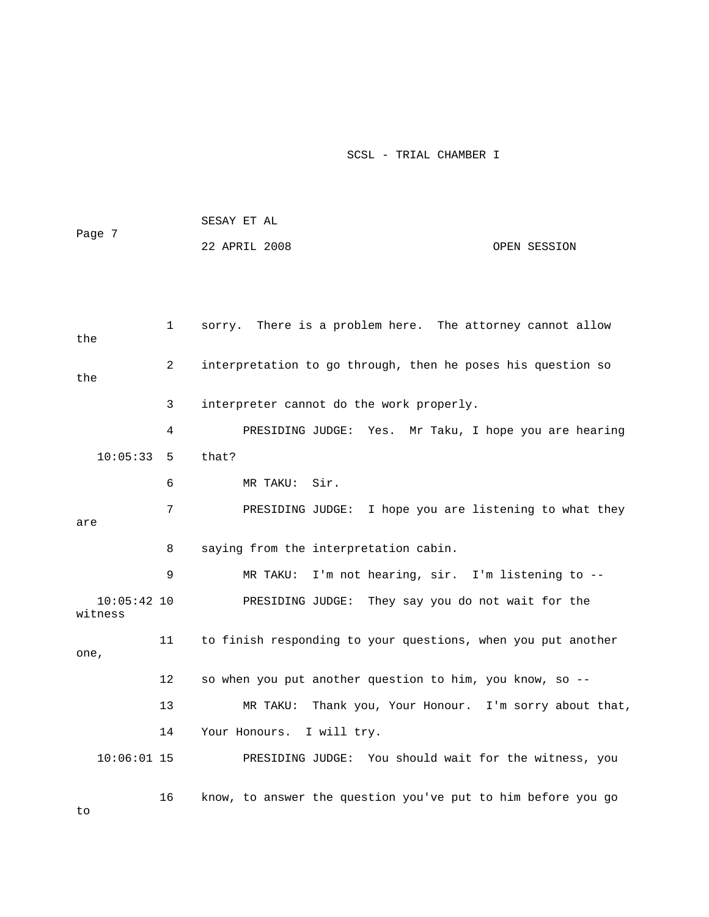1 sorry. There is a problem here. The attorney cannot allow the

2 interpretation to go through, then he poses his question so the

3 interpreter cannot do the work properly.

4 PRESIDING JUDGE: Yes. Mr Taku, I hope you are hearing

10:05:33 5 that?

6 MR TAKU: Sir.

7 PRESIDING JUDGE: I hope you are listening to what they are

8 saying from the interpretation cabin.

9 MR TAKU: I'm not hearing, sir. I'm listening to --

10:05:42 10 PRESIDING JUDGE: They say you do not wait for the witness

11 to finish responding to your questions, when you put another one,

12 so when you put another question to him, you know, so --

13 MR TAKU: Thank you, Your Honour. I'm sorry about that,

14 Your Honours. I will try.

10:06:01 15 PRESIDING JUDGE: You should wait for the witness, you

16 know, to answer the question you've put to him before you go to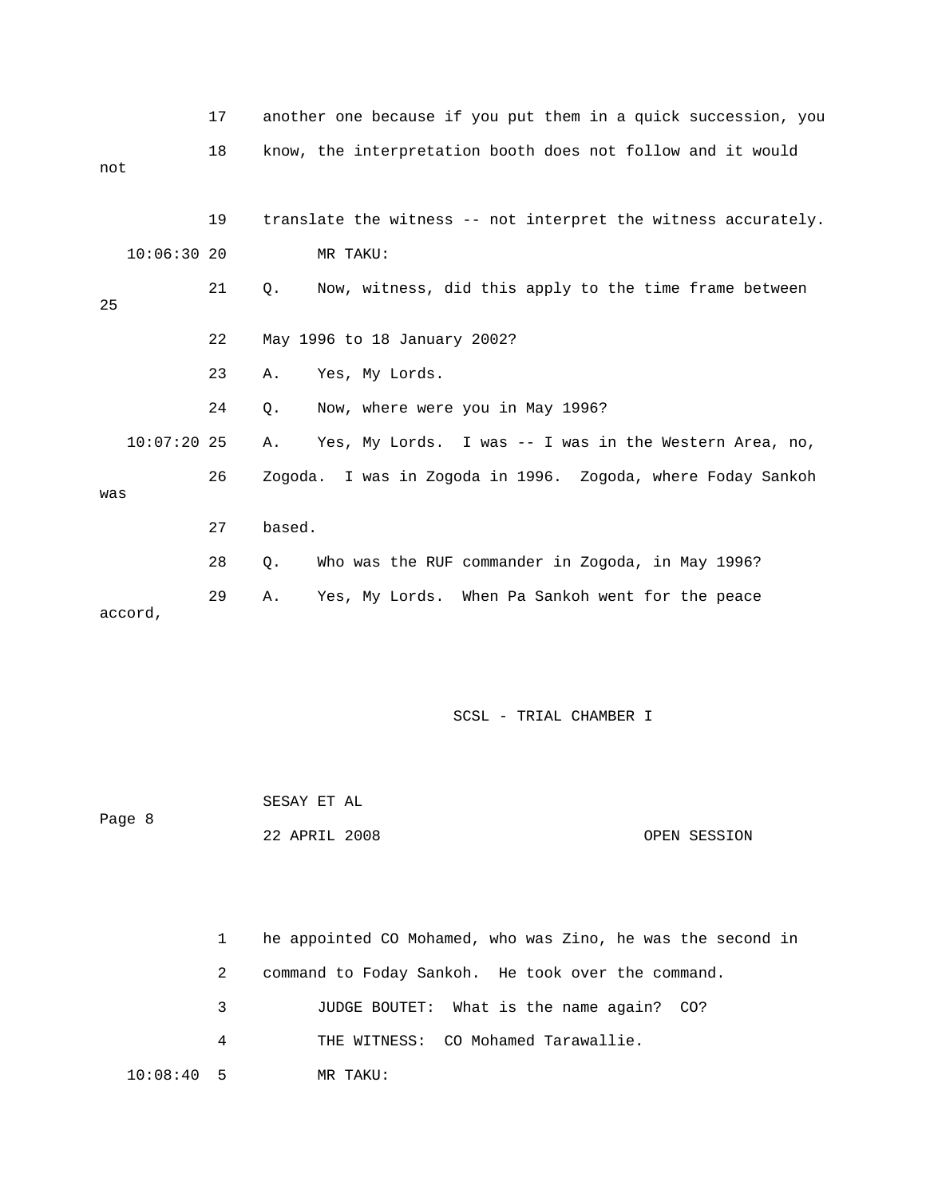17 another one because if you put them in a quick succession, you

18 know, the interpretation booth does not follow and it would not

19 translate the witness -- not interpret the witness accurately.

10:06:30 20 MR TAKU:

21 Q. Now, witness, did this apply to the time frame between 25

22 May 1996 to 18 January 2002?

23 A. Yes, My Lords.

24 Q. Now, where were you in May 1996?

10:07:20 25 A. Yes, My Lords. I was -- I was in the Western Area, no,

26 Zogoda. I was in Zogoda in 1996. Zogoda, where Foday Sankoh was

27 based.

28 Q. Who was the RUF commander in Zogoda, in May 1996?

29 A. Yes, My Lords. When Pa Sankoh went for the peace accord,

1 he appointed CO Mohamed, who was Zino, he was the second in

2 command to Foday Sankoh. He took over the command.

3 JUDGE BOUTET: What is the name again? CO?

4 THE WITNESS: CO Mohamed Tarawallie.

10:08:40 5 MR TAKU: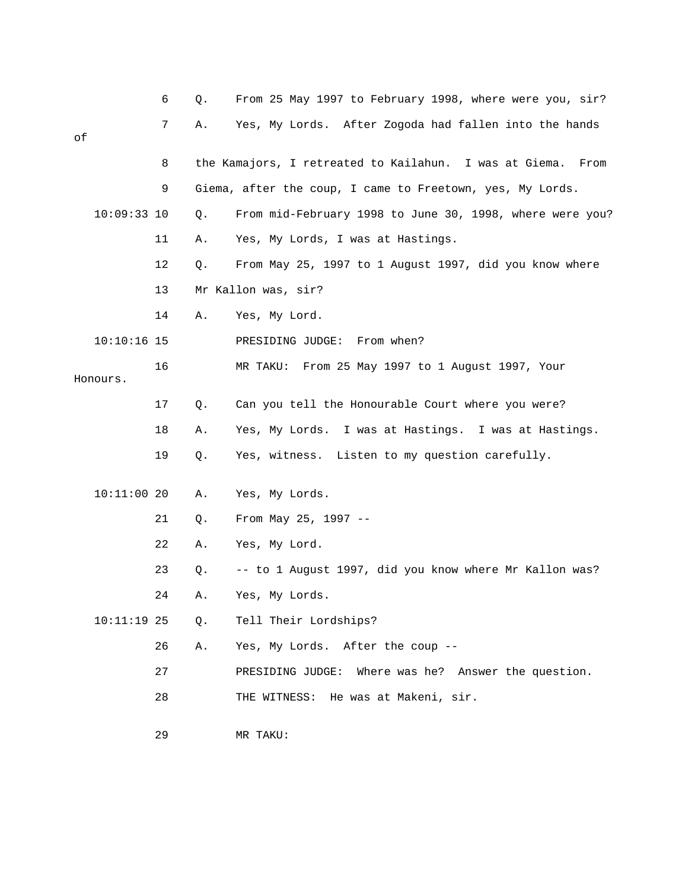Q. From 25 May 1997 to February 1998, where were you, sir?

A. Yes, My Lords. After Zogoda had fallen into the hands of the Kamajors, I retreated to Kailahun. I was at Giema. From Giema, after the coup, I came to Freetown, yes, My Lords.

Q. From mid-February 1998 to June 30, 1998, where were you?

A. Yes, My Lords, I was at Hastings.

Q. From May 25, 1997 to 1 August 1997, did you know where Mr Kallon was, sir?

A. Yes, My Lord.

PRESIDING JUDGE: From when?

MR TAKU: From 25 May 1997 to 1 August 1997, Your Honours.

Q. Can you tell the Honourable Court where you were?

A. Yes, My Lords. I was at Hastings. I was at Hastings.

Q. Yes, witness. Listen to my question carefully.

A. Yes, My Lords.

Q. From May 25, 1997 --

A. Yes, My Lord.

Q. -- to 1 August 1997, did you know where Mr Kallon was?

A. Yes, My Lords.

Q. Tell Their Lordships?

A. Yes, My Lords. After the coup --

PRESIDING JUDGE: Where was he? Answer the question.

THE WITNESS: He was at Makeni, sir.

MR TAKU: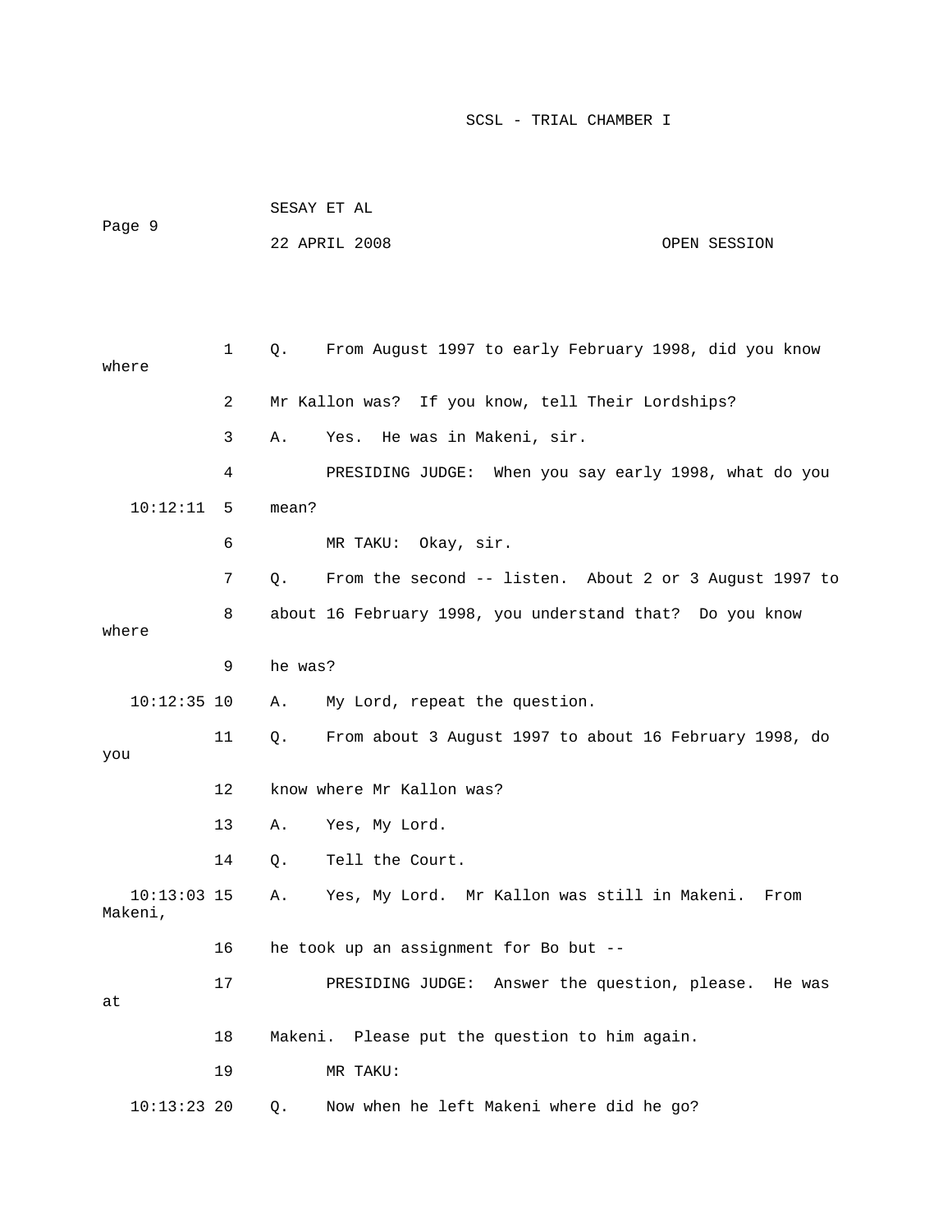1 Q. From August 1997 to early February 1998, did you know where

2 Mr Kallon was? If you know, tell Their Lordships?

3 A. Yes. He was in Makeni, sir.

4 PRESIDING JUDGE: When you say early 1998, what do you

10:12:11 5 mean?

6 MR TAKU: Okay, sir.

7 Q. From the second -- listen. About 2 or 3 August 1997 to

8 about 16 February 1998, you understand that? Do you know where

9 he was?

10:12:35 10 A. My Lord, repeat the question.

11 Q. From about 3 August 1997 to about 16 February 1998, do you

12 know where Mr Kallon was?

13 A. Yes, My Lord.

14 Q. Tell the Court.

10:13:03 15 A. Yes, My Lord. Mr Kallon was still in Makeni. From Makeni,

16 he took up an assignment for Bo but --

17 PRESIDING JUDGE: Answer the question, please. He was at

18 Makeni. Please put the question to him again.

19 MR TAKU:

10:13:23 20 Q. Now when he left Makeni where did he go?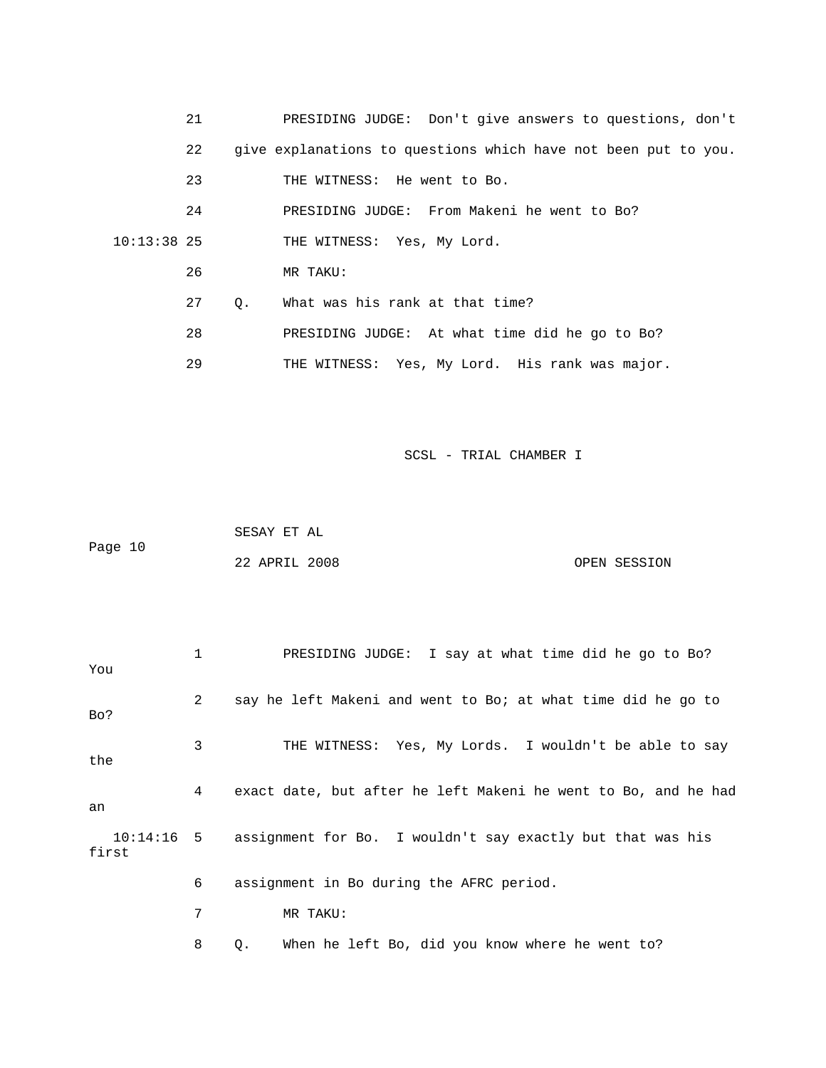21 PRESIDING JUDGE: Don't give answers to questions, don't

22 give explanations to questions which have not been put to you.

23 THE WITNESS: He went to Bo.

24 PRESIDING JUDGE: From Makeni he went to Bo?

10:13:38 25 THE WITNESS: Yes, My Lord.

26 MR TAKU:

27 Q. What was his rank at that time?

28 PRESIDING JUDGE: At what time did he go to Bo?

29 THE WITNESS: Yes, My Lord. His rank was major.

1 PRESIDING JUDGE: I say at what time did he go to Bo? You

2 say he left Makeni and went to Bo; at what time did he go to Bo?

3 THE WITNESS: Yes, My Lords. I wouldn't be able to say the

4 exact date, but after he left Makeni he went to Bo, and he had an

10:14:16 5 assignment for Bo. I wouldn't say exactly but that was his first

6 assignment in Bo during the AFRC period.

7 MR TAKU:

8 Q. When he left Bo, did you know where he went to?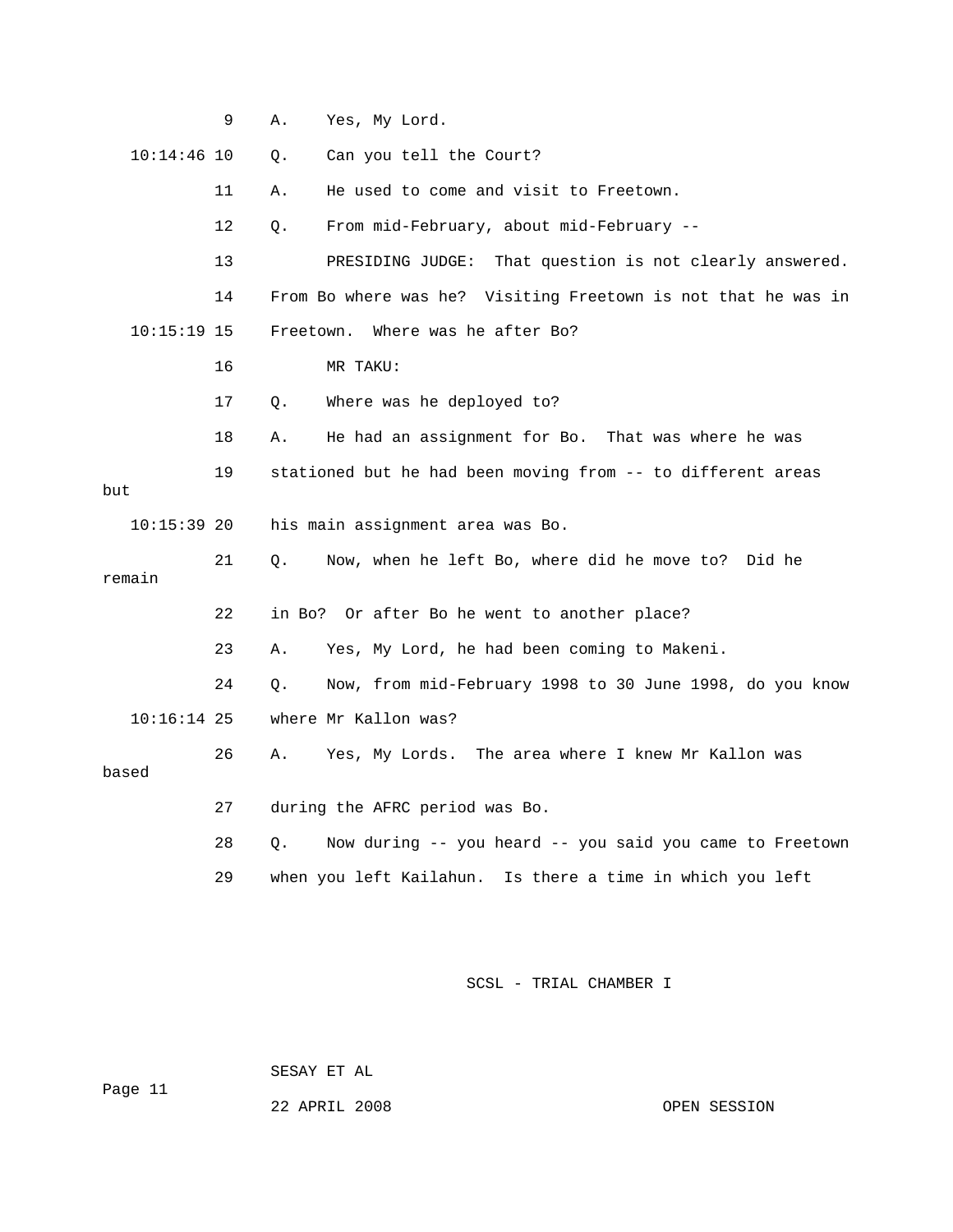9 A. Yes, My Lord.

10:14:46 10 Q. Can you tell the Court?

11 A. He used to come and visit to Freetown.

12 Q. From mid-February, about mid-February --

13 PRESIDING JUDGE: That question is not clearly answered.

14 From Bo where was he? Visiting Freetown is not that he was in

10:15:19 15 Freetown. Where was he after Bo?

16 MR TAKU:

17 Q. Where was he deployed to?

18 A. He had an assignment for Bo. That was where he was

19 stationed but he had been moving from -- to different areas but

10:15:39 20 his main assignment area was Bo.

21 Q. Now, when he left Bo, where did he move to? Did he remain

22 in Bo? Or after Bo he went to another place?

23 A. Yes, My Lord, he had been coming to Makeni.

24 Q. Now, from mid-February 1998 to 30 June 1998, do you know

10:16:14 25 where Mr Kallon was?

26 A. Yes, My Lords. The area where I knew Mr Kallon was based

27 during the AFRC period was Bo.

28 Q. Now during -- you heard -- you said you came to Freetown

29 when you left Kailahun. Is there a time in which you left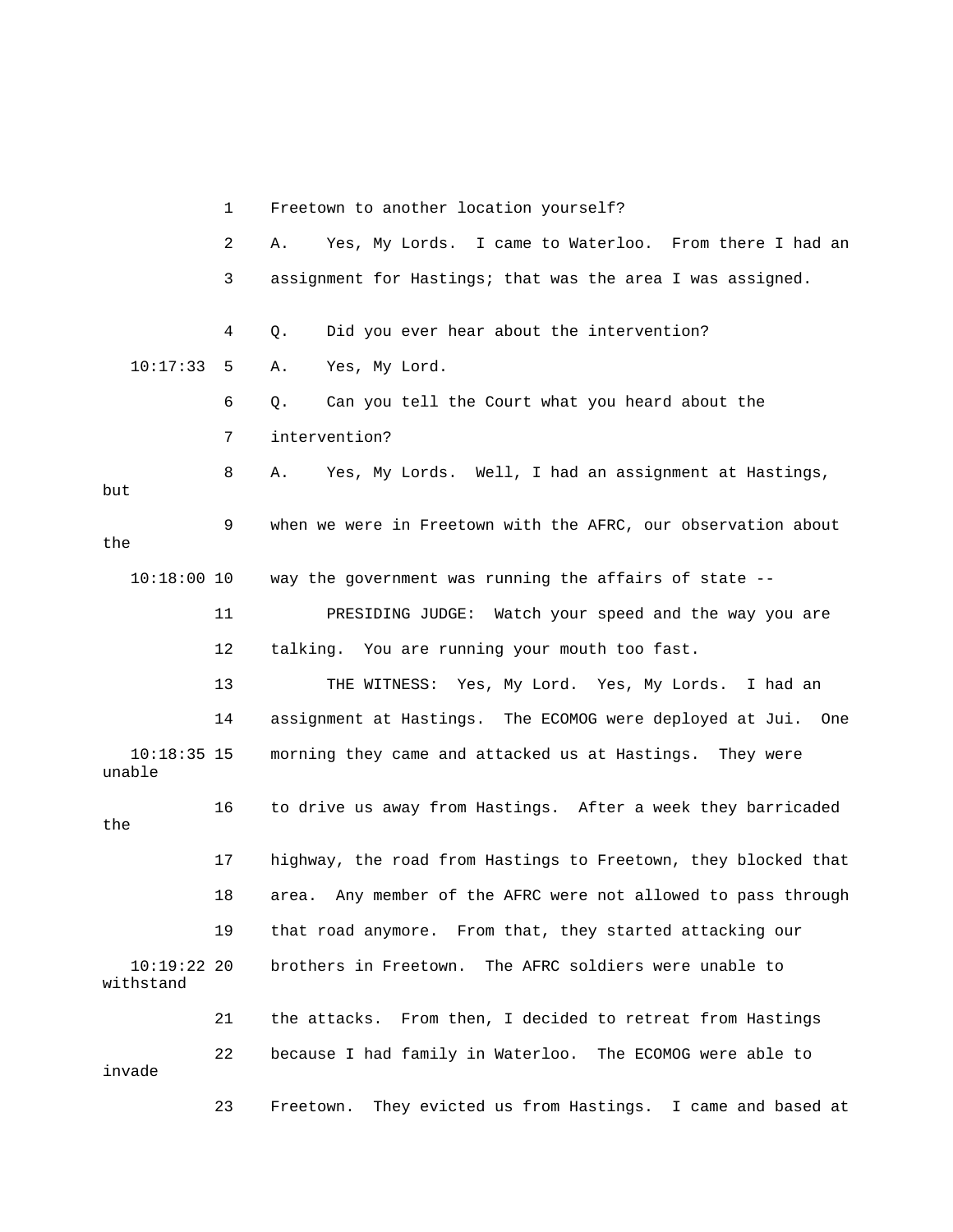1 Freetown to another location yourself?

2 A. Yes, My Lords. I came to Waterloo. From there I had an

3 assignment for Hastings; that was the area I was assigned.

4 Q. Did you ever hear about the intervention?

10:17:33 5 A. Yes, My Lord.

6 Q. Can you tell the Court what you heard about the

7 intervention?

8 A. Yes, My Lords. Well, I had an assignment at Hastings, but

9 when we were in Freetown with the AFRC, our observation about the

10:18:00 10 way the government was running the affairs of state --

11 PRESIDING JUDGE: Watch your speed and the way you are

12 talking. You are running your mouth too fast.

13 THE WITNESS: Yes, My Lord. Yes, My Lords. I had an

14 assignment at Hastings. The ECOMOG were deployed at Jui. One

10:18:35 15 morning they came and attacked us at Hastings. They were unable

16 to drive us away from Hastings. After a week they barricaded the

17 highway, the road from Hastings to Freetown, they blocked that

18 area. Any member of the AFRC were not allowed to pass through

19 that road anymore. From that, they started attacking our

10:19:22 20 brothers in Freetown. The AFRC soldiers were unable to withstand

21 the attacks. From then, I decided to retreat from Hastings

22 because I had family in Waterloo. The ECOMOG were able to invade

23 Freetown. They evicted us from Hastings. I came and based at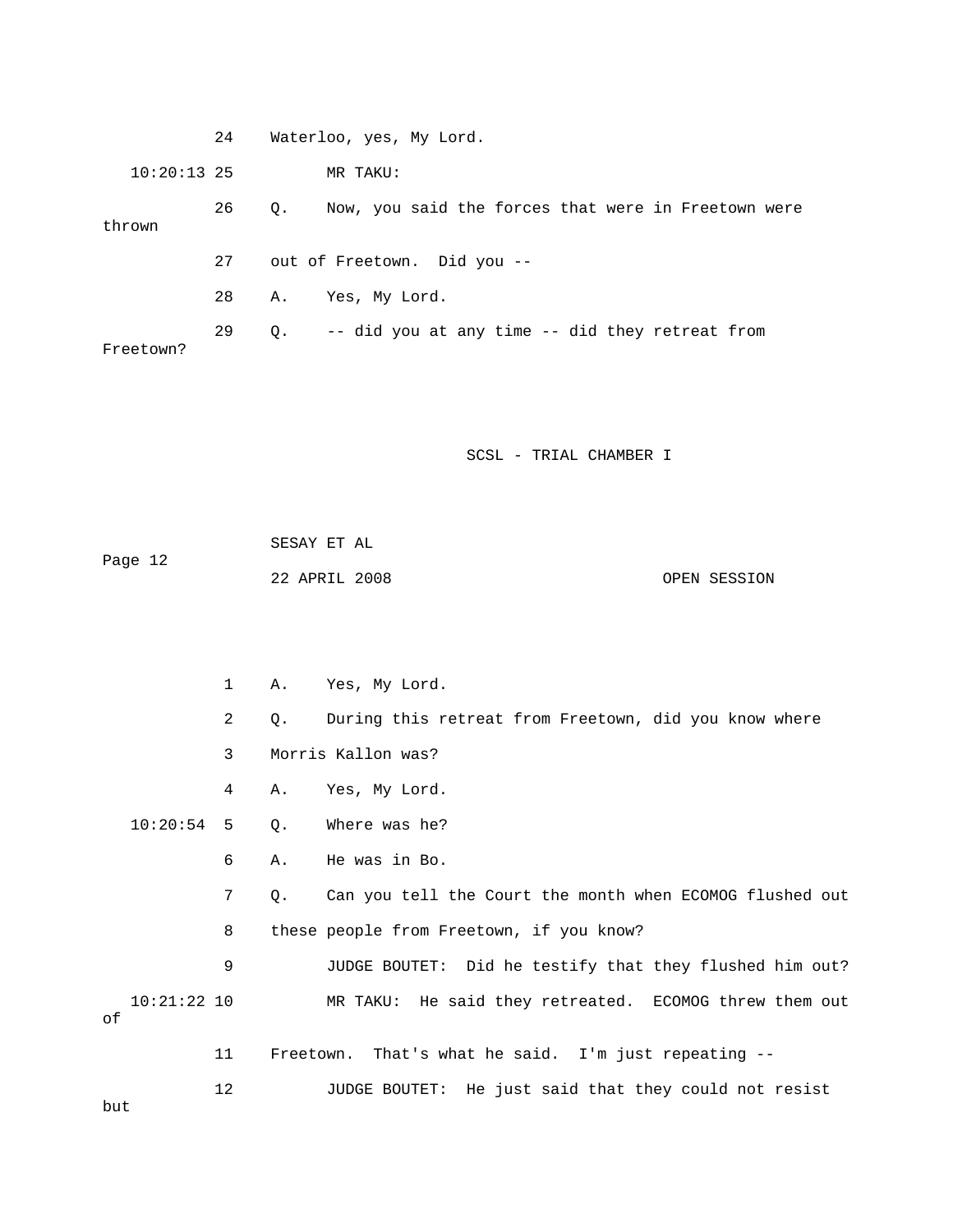24 Waterloo, yes, My Lord.

10:20:13 25 MR TAKU:

26 Q. Now, you said the forces that were in Freetown were thrown

27 out of Freetown. Did you --

28 A. Yes, My Lord.

29 Q. -- did you at any time -- did they retreat from Freetown?

1 A. Yes, My Lord.

2 Q. During this retreat from Freetown, did you know where

3 Morris Kallon was?

4 A. Yes, My Lord.

10:20:54 5 Q. Where was he?

6 A. He was in Bo.

7 Q. Can you tell the Court the month when ECOMOG flushed out

8 these people from Freetown, if you know?

9 JUDGE BOUTET: Did he testify that they flushed him out?

10:21:22 10 MR TAKU: He said they retreated. ECOMOG threw them out of

11 Freetown. That's what he said. I'm just repeating --

12 JUDGE BOUTET: He just said that they could not resist but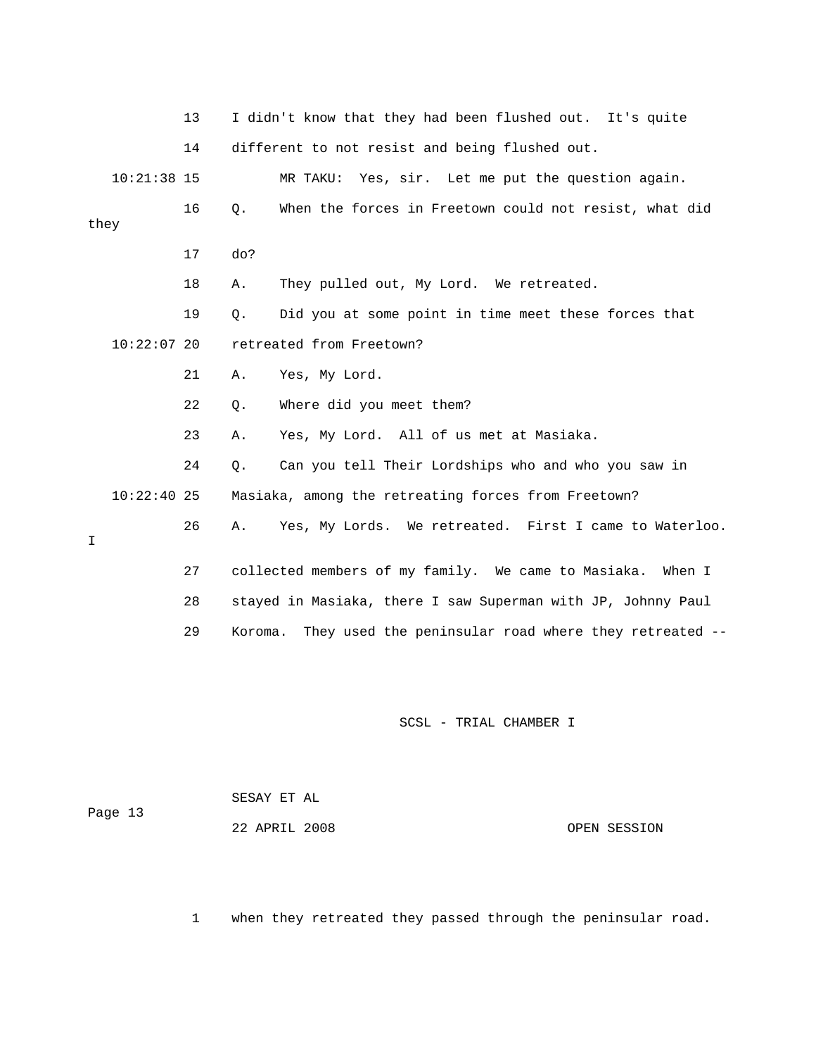13 I didn't know that they had been flushed out. It's quite

14 different to not resist and being flushed out.

10:21:38 15 MR TAKU: Yes, sir. Let me put the question again.

16 Q. When the forces in Freetown could not resist, what did they

17 do?

18 A. They pulled out, My Lord. We retreated.

19 Q. Did you at some point in time meet these forces that

10:22:07 20 retreated from Freetown?

21 A. Yes, My Lord.

22 Q. Where did you meet them?

23 A. Yes, My Lord. All of us met at Masiaka.

24 Q. Can you tell Their Lordships who and who you saw in

10:22:40 25 Masiaka, among the retreating forces from Freetown?

26 A. Yes, My Lords. We retreated. First I came to Waterloo. I

27 collected members of my family. We came to Masiaka. When I

28 stayed in Masiaka, there I saw Superman with JP, Johnny Paul

29 Koroma. They used the peninsular road where they retreated --

1 when they retreated they passed through the peninsular road.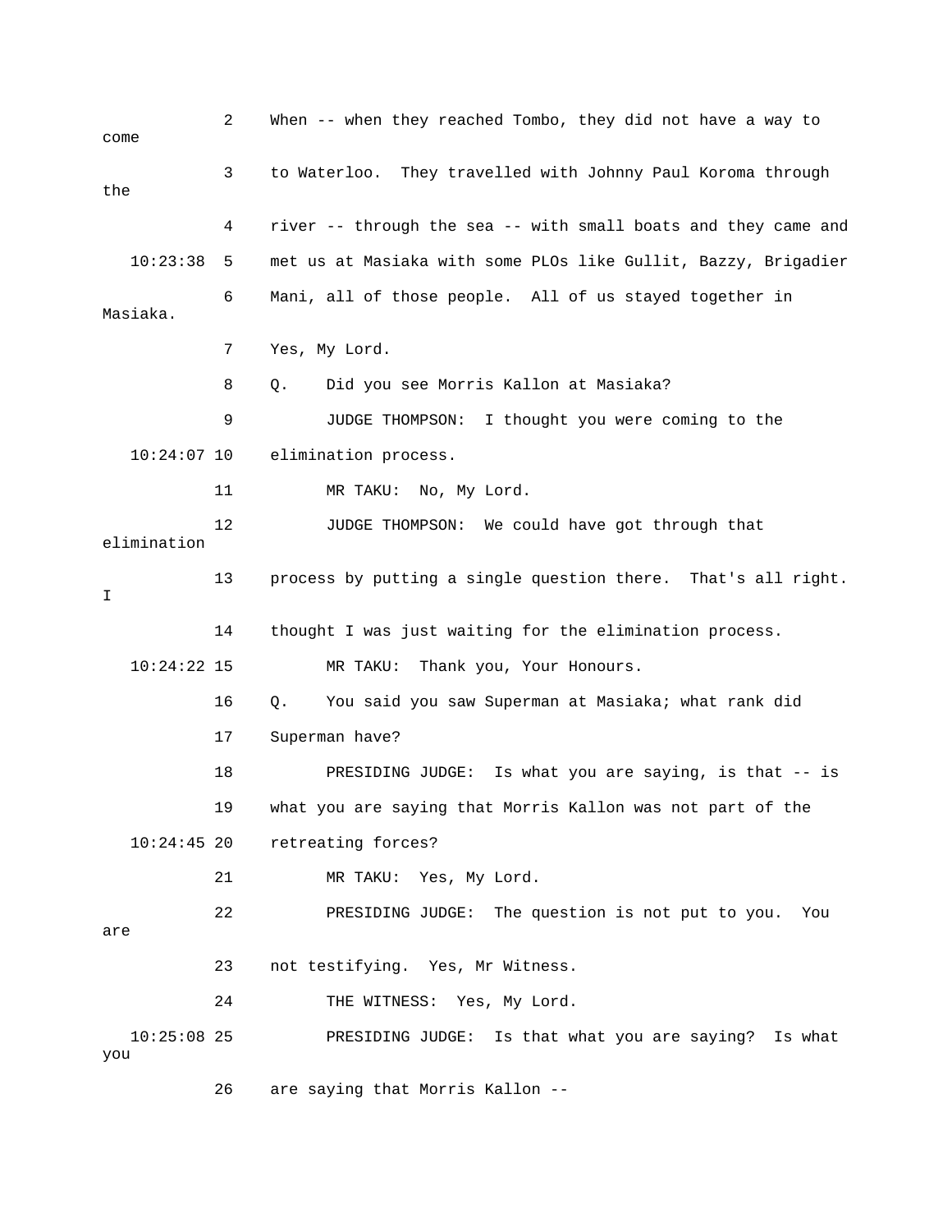2 When -- when they reached Tombo, they did not have a way to come

3 to Waterloo. They travelled with Johnny Paul Koroma through the

4 river -- through the sea -- with small boats and they came and

10:23:38 5 met us at Masiaka with some PLOs like Gullit, Bazzy, Brigadier

6 Mani, all of those people. All of us stayed together in Masiaka.

7 Yes, My Lord.

8 Q. Did you see Morris Kallon at Masiaka?

9 JUDGE THOMPSON: I thought you were coming to the

10:24:07 10 elimination process.

11 MR TAKU: No, My Lord.

12 JUDGE THOMPSON: We could have got through that elimination

13 process by putting a single question there. That's all right. I

14 thought I was just waiting for the elimination process.

10:24:22 15 MR TAKU: Thank you, Your Honours.

16 Q. You said you saw Superman at Masiaka; what rank did

17 Superman have?

18 PRESIDING JUDGE: Is what you are saying, is that -- is

19 what you are saying that Morris Kallon was not part of the

10:24:45 20 retreating forces?

21 MR TAKU: Yes, My Lord.

22 PRESIDING JUDGE: The question is not put to you. You are

23 not testifying. Yes, Mr Witness.

24 THE WITNESS: Yes, My Lord.

10:25:08 25 PRESIDING JUDGE: Is that what you are saying? Is what you

26 are saying that Morris Kallon --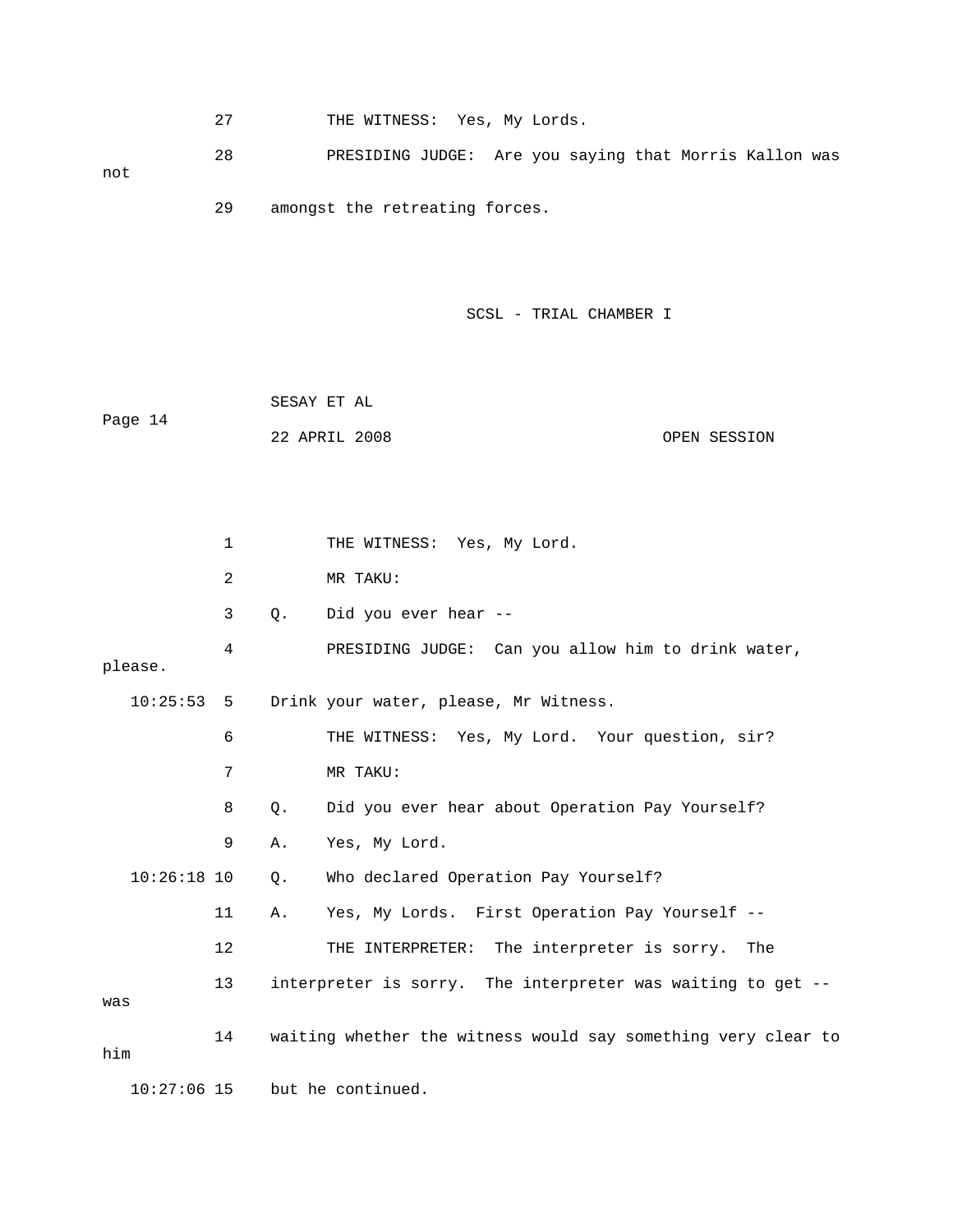27 THE WITNESS: Yes, My Lords.

28 PRESIDING JUDGE: Are you saying that Morris Kallon was not

29 amongst the retreating forces.

1 THE WITNESS: Yes, My Lord.

2 MR TAKU:

3 Q. Did you ever hear --

4 PRESIDING JUDGE: Can you allow him to drink water, please.

10:25:53 5 Drink your water, please, Mr Witness.

6 THE WITNESS: Yes, My Lord. Your question, sir?

7 MR TAKU:

8 Q. Did you ever hear about Operation Pay Yourself?

9 A. Yes, My Lord.

10:26:18 10 Q. Who declared Operation Pay Yourself?

11 A. Yes, My Lords. First Operation Pay Yourself --

12 THE INTERPRETER: The interpreter is sorry. The

13 interpreter is sorry. The interpreter was waiting to get -- was

14 waiting whether the witness would say something very clear to him

10:27:06 15 but he continued.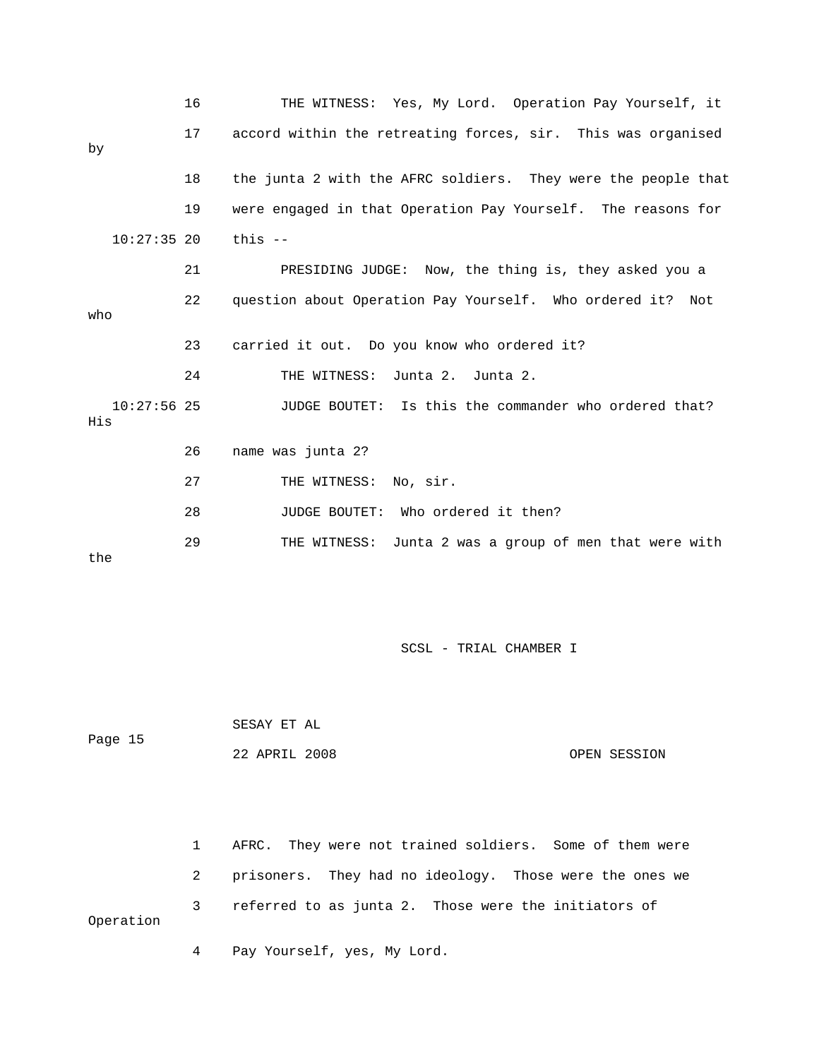16 THE WITNESS: Yes, My Lord. Operation Pay Yourself, it

17 accord within the retreating forces, sir. This was organised by

18 the junta 2 with the AFRC soldiers. They were the people that

19 were engaged in that Operation Pay Yourself. The reasons for

10:27:35 20 this --

21 PRESIDING JUDGE: Now, the thing is, they asked you a

22 question about Operation Pay Yourself. Who ordered it? Not who

23 carried it out. Do you know who ordered it?

24 THE WITNESS: Junta 2. Junta 2.

10:27:56 25 JUDGE BOUTET: Is this the commander who ordered that? His

26 name was junta 2?

27 THE WITNESS: No, sir.

28 JUDGE BOUTET: Who ordered it then?

29 THE WITNESS: Junta 2 was a group of men that were with the

1 AFRC. They were not trained soldiers. Some of them were

2 prisoners. They had no ideology. Those were the ones we

3 referred to as junta 2. Those were the initiators of Operation

4 Pay Yourself, yes, My Lord.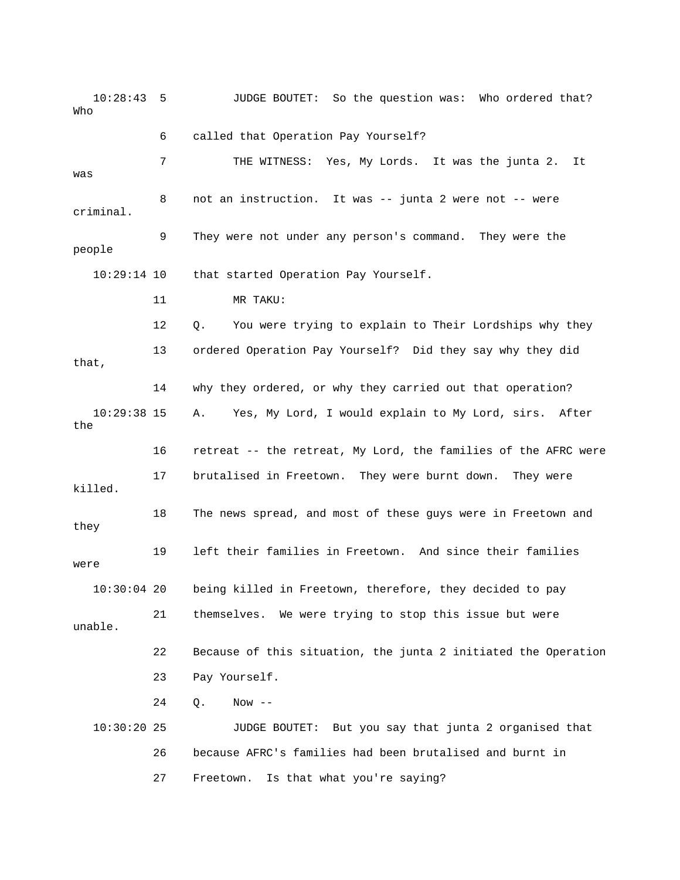10:28:43 5 JUDGE BOUTET: So the question was: Who ordered that? Who

6 called that Operation Pay Yourself?

7 THE WITNESS: Yes, My Lords. It was the junta 2. It was

8 not an instruction. It was -- junta 2 were not -- were criminal.

9 They were not under any person's command. They were the people

10:29:14 10 that started Operation Pay Yourself.

11 MR TAKU:

12 Q. You were trying to explain to Their Lordships why they

13 ordered Operation Pay Yourself? Did they say why they did that,

14 why they ordered, or why they carried out that operation?

10:29:38 15 A. Yes, My Lord, I would explain to My Lord, sirs. After the

16 retreat -- the retreat, My Lord, the families of the AFRC were

17 brutalised in Freetown. They were burnt down. They were killed.

18 The news spread, and most of these guys were in Freetown and they

19 left their families in Freetown. And since their families were

10:30:04 20 being killed in Freetown, therefore, they decided to pay

21 themselves. We were trying to stop this issue but were unable.

22 Because of this situation, the junta 2 initiated the Operation

23 Pay Yourself.

24 Q. Now --

10:30:20 25 JUDGE BOUTET: But you say that junta 2 organised that

26 because AFRC's families had been brutalised and burnt in

27 Freetown. Is that what you're saying?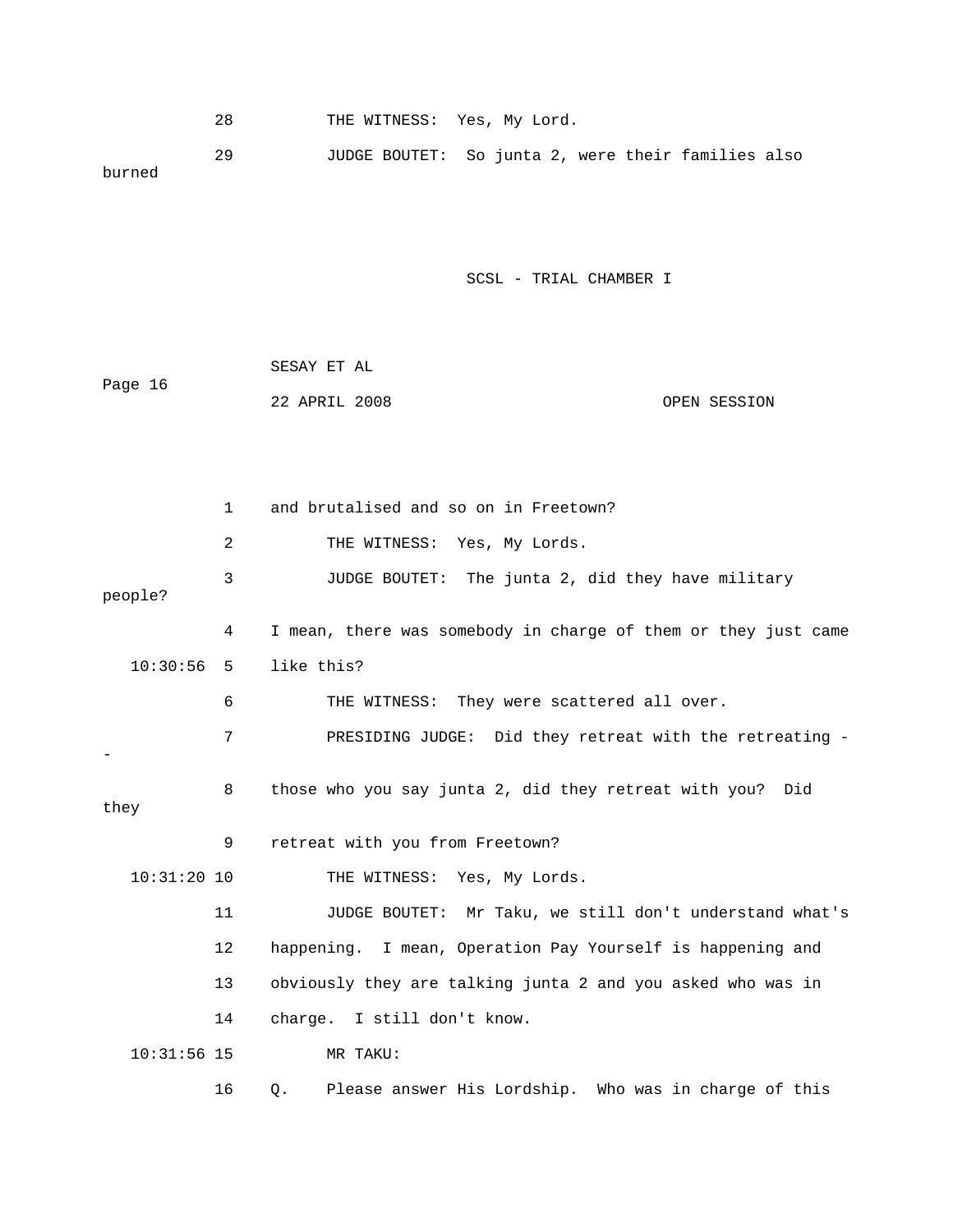28 THE WITNESS: Yes, My Lord.

29 JUDGE BOUTET: So junta 2, were their families also burned

1 and brutalised and so on in Freetown?

2 THE WITNESS: Yes, My Lords.

3 JUDGE BOUTET: The junta 2, did they have military people?

4 I mean, there was somebody in charge of them or they just came

10:30:56 5 like this?

6 THE WITNESS: They were scattered all over.

7 PRESIDING JUDGE: Did they retreat with the retreating --

8 those who you say junta 2, did they retreat with you? Did they

9 retreat with you from Freetown?

10:31:20 10 THE WITNESS: Yes, My Lords.

11 JUDGE BOUTET: Mr Taku, we still don't understand what's

12 happening. I mean, Operation Pay Yourself is happening and

13 obviously they are talking junta 2 and you asked who was in

14 charge. I still don't know.

10:31:56 15 MR TAKU:

16 Q. Please answer His Lordship. Who was in charge of this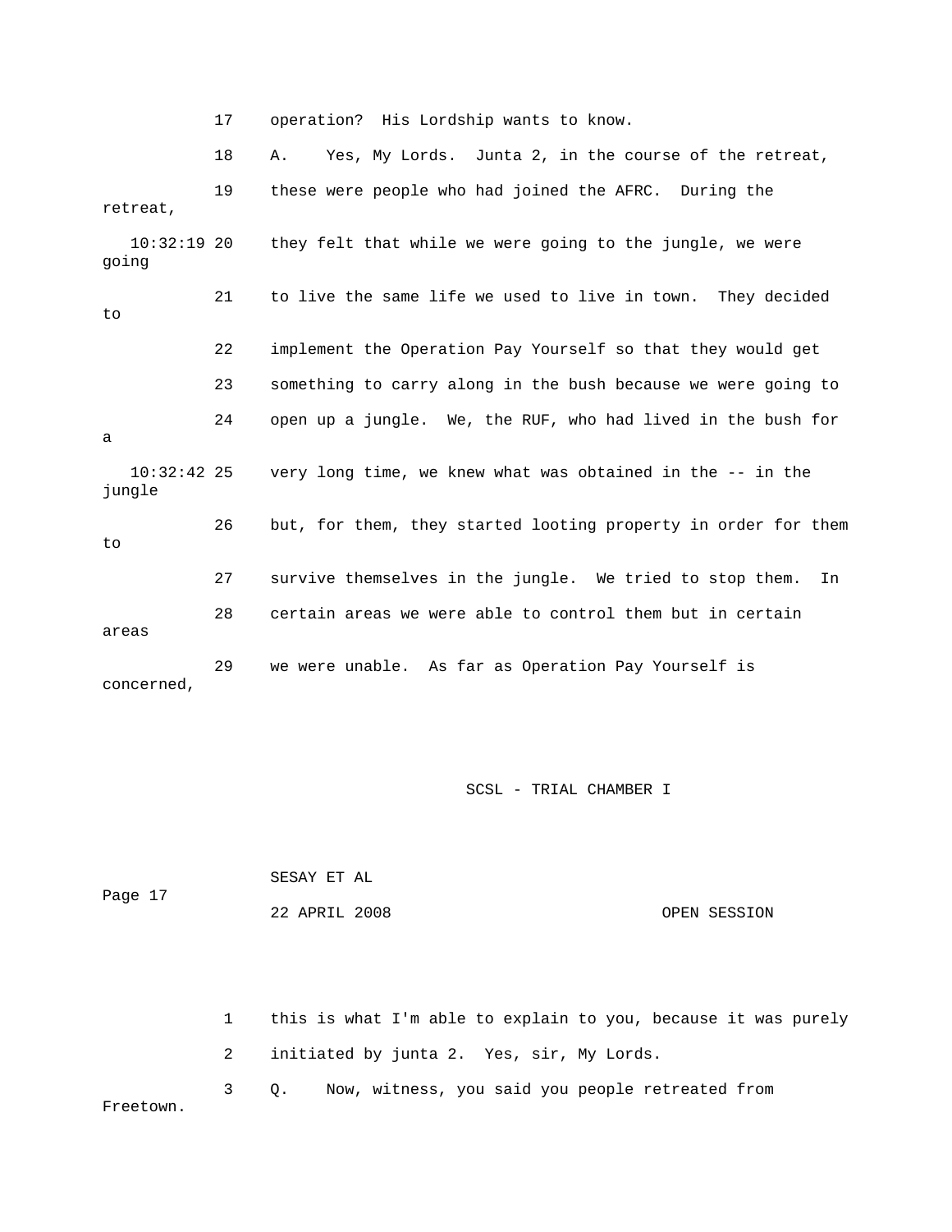17 operation? His Lordship wants to know.

18 A. Yes, My Lords. Junta 2, in the course of the retreat,

19 these were people who had joined the AFRC. During the retreat,

10:32:19 20 they felt that while we were going to the jungle, we were going

21 to live the same life we used to live in town. They decided to

22 implement the Operation Pay Yourself so that they would get

23 something to carry along in the bush because we were going to

24 open up a jungle. We, the RUF, who had lived in the bush for a

10:32:42 25 very long time, we knew what was obtained in the -- in the jungle

26 but, for them, they started looting property in order for them to

27 survive themselves in the jungle. We tried to stop them. In

28 certain areas we were able to control them but in certain areas

29 we were unable. As far as Operation Pay Yourself is concerned,

1 this is what I'm able to explain to you, because it was purely

2 initiated by junta 2. Yes, sir, My Lords.

3 Q. Now, witness, you said you people retreated from Freetown.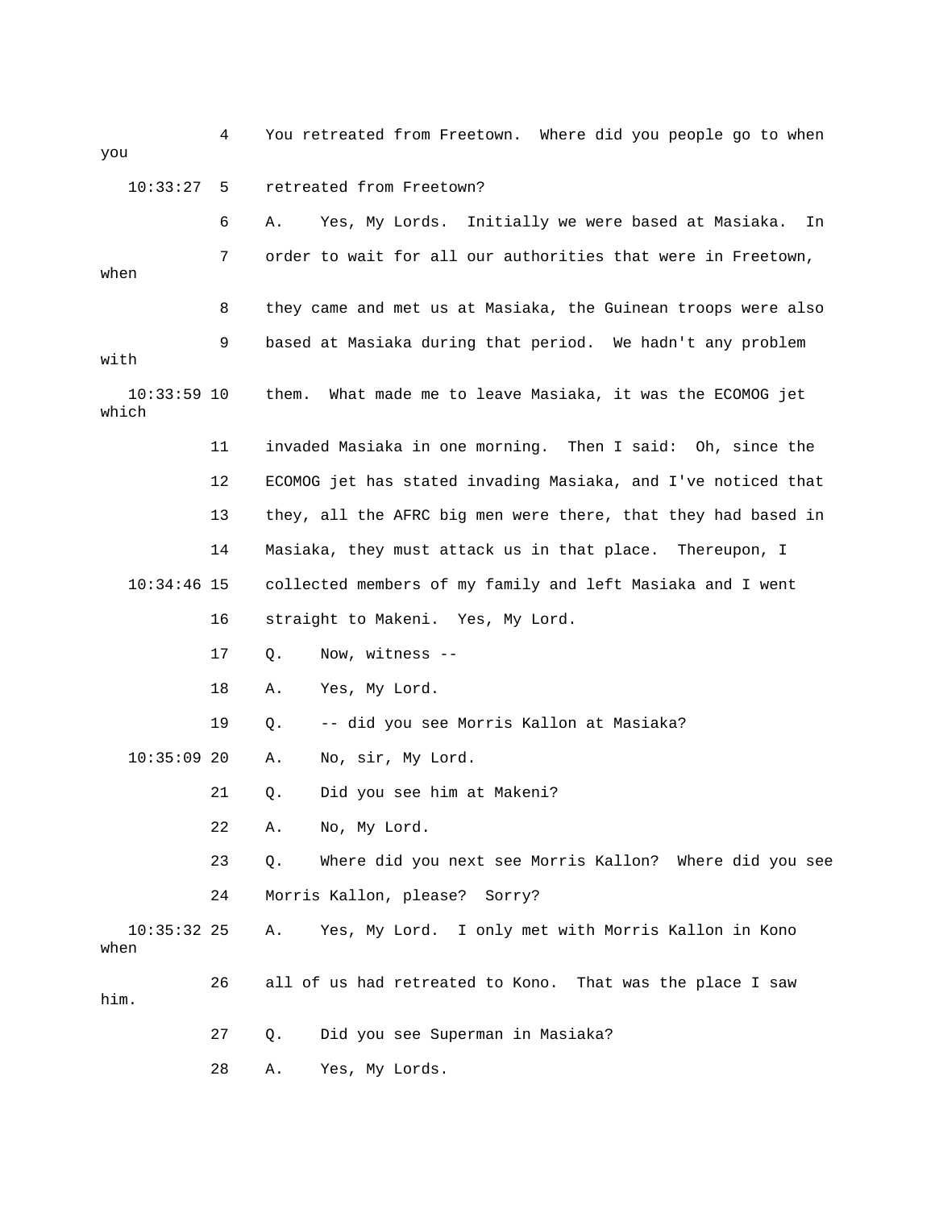4 You retreated from Freetown. Where did you people go to when you

10:33:27 5 retreated from Freetown?

6 A. Yes, My Lords. Initially we were based at Masiaka. In

7 order to wait for all our authorities that were in Freetown, when

8 they came and met us at Masiaka, the Guinean troops were also

9 based at Masiaka during that period. We hadn't any problem with

10:33:59 10 them. What made me to leave Masiaka, it was the ECOMOG jet which

11 invaded Masiaka in one morning. Then I said: Oh, since the

12 ECOMOG jet has stated invading Masiaka, and I've noticed that

13 they, all the AFRC big men were there, that they had based in

14 Masiaka, they must attack us in that place. Thereupon, I

10:34:46 15 collected members of my family and left Masiaka and I went

16 straight to Makeni. Yes, My Lord.

17 Q. Now, witness --

18 A. Yes, My Lord.

19 Q. -- did you see Morris Kallon at Masiaka?

10:35:09 20 A. No, sir, My Lord.

21 Q. Did you see him at Makeni?

22 A. No, My Lord.

23 Q. Where did you next see Morris Kallon? Where did you see

24 Morris Kallon, please? Sorry?

10:35:32 25 A. Yes, My Lord. I only met with Morris Kallon in Kono when

26 all of us had retreated to Kono. That was the place I saw him.

27 Q. Did you see Superman in Masiaka?

28 A. Yes, My Lords.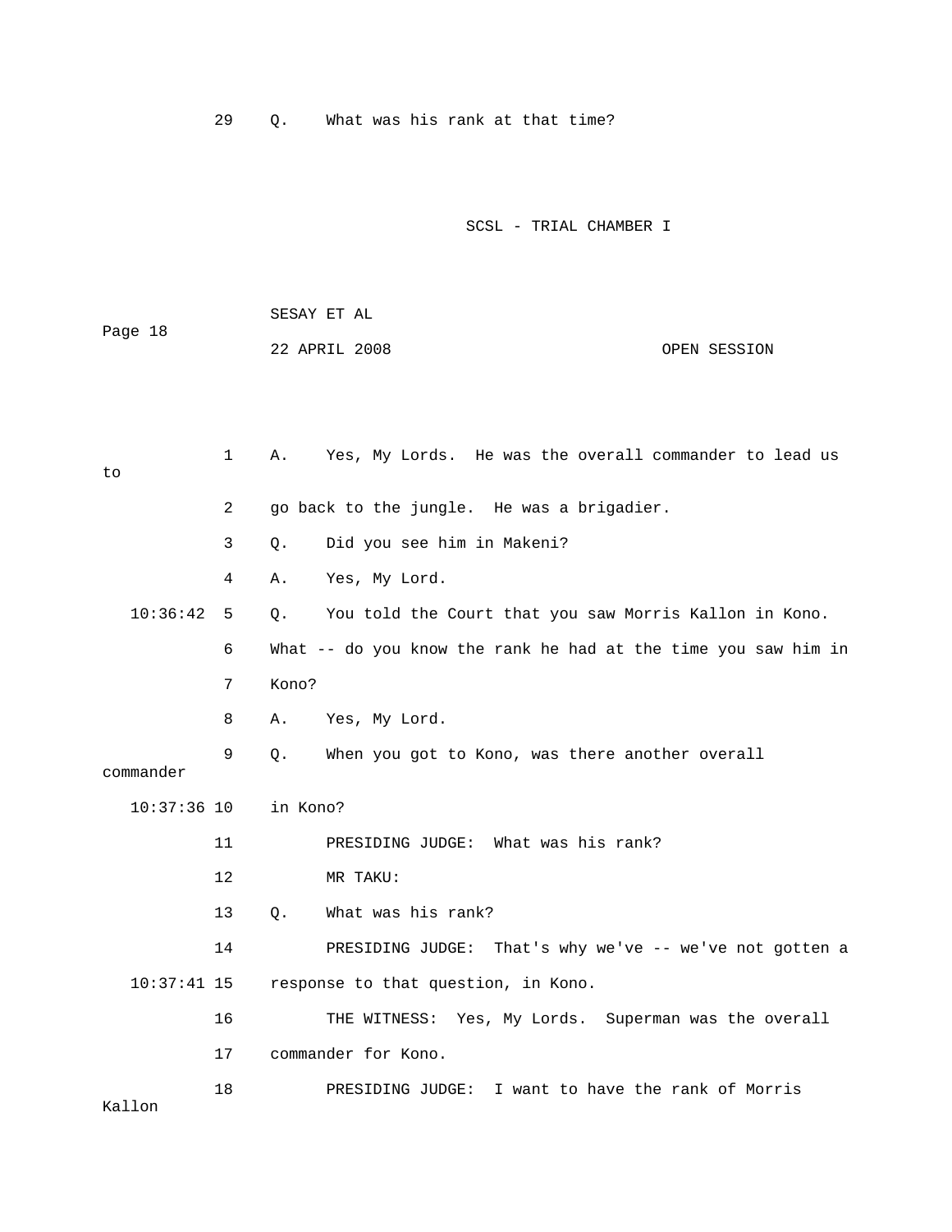29 Q. What was his rank at that time?

1 A. Yes, My Lords. He was the overall commander to lead us to

2 go back to the jungle. He was a brigadier.

3 Q. Did you see him in Makeni?

4 A. Yes, My Lord.

10:36:42 5 Q. You told the Court that you saw Morris Kallon in Kono.

6 What -- do you know the rank he had at the time you saw him in

7 Kono?

8 A. Yes, My Lord.

9 Q. When you got to Kono, was there another overall commander

10:37:36 10 in Kono?

11 PRESIDING JUDGE: What was his rank?

12 MR TAKU:

13 Q. What was his rank?

14 PRESIDING JUDGE: That's why we've -- we've not gotten a

10:37:41 15 response to that question, in Kono.

16 THE WITNESS: Yes, My Lords. Superman was the overall

17 commander for Kono.

18 PRESIDING JUDGE: I want to have the rank of Morris Kallon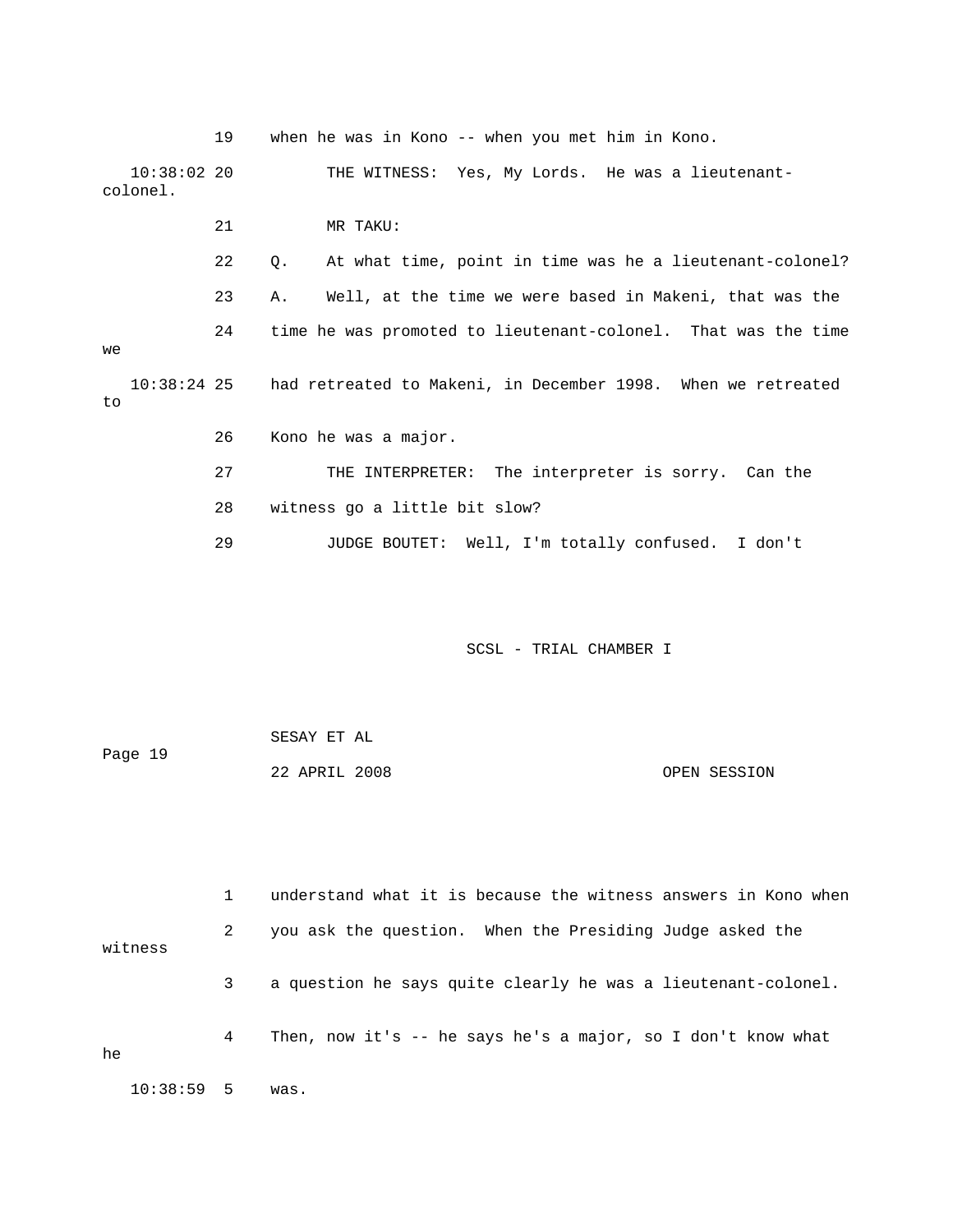19 when he was in Kono -- when you met him in Kono.

10:38:02 20 THE WITNESS: Yes, My Lords. He was a lieutenant-colonel.

21 MR TAKU:

22 Q. At what time, point in time was he a lieutenant-colonel?

23 A. Well, at the time we were based in Makeni, that was the

24 time he was promoted to lieutenant-colonel. That was the time we

10:38:24 25 had retreated to Makeni, in December 1998. When we retreated to

26 Kono he was a major.

27 THE INTERPRETER: The interpreter is sorry. Can the

28 witness go a little bit slow?

29 JUDGE BOUTET: Well, I'm totally confused. I don't

1 understand what it is because the witness answers in Kono when

2 you ask the question. When the Presiding Judge asked the witness

3 a question he says quite clearly he was a lieutenant-colonel.

4 Then, now it's -- he says he's a major, so I don't know what he

10:38:59 5 was.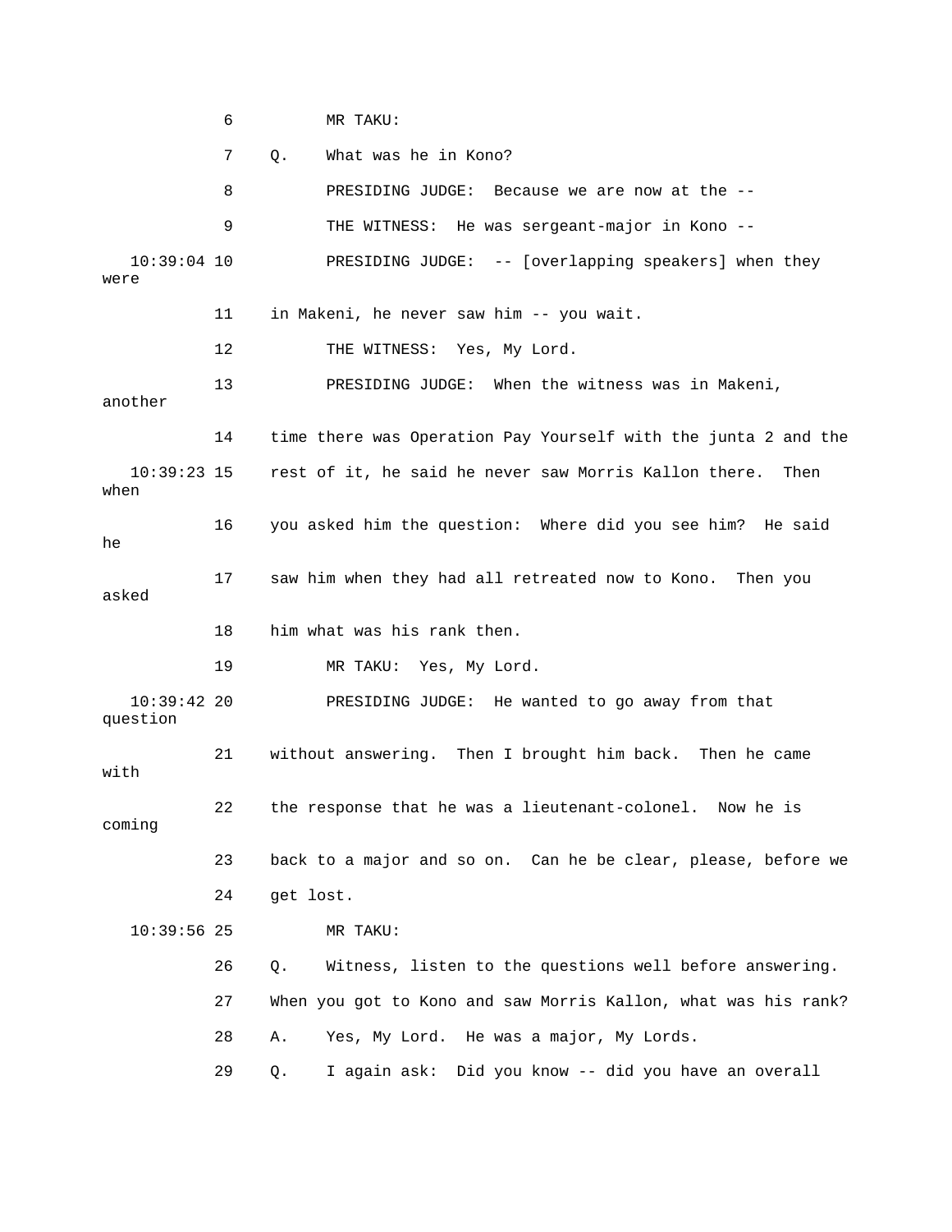6 MR TAKU:

7 Q. What was he in Kono?

8 PRESIDING JUDGE: Because we are now at the --

9 THE WITNESS: He was sergeant-major in Kono --

10:39:04 10 PRESIDING JUDGE: -- [overlapping speakers] when they were

11 in Makeni, he never saw him -- you wait.

12 THE WITNESS: Yes, My Lord.

13 PRESIDING JUDGE: When the witness was in Makeni, another

14 time there was Operation Pay Yourself with the junta 2 and the

10:39:23 15 rest of it, he said he never saw Morris Kallon there. Then when

16 you asked him the question: Where did you see him? He said he

17 saw him when they had all retreated now to Kono. Then you asked

18 him what was his rank then.

19 MR TAKU: Yes, My Lord.

10:39:42 20 PRESIDING JUDGE: He wanted to go away from that question

21 without answering. Then I brought him back. Then he came with

22 the response that he was a lieutenant-colonel. Now he is coming

23 back to a major and so on. Can he be clear, please, before we

24 get lost.

10:39:56 25 MR TAKU:

26 Q. Witness, listen to the questions well before answering.

27 When you got to Kono and saw Morris Kallon, what was his rank?

28 A. Yes, My Lord. He was a major, My Lords.

29 Q. I again ask: Did you know -- did you have an overall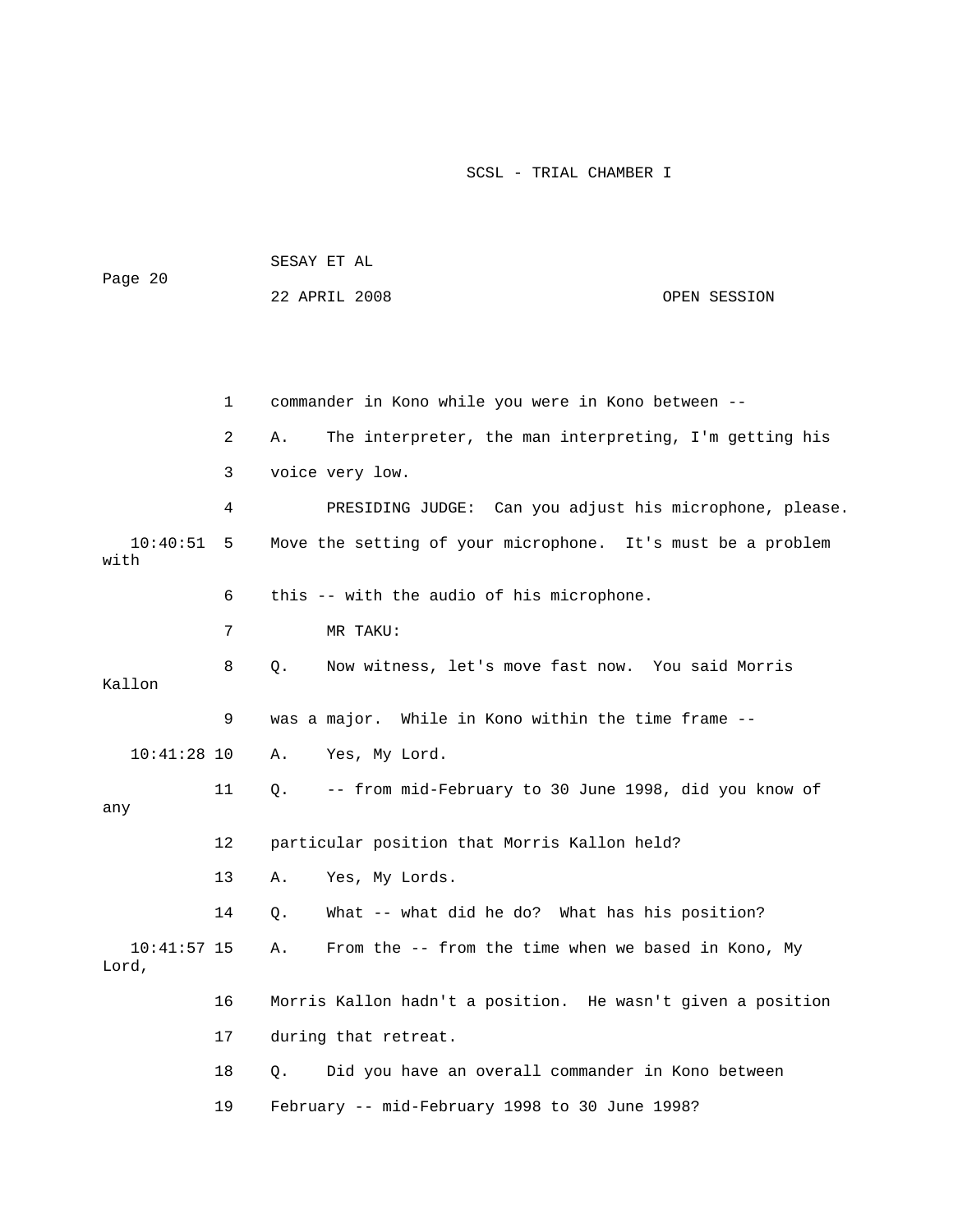1 commander in Kono while you were in Kono between --

2 A. The interpreter, the man interpreting, I'm getting his

3 voice very low.

4 PRESIDING JUDGE: Can you adjust his microphone, please.

10:40:51 5 Move the setting of your microphone. It's must be a problem with

6 this -- with the audio of his microphone.

7 MR TAKU:

8 Q. Now witness, let's move fast now. You said Morris Kallon

9 was a major. While in Kono within the time frame --

10:41:28 10 A. Yes, My Lord.

11 Q. -- from mid-February to 30 June 1998, did you know of any

12 particular position that Morris Kallon held?

13 A. Yes, My Lords.

14 Q. What -- what did he do? What has his position?

10:41:57 15 A. From the -- from the time when we based in Kono, My Lord,

16 Morris Kallon hadn't a position. He wasn't given a position

17 during that retreat.

18 Q. Did you have an overall commander in Kono between

19 February -- mid-February 1998 to 30 June 1998?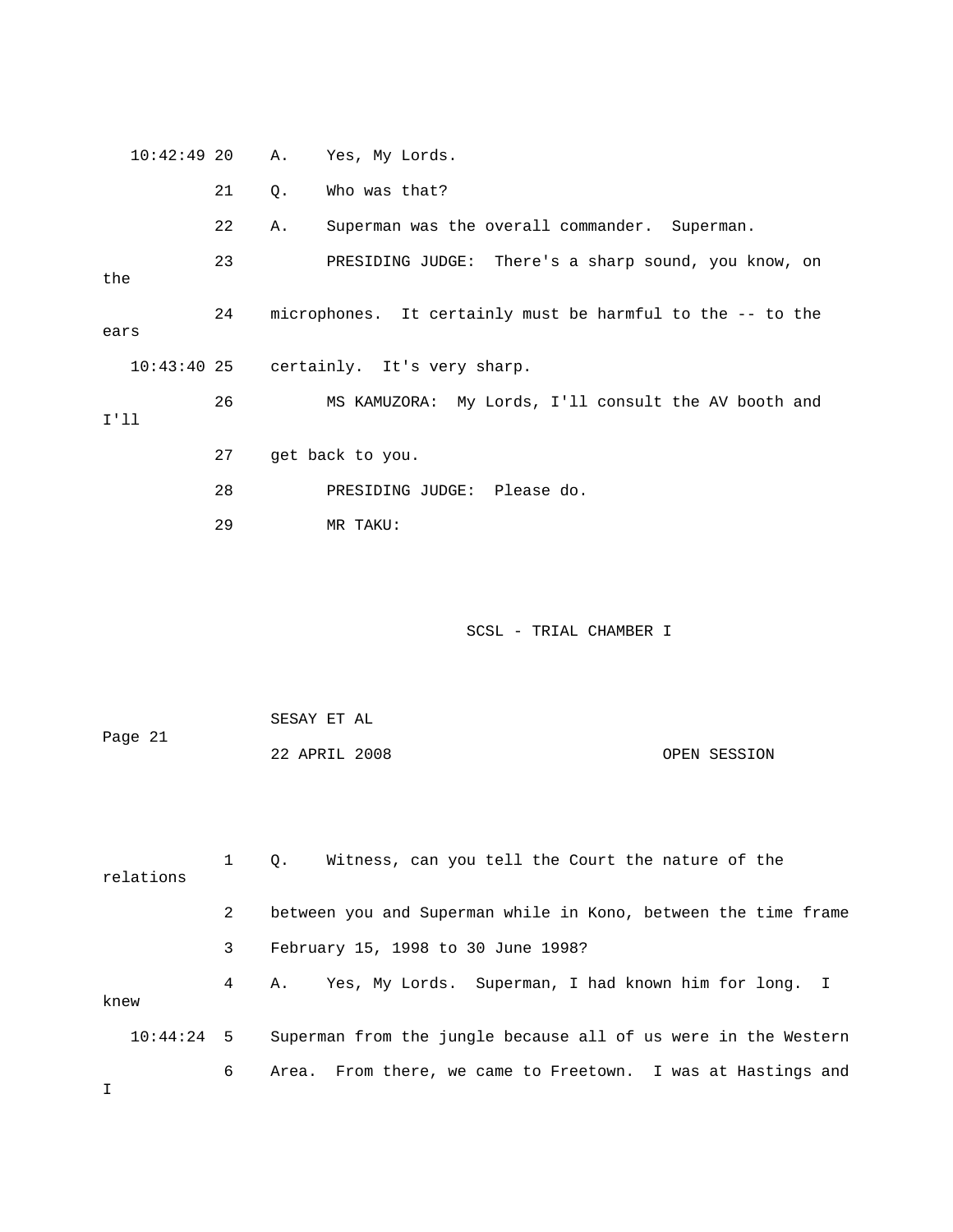10:42:49 20   A.   Yes, My Lords.

21   Q.   Who was that?

22   A.   Superman was the overall commander.  Superman.

23        PRESIDING JUDGE:  There's a sharp sound, you know, on the

24   microphones.  It certainly must be harmful to the -- to the ears

10:43:40 25   certainly.  It's very sharp.

26        MS KAMUZORA:  My Lords, I'll consult the AV booth and I'll

27   get back to you.

28        PRESIDING JUDGE:  Please do.

29        MR TAKU:

1   Q.   Witness, can you tell the Court the nature of the relations

2   between you and Superman while in Kono, between the time frame

3   February 15, 1998 to 30 June 1998?

4   A.   Yes, My Lords.  Superman, I had known him for long.  I knew

10:44:24  5   Superman from the jungle because all of us were in the Western

6   Area.  From there, we came to Freetown.  I was at Hastings and I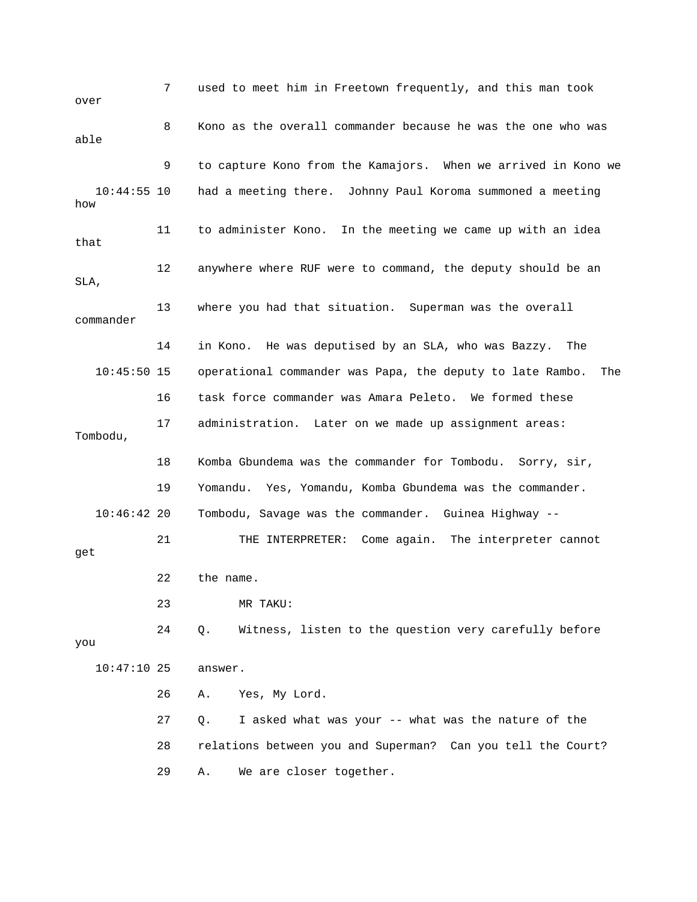used to meet him in Freetown frequently, and this man took over Kono as the overall commander because he was the one who was able to capture Kono from the Kamajors. When we arrived in Kono we had a meeting there. Johnny Paul Koroma summoned a meeting how to administer Kono. In the meeting we came up with an idea that anywhere where RUF were to command, the deputy should be an SLA, where you had that situation. Superman was the overall commander in Kono. He was deputised by an SLA, who was Bazzy. The operational commander was Papa, the deputy to late Rambo. The task force commander was Amara Peleto. We formed these administration. Later on we made up assignment areas: Tombodu, Komba Gbundema was the commander for Tombodu. Sorry, sir, Yomandu. Yes, Yomandu, Komba Gbundema was the commander. Tombodu, Savage was the commander. Guinea Highway --

THE INTERPRETER: Come again. The interpreter cannot get the name.

MR TAKU:

Q. Witness, listen to the question very carefully before you answer.

A. Yes, My Lord.

Q. I asked what was your -- what was the nature of the relations between you and Superman? Can you tell the Court?

A. We are closer together.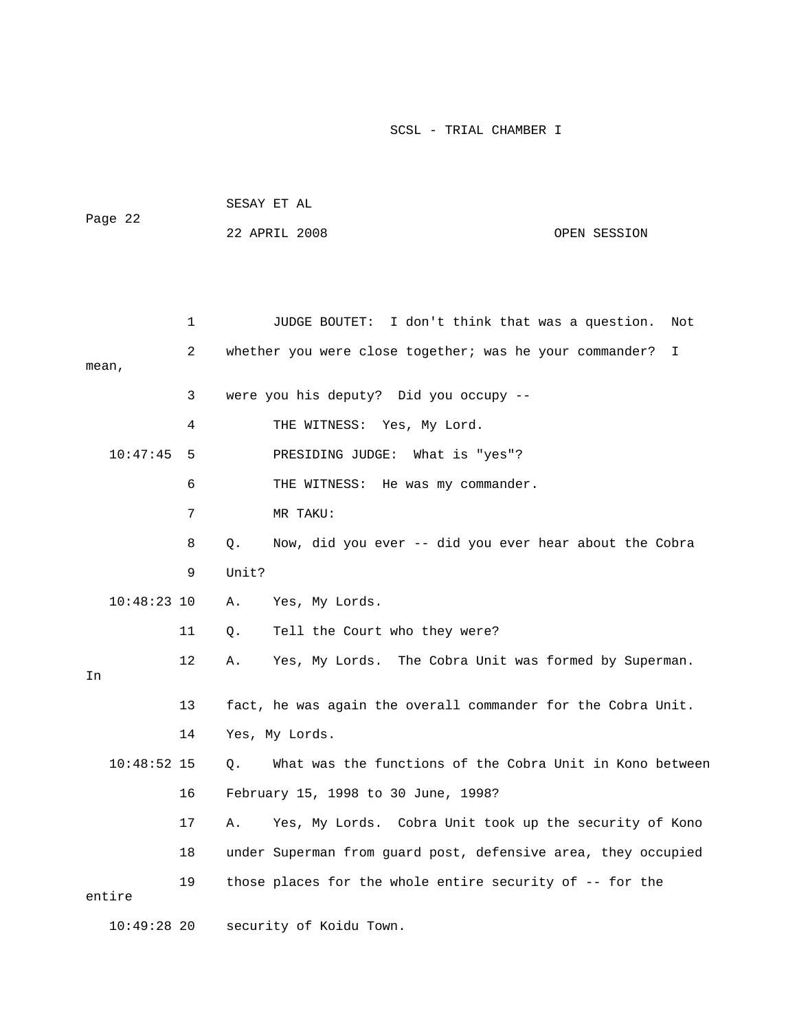JUDGE BOUTET: I don't think that was a question. Not whether you were close together; was he your commander? I mean, were you his deputy? Did you occupy --

THE WITNESS: Yes, My Lord.

PRESIDING JUDGE: What is "yes"?

THE WITNESS: He was my commander.

MR TAKU:

Q. Now, did you ever -- did you ever hear about the Cobra Unit?

A. Yes, My Lords.

Q. Tell the Court who they were?

A. Yes, My Lords. The Cobra Unit was formed by Superman. In fact, he was again the overall commander for the Cobra Unit. Yes, My Lords.

Q. What was the functions of the Cobra Unit in Kono between February 15, 1998 to 30 June, 1998?

A. Yes, My Lords. Cobra Unit took up the security of Kono under Superman from guard post, defensive area, they occupied those places for the whole entire security of -- for the entire security of Koidu Town.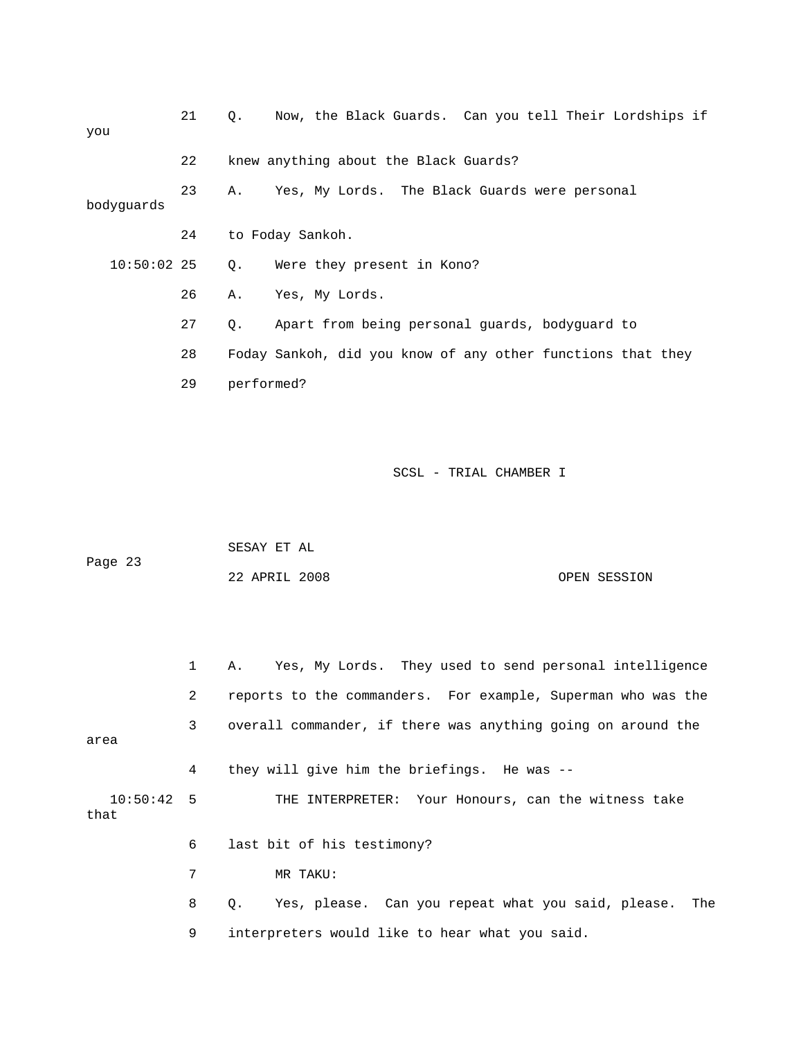21 Q. Now, the Black Guards. Can you tell Their Lordships if you

22 knew anything about the Black Guards?

23 A. Yes, My Lords. The Black Guards were personal bodyguards

24 to Foday Sankoh.

10:50:02 25 Q. Were they present in Kono?

26 A. Yes, My Lords.

27 Q. Apart from being personal guards, bodyguard to

28 Foday Sankoh, did you know of any other functions that they

29 performed?

1 A. Yes, My Lords. They used to send personal intelligence

2 reports to the commanders. For example, Superman who was the

3 overall commander, if there was anything going on around the area

4 they will give him the briefings. He was --

10:50:42 5 THE INTERPRETER: Your Honours, can the witness take that

6 last bit of his testimony?

7 MR TAKU:

8 Q. Yes, please. Can you repeat what you said, please. The

9 interpreters would like to hear what you said.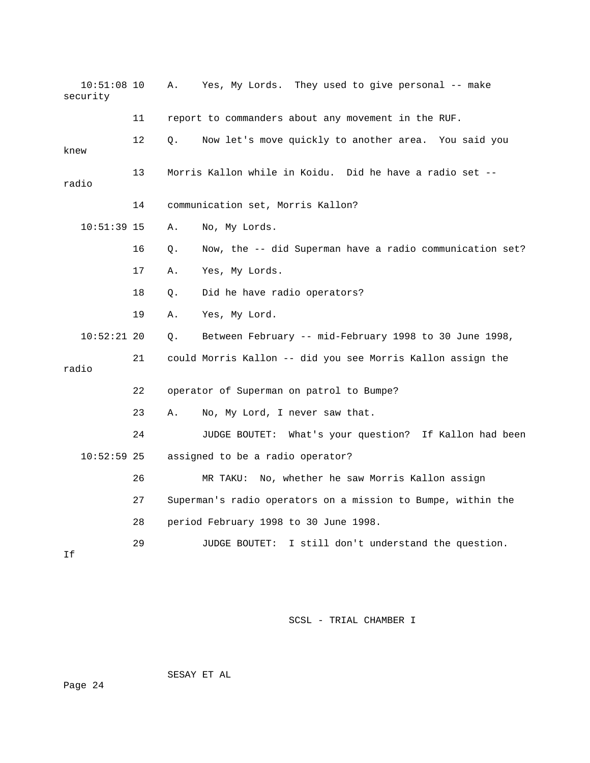10:51:08 10 A. Yes, My Lords. They used to give personal -- make security

11 report to commanders about any movement in the RUF.

12 Q. Now let's move quickly to another area. You said you knew

13 Morris Kallon while in Koidu. Did he have a radio set -- radio

14 communication set, Morris Kallon?

10:51:39 15 A. No, My Lords.

16 Q. Now, the -- did Superman have a radio communication set?

17 A. Yes, My Lords.

18 Q. Did he have radio operators?

19 A. Yes, My Lord.

10:52:21 20 Q. Between February -- mid-February 1998 to 30 June 1998,

21 could Morris Kallon -- did you see Morris Kallon assign the radio

22 operator of Superman on patrol to Bumpe?

23 A. No, My Lord, I never saw that.

24 JUDGE BOUTET: What's your question? If Kallon had been

10:52:59 25 assigned to be a radio operator?

26 MR TAKU: No, whether he saw Morris Kallon assign

27 Superman's radio operators on a mission to Bumpe, within the

28 period February 1998 to 30 June 1998.

29 JUDGE BOUTET: I still don't understand the question. If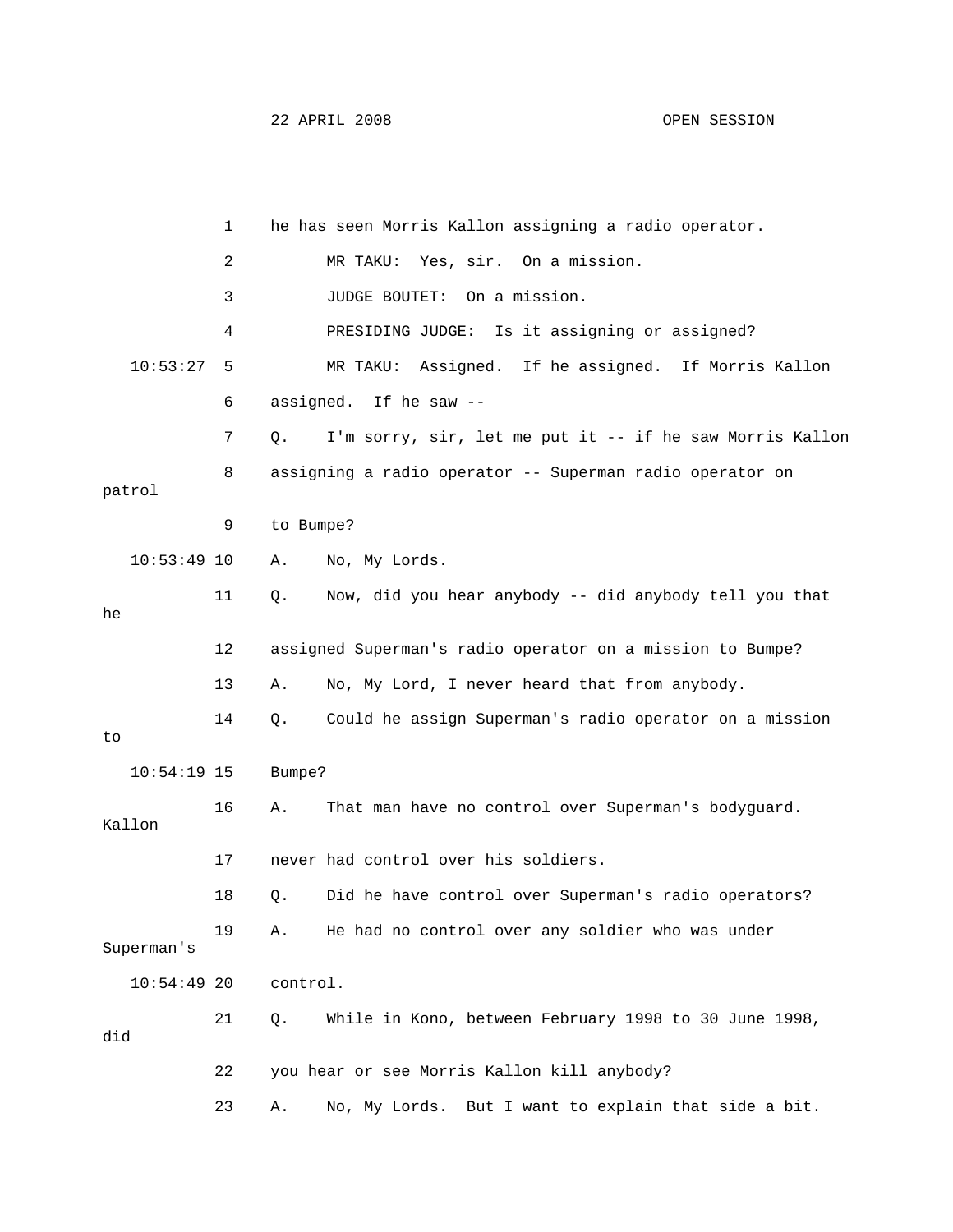1 he has seen Morris Kallon assigning a radio operator.

2 MR TAKU: Yes, sir. On a mission.

3 JUDGE BOUTET: On a mission.

4 PRESIDING JUDGE: Is it assigning or assigned?

10:53:27 5 MR TAKU: Assigned. If he assigned. If Morris Kallon

6 assigned. If he saw --

7 Q. I'm sorry, sir, let me put it -- if he saw Morris Kallon

8 assigning a radio operator -- Superman radio operator on patrol

9 to Bumpe?

10:53:49 10 A. No, My Lords.

11 Q. Now, did you hear anybody -- did anybody tell you that he

12 assigned Superman's radio operator on a mission to Bumpe?

13 A. No, My Lord, I never heard that from anybody.

14 Q. Could he assign Superman's radio operator on a mission to

10:54:19 15 Bumpe?

16 A. That man have no control over Superman's bodyguard. Kallon

17 never had control over his soldiers.

18 Q. Did he have control over Superman's radio operators?

19 A. He had no control over any soldier who was under Superman's

10:54:49 20 control.

21 Q. While in Kono, between February 1998 to 30 June 1998, did

22 you hear or see Morris Kallon kill anybody?

23 A. No, My Lords. But I want to explain that side a bit.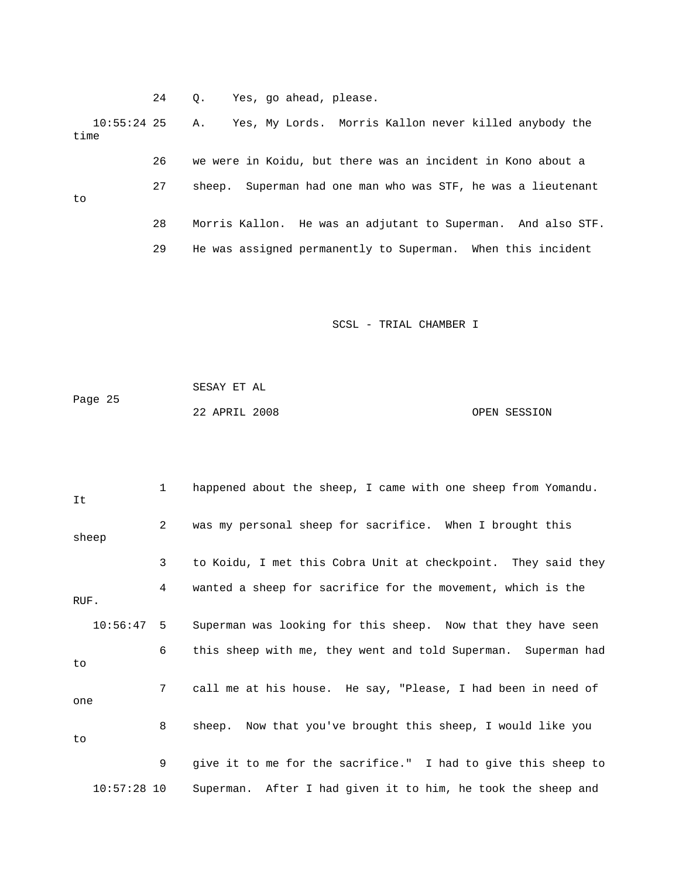24 Q. Yes, go ahead, please.

10:55:24 25 A. Yes, My Lords. Morris Kallon never killed anybody the time

26 we were in Koidu, but there was an incident in Kono about a

27 sheep. Superman had one man who was STF, he was a lieutenant to

28 Morris Kallon. He was an adjutant to Superman. And also STF.

29 He was assigned permanently to Superman. When this incident

1 happened about the sheep, I came with one sheep from Yomandu. It

2 was my personal sheep for sacrifice. When I brought this sheep

3 to Koidu, I met this Cobra Unit at checkpoint. They said they

4 wanted a sheep for sacrifice for the movement, which is the RUF.

10:56:47 5 Superman was looking for this sheep. Now that they have seen

6 this sheep with me, they went and told Superman. Superman had to

7 call me at his house. He say, "Please, I had been in need of one

8 sheep. Now that you've brought this sheep, I would like you to

9 give it to me for the sacrifice." I had to give this sheep to

10:57:28 10 Superman. After I had given it to him, he took the sheep and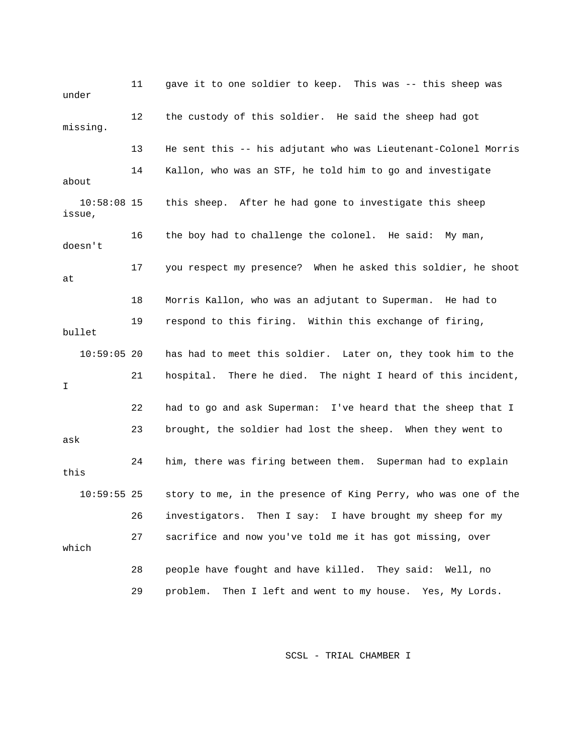11 gave it to one soldier to keep. This was -- this sheep was under

12 the custody of this soldier. He said the sheep had got missing.

13 He sent this -- his adjutant who was Lieutenant-Colonel Morris

14 Kallon, who was an STF, he told him to go and investigate about

10:58:08 15 this sheep. After he had gone to investigate this sheep issue,

16 the boy had to challenge the colonel. He said: My man, doesn't

17 you respect my presence? When he asked this soldier, he shoot at

18 Morris Kallon, who was an adjutant to Superman. He had to

19 respond to this firing. Within this exchange of firing, bullet

10:59:05 20 has had to meet this soldier. Later on, they took him to the

21 hospital. There he died. The night I heard of this incident, I

22 had to go and ask Superman: I've heard that the sheep that I

23 brought, the soldier had lost the sheep. When they went to ask

24 him, there was firing between them. Superman had to explain this

10:59:55 25 story to me, in the presence of King Perry, who was one of the

26 investigators. Then I say: I have brought my sheep for my

27 sacrifice and now you've told me it has got missing, over which

28 people have fought and have killed. They said: Well, no

29 problem. Then I left and went to my house. Yes, My Lords.

SCSL - TRIAL CHAMBER I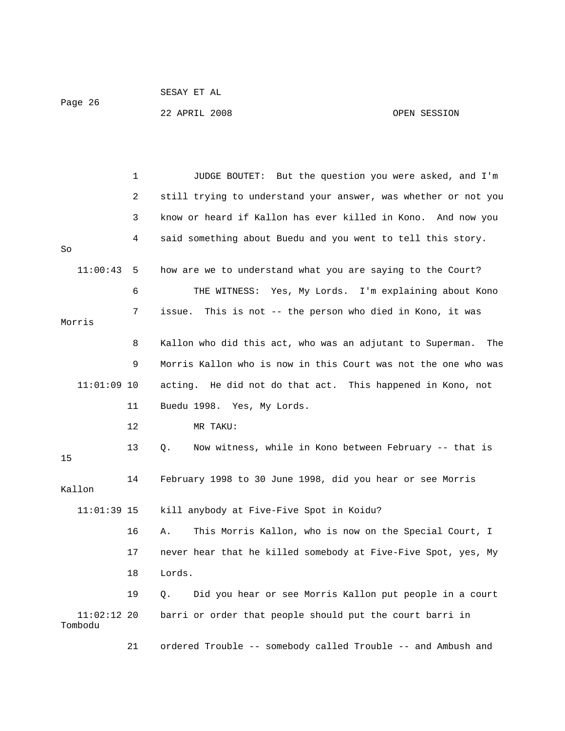JUDGE BOUTET: But the question you were asked, and I'm still trying to understand your answer, was whether or not you know or heard if Kallon has ever killed in Kono. And now you said something about Buedu and you went to tell this story. So how are we to understand what you are saying to the Court?

THE WITNESS: Yes, My Lords. I'm explaining about Kono issue. This is not -- the person who died in Kono, it was Morris Kallon who did this act, who was an adjutant to Superman. The Morris Kallon who is now in this Court was not the one who was acting. He did not do that act. This happened in Kono, not Buedu 1998. Yes, My Lords.

MR TAKU:

Q. Now witness, while in Kono between February -- that is 15 February 1998 to 30 June 1998, did you hear or see Morris Kallon kill anybody at Five-Five Spot in Koidu?

A. This Morris Kallon, who is now on the Special Court, I never hear that he killed somebody at Five-Five Spot, yes, My Lords.

Q. Did you hear or see Morris Kallon put people in a court barri or order that people should put the court barri in Tombodu ordered Trouble -- somebody called Trouble -- and Ambush and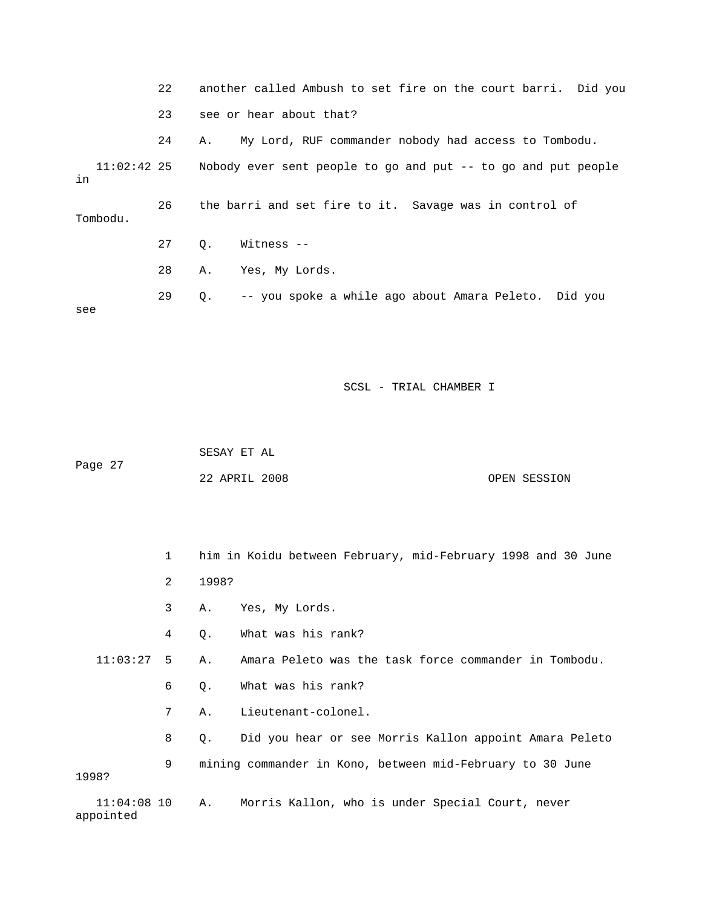22 another called Ambush to set fire on the court barri. Did you

23 see or hear about that?

24 A. My Lord, RUF commander nobody had access to Tombodu.

11:02:42 25 Nobody ever sent people to go and put -- to go and put people in

26 the barri and set fire to it. Savage was in control of Tombodu.

27 Q. Witness --

28 A. Yes, My Lords.

29 Q. -- you spoke a while ago about Amara Peleto. Did you see

1 him in Koidu between February, mid-February 1998 and 30 June

2 1998?

3 A. Yes, My Lords.

4 Q. What was his rank?

11:03:27 5 A. Amara Peleto was the task force commander in Tombodu.

6 Q. What was his rank?

7 A. Lieutenant-colonel.

8 Q. Did you hear or see Morris Kallon appoint Amara Peleto

9 mining commander in Kono, between mid-February to 30 June 1998?

11:04:08 10 A. Morris Kallon, who is under Special Court, never appointed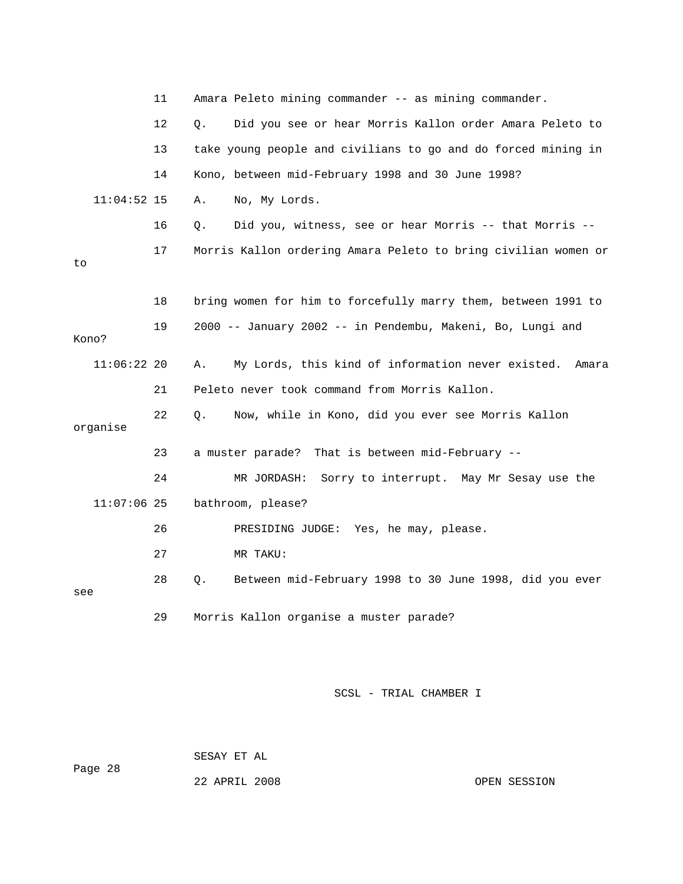11 Amara Peleto mining commander -- as mining commander.

12 Q. Did you see or hear Morris Kallon order Amara Peleto to

13 take young people and civilians to go and do forced mining in

14 Kono, between mid-February 1998 and 30 June 1998?

11:04:52 15 A. No, My Lords.

16 Q. Did you, witness, see or hear Morris -- that Morris --

17 Morris Kallon ordering Amara Peleto to bring civilian women or to

18 bring women for him to forcefully marry them, between 1991 to

19 2000 -- January 2002 -- in Pendembu, Makeni, Bo, Lungi and Kono?

11:06:22 20 A. My Lords, this kind of information never existed. Amara

21 Peleto never took command from Morris Kallon.

22 Q. Now, while in Kono, did you ever see Morris Kallon organise

23 a muster parade? That is between mid-February --

24 MR JORDASH: Sorry to interrupt. May Mr Sesay use the

11:07:06 25 bathroom, please?

26 PRESIDING JUDGE: Yes, he may, please.

27 MR TAKU:

28 Q. Between mid-February 1998 to 30 June 1998, did you ever see

29 Morris Kallon organise a muster parade?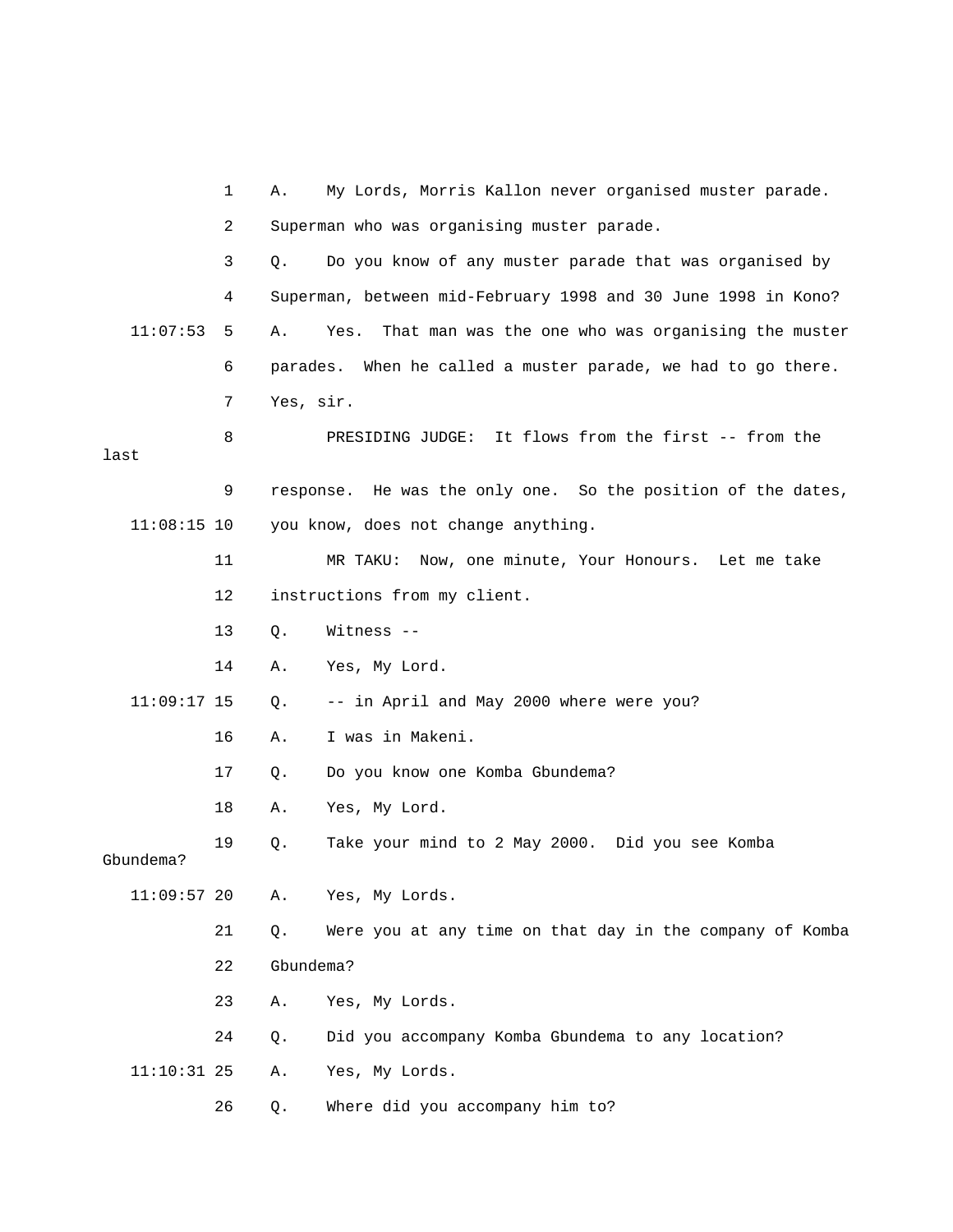1 A. My Lords, Morris Kallon never organised muster parade.

2 Superman who was organising muster parade.

3 Q. Do you know of any muster parade that was organised by

4 Superman, between mid-February 1998 and 30 June 1998 in Kono?

11:07:53 5 A. Yes. That man was the one who was organising the muster

6 parades. When he called a muster parade, we had to go there.

7 Yes, sir.

8 PRESIDING JUDGE: It flows from the first -- from the last

9 response. He was the only one. So the position of the dates,

11:08:15 10 you know, does not change anything.

11 MR TAKU: Now, one minute, Your Honours. Let me take

12 instructions from my client.

13 Q. Witness --

14 A. Yes, My Lord.

11:09:17 15 Q. -- in April and May 2000 where were you?

16 A. I was in Makeni.

17 Q. Do you know one Komba Gbundema?

18 A. Yes, My Lord.

19 Q. Take your mind to 2 May 2000. Did you see Komba Gbundema?

11:09:57 20 A. Yes, My Lords.

21 Q. Were you at any time on that day in the company of Komba

22 Gbundema?

23 A. Yes, My Lords.

24 Q. Did you accompany Komba Gbundema to any location?

11:10:31 25 A. Yes, My Lords.

26 Q. Where did you accompany him to?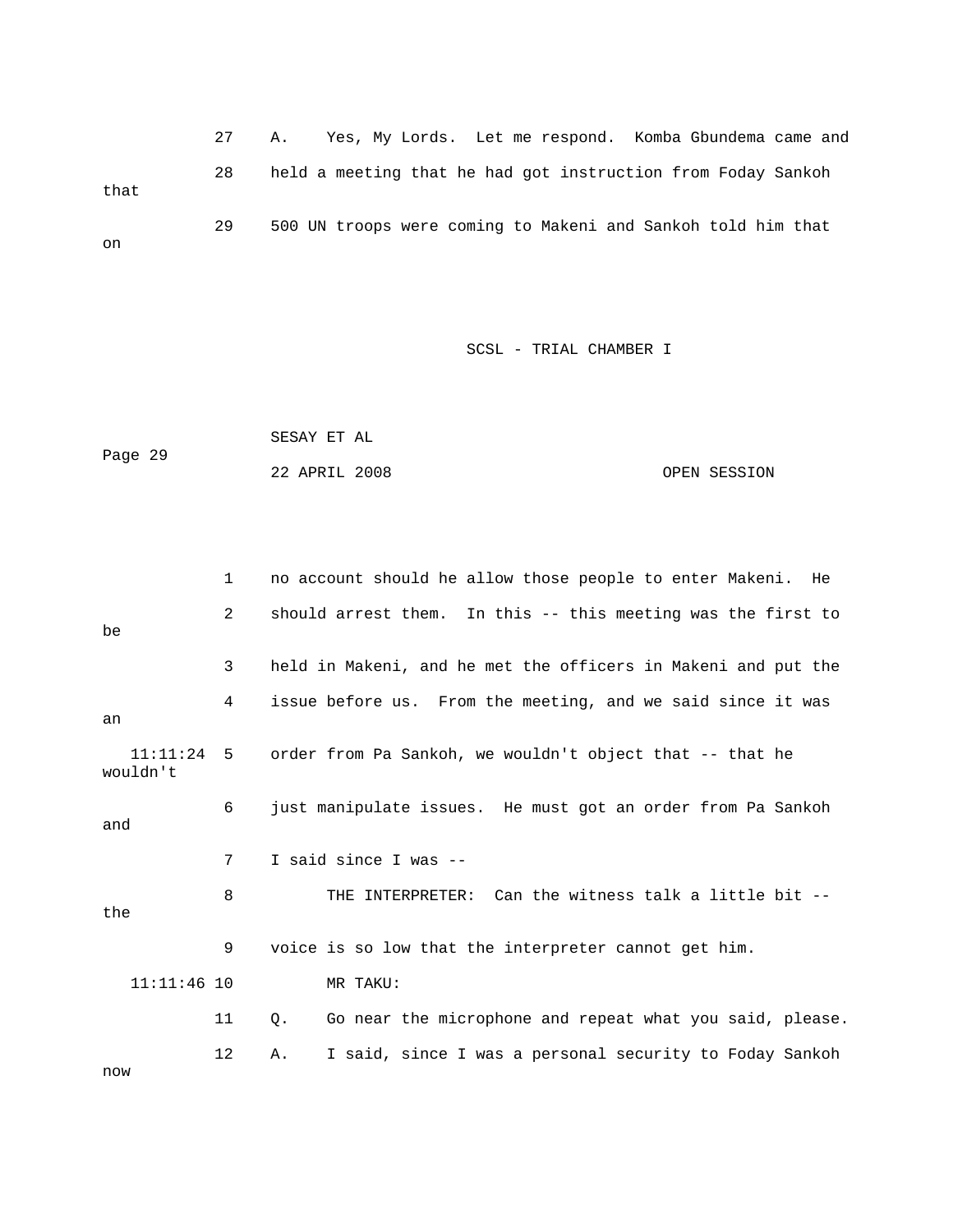27 A. Yes, My Lords. Let me respond. Komba Gbundema came and

28 held a meeting that he had got instruction from Foday Sankoh that

29 500 UN troops were coming to Makeni and Sankoh told him that on

1 no account should he allow those people to enter Makeni. He

2 should arrest them. In this -- this meeting was the first to be

3 held in Makeni, and he met the officers in Makeni and put the

4 issue before us. From the meeting, and we said since it was an

11:11:24 5 order from Pa Sankoh, we wouldn't object that -- that he wouldn't

6 just manipulate issues. He must got an order from Pa Sankoh and

7 I said since I was --

8 THE INTERPRETER: Can the witness talk a little bit -- the

9 voice is so low that the interpreter cannot get him.

11:11:46 10 MR TAKU:

11 Q. Go near the microphone and repeat what you said, please.

12 A. I said, since I was a personal security to Foday Sankoh now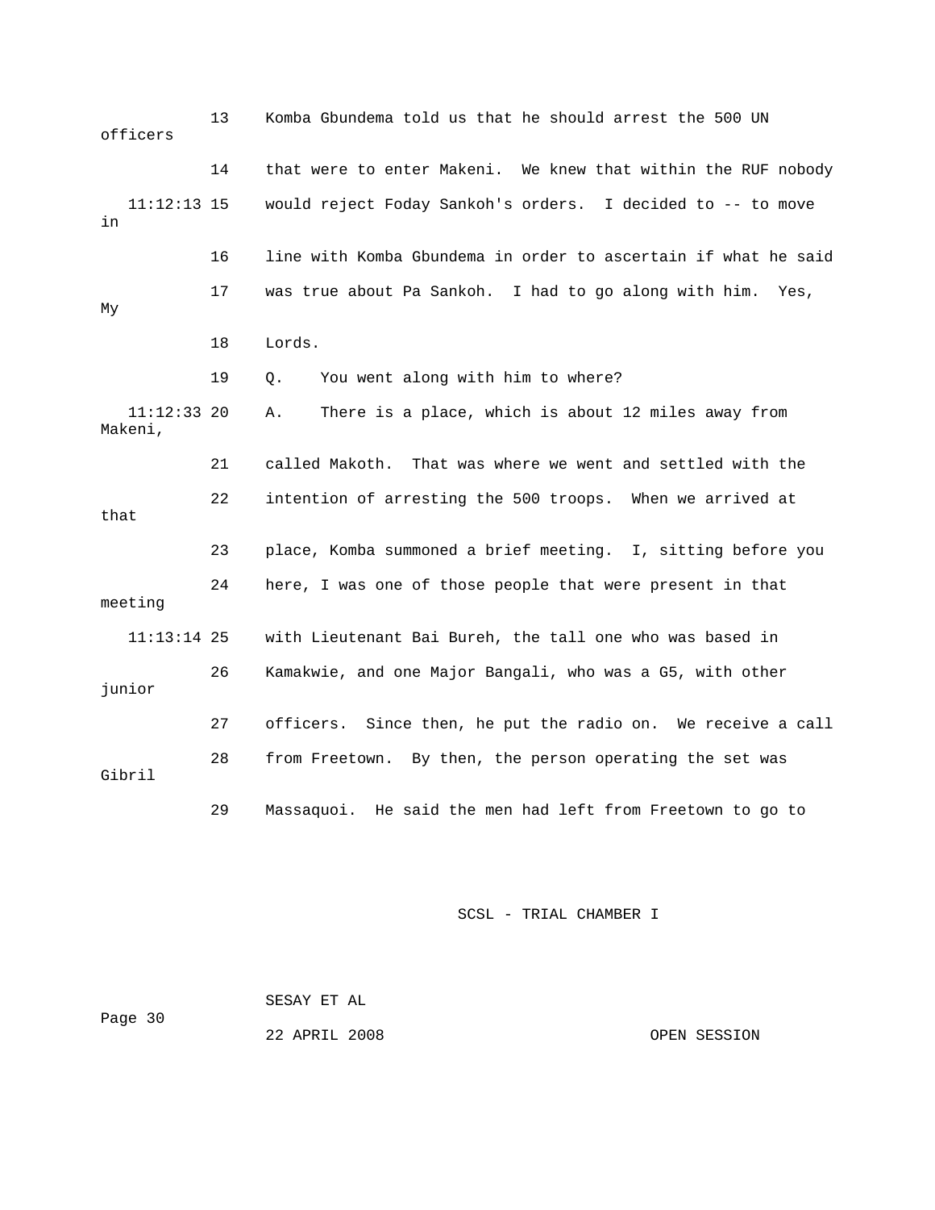13 Komba Gbundema told us that he should arrest the 500 UN officers

14 that were to enter Makeni. We knew that within the RUF nobody

11:12:13 15 would reject Foday Sankoh's orders. I decided to -- to move in

16 line with Komba Gbundema in order to ascertain if what he said

17 was true about Pa Sankoh. I had to go along with him. Yes, My

18 Lords.

19 Q. You went along with him to where?

11:12:33 20 A. There is a place, which is about 12 miles away from Makeni,

21 called Makoth. That was where we went and settled with the

22 intention of arresting the 500 troops. When we arrived at that

23 place, Komba summoned a brief meeting. I, sitting before you

24 here, I was one of those people that were present in that meeting

11:13:14 25 with Lieutenant Bai Bureh, the tall one who was based in

26 Kamakwie, and one Major Bangali, who was a G5, with other junior

27 officers. Since then, he put the radio on. We receive a call

28 from Freetown. By then, the person operating the set was Gibril

29 Massaquoi. He said the men had left from Freetown to go to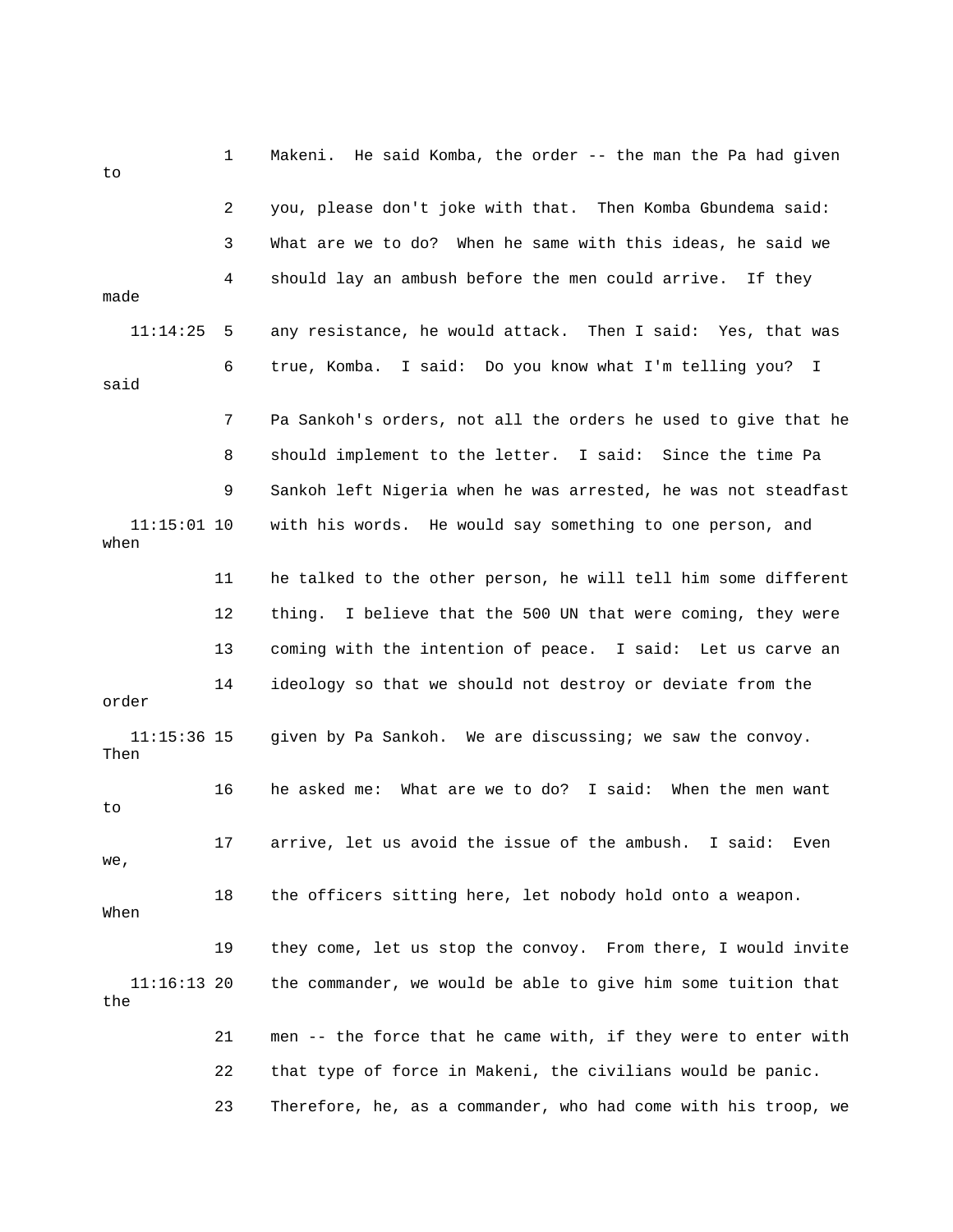1 Makeni. He said Komba, the order -- the man the Pa had given to

2 you, please don't joke with that. Then Komba Gbundema said:

3 What are we to do? When he same with this ideas, he said we

4 should lay an ambush before the men could arrive. If they made

11:14:25 5 any resistance, he would attack. Then I said: Yes, that was

6 true, Komba. I said: Do you know what I'm telling you? I said

7 Pa Sankoh's orders, not all the orders he used to give that he

8 should implement to the letter. I said: Since the time Pa

9 Sankoh left Nigeria when he was arrested, he was not steadfast

11:15:01 10 with his words. He would say something to one person, and when

11 he talked to the other person, he will tell him some different

12 thing. I believe that the 500 UN that were coming, they were

13 coming with the intention of peace. I said: Let us carve an

14 ideology so that we should not destroy or deviate from the order

11:15:36 15 given by Pa Sankoh. We are discussing; we saw the convoy. Then

16 he asked me: What are we to do? I said: When the men want to

17 arrive, let us avoid the issue of the ambush. I said: Even we,

18 the officers sitting here, let nobody hold onto a weapon. When

19 they come, let us stop the convoy. From there, I would invite

11:16:13 20 the commander, we would be able to give him some tuition that the

21 men -- the force that he came with, if they were to enter with

22 that type of force in Makeni, the civilians would be panic.

23 Therefore, he, as a commander, who had come with his troop, we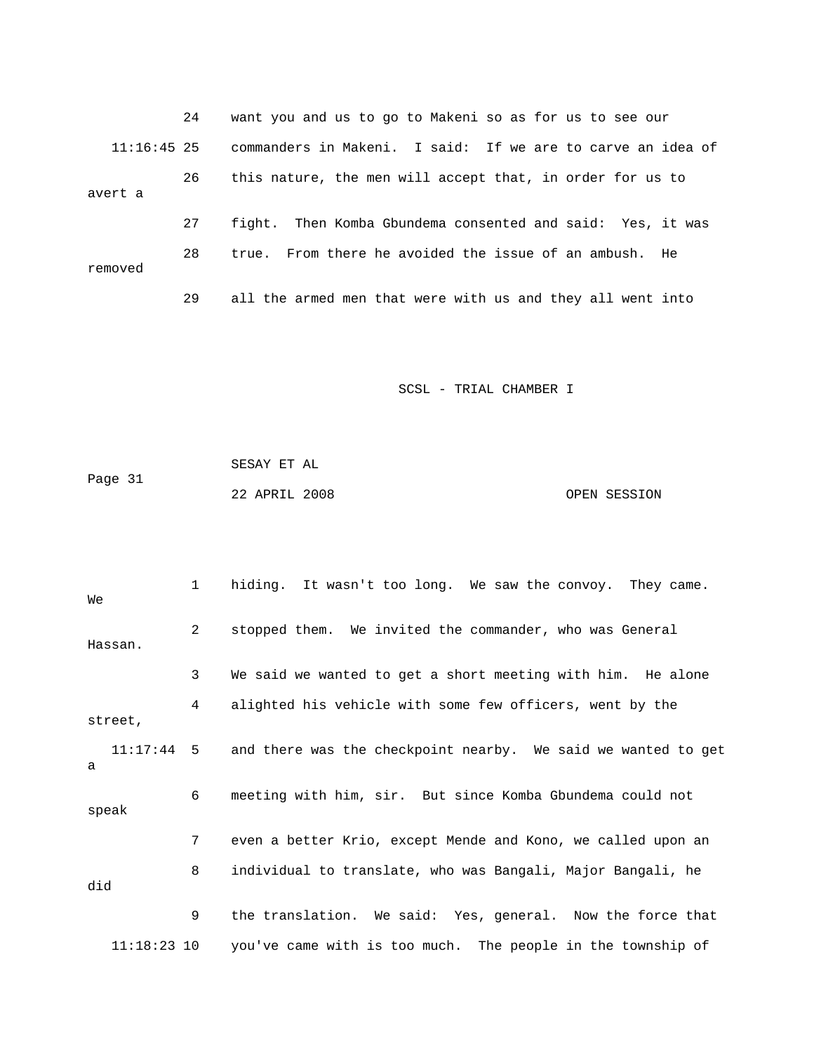24 want you and us to go to Makeni so as for us to see our

11:16:45 25 commanders in Makeni. I said: If we are to carve an idea of

26 this nature, the men will accept that, in order for us to avert a

27 fight. Then Komba Gbundema consented and said: Yes, it was

28 true. From there he avoided the issue of an ambush. He removed

29 all the armed men that were with us and they all went into

1 hiding. It wasn't too long. We saw the convoy. They came. We

2 stopped them. We invited the commander, who was General Hassan.

3 We said we wanted to get a short meeting with him. He alone

4 alighted his vehicle with some few officers, went by the street,

11:17:44 5 and there was the checkpoint nearby. We said we wanted to get a

6 meeting with him, sir. But since Komba Gbundema could not speak

7 even a better Krio, except Mende and Kono, we called upon an

8 individual to translate, who was Bangali, Major Bangali, he did

9 the translation. We said: Yes, general. Now the force that

11:18:23 10 you've came with is too much. The people in the township of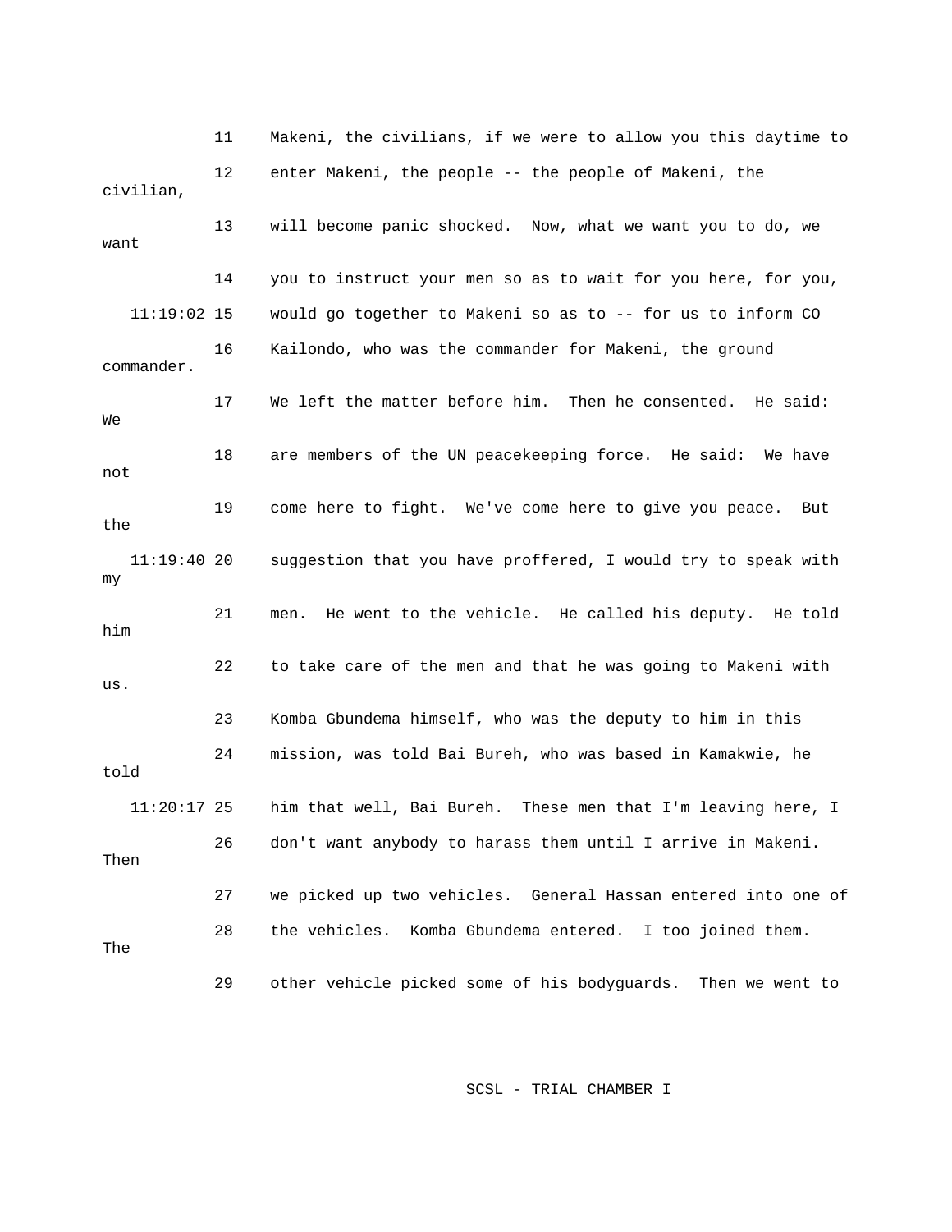11 Makeni, the civilians, if we were to allow you this daytime to
12 enter Makeni, the people -- the people of Makeni, the civilian,
13 will become panic shocked. Now, what we want you to do, we want
14 you to instruct your men so as to wait for you here, for you,
11:19:02 15 would go together to Makeni so as to -- for us to inform CO
16 Kailondo, who was the commander for Makeni, the ground commander.
17 We left the matter before him. Then he consented. He said: We
18 are members of the UN peacekeeping force. He said: We have not
19 come here to fight. We've come here to give you peace. But the
11:19:40 20 suggestion that you have proffered, I would try to speak with my
21 men. He went to the vehicle. He called his deputy. He told him
22 to take care of the men and that he was going to Makeni with us.
23 Komba Gbundema himself, who was the deputy to him in this
24 mission, was told Bai Bureh, who was based in Kamakwie, he told
11:20:17 25 him that well, Bai Bureh. These men that I'm leaving here, I
26 don't want anybody to harass them until I arrive in Makeni. Then
27 we picked up two vehicles. General Hassan entered into one of
28 the vehicles. Komba Gbundema entered. I too joined them. The
29 other vehicle picked some of his bodyguards. Then we went to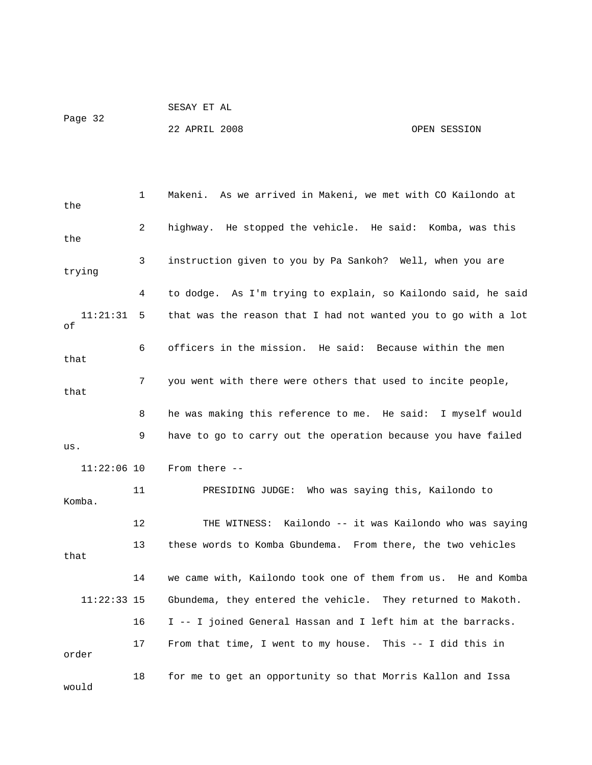1 Makeni. As we arrived in Makeni, we met with CO Kailondo at the

2 highway. He stopped the vehicle. He said: Komba, was this the

3 instruction given to you by Pa Sankoh? Well, when you are trying

4 to dodge. As I'm trying to explain, so Kailondo said, he said

11:21:31 5 that was the reason that I had not wanted you to go with a lot of

6 officers in the mission. He said: Because within the men that

7 you went with there were others that used to incite people, that

8 he was making this reference to me. He said: I myself would

9 have to go to carry out the operation because you have failed us.

11:22:06 10 From there --

11 PRESIDING JUDGE: Who was saying this, Kailondo to Komba.

12 THE WITNESS: Kailondo -- it was Kailondo who was saying

13 these words to Komba Gbundema. From there, the two vehicles that

14 we came with, Kailondo took one of them from us. He and Komba

11:22:33 15 Gbundema, they entered the vehicle. They returned to Makoth.

16 I -- I joined General Hassan and I left him at the barracks.

17 From that time, I went to my house. This -- I did this in order

18 for me to get an opportunity so that Morris Kallon and Issa would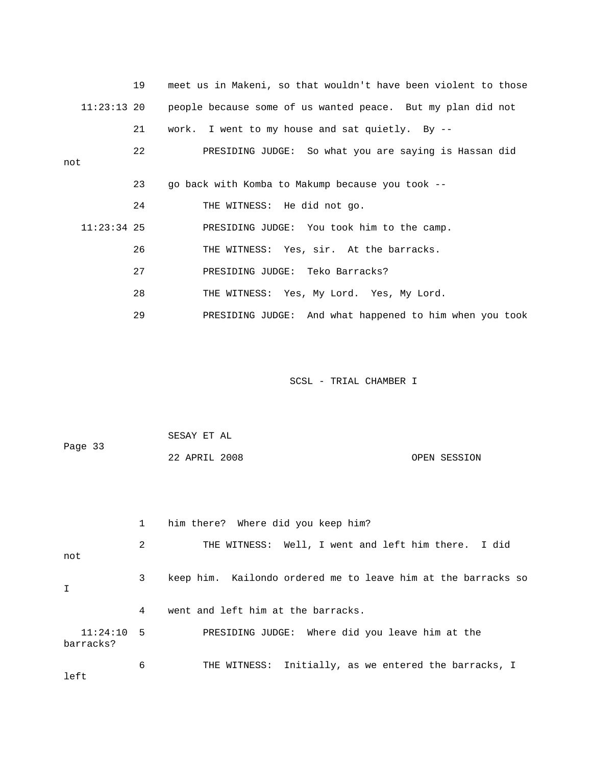19 meet us in Makeni, so that wouldn't have been violent to those

11:23:13 20 people because some of us wanted peace. But my plan did not

21 work. I went to my house and sat quietly. By --

22 PRESIDING JUDGE: So what you are saying is Hassan did not

23 go back with Komba to Makump because you took --

24 THE WITNESS: He did not go.

11:23:34 25 PRESIDING JUDGE: You took him to the camp.

26 THE WITNESS: Yes, sir. At the barracks.

27 PRESIDING JUDGE: Teko Barracks?

28 THE WITNESS: Yes, My Lord. Yes, My Lord.

29 PRESIDING JUDGE: And what happened to him when you took

SCSL - TRIAL CHAMBER I

SESAY ET AL

Page 33

22 APRIL 2008 OPEN SESSION

1 him there? Where did you keep him?

2 THE WITNESS: Well, I went and left him there. I did not

3 keep him. Kailondo ordered me to leave him at the barracks so I

4 went and left him at the barracks.

11:24:10 5 PRESIDING JUDGE: Where did you leave him at the barracks?

6 THE WITNESS: Initially, as we entered the barracks, I left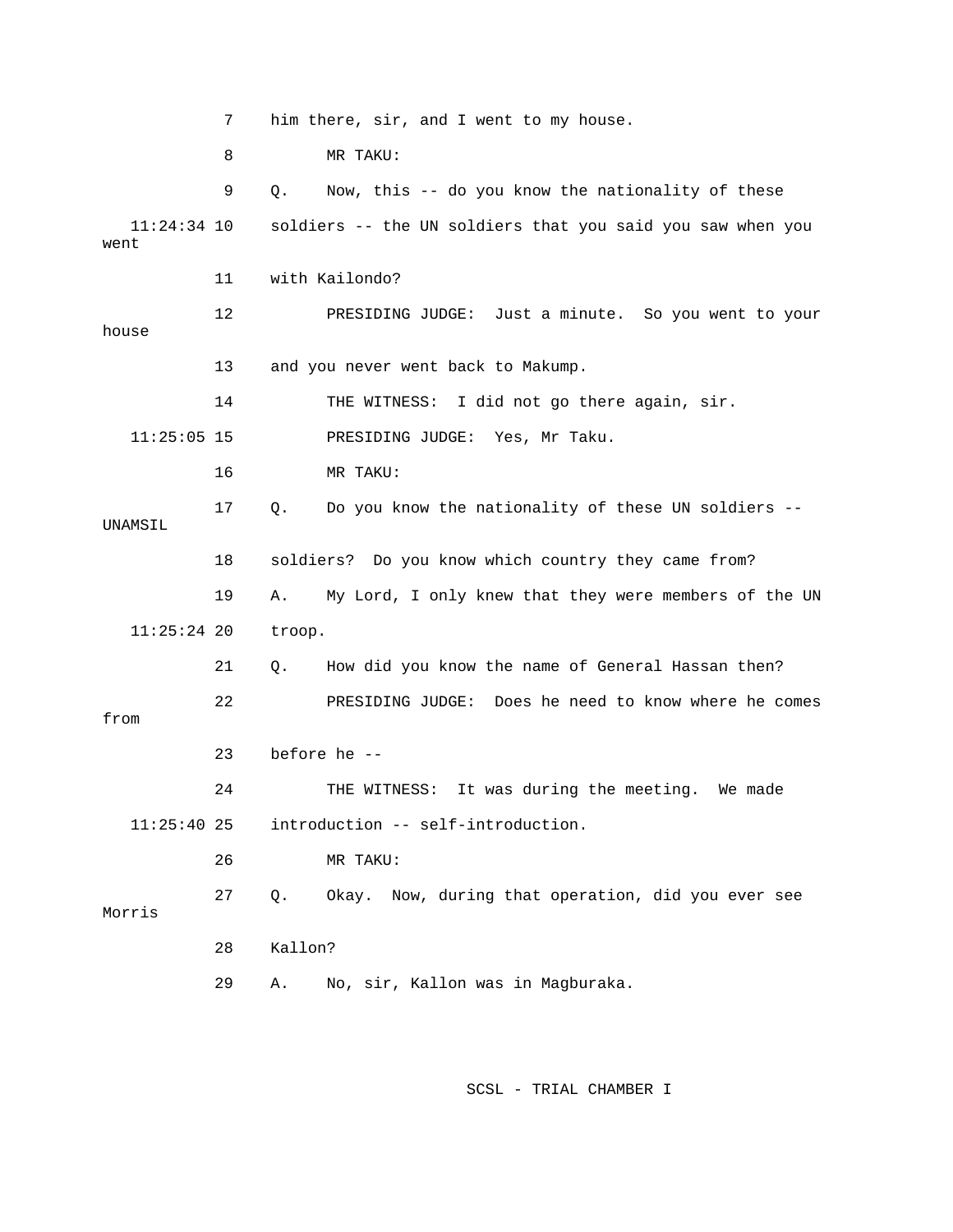7 him there, sir, and I went to my house.

8 MR TAKU:

9 Q. Now, this -- do you know the nationality of these

11:24:34 10 soldiers -- the UN soldiers that you said you saw when you went

11 with Kailondo?

12 PRESIDING JUDGE: Just a minute. So you went to your house

13 and you never went back to Makump.

14 THE WITNESS: I did not go there again, sir.

11:25:05 15 PRESIDING JUDGE: Yes, Mr Taku.

16 MR TAKU:

17 Q. Do you know the nationality of these UN soldiers -- UNAMSIL

18 soldiers? Do you know which country they came from?

19 A. My Lord, I only knew that they were members of the UN

11:25:24 20 troop.

21 Q. How did you know the name of General Hassan then?

22 PRESIDING JUDGE: Does he need to know where he comes from

23 before he --

24 THE WITNESS: It was during the meeting. We made

11:25:40 25 introduction -- self-introduction.

26 MR TAKU:

27 Q. Okay. Now, during that operation, did you ever see Morris

28 Kallon?

29 A. No, sir, Kallon was in Magburaka.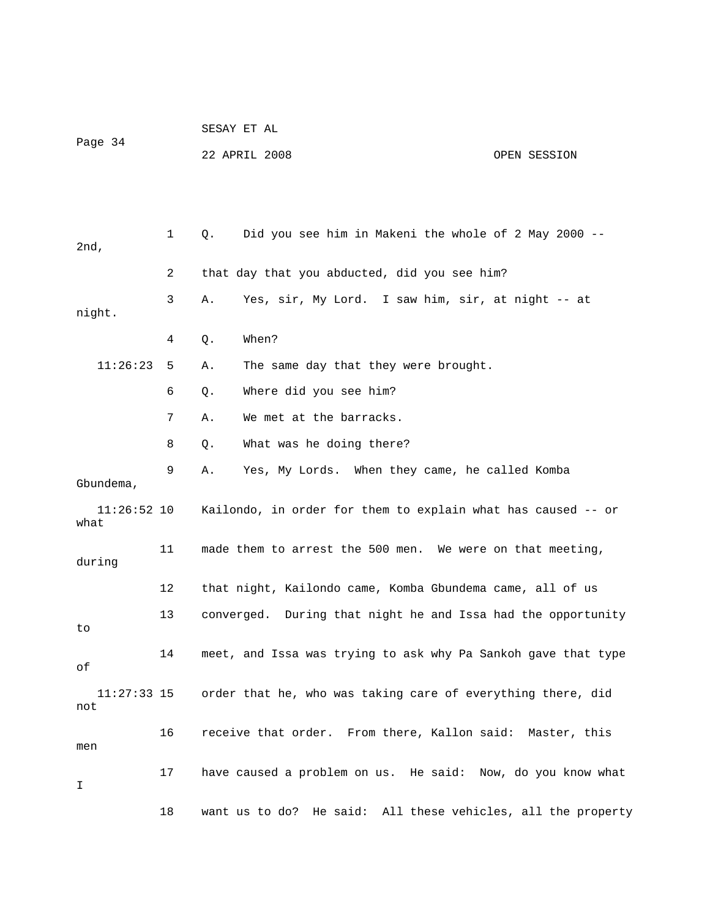1 Q. Did you see him in Makeni the whole of 2 May 2000 -- 2nd,

2 that day that you abducted, did you see him?

3 A. Yes, sir, My Lord. I saw him, sir, at night -- at night.

4 Q. When?

11:26:23 5 A. The same day that they were brought.

6 Q. Where did you see him?

7 A. We met at the barracks.

8 Q. What was he doing there?

9 A. Yes, My Lords. When they came, he called Komba Gbundema,

11:26:52 10 Kailondo, in order for them to explain what has caused -- or what

11 made them to arrest the 500 men. We were on that meeting, during

12 that night, Kailondo came, Komba Gbundema came, all of us

13 converged. During that night he and Issa had the opportunity to

14 meet, and Issa was trying to ask why Pa Sankoh gave that type of

11:27:33 15 order that he, who was taking care of everything there, did not

16 receive that order. From there, Kallon said: Master, this men

17 have caused a problem on us. He said: Now, do you know what I

18 want us to do? He said: All these vehicles, all the property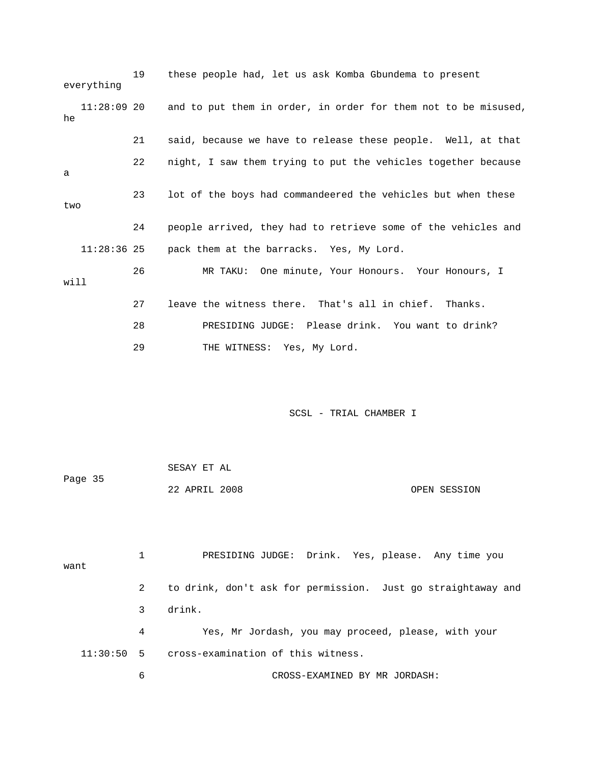19 these people had, let us ask Komba Gbundema to present everything

11:28:09 20 and to put them in order, in order for them not to be misused, he

21 said, because we have to release these people. Well, at that

22 night, I saw them trying to put the vehicles together because a

23 lot of the boys had commandeered the vehicles but when these two

24 people arrived, they had to retrieve some of the vehicles and

11:28:36 25 pack them at the barracks. Yes, My Lord.

26 MR TAKU: One minute, Your Honours. Your Honours, I will

27 leave the witness there. That's all in chief. Thanks.

28 PRESIDING JUDGE: Please drink. You want to drink?

29 THE WITNESS: Yes, My Lord.

1 PRESIDING JUDGE: Drink. Yes, please. Any time you want

2 to drink, don't ask for permission. Just go straightaway and

3 drink.

4 Yes, Mr Jordash, you may proceed, please, with your

11:30:50 5 cross-examination of this witness.

6 CROSS-EXAMINED BY MR JORDASH: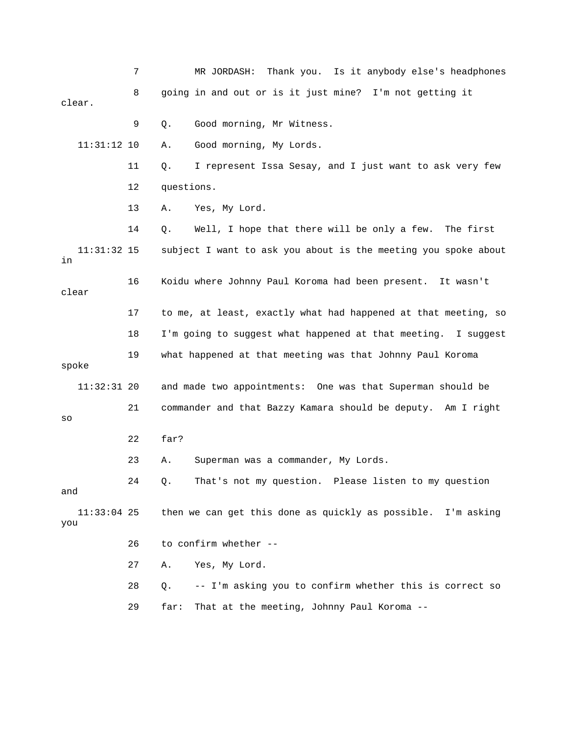7 MR JORDASH: Thank you. Is it anybody else's headphones

8 going in and out or is it just mine? I'm not getting it clear.

9 Q. Good morning, Mr Witness.

11:31:12 10 A. Good morning, My Lords.

11 Q. I represent Issa Sesay, and I just want to ask very few

12 questions.

13 A. Yes, My Lord.

14 Q. Well, I hope that there will be only a few. The first

11:31:32 15 subject I want to ask you about is the meeting you spoke about in

16 Koidu where Johnny Paul Koroma had been present. It wasn't clear

17 to me, at least, exactly what had happened at that meeting, so

18 I'm going to suggest what happened at that meeting. I suggest

19 what happened at that meeting was that Johnny Paul Koroma spoke

11:32:31 20 and made two appointments: One was that Superman should be

21 commander and that Bazzy Kamara should be deputy. Am I right so

22 far?

23 A. Superman was a commander, My Lords.

24 Q. That's not my question. Please listen to my question and

11:33:04 25 then we can get this done as quickly as possible. I'm asking you

26 to confirm whether --

27 A. Yes, My Lord.

28 Q. -- I'm asking you to confirm whether this is correct so

29 far: That at the meeting, Johnny Paul Koroma --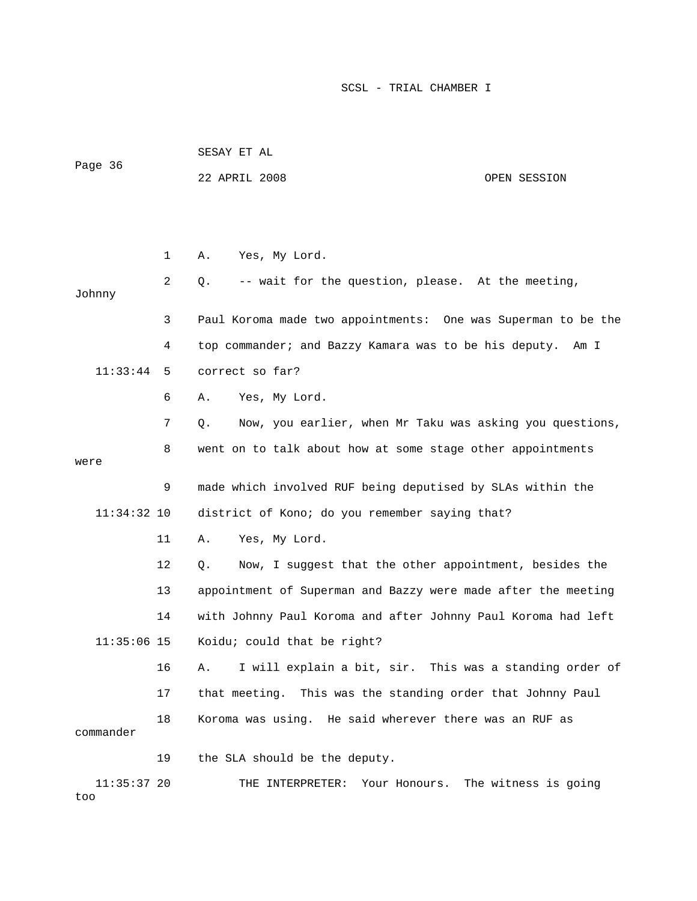1 A. Yes, My Lord.

2 Q. -- wait for the question, please. At the meeting, Johnny

3 Paul Koroma made two appointments: One was Superman to be the

4 top commander; and Bazzy Kamara was to be his deputy. Am I

11:33:44 5 correct so far?

6 A. Yes, My Lord.

7 Q. Now, you earlier, when Mr Taku was asking you questions,

8 went on to talk about how at some stage other appointments were

9 made which involved RUF being deputised by SLAs within the

11:34:32 10 district of Kono; do you remember saying that?

11 A. Yes, My Lord.

12 Q. Now, I suggest that the other appointment, besides the

13 appointment of Superman and Bazzy were made after the meeting

14 with Johnny Paul Koroma and after Johnny Paul Koroma had left

11:35:06 15 Koidu; could that be right?

16 A. I will explain a bit, sir. This was a standing order of

17 that meeting. This was the standing order that Johnny Paul

18 Koroma was using. He said wherever there was an RUF as commander

19 the SLA should be the deputy.

11:35:37 20 THE INTERPRETER: Your Honours. The witness is going too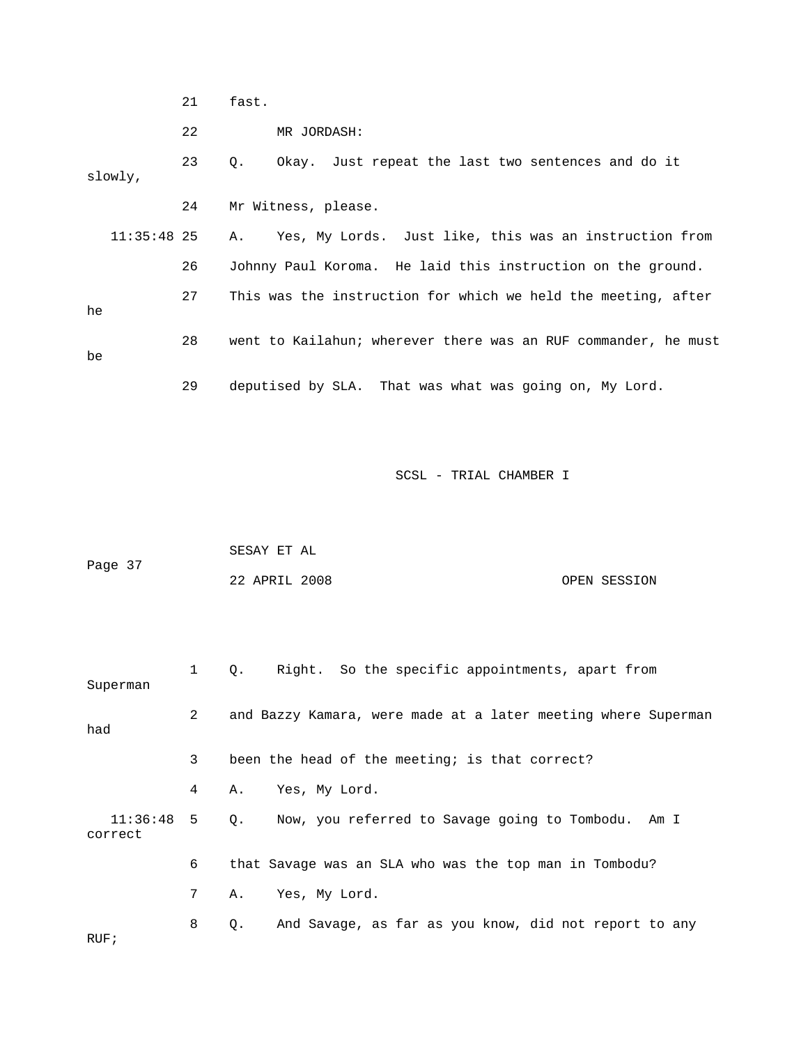21 fast.

22 MR JORDASH:

23 Q. Okay. Just repeat the last two sentences and do it slowly,

24 Mr Witness, please.

11:35:48 25 A. Yes, My Lords. Just like, this was an instruction from

26 Johnny Paul Koroma. He laid this instruction on the ground.

27 This was the instruction for which we held the meeting, after he

28 went to Kailahun; wherever there was an RUF commander, he must be

29 deputised by SLA. That was what was going on, My Lord.

1 Q. Right. So the specific appointments, apart from Superman

2 and Bazzy Kamara, were made at a later meeting where Superman had

3 been the head of the meeting; is that correct?

4 A. Yes, My Lord.

11:36:48 5 Q. Now, you referred to Savage going to Tombodu. Am I correct

6 that Savage was an SLA who was the top man in Tombodu?

7 A. Yes, My Lord.

8 Q. And Savage, as far as you know, did not report to any RUF;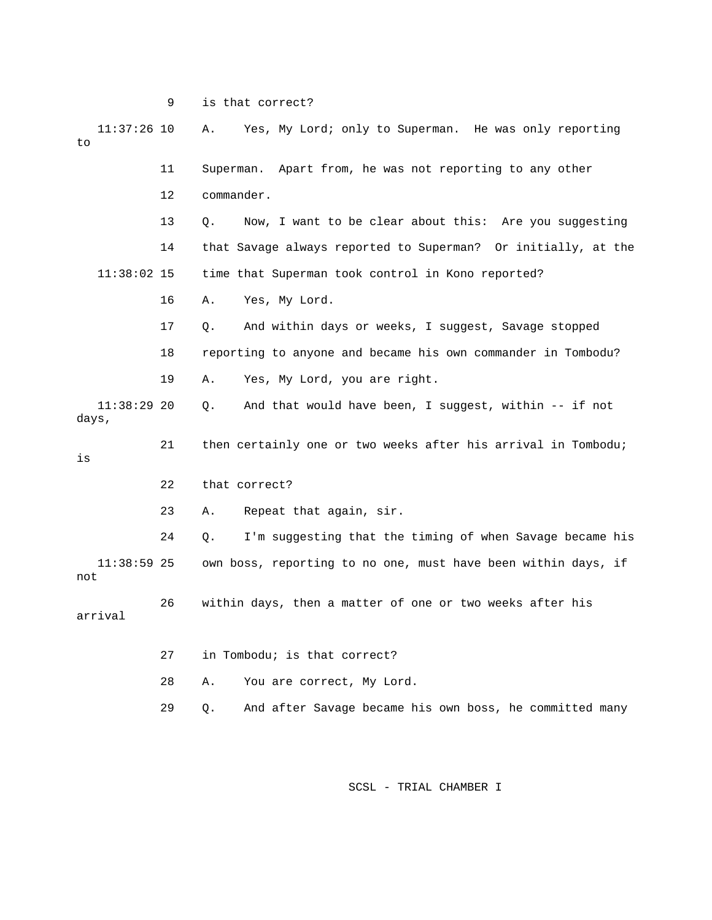9 is that correct?

11:37:26 10 A. Yes, My Lord; only to Superman. He was only reporting to

11 Superman. Apart from, he was not reporting to any other

12 commander.

13 Q. Now, I want to be clear about this: Are you suggesting

14 that Savage always reported to Superman? Or initially, at the

11:38:02 15 time that Superman took control in Kono reported?

16 A. Yes, My Lord.

17 Q. And within days or weeks, I suggest, Savage stopped

18 reporting to anyone and became his own commander in Tombodu?

19 A. Yes, My Lord, you are right.

11:38:29 20 Q. And that would have been, I suggest, within -- if not days,

21 then certainly one or two weeks after his arrival in Tombodu; is

22 that correct?

23 A. Repeat that again, sir.

24 Q. I'm suggesting that the timing of when Savage became his

11:38:59 25 own boss, reporting to no one, must have been within days, if not

26 within days, then a matter of one or two weeks after his arrival

27 in Tombodu; is that correct?

28 A. You are correct, My Lord.

29 Q. And after Savage became his own boss, he committed many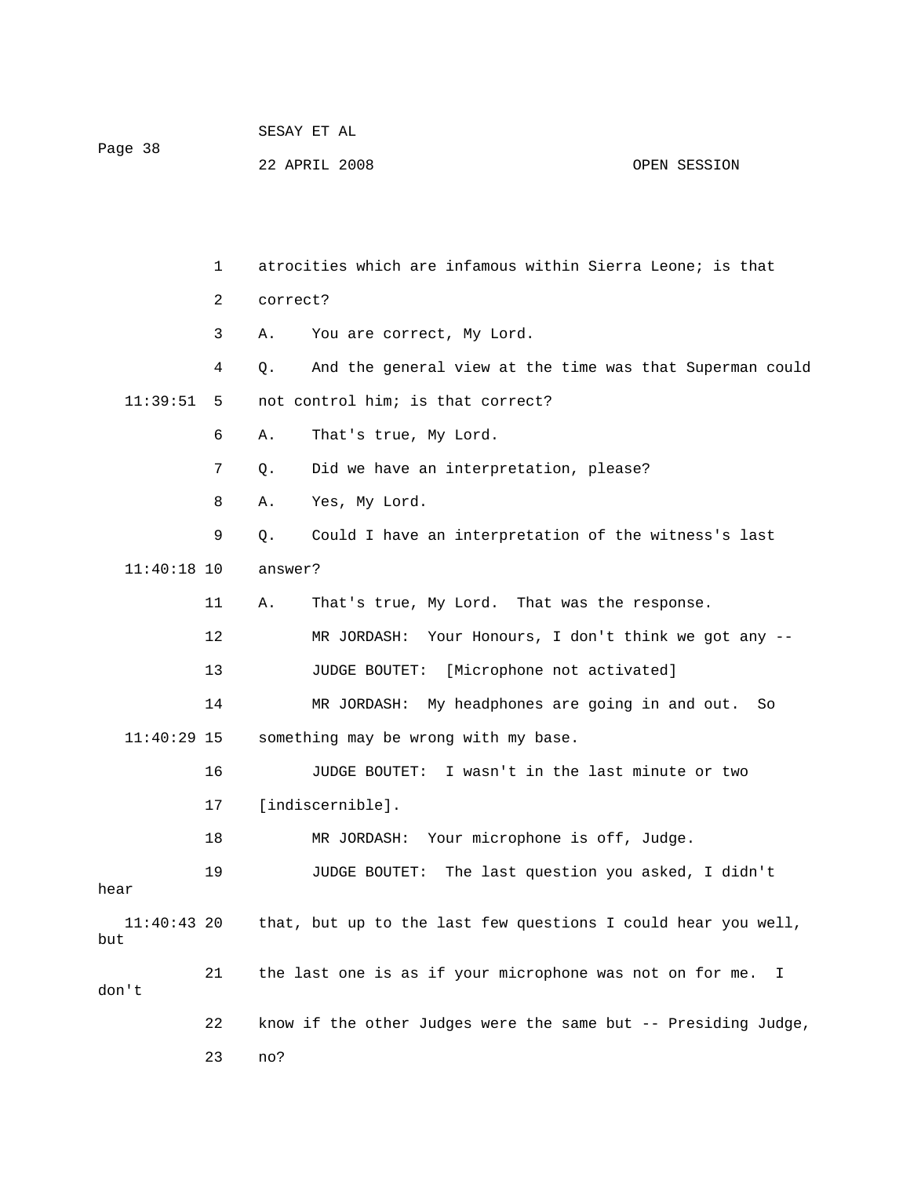1 atrocities which are infamous within Sierra Leone; is that

2 correct?

3 A. You are correct, My Lord.

4 Q. And the general view at the time was that Superman could

11:39:51 5 not control him; is that correct?

6 A. That's true, My Lord.

7 Q. Did we have an interpretation, please?

8 A. Yes, My Lord.

9 Q. Could I have an interpretation of the witness's last

11:40:18 10 answer?

11 A. That's true, My Lord. That was the response.

12 MR JORDASH: Your Honours, I don't think we got any --

13 JUDGE BOUTET: [Microphone not activated]

14 MR JORDASH: My headphones are going in and out. So

11:40:29 15 something may be wrong with my base.

16 JUDGE BOUTET: I wasn't in the last minute or two

17 [indiscernible].

18 MR JORDASH: Your microphone is off, Judge.

19 JUDGE BOUTET: The last question you asked, I didn't hear

11:40:43 20 that, but up to the last few questions I could hear you well, but

21 the last one is as if your microphone was not on for me. I don't

22 know if the other Judges were the same but -- Presiding Judge,

23 no?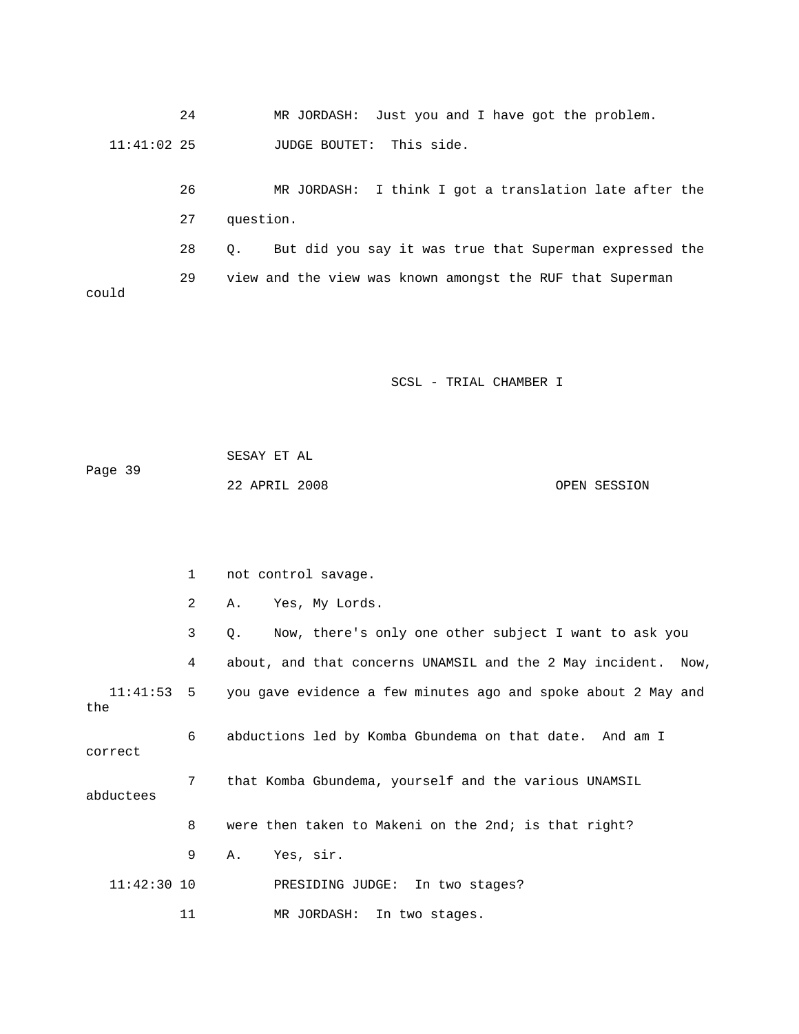24 MR JORDASH: Just you and I have got the problem.

11:41:02 25 JUDGE BOUTET: This side.

26 MR JORDASH: I think I got a translation late after the

27 question.

28 Q. But did you say it was true that Superman expressed the

29 view and the view was known amongst the RUF that Superman could

1 not control savage.

2 A. Yes, My Lords.

3 Q. Now, there's only one other subject I want to ask you

4 about, and that concerns UNAMSIL and the 2 May incident. Now,

11:41:53 5 you gave evidence a few minutes ago and spoke about 2 May and the

6 abductions led by Komba Gbundema on that date. And am I correct

7 that Komba Gbundema, yourself and the various UNAMSIL abductees

8 were then taken to Makeni on the 2nd; is that right?

9 A. Yes, sir.

11:42:30 10 PRESIDING JUDGE: In two stages?

11 MR JORDASH: In two stages.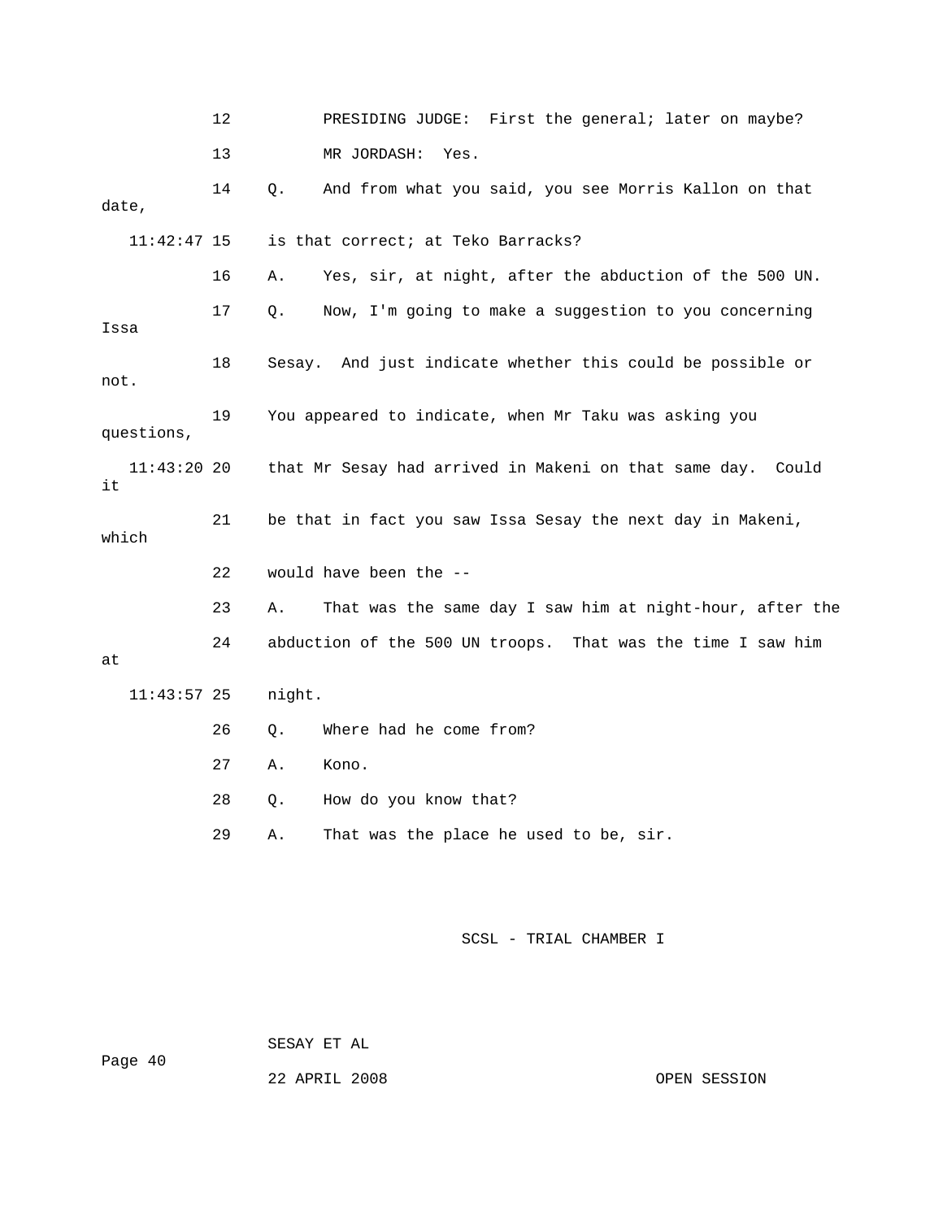12 PRESIDING JUDGE: First the general; later on maybe?

13 MR JORDASH: Yes.

14 Q. And from what you said, you see Morris Kallon on that date,

11:42:47 15 is that correct; at Teko Barracks?

16 A. Yes, sir, at night, after the abduction of the 500 UN.

17 Q. Now, I'm going to make a suggestion to you concerning Issa

18 Sesay. And just indicate whether this could be possible or not.

19 You appeared to indicate, when Mr Taku was asking you questions,

11:43:20 20 that Mr Sesay had arrived in Makeni on that same day. Could it

21 be that in fact you saw Issa Sesay the next day in Makeni, which

22 would have been the --

23 A. That was the same day I saw him at night-hour, after the

24 abduction of the 500 UN troops. That was the time I saw him at

11:43:57 25 night.

26 Q. Where had he come from?

27 A. Kono.

28 Q. How do you know that?

29 A. That was the place he used to be, sir.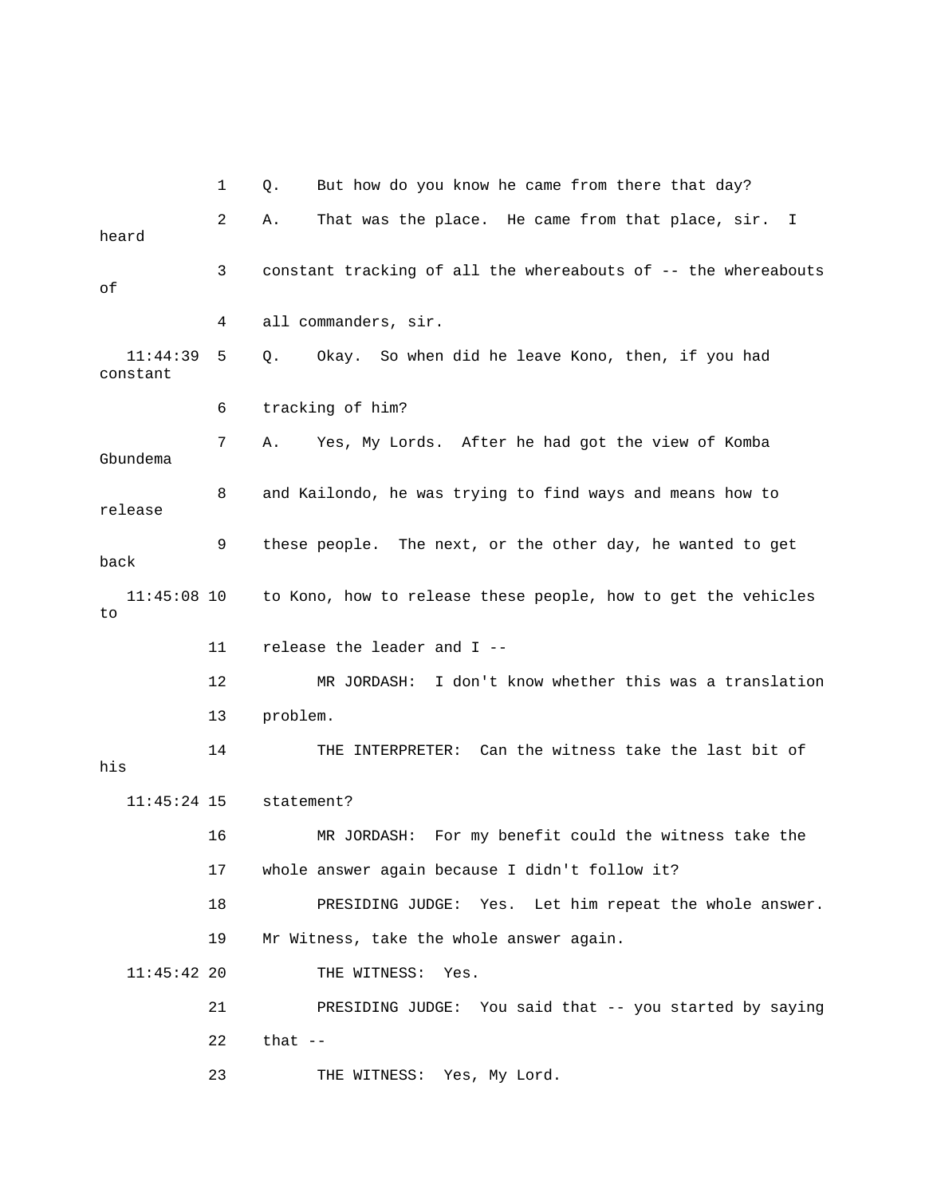1 Q. But how do you know he came from there that day?

2 A. That was the place. He came from that place, sir. I heard

3 constant tracking of all the whereabouts of -- the whereabouts of

4 all commanders, sir.

11:44:39 5 Q. Okay. So when did he leave Kono, then, if you had constant

6 tracking of him?

7 A. Yes, My Lords. After he had got the view of Komba Gbundema

8 and Kailondo, he was trying to find ways and means how to release

9 these people. The next, or the other day, he wanted to get back

11:45:08 10 to Kono, how to release these people, how to get the vehicles to

11 release the leader and I --

12 MR JORDASH: I don't know whether this was a translation

13 problem.

14 THE INTERPRETER: Can the witness take the last bit of his

11:45:24 15 statement?

16 MR JORDASH: For my benefit could the witness take the

17 whole answer again because I didn't follow it?

18 PRESIDING JUDGE: Yes. Let him repeat the whole answer.

19 Mr Witness, take the whole answer again.

11:45:42 20 THE WITNESS: Yes.

21 PRESIDING JUDGE: You said that -- you started by saying

22 that --

23 THE WITNESS: Yes, My Lord.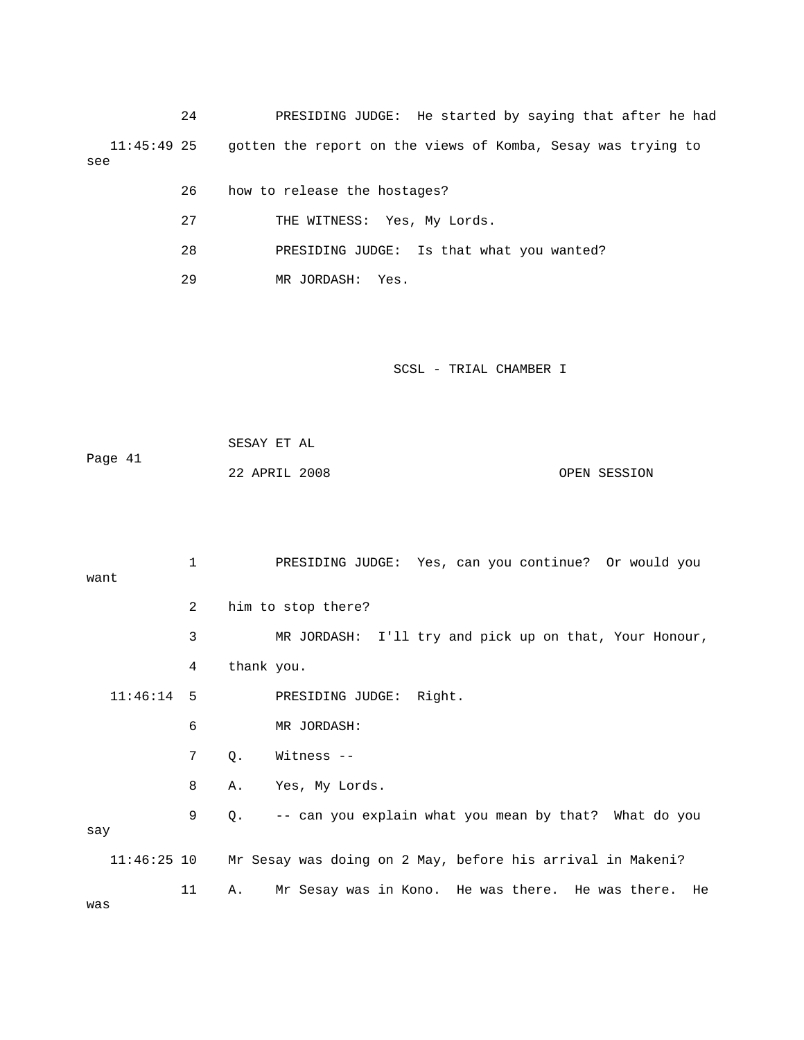24 PRESIDING JUDGE: He started by saying that after he had

11:45:49 25 gotten the report on the views of Komba, Sesay was trying to see

26 how to release the hostages?

27 THE WITNESS: Yes, My Lords.

28 PRESIDING JUDGE: Is that what you wanted?

29 MR JORDASH: Yes.

1 PRESIDING JUDGE: Yes, can you continue? Or would you want

2 him to stop there?

3 MR JORDASH: I'll try and pick up on that, Your Honour,

4 thank you.

11:46:14 5 PRESIDING JUDGE: Right.

6 MR JORDASH:

7 Q. Witness --

8 A. Yes, My Lords.

9 Q. -- can you explain what you mean by that? What do you say

11:46:25 10 Mr Sesay was doing on 2 May, before his arrival in Makeni?

11 A. Mr Sesay was in Kono. He was there. He was there. He was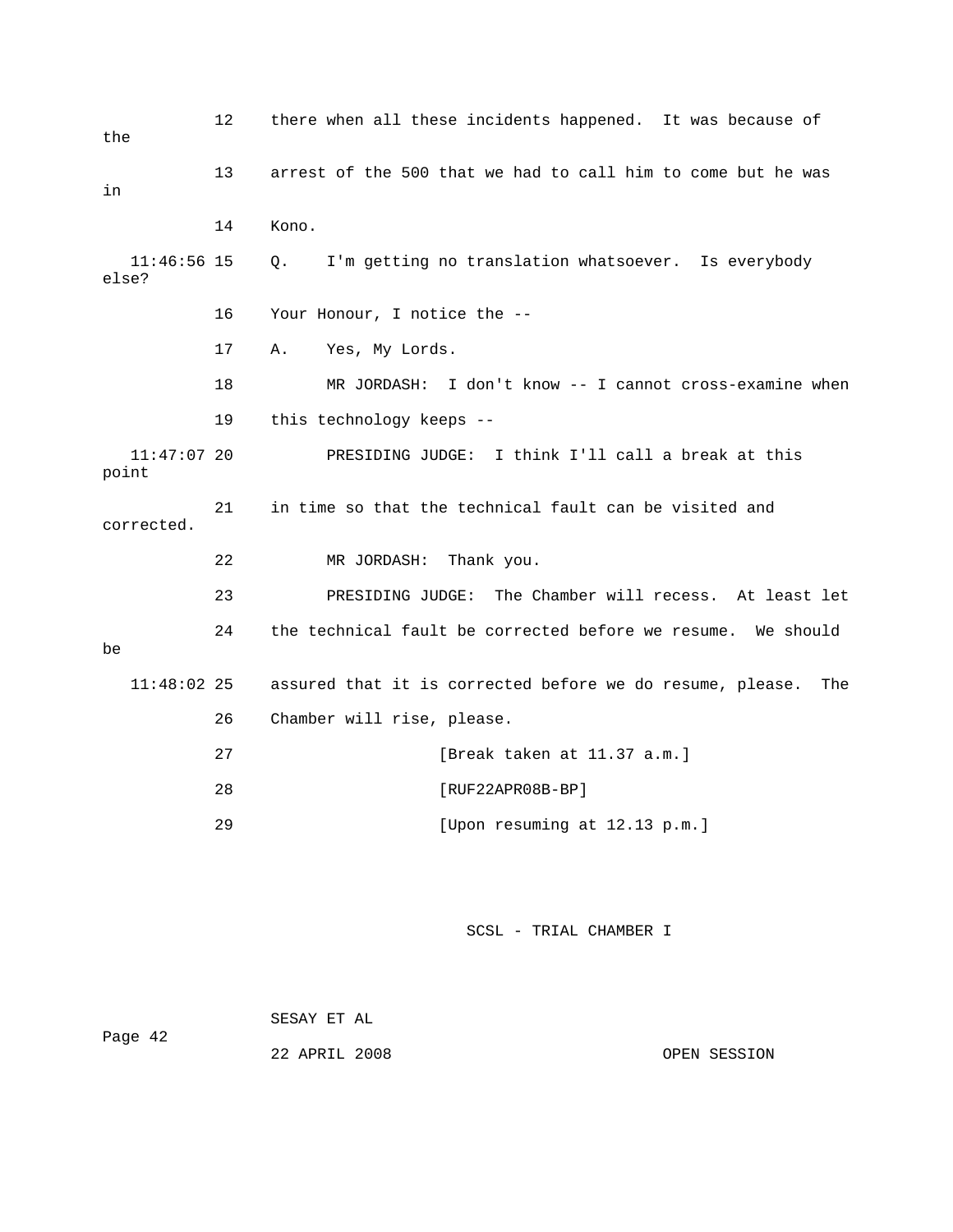12 there when all these incidents happened. It was because of the

13 arrest of the 500 that we had to call him to come but he was in

14 Kono.

11:46:56 15 Q. I'm getting no translation whatsoever. Is everybody else?

16 Your Honour, I notice the --

17 A. Yes, My Lords.

18 MR JORDASH: I don't know -- I cannot cross-examine when

19 this technology keeps --

11:47:07 20 PRESIDING JUDGE: I think I'll call a break at this point

21 in time so that the technical fault can be visited and corrected.

22 MR JORDASH: Thank you.

23 PRESIDING JUDGE: The Chamber will recess. At least let

24 the technical fault be corrected before we resume. We should be

11:48:02 25 assured that it is corrected before we do resume, please. The

26 Chamber will rise, please.

27 [Break taken at 11.37 a.m.]

28 [RUF22APR08B-BP]

29 [Upon resuming at 12.13 p.m.]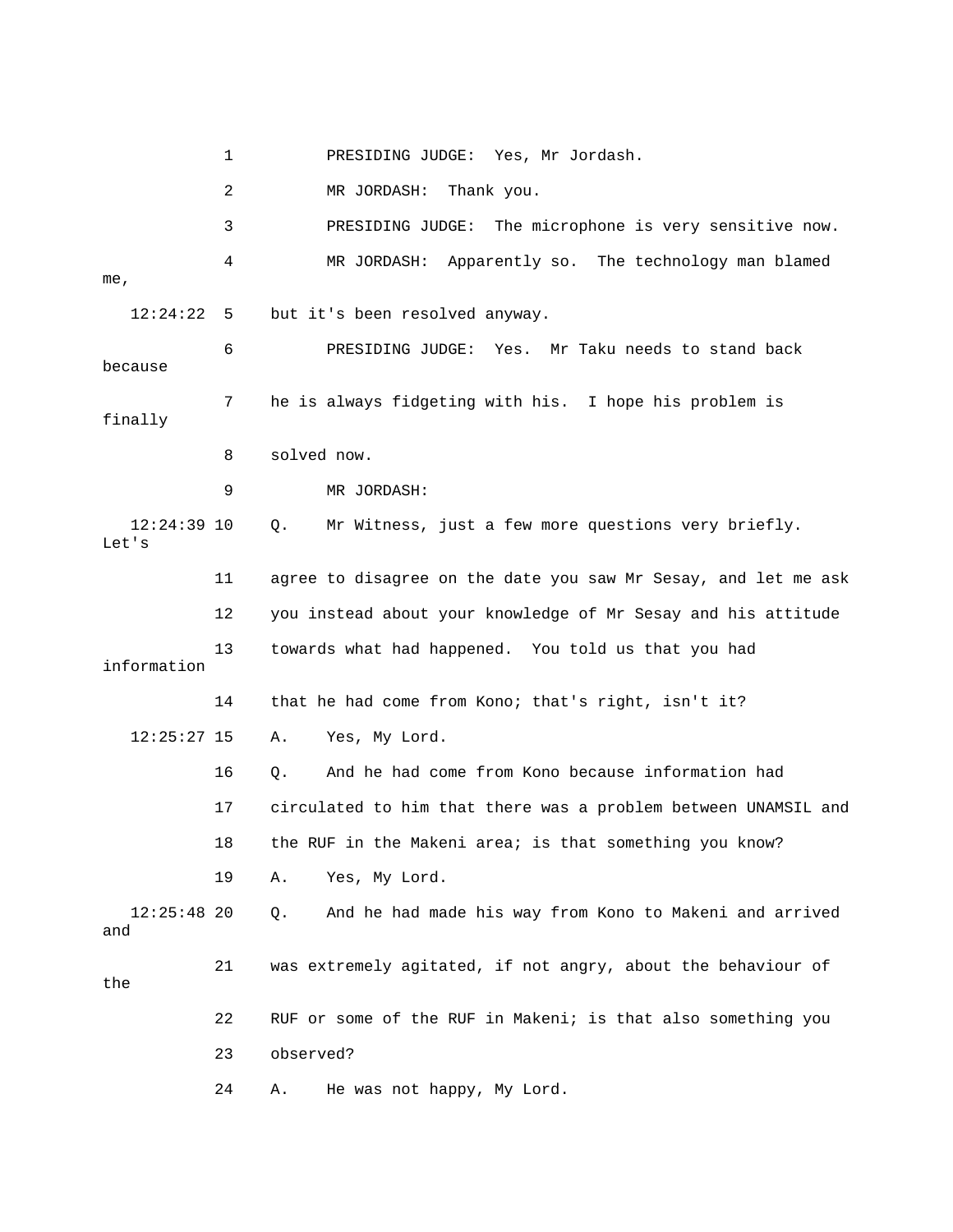1 PRESIDING JUDGE: Yes, Mr Jordash.

2 MR JORDASH: Thank you.

3 PRESIDING JUDGE: The microphone is very sensitive now.

4 MR JORDASH: Apparently so. The technology man blamed me,

12:24:22 5 but it's been resolved anyway.

6 PRESIDING JUDGE: Yes. Mr Taku needs to stand back because

7 he is always fidgeting with his. I hope his problem is finally

8 solved now.

9 MR JORDASH:

12:24:39 10 Q. Mr Witness, just a few more questions very briefly. Let's

11 agree to disagree on the date you saw Mr Sesay, and let me ask

12 you instead about your knowledge of Mr Sesay and his attitude

13 towards what had happened. You told us that you had information

14 that he had come from Kono; that's right, isn't it?

12:25:27 15 A. Yes, My Lord.

16 Q. And he had come from Kono because information had

17 circulated to him that there was a problem between UNAMSIL and

18 the RUF in the Makeni area; is that something you know?

19 A. Yes, My Lord.

12:25:48 20 Q. And he had made his way from Kono to Makeni and arrived and

21 was extremely agitated, if not angry, about the behaviour of the

22 RUF or some of the RUF in Makeni; is that also something you

23 observed?

24 A. He was not happy, My Lord.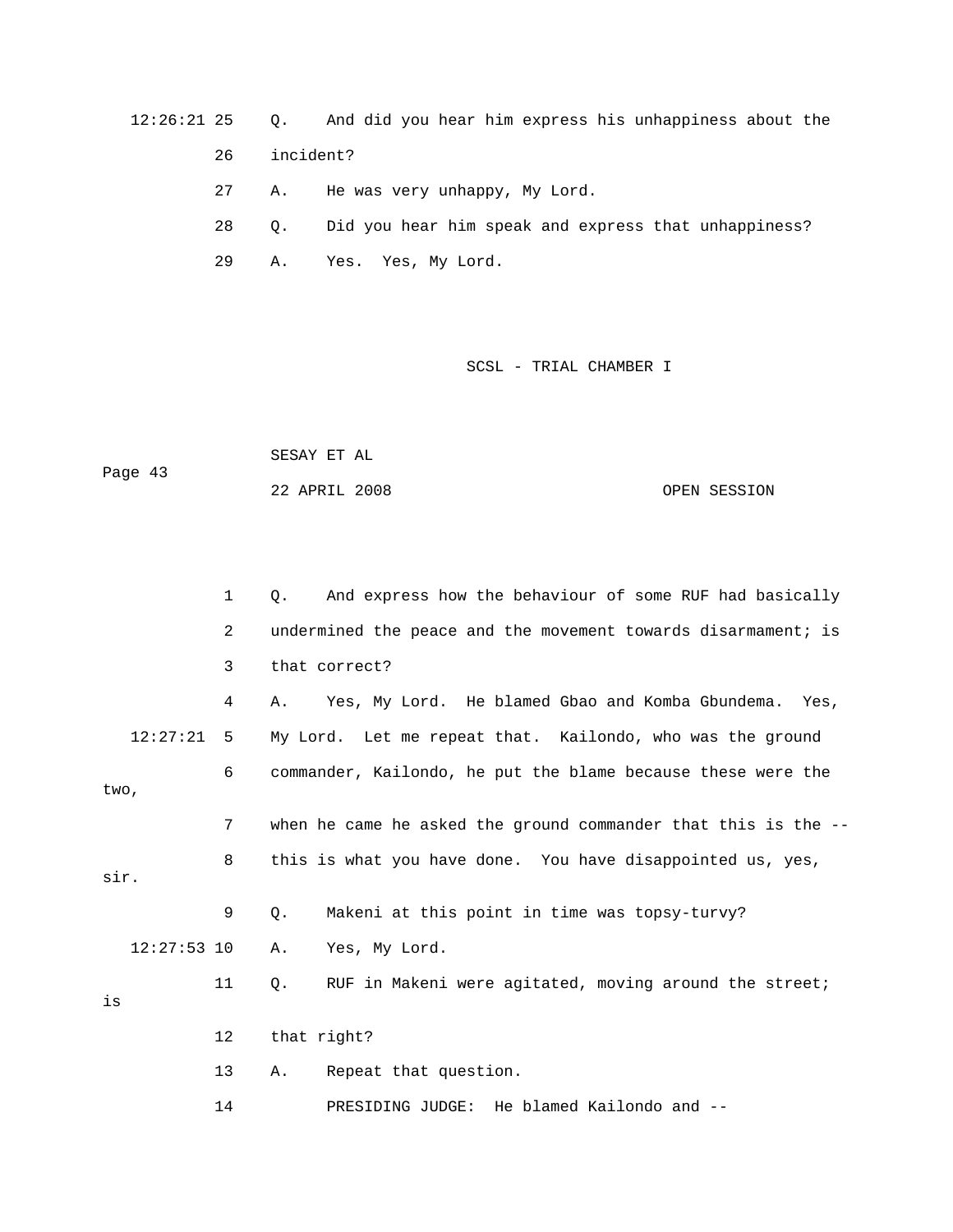12:26:21 25 Q. And did you hear him express his unhappiness about the

26 incident?

27 A. He was very unhappy, My Lord.

28 Q. Did you hear him speak and express that unhappiness?

29 A. Yes. Yes, My Lord.

1 Q. And express how the behaviour of some RUF had basically

2 undermined the peace and the movement towards disarmament; is

3 that correct?

4 A. Yes, My Lord. He blamed Gbao and Komba Gbundema. Yes,

12:27:21 5 My Lord. Let me repeat that. Kailondo, who was the ground

6 commander, Kailondo, he put the blame because these were the two,

7 when he came he asked the ground commander that this is the --

8 this is what you have done. You have disappointed us, yes, sir.

9 Q. Makeni at this point in time was topsy-turvy?

12:27:53 10 A. Yes, My Lord.

11 Q. RUF in Makeni were agitated, moving around the street; is

12 that right?

13 A. Repeat that question.

14 PRESIDING JUDGE: He blamed Kailondo and --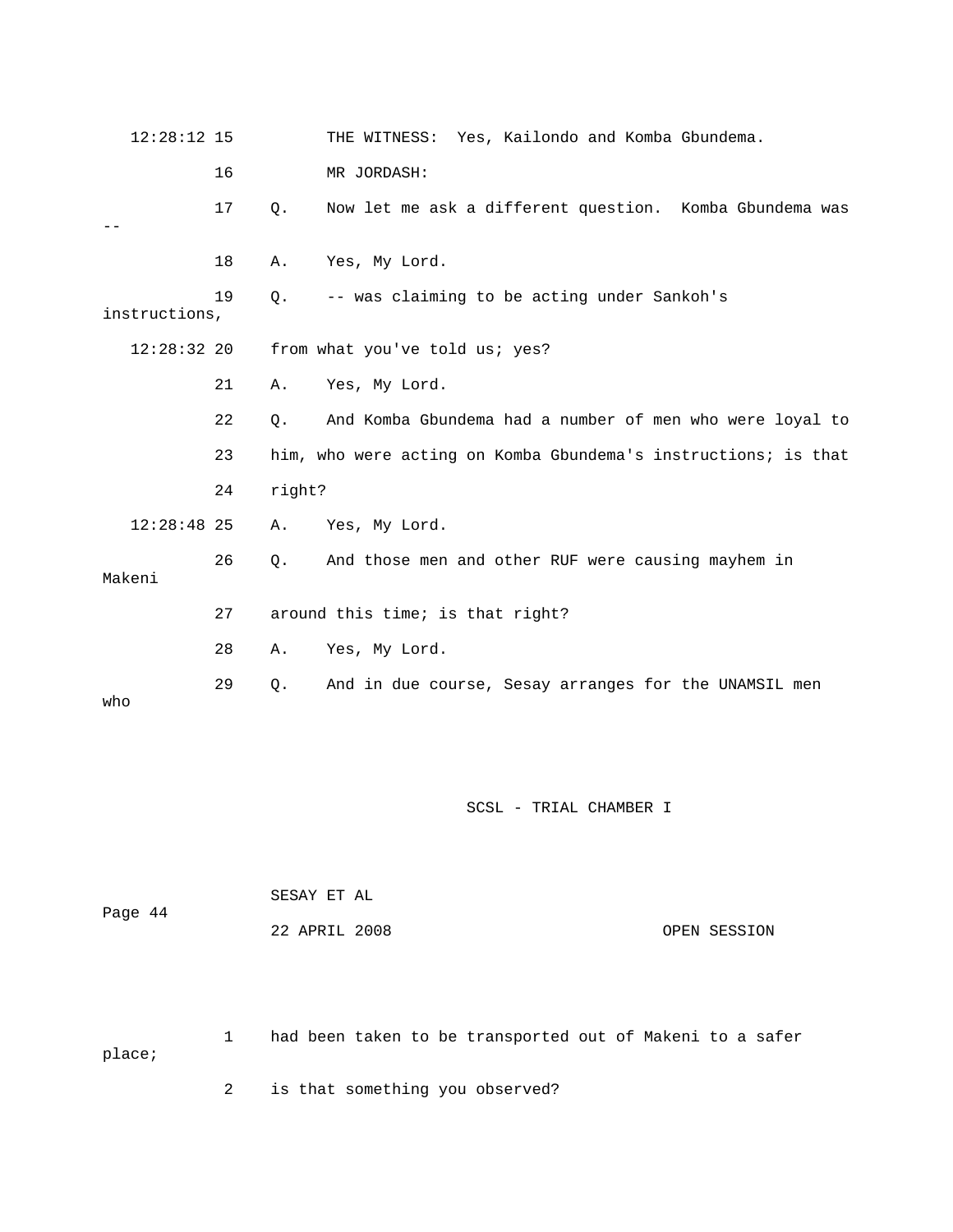12:28:12 15 THE WITNESS: Yes, Kailondo and Komba Gbundema.

16 MR JORDASH:

17 Q. Now let me ask a different question. Komba Gbundema was --

18 A. Yes, My Lord.

19 Q. -- was claiming to be acting under Sankoh's instructions,

12:28:32 20 from what you've told us; yes?

21 A. Yes, My Lord.

22 Q. And Komba Gbundema had a number of men who were loyal to

23 him, who were acting on Komba Gbundema's instructions; is that

24 right?

12:28:48 25 A. Yes, My Lord.

26 Q. And those men and other RUF were causing mayhem in Makeni

27 around this time; is that right?

28 A. Yes, My Lord.

29 Q. And in due course, Sesay arranges for the UNAMSIL men who

1 had been taken to be transported out of Makeni to a safer place;

2 is that something you observed?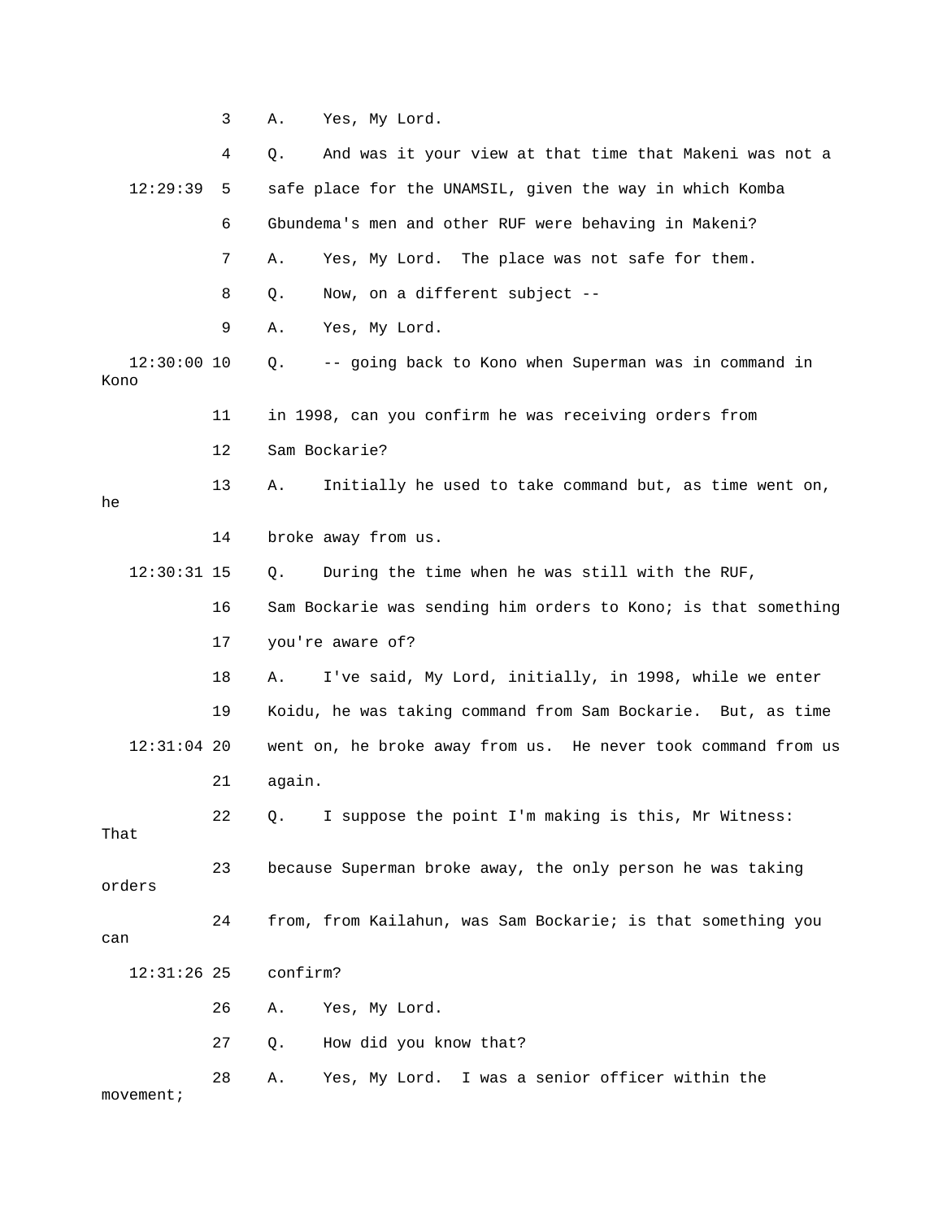3 A. Yes, My Lord.

4 Q. And was it your view at that time that Makeni was not a

12:29:39 5 safe place for the UNAMSIL, given the way in which Komba

6 Gbundema's men and other RUF were behaving in Makeni?

7 A. Yes, My Lord. The place was not safe for them.

8 Q. Now, on a different subject --

9 A. Yes, My Lord.

12:30:00 10 Q. -- going back to Kono when Superman was in command in Kono

11 in 1998, can you confirm he was receiving orders from

12 Sam Bockarie?

13 A. Initially he used to take command but, as time went on, he

14 broke away from us.

12:30:31 15 Q. During the time when he was still with the RUF,

16 Sam Bockarie was sending him orders to Kono; is that something

17 you're aware of?

18 A. I've said, My Lord, initially, in 1998, while we enter

19 Koidu, he was taking command from Sam Bockarie. But, as time

12:31:04 20 went on, he broke away from us. He never took command from us

21 again.

22 Q. I suppose the point I'm making is this, Mr Witness: That

23 because Superman broke away, the only person he was taking orders

24 from, from Kailahun, was Sam Bockarie; is that something you can

12:31:26 25 confirm?

26 A. Yes, My Lord.

27 Q. How did you know that?

28 A. Yes, My Lord. I was a senior officer within the movement;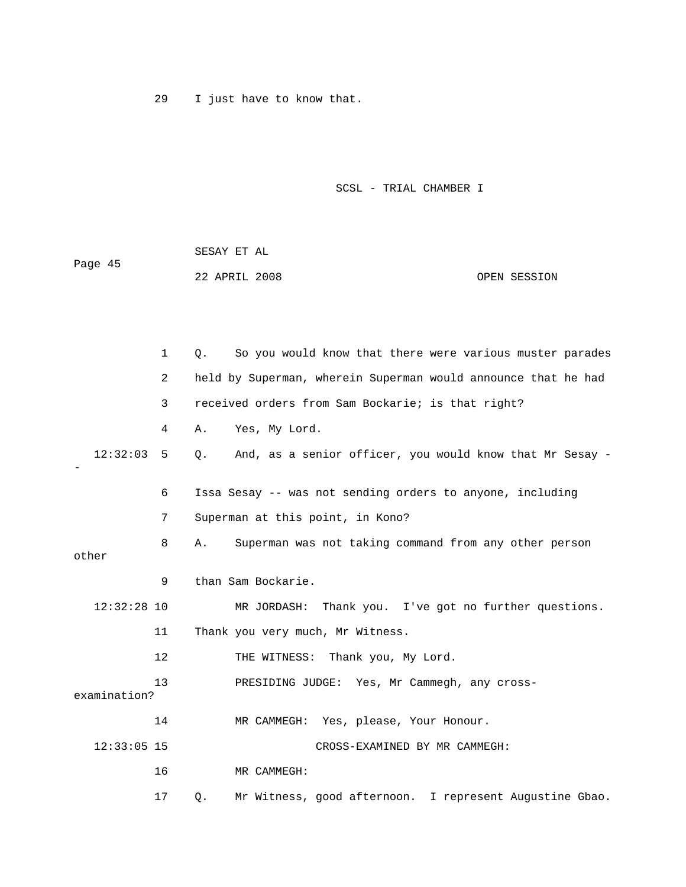29 I just have to know that.

1 Q. So you would know that there were various muster parades
2 held by Superman, wherein Superman would announce that he had
3 received orders from Sam Bockarie; is that right?
4 A. Yes, My Lord.
12:32:03 5 Q. And, as a senior officer, you would know that Mr Sesay --
6 Issa Sesay -- was not sending orders to anyone, including
7 Superman at this point, in Kono?
8 A. Superman was not taking command from any other person other
9 than Sam Bockarie.
12:32:28 10 MR JORDASH: Thank you. I've got no further questions.
11 Thank you very much, Mr Witness.
12 THE WITNESS: Thank you, My Lord.
13 PRESIDING JUDGE: Yes, Mr Cammegh, any cross-examination?
14 MR CAMMEGH: Yes, please, Your Honour.
12:33:05 15 CROSS-EXAMINED BY MR CAMMEGH:
16 MR CAMMEGH:
17 Q. Mr Witness, good afternoon. I represent Augustine Gbao.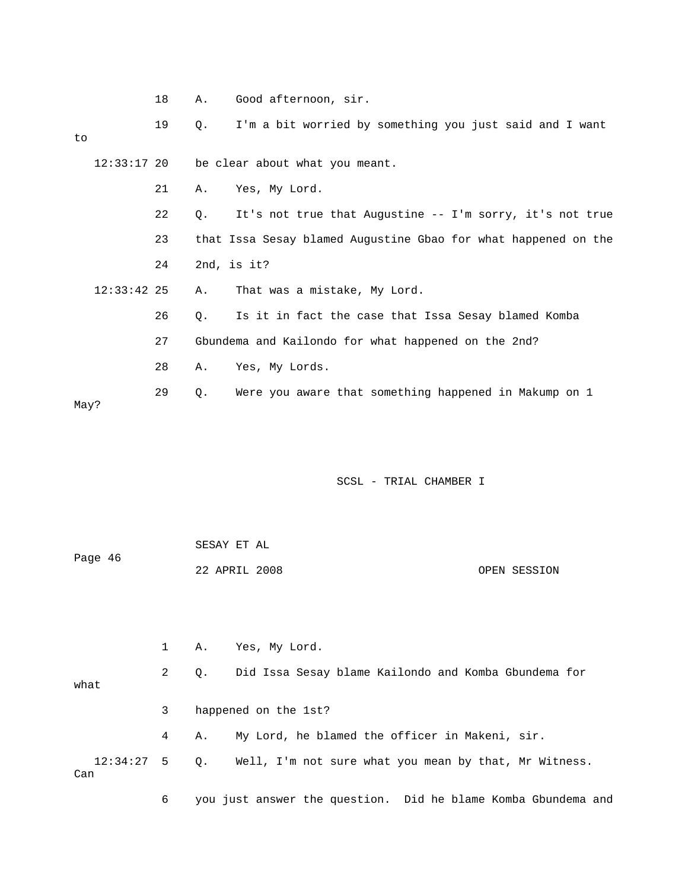18 A. Good afternoon, sir.

19 Q. I'm a bit worried by something you just said and I want to

12:33:17 20 be clear about what you meant.

21 A. Yes, My Lord.

22 Q. It's not true that Augustine -- I'm sorry, it's not true

23 that Issa Sesay blamed Augustine Gbao for what happened on the

24 2nd, is it?

12:33:42 25 A. That was a mistake, My Lord.

26 Q. Is it in fact the case that Issa Sesay blamed Komba

27 Gbundema and Kailondo for what happened on the 2nd?

28 A. Yes, My Lords.

29 Q. Were you aware that something happened in Makump on 1 May?

1 A. Yes, My Lord.

2 Q. Did Issa Sesay blame Kailondo and Komba Gbundema for what

3 happened on the 1st?

4 A. My Lord, he blamed the officer in Makeni, sir.

12:34:27 5 Q. Well, I'm not sure what you mean by that, Mr Witness. Can

6 you just answer the question. Did he blame Komba Gbundema and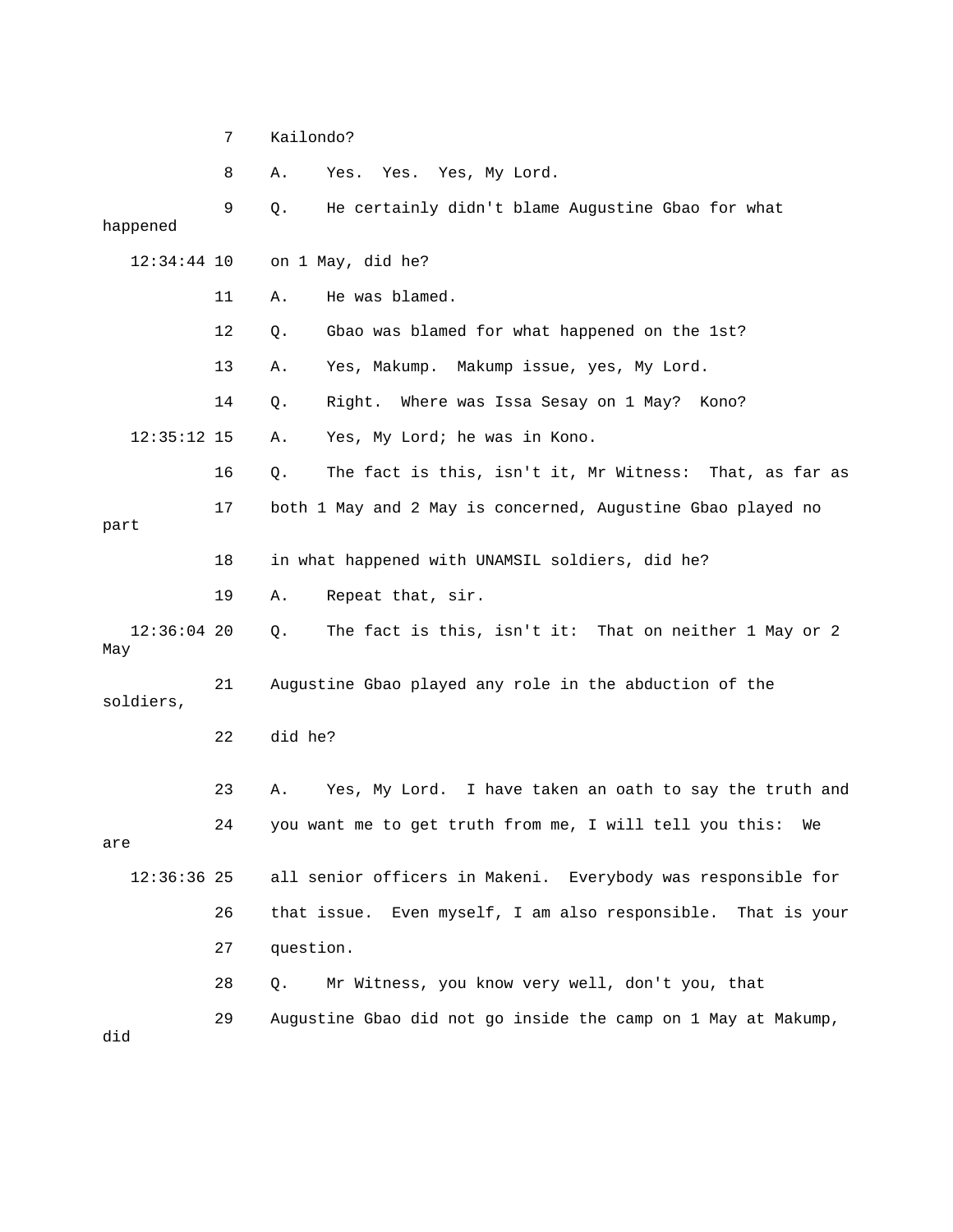7 Kailondo?

8 A. Yes. Yes. Yes, My Lord.

9 Q. He certainly didn't blame Augustine Gbao for what happened

12:34:44 10 on 1 May, did he?

11 A. He was blamed.

12 Q. Gbao was blamed for what happened on the 1st?

13 A. Yes, Makump. Makump issue, yes, My Lord.

14 Q. Right. Where was Issa Sesay on 1 May? Kono?

12:35:12 15 A. Yes, My Lord; he was in Kono.

16 Q. The fact is this, isn't it, Mr Witness: That, as far as

17 both 1 May and 2 May is concerned, Augustine Gbao played no part

18 in what happened with UNAMSIL soldiers, did he?

19 A. Repeat that, sir.

12:36:04 20 Q. The fact is this, isn't it: That on neither 1 May or 2 May

21 Augustine Gbao played any role in the abduction of the soldiers,

22 did he?

23 A. Yes, My Lord. I have taken an oath to say the truth and

24 you want me to get truth from me, I will tell you this: We are

12:36:36 25 all senior officers in Makeni. Everybody was responsible for

26 that issue. Even myself, I am also responsible. That is your

27 question.

28 Q. Mr Witness, you know very well, don't you, that

29 Augustine Gbao did not go inside the camp on 1 May at Makump, did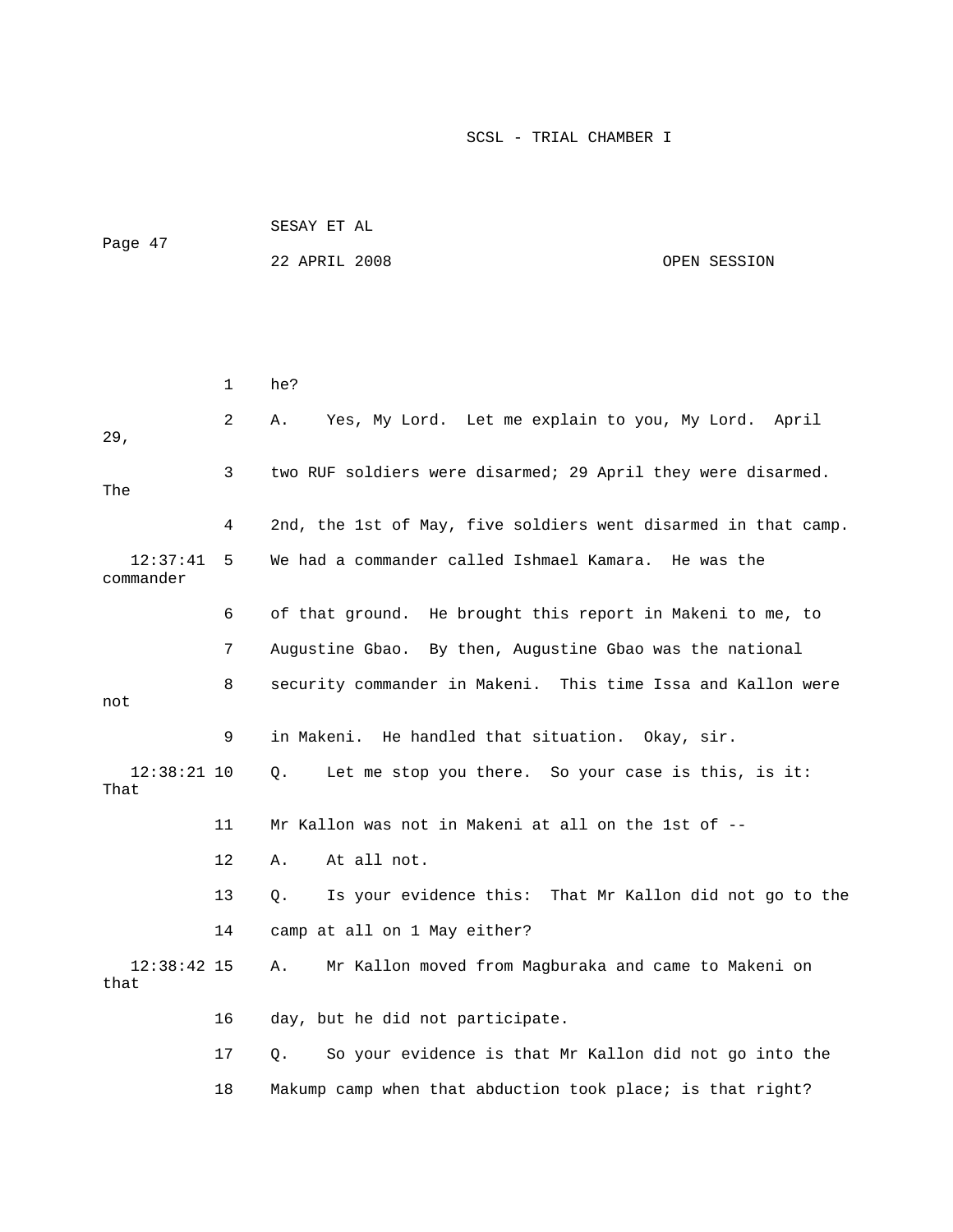1 he?

2 A. Yes, My Lord. Let me explain to you, My Lord. April 29,

3 two RUF soldiers were disarmed; 29 April they were disarmed. The

4 2nd, the 1st of May, five soldiers went disarmed in that camp.

12:37:41 5 We had a commander called Ishmael Kamara. He was the commander

6 of that ground. He brought this report in Makeni to me, to

7 Augustine Gbao. By then, Augustine Gbao was the national

8 security commander in Makeni. This time Issa and Kallon were not

9 in Makeni. He handled that situation. Okay, sir.

12:38:21 10 Q. Let me stop you there. So your case is this, is it: That

11 Mr Kallon was not in Makeni at all on the 1st of --

12 A. At all not.

13 Q. Is your evidence this: That Mr Kallon did not go to the

14 camp at all on 1 May either?

12:38:42 15 A. Mr Kallon moved from Magburaka and came to Makeni on that

16 day, but he did not participate.

17 Q. So your evidence is that Mr Kallon did not go into the

18 Makump camp when that abduction took place; is that right?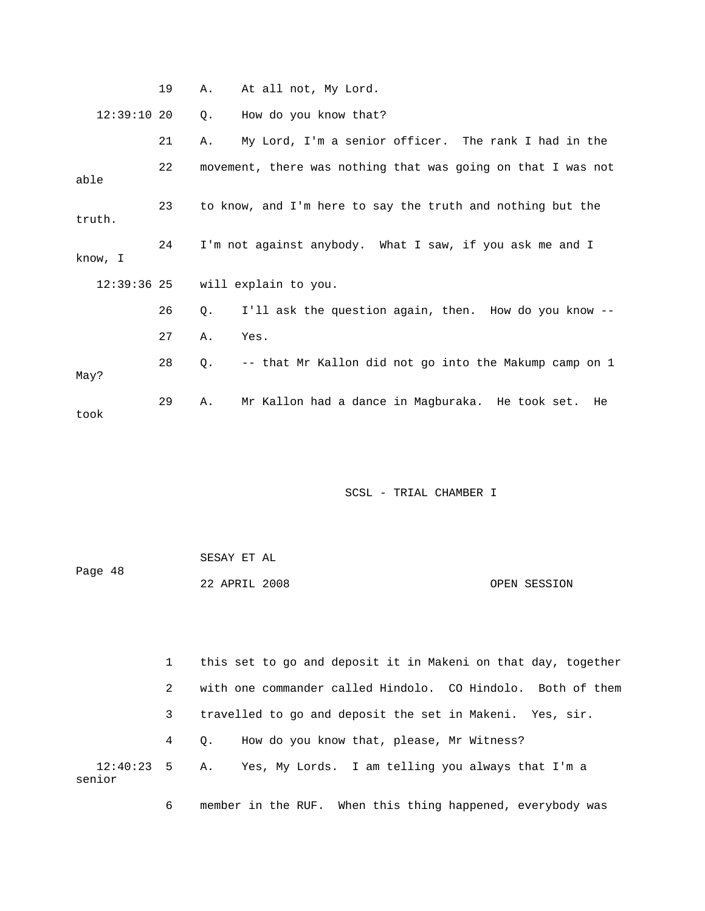19 A. At all not, My Lord.

12:39:10 20 Q. How do you know that?

21 A. My Lord, I'm a senior officer. The rank I had in the

22 movement, there was nothing that was going on that I was not able

23 to know, and I'm here to say the truth and nothing but the truth.

24 I'm not against anybody. What I saw, if you ask me and I know, I

12:39:36 25 will explain to you.

26 Q. I'll ask the question again, then. How do you know --

27 A. Yes.

28 Q. -- that Mr Kallon did not go into the Makump camp on 1 May?

29 A. Mr Kallon had a dance in Magburaka. He took set. He took

1 this set to go and deposit it in Makeni on that day, together

2 with one commander called Hindolo. CO Hindolo. Both of them

3 travelled to go and deposit the set in Makeni. Yes, sir.

4 Q. How do you know that, please, Mr Witness?

12:40:23 5 A. Yes, My Lords. I am telling you always that I'm a senior

6 member in the RUF. When this thing happened, everybody was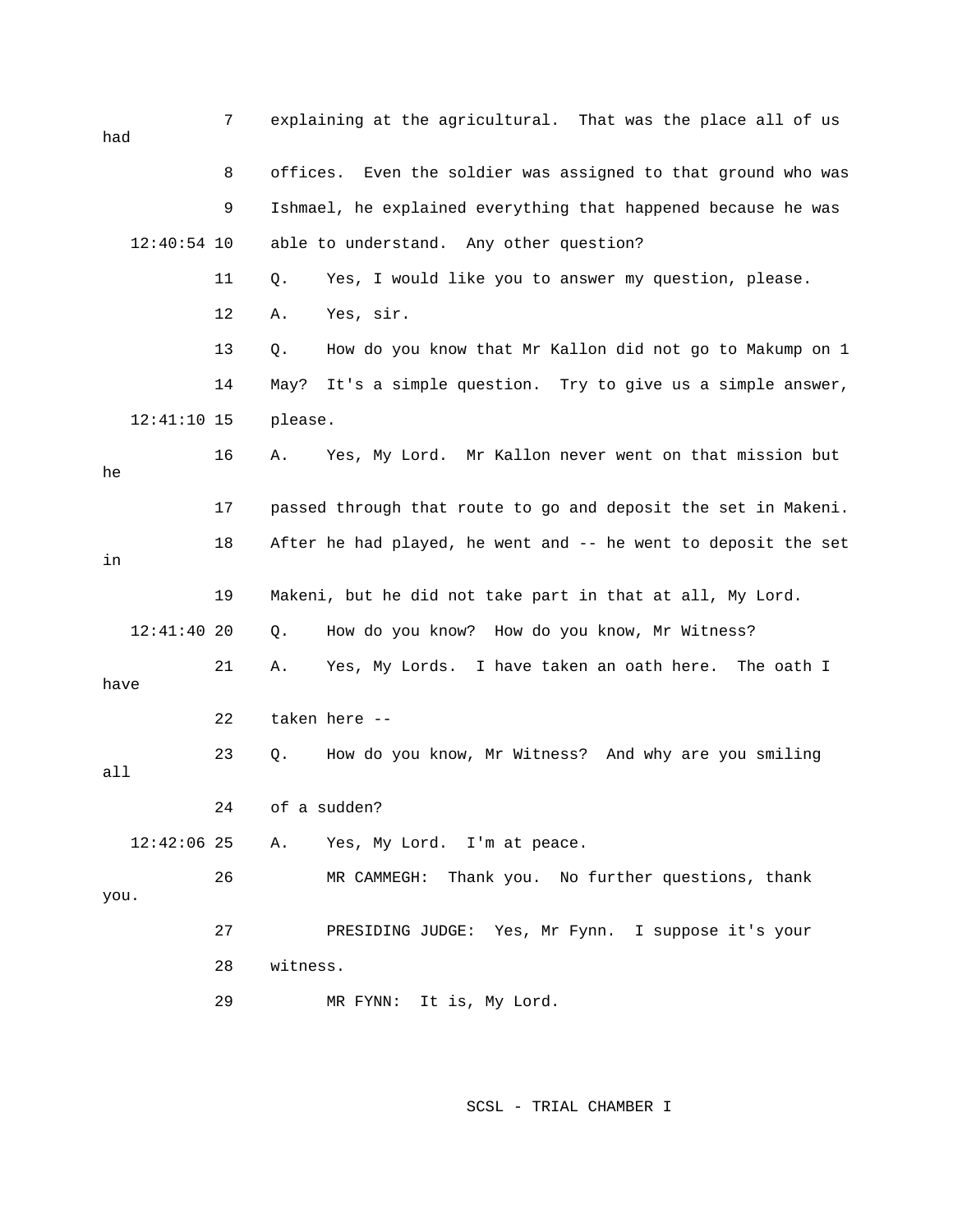7 explaining at the agricultural. That was the place all of us had

8 offices. Even the soldier was assigned to that ground who was

9 Ishmael, he explained everything that happened because he was

12:40:54 10 able to understand. Any other question?

11 Q. Yes, I would like you to answer my question, please.

12 A. Yes, sir.

13 Q. How do you know that Mr Kallon did not go to Makump on 1

14 May? It's a simple question. Try to give us a simple answer,

12:41:10 15 please.

16 A. Yes, My Lord. Mr Kallon never went on that mission but he

17 passed through that route to go and deposit the set in Makeni.

18 After he had played, he went and -- he went to deposit the set in

19 Makeni, but he did not take part in that at all, My Lord.

12:41:40 20 Q. How do you know? How do you know, Mr Witness?

21 A. Yes, My Lords. I have taken an oath here. The oath I have

22 taken here --

23 Q. How do you know, Mr Witness? And why are you smiling all

24 of a sudden?

12:42:06 25 A. Yes, My Lord. I'm at peace.

26 MR CAMMEGH: Thank you. No further questions, thank you.

27 PRESIDING JUDGE: Yes, Mr Fynn. I suppose it's your

28 witness.

29 MR FYNN: It is, My Lord.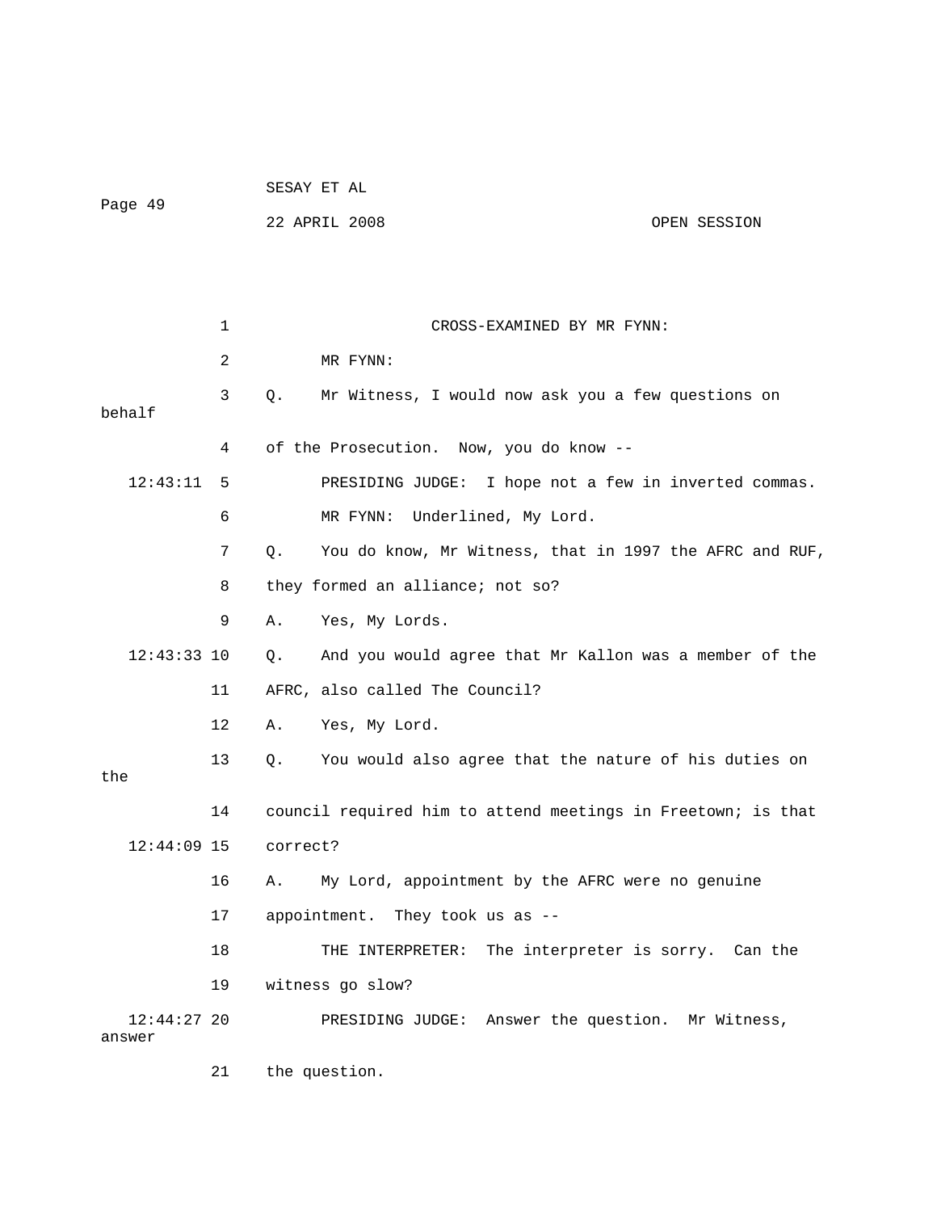CROSS-EXAMINED BY MR FYNN:

MR FYNN:

Q. Mr Witness, I would now ask you a few questions on behalf of the Prosecution. Now, you do know --

PRESIDING JUDGE: I hope not a few in inverted commas.

MR FYNN: Underlined, My Lord.

Q. You do know, Mr Witness, that in 1997 the AFRC and RUF, they formed an alliance; not so?

A. Yes, My Lords.

Q. And you would agree that Mr Kallon was a member of the AFRC, also called The Council?

A. Yes, My Lord.

Q. You would also agree that the nature of his duties on the council required him to attend meetings in Freetown; is that correct?

A. My Lord, appointment by the AFRC were no genuine appointment. They took us as --

THE INTERPRETER: The interpreter is sorry. Can the witness go slow?

PRESIDING JUDGE: Answer the question. Mr Witness, answer the question.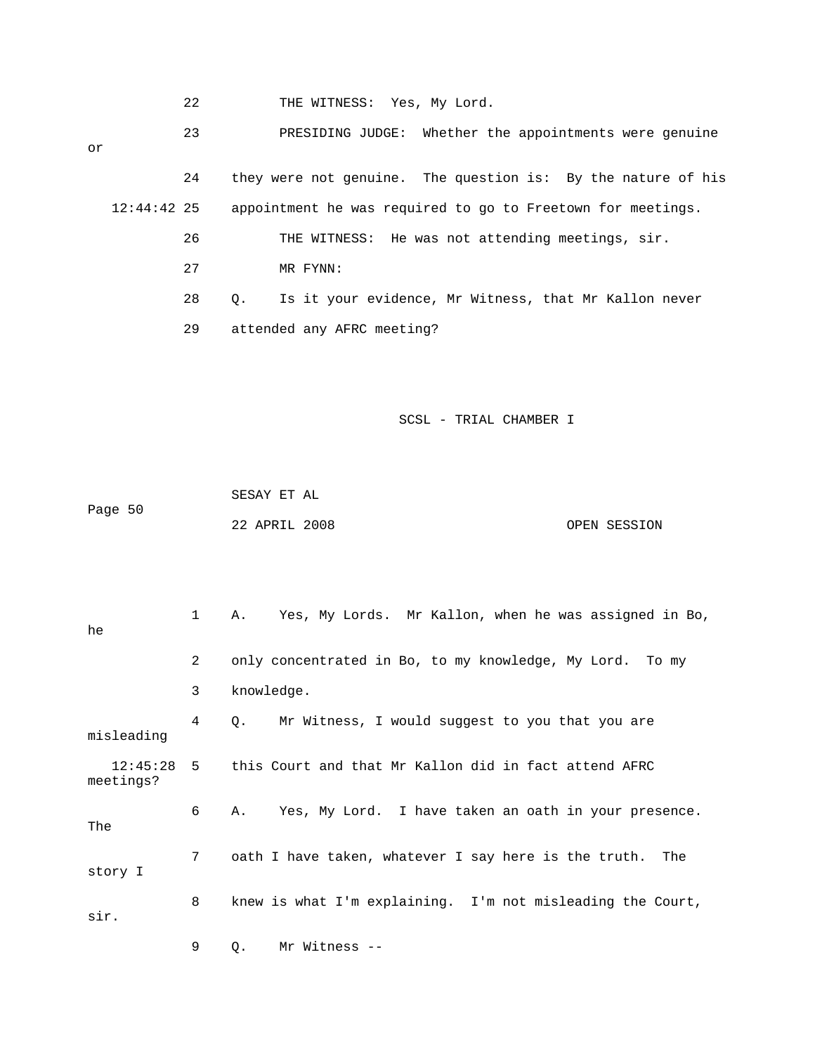22 THE WITNESS: Yes, My Lord.

23 PRESIDING JUDGE: Whether the appointments were genuine or

24 they were not genuine. The question is: By the nature of his

12:44:42 25 appointment he was required to go to Freetown for meetings.

26 THE WITNESS: He was not attending meetings, sir.

27 MR FYNN:

28 Q. Is it your evidence, Mr Witness, that Mr Kallon never

29 attended any AFRC meeting?

1 A. Yes, My Lords. Mr Kallon, when he was assigned in Bo, he

2 only concentrated in Bo, to my knowledge, My Lord. To my

3 knowledge.

4 Q. Mr Witness, I would suggest to you that you are misleading

12:45:28 5 this Court and that Mr Kallon did in fact attend AFRC meetings?

6 A. Yes, My Lord. I have taken an oath in your presence. The

7 oath I have taken, whatever I say here is the truth. The story I

8 knew is what I'm explaining. I'm not misleading the Court, sir.

9 Q. Mr Witness --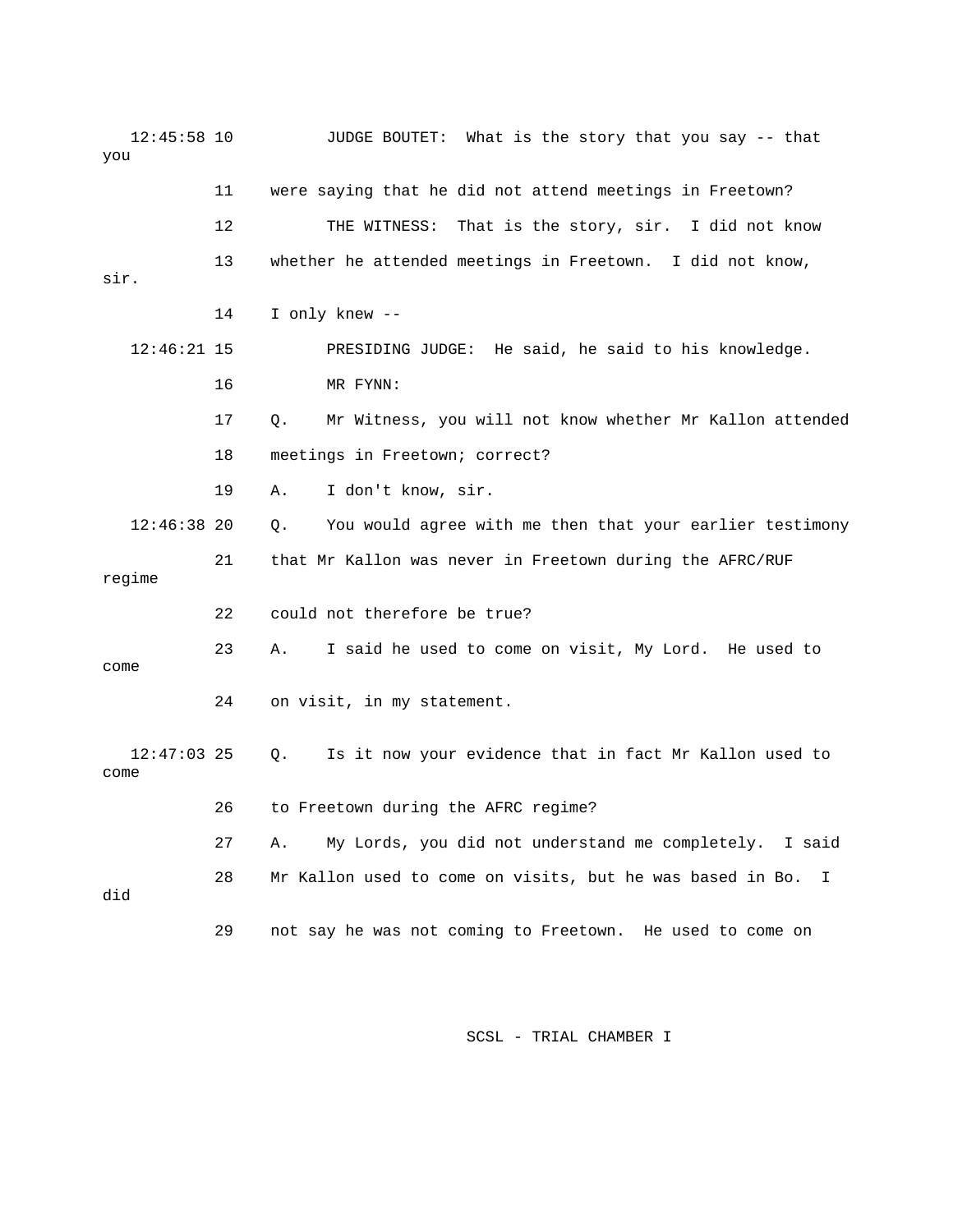12:45:58 10 JUDGE BOUTET: What is the story that you say -- that you

11 were saying that he did not attend meetings in Freetown?

12 THE WITNESS: That is the story, sir. I did not know

13 whether he attended meetings in Freetown. I did not know, sir.

14 I only knew --

12:46:21 15 PRESIDING JUDGE: He said, he said to his knowledge.

16 MR FYNN:

17 Q. Mr Witness, you will not know whether Mr Kallon attended

18 meetings in Freetown; correct?

19 A. I don't know, sir.

12:46:38 20 Q. You would agree with me then that your earlier testimony

21 that Mr Kallon was never in Freetown during the AFRC/RUF regime

22 could not therefore be true?

23 A. I said he used to come on visit, My Lord. He used to come

24 on visit, in my statement.

12:47:03 25 Q. Is it now your evidence that in fact Mr Kallon used to come

26 to Freetown during the AFRC regime?

27 A. My Lords, you did not understand me completely. I said

28 Mr Kallon used to come on visits, but he was based in Bo. I did

29 not say he was not coming to Freetown. He used to come on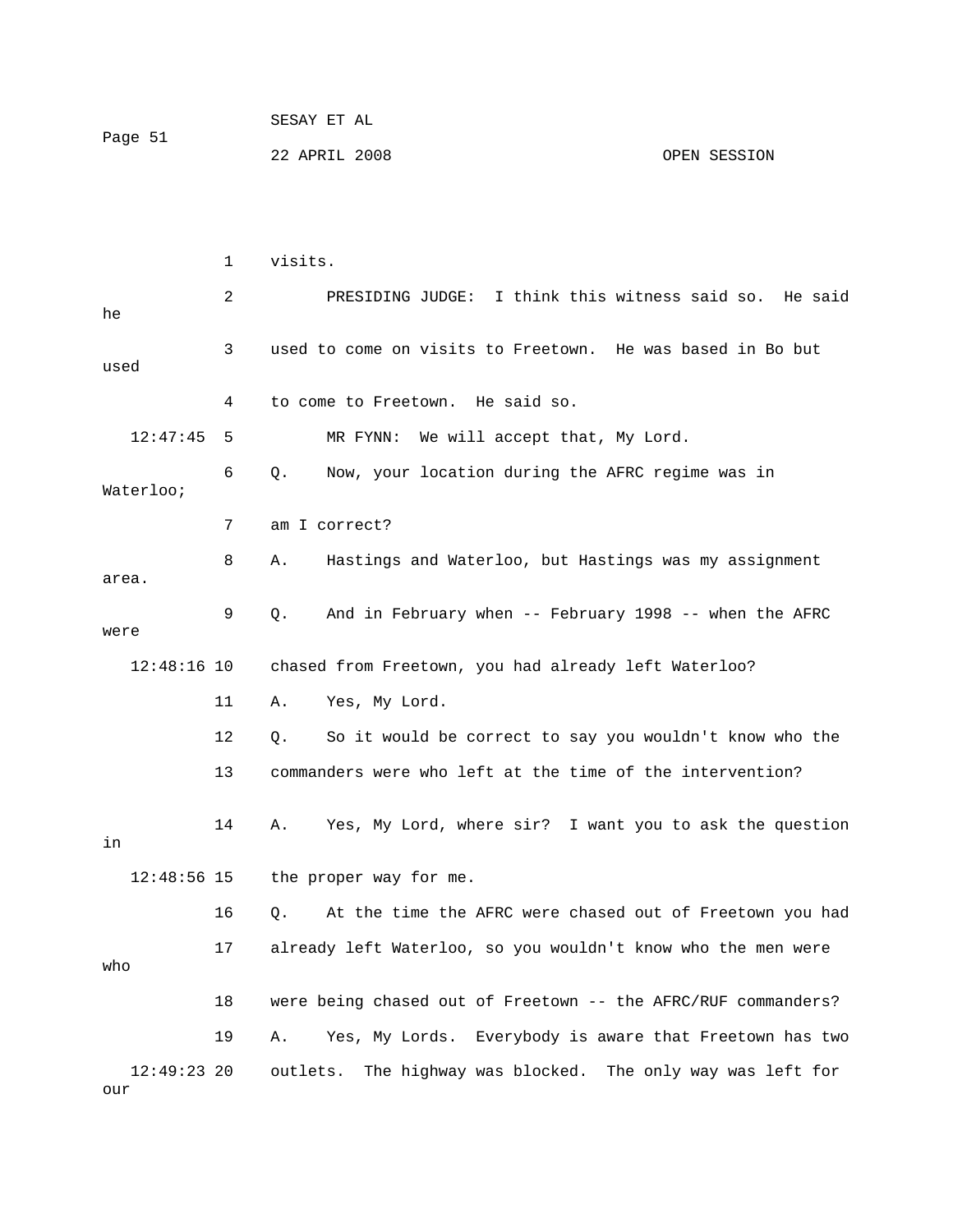1 visits.

2 PRESIDING JUDGE: I think this witness said so. He said he

3 used to come on visits to Freetown. He was based in Bo but used

4 to come to Freetown. He said so.

12:47:45 5 MR FYNN: We will accept that, My Lord.

6 Q. Now, your location during the AFRC regime was in Waterloo;

7 am I correct?

8 A. Hastings and Waterloo, but Hastings was my assignment area.

9 Q. And in February when -- February 1998 -- when the AFRC were

12:48:16 10 chased from Freetown, you had already left Waterloo?

11 A. Yes, My Lord.

12 Q. So it would be correct to say you wouldn't know who the

13 commanders were who left at the time of the intervention?

14 A. Yes, My Lord, where sir? I want you to ask the question in

12:48:56 15 the proper way for me.

16 Q. At the time the AFRC were chased out of Freetown you had

17 already left Waterloo, so you wouldn't know who the men were who

18 were being chased out of Freetown -- the AFRC/RUF commanders?

19 A. Yes, My Lords. Everybody is aware that Freetown has two

12:49:23 20 outlets. The highway was blocked. The only way was left for our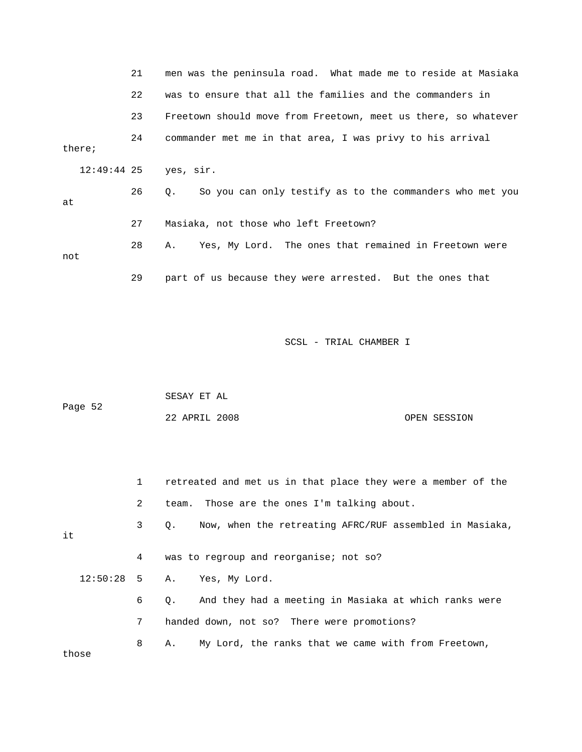21 men was the peninsula road. What made me to reside at Masiaka

22 was to ensure that all the families and the commanders in

23 Freetown should move from Freetown, meet us there, so whatever

24 commander met me in that area, I was privy to his arrival there;

12:49:44 25 yes, sir.

26 Q. So you can only testify as to the commanders who met you at

27 Masiaka, not those who left Freetown?

28 A. Yes, My Lord. The ones that remained in Freetown were not

29 part of us because they were arrested. But the ones that

1 retreated and met us in that place they were a member of the

2 team. Those are the ones I'm talking about.

3 Q. Now, when the retreating AFRC/RUF assembled in Masiaka, it

4 was to regroup and reorganise; not so?

12:50:28 5 A. Yes, My Lord.

6 Q. And they had a meeting in Masiaka at which ranks were

7 handed down, not so? There were promotions?

8 A. My Lord, the ranks that we came with from Freetown, those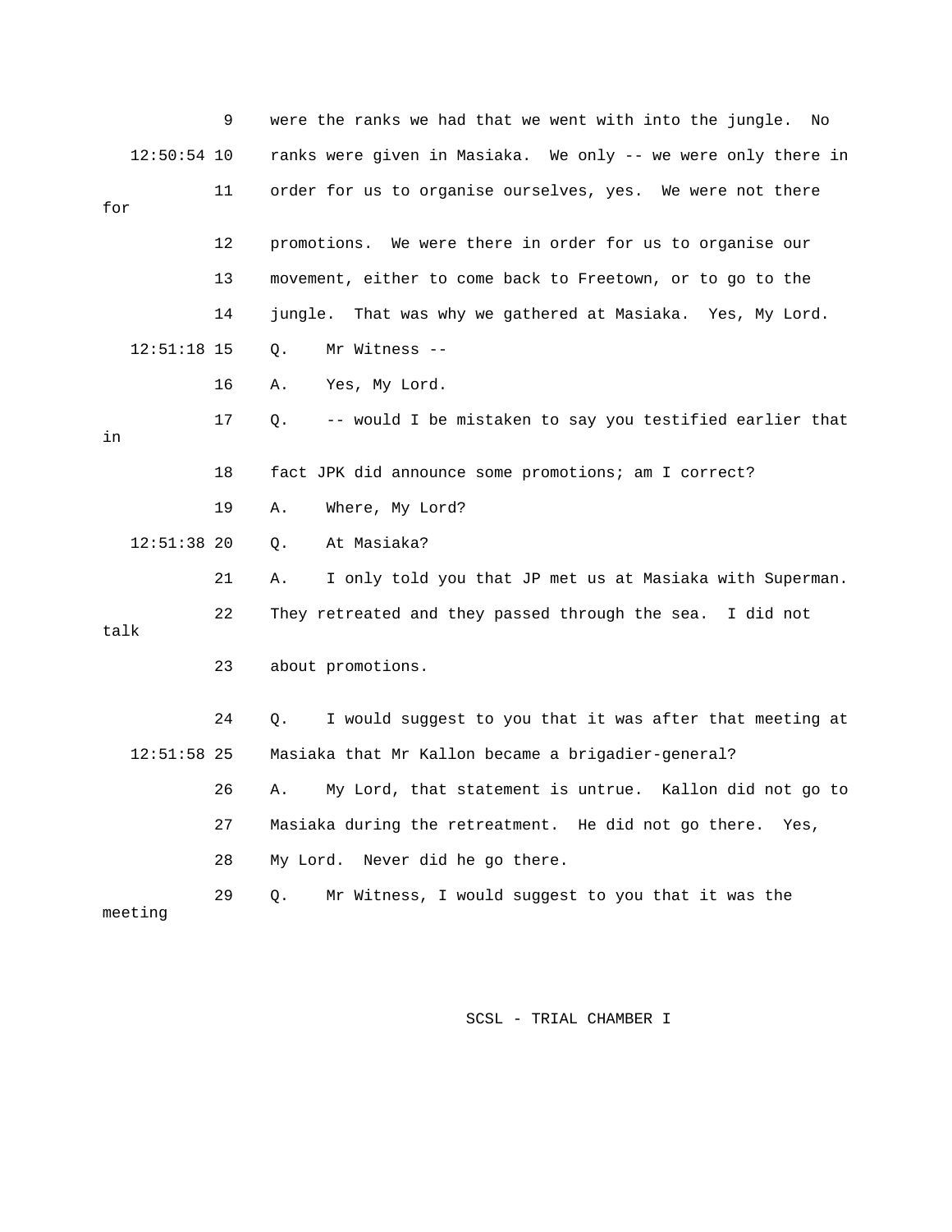9 were the ranks we had that we went with into the jungle. No

12:50:54 10 ranks were given in Masiaka. We only -- we were only there in

11 order for us to organise ourselves, yes. We were not there for

12 promotions. We were there in order for us to organise our

13 movement, either to come back to Freetown, or to go to the

14 jungle. That was why we gathered at Masiaka. Yes, My Lord.

12:51:18 15 Q. Mr Witness --

16 A. Yes, My Lord.

17 Q. -- would I be mistaken to say you testified earlier that in

18 fact JPK did announce some promotions; am I correct?

19 A. Where, My Lord?

12:51:38 20 Q. At Masiaka?

21 A. I only told you that JP met us at Masiaka with Superman.

22 They retreated and they passed through the sea. I did not talk

23 about promotions.

24 Q. I would suggest to you that it was after that meeting at

12:51:58 25 Masiaka that Mr Kallon became a brigadier-general?

26 A. My Lord, that statement is untrue. Kallon did not go to

27 Masiaka during the retreatment. He did not go there. Yes,

28 My Lord. Never did he go there.

29 Q. Mr Witness, I would suggest to you that it was the meeting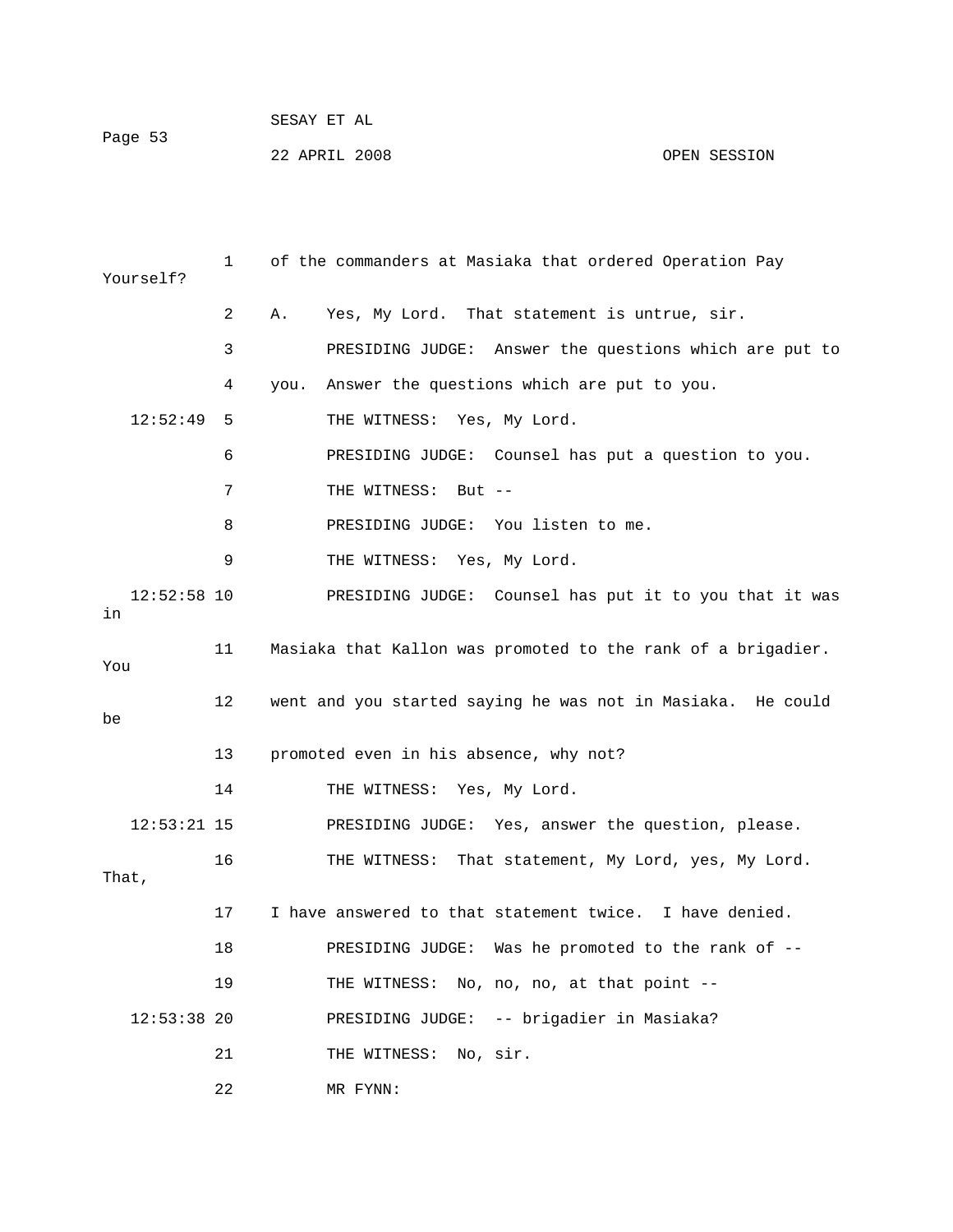1 of the commanders at Masiaka that ordered Operation Pay Yourself?

2 A. Yes, My Lord. That statement is untrue, sir.

3 PRESIDING JUDGE: Answer the questions which are put to

4 you. Answer the questions which are put to you.

12:52:49 5 THE WITNESS: Yes, My Lord.

6 PRESIDING JUDGE: Counsel has put a question to you.

7 THE WITNESS: But --

8 PRESIDING JUDGE: You listen to me.

9 THE WITNESS: Yes, My Lord.

12:52:58 10 PRESIDING JUDGE: Counsel has put it to you that it was in

11 Masiaka that Kallon was promoted to the rank of a brigadier. You

12 went and you started saying he was not in Masiaka. He could be

13 promoted even in his absence, why not?

14 THE WITNESS: Yes, My Lord.

12:53:21 15 PRESIDING JUDGE: Yes, answer the question, please.

16 THE WITNESS: That statement, My Lord, yes, My Lord. That,

17 I have answered to that statement twice. I have denied.

18 PRESIDING JUDGE: Was he promoted to the rank of --

19 THE WITNESS: No, no, no, at that point --

12:53:38 20 PRESIDING JUDGE: -- brigadier in Masiaka?

21 THE WITNESS: No, sir.

22 MR FYNN: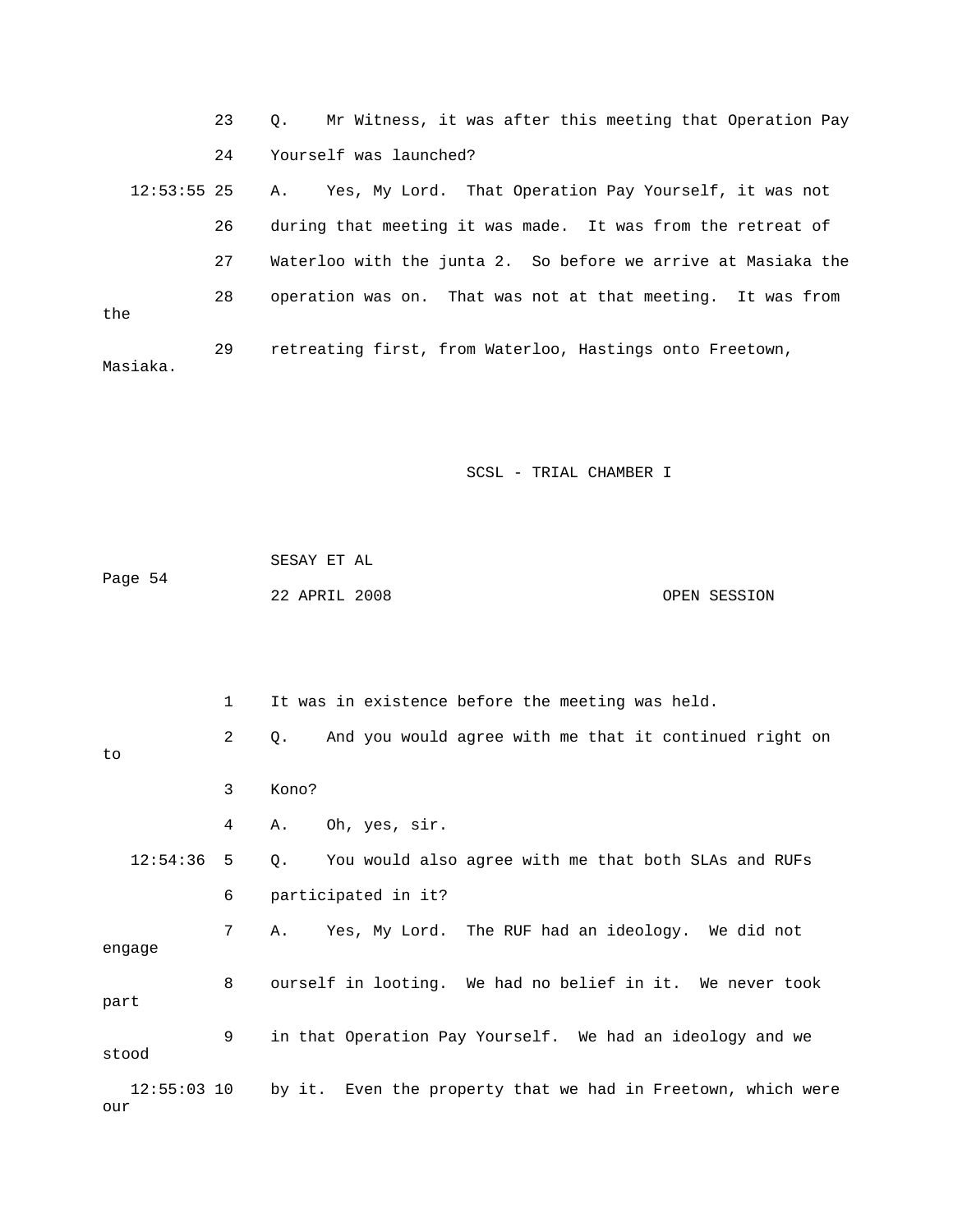23 Q. Mr Witness, it was after this meeting that Operation Pay

24 Yourself was launched?

12:53:55 25 A. Yes, My Lord. That Operation Pay Yourself, it was not

26 during that meeting it was made. It was from the retreat of

27 Waterloo with the junta 2. So before we arrive at Masiaka the

28 operation was on. That was not at that meeting. It was from the

29 retreating first, from Waterloo, Hastings onto Freetown, Masiaka.

1 It was in existence before the meeting was held.

2 Q. And you would agree with me that it continued right on to

3 Kono?

4 A. Oh, yes, sir.

12:54:36 5 Q. You would also agree with me that both SLAs and RUFs

6 participated in it?

7 A. Yes, My Lord. The RUF had an ideology. We did not engage

8 ourself in looting. We had no belief in it. We never took part

9 in that Operation Pay Yourself. We had an ideology and we stood

12:55:03 10 by it. Even the property that we had in Freetown, which were our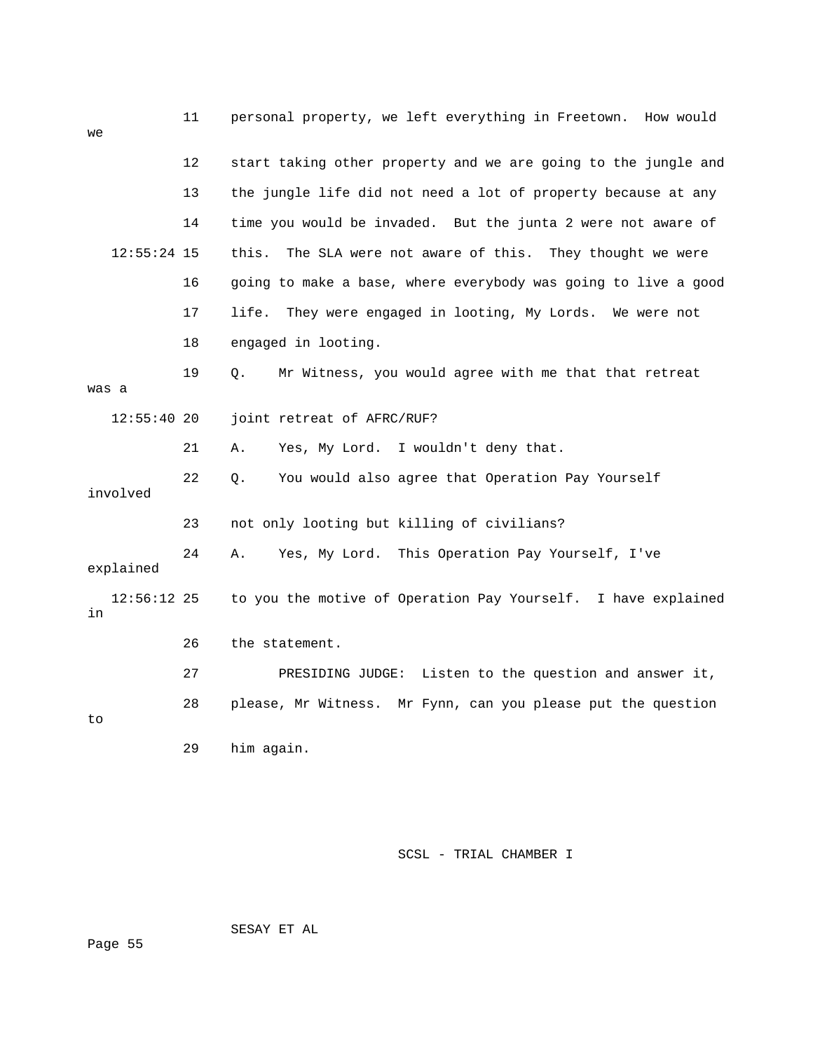11 personal property, we left everything in Freetown. How would we

12 start taking other property and we are going to the jungle and

13 the jungle life did not need a lot of property because at any

14 time you would be invaded. But the junta 2 were not aware of

12:55:24 15 this. The SLA were not aware of this. They thought we were

16 going to make a base, where everybody was going to live a good

17 life. They were engaged in looting, My Lords. We were not

18 engaged in looting.

19 Q. Mr Witness, you would agree with me that that retreat was a

12:55:40 20 joint retreat of AFRC/RUF?

21 A. Yes, My Lord. I wouldn't deny that.

22 Q. You would also agree that Operation Pay Yourself involved

23 not only looting but killing of civilians?

24 A. Yes, My Lord. This Operation Pay Yourself, I've explained

12:56:12 25 to you the motive of Operation Pay Yourself. I have explained in

26 the statement.

27 PRESIDING JUDGE: Listen to the question and answer it,

28 please, Mr Witness. Mr Fynn, can you please put the question to

29 him again.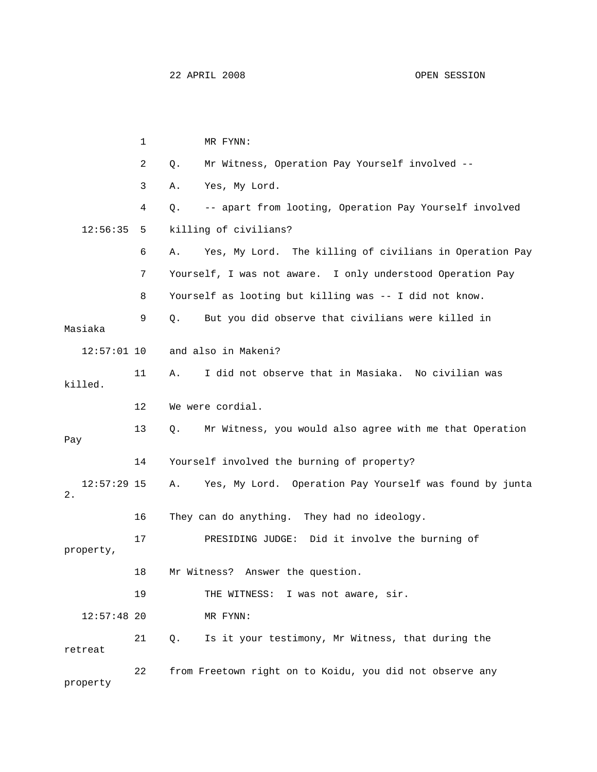MR FYNN:

Q. Mr Witness, Operation Pay Yourself involved --

A. Yes, My Lord.

Q. -- apart from looting, Operation Pay Yourself involved killing of civilians?

A. Yes, My Lord. The killing of civilians in Operation Pay Yourself, I was not aware. I only understood Operation Pay Yourself as looting but killing was -- I did not know.

Q. But you did observe that civilians were killed in Masiaka and also in Makeni?

A. I did not observe that in Masiaka. No civilian was killed. We were cordial.

Q. Mr Witness, you would also agree with me that Operation Pay Yourself involved the burning of property?

A. Yes, My Lord. Operation Pay Yourself was found by junta 2. They can do anything. They had no ideology.

PRESIDING JUDGE: Did it involve the burning of property, Mr Witness? Answer the question.

THE WITNESS: I was not aware, sir.

MR FYNN:

Q. Is it your testimony, Mr Witness, that during the retreat from Freetown right on to Koidu, you did not observe any property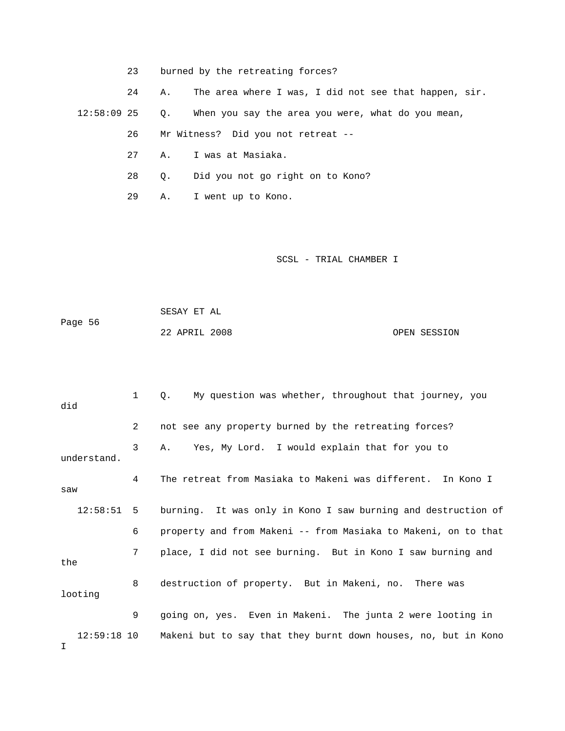23 burned by the retreating forces?

24 A. The area where I was, I did not see that happen, sir.

12:58:09 25 Q. When you say the area you were, what do you mean,

26 Mr Witness? Did you not retreat --

27 A. I was at Masiaka.

28 Q. Did you not go right on to Kono?

29 A. I went up to Kono.

1 Q. My question was whether, throughout that journey, you did

2 not see any property burned by the retreating forces?

3 A. Yes, My Lord. I would explain that for you to understand.

4 The retreat from Masiaka to Makeni was different. In Kono I saw

12:58:51 5 burning. It was only in Kono I saw burning and destruction of

6 property and from Makeni -- from Masiaka to Makeni, on to that

7 place, I did not see burning. But in Kono I saw burning and the

8 destruction of property. But in Makeni, no. There was looting

9 going on, yes. Even in Makeni. The junta 2 were looting in

12:59:18 10 Makeni but to say that they burnt down houses, no, but in Kono I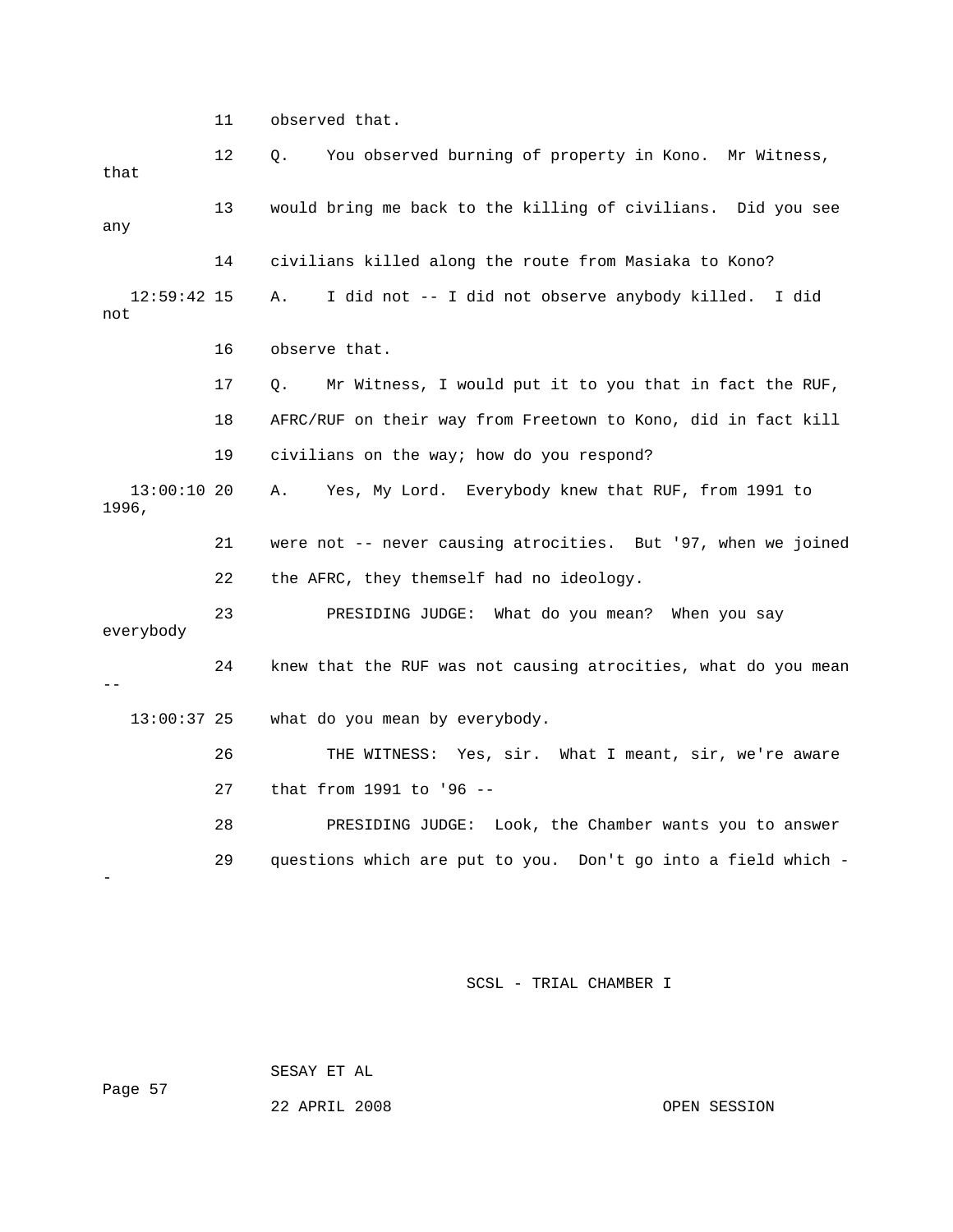11 observed that.

12 Q. You observed burning of property in Kono. Mr Witness, that

13 would bring me back to the killing of civilians. Did you see any

14 civilians killed along the route from Masiaka to Kono?

12:59:42 15 A. I did not -- I did not observe anybody killed. I did not

16 observe that.

17 Q. Mr Witness, I would put it to you that in fact the RUF,

18 AFRC/RUF on their way from Freetown to Kono, did in fact kill

19 civilians on the way; how do you respond?

13:00:10 20 A. Yes, My Lord. Everybody knew that RUF, from 1991 to 1996,

21 were not -- never causing atrocities. But '97, when we joined

22 the AFRC, they themself had no ideology.

23 PRESIDING JUDGE: What do you mean? When you say everybody

24 knew that the RUF was not causing atrocities, what do you mean --

13:00:37 25 what do you mean by everybody.

26 THE WITNESS: Yes, sir. What I meant, sir, we're aware

27 that from 1991 to '96 --

28 PRESIDING JUDGE: Look, the Chamber wants you to answer

29 questions which are put to you. Don't go into a field which --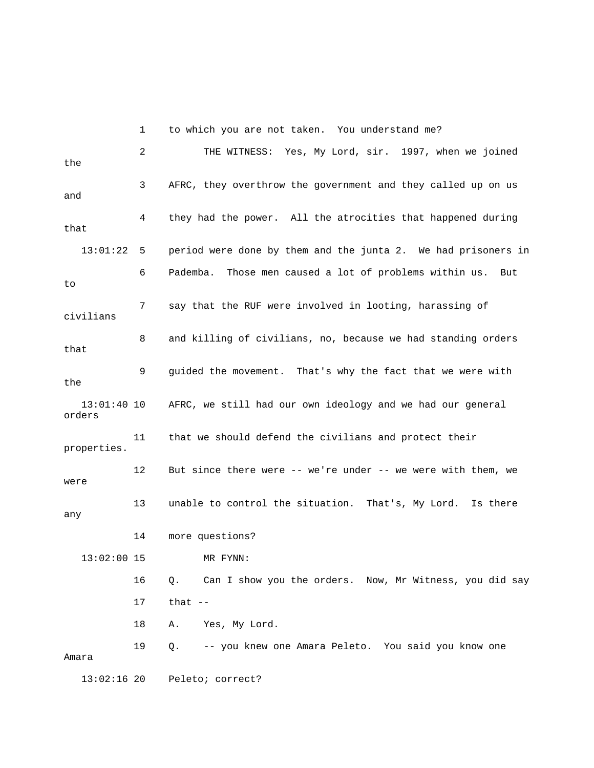1 to which you are not taken. You understand me?

2 THE WITNESS: Yes, My Lord, sir. 1997, when we joined the

3 AFRC, they overthrow the government and they called up on us and

4 they had the power. All the atrocities that happened during that

13:01:22 5 period were done by them and the junta 2. We had prisoners in

6 Pademba. Those men caused a lot of problems within us. But to

7 say that the RUF were involved in looting, harassing of civilians

8 and killing of civilians, no, because we had standing orders that

9 guided the movement. That's why the fact that we were with the

13:01:40 10 AFRC, we still had our own ideology and we had our general orders

11 that we should defend the civilians and protect their properties.

12 But since there were -- we're under -- we were with them, we were

13 unable to control the situation. That's, My Lord. Is there any

14 more questions?

13:02:00 15 MR FYNN:

16 Q. Can I show you the orders. Now, Mr Witness, you did say

17 that --

18 A. Yes, My Lord.

19 Q. -- you knew one Amara Peleto. You said you know one Amara

13:02:16 20 Peleto; correct?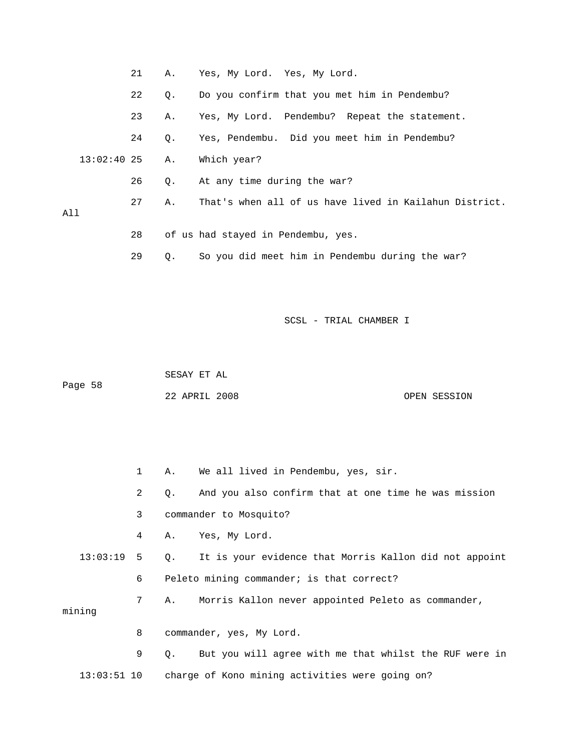21 A. Yes, My Lord. Yes, My Lord.

22 Q. Do you confirm that you met him in Pendembu?

23 A. Yes, My Lord. Pendembu? Repeat the statement.

24 Q. Yes, Pendembu. Did you meet him in Pendembu?

13:02:40 25 A. Which year?

26 Q. At any time during the war?

27 A. That's when all of us have lived in Kailahun District. All

28 of us had stayed in Pendembu, yes.

29 Q. So you did meet him in Pendembu during the war?

1 A. We all lived in Pendembu, yes, sir.

2 Q. And you also confirm that at one time he was mission

3 commander to Mosquito?

4 A. Yes, My Lord.

13:03:19 5 Q. It is your evidence that Morris Kallon did not appoint

6 Peleto mining commander; is that correct?

7 A. Morris Kallon never appointed Peleto as commander, mining

8 commander, yes, My Lord.

9 Q. But you will agree with me that whilst the RUF were in

13:03:51 10 charge of Kono mining activities were going on?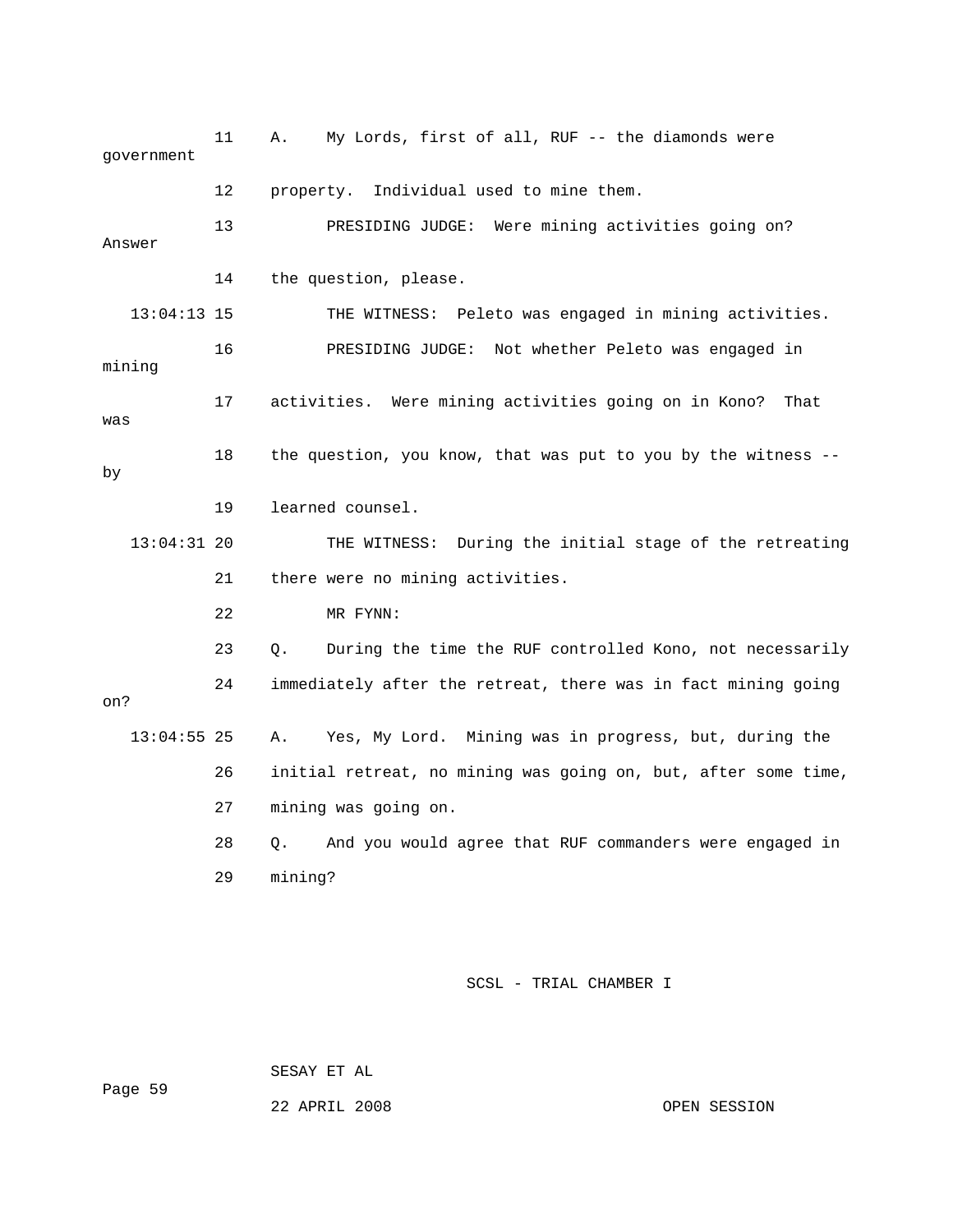11 A. My Lords, first of all, RUF -- the diamonds were government

12 property. Individual used to mine them.

13 PRESIDING JUDGE: Were mining activities going on? Answer

14 the question, please.

13:04:13 15 THE WITNESS: Peleto was engaged in mining activities.

16 PRESIDING JUDGE: Not whether Peleto was engaged in mining

17 activities. Were mining activities going on in Kono? That was

18 the question, you know, that was put to you by the witness -- by

19 learned counsel.

13:04:31 20 THE WITNESS: During the initial stage of the retreating

21 there were no mining activities.

22 MR FYNN:

23 Q. During the time the RUF controlled Kono, not necessarily

24 immediately after the retreat, there was in fact mining going on?

13:04:55 25 A. Yes, My Lord. Mining was in progress, but, during the

26 initial retreat, no mining was going on, but, after some time,

27 mining was going on.

28 Q. And you would agree that RUF commanders were engaged in

29 mining?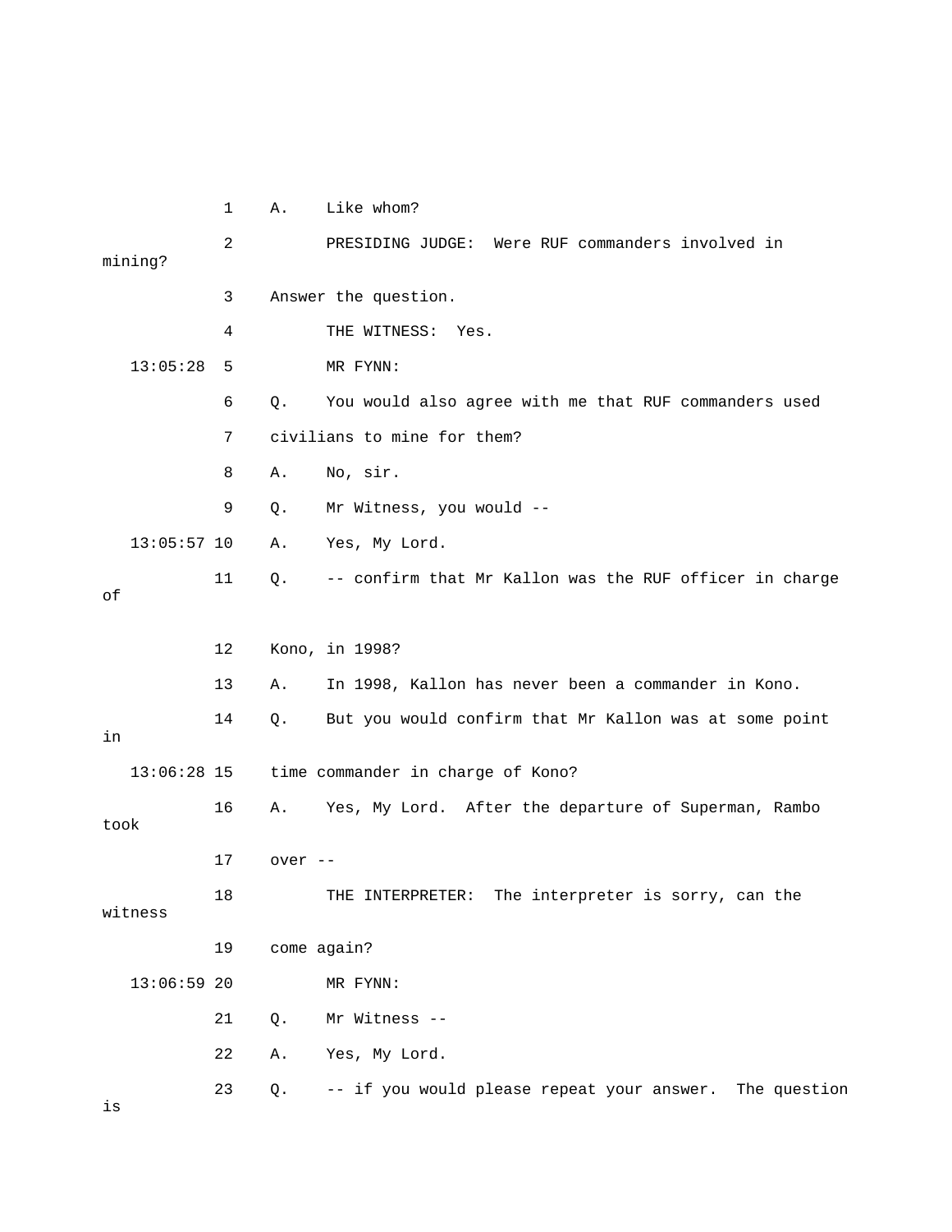1 A. Like whom?

2 PRESIDING JUDGE: Were RUF commanders involved in mining?

3 Answer the question.

4 THE WITNESS: Yes.

13:05:28 5 MR FYNN:

6 Q. You would also agree with me that RUF commanders used

7 civilians to mine for them?

8 A. No, sir.

9 Q. Mr Witness, you would --

13:05:57 10 A. Yes, My Lord.

11 Q. -- confirm that Mr Kallon was the RUF officer in charge of

12 Kono, in 1998?

13 A. In 1998, Kallon has never been a commander in Kono.

14 Q. But you would confirm that Mr Kallon was at some point in

13:06:28 15 time commander in charge of Kono?

16 A. Yes, My Lord. After the departure of Superman, Rambo took

17 over --

18 THE INTERPRETER: The interpreter is sorry, can the witness

19 come again?

13:06:59 20 MR FYNN:

21 Q. Mr Witness --

22 A. Yes, My Lord.

23 Q. -- if you would please repeat your answer. The question is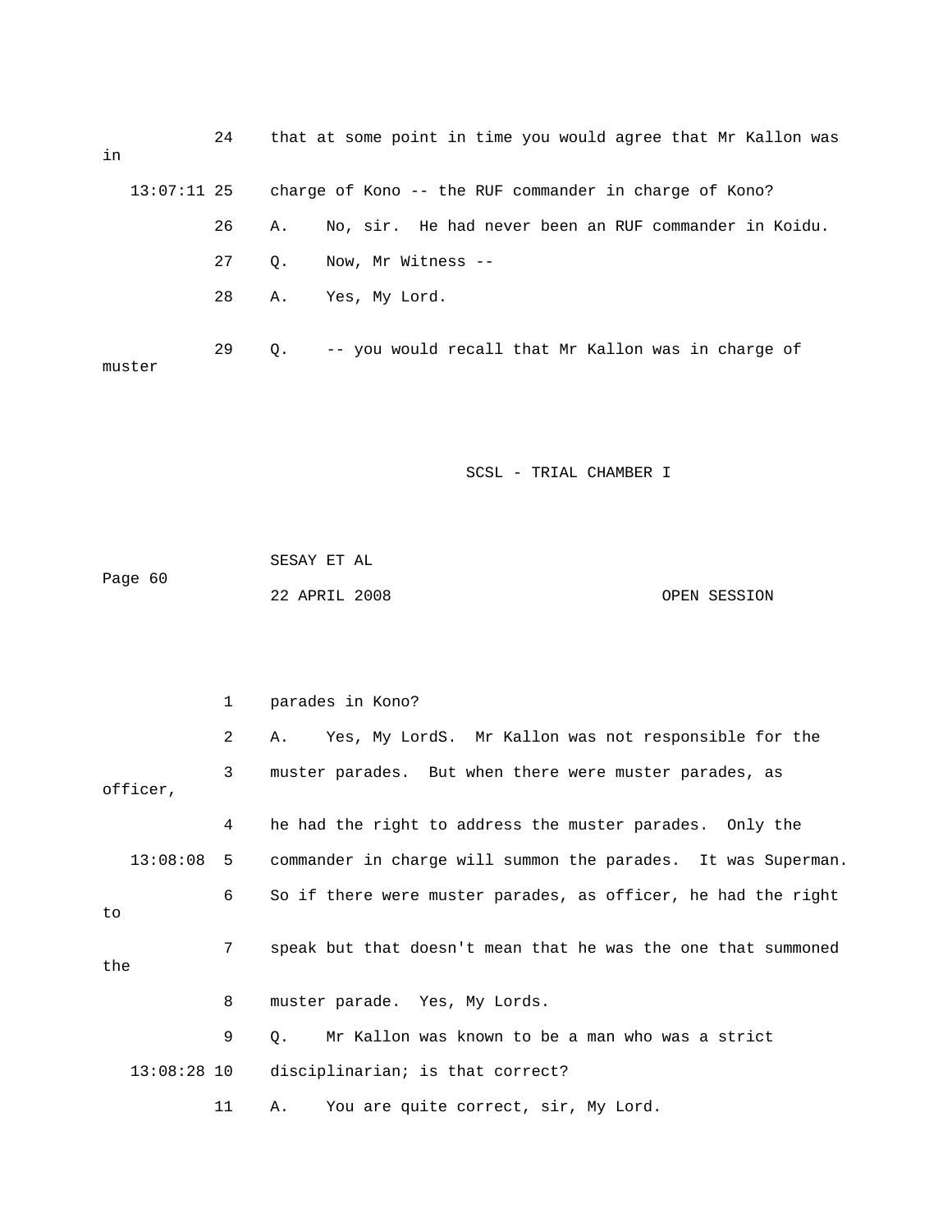24 that at some point in time you would agree that Mr Kallon was in

13:07:11 25 charge of Kono -- the RUF commander in charge of Kono?

26 A. No, sir. He had never been an RUF commander in Koidu.

27 Q. Now, Mr Witness --

28 A. Yes, My Lord.

29 Q. -- you would recall that Mr Kallon was in charge of muster

1 parades in Kono?

2 A. Yes, My LordS. Mr Kallon was not responsible for the

3 muster parades. But when there were muster parades, as officer,

4 he had the right to address the muster parades. Only the

13:08:08 5 commander in charge will summon the parades. It was Superman.

6 So if there were muster parades, as officer, he had the right to

7 speak but that doesn't mean that he was the one that summoned the

8 muster parade. Yes, My Lords.

9 Q. Mr Kallon was known to be a man who was a strict

13:08:28 10 disciplinarian; is that correct?

11 A. You are quite correct, sir, My Lord.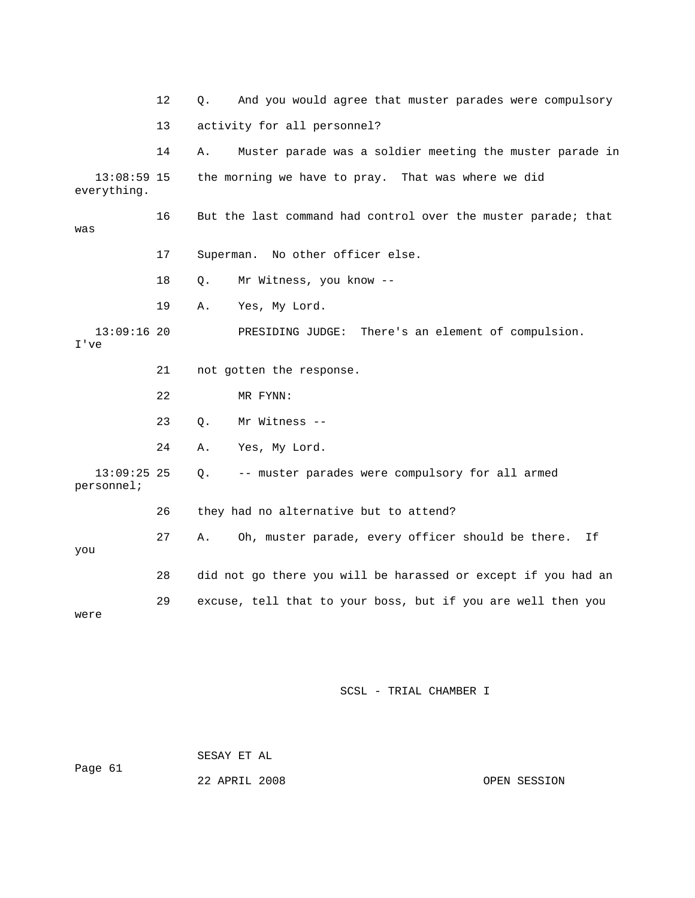12 Q. And you would agree that muster parades were compulsory

13 activity for all personnel?

14 A. Muster parade was a soldier meeting the muster parade in

13:08:59 15 the morning we have to pray. That was where we did everything.

16 But the last command had control over the muster parade; that was

17 Superman. No other officer else.

18 Q. Mr Witness, you know --

19 A. Yes, My Lord.

13:09:16 20 PRESIDING JUDGE: There's an element of compulsion. I've

21 not gotten the response.

22 MR FYNN:

23 Q. Mr Witness --

24 A. Yes, My Lord.

13:09:25 25 Q. -- muster parades were compulsory for all armed personnel;

26 they had no alternative but to attend?

27 A. Oh, muster parade, every officer should be there. If you

28 did not go there you will be harassed or except if you had an

29 excuse, tell that to your boss, but if you are well then you were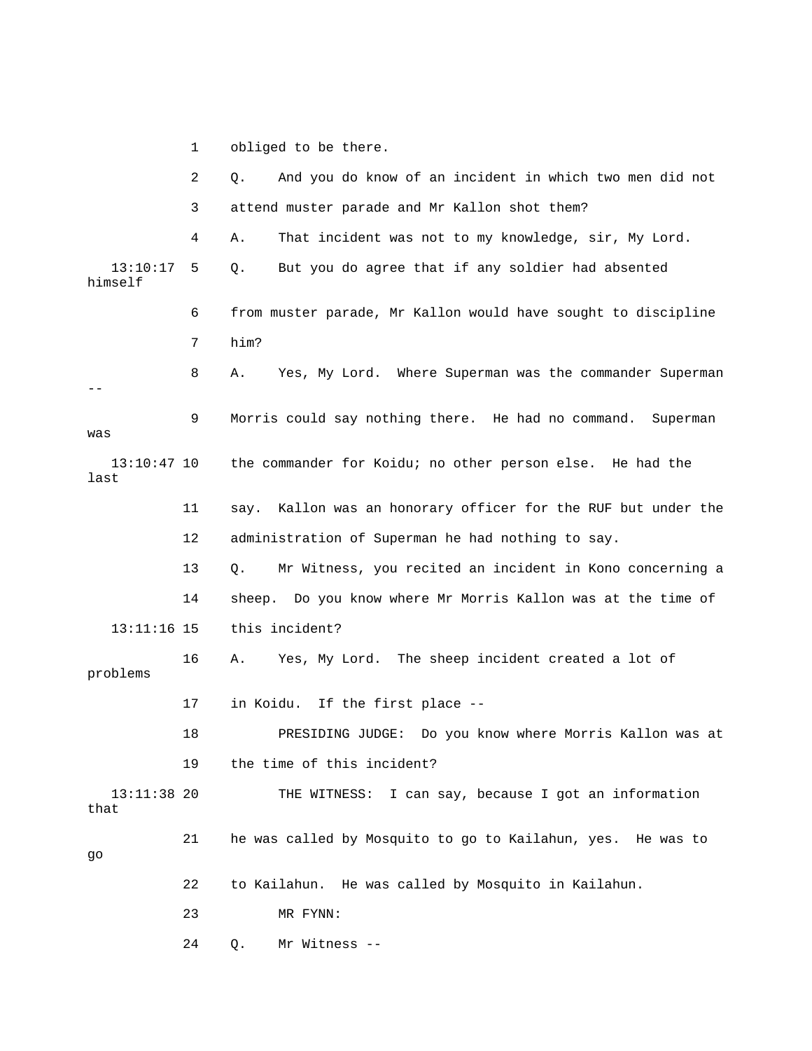1 obliged to be there.

2 Q. And you do know of an incident in which two men did not

3 attend muster parade and Mr Kallon shot them?

4 A. That incident was not to my knowledge, sir, My Lord.

13:10:17 5 Q. But you do agree that if any soldier had absented himself

6 from muster parade, Mr Kallon would have sought to discipline

7 him?

8 A. Yes, My Lord. Where Superman was the commander Superman --

9 Morris could say nothing there. He had no command. Superman was

13:10:47 10 the commander for Koidu; no other person else. He had the last

11 say. Kallon was an honorary officer for the RUF but under the

12 administration of Superman he had nothing to say.

13 Q. Mr Witness, you recited an incident in Kono concerning a

14 sheep. Do you know where Mr Morris Kallon was at the time of

13:11:16 15 this incident?

16 A. Yes, My Lord. The sheep incident created a lot of problems

17 in Koidu. If the first place --

18 PRESIDING JUDGE: Do you know where Morris Kallon was at

19 the time of this incident?

13:11:38 20 THE WITNESS: I can say, because I got an information that

21 he was called by Mosquito to go to Kailahun, yes. He was to go

22 to Kailahun. He was called by Mosquito in Kailahun.

23 MR FYNN:

24 Q. Mr Witness --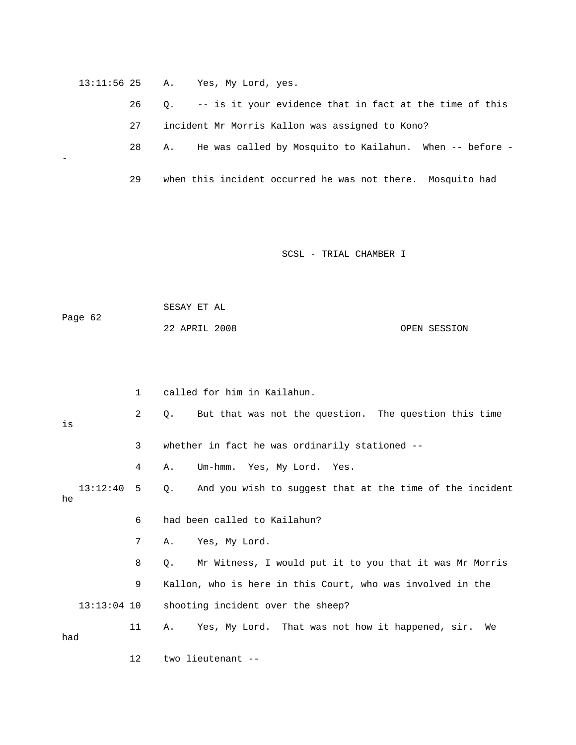13:11:56 25 A. Yes, My Lord, yes.

26 Q. -- is it your evidence that in fact at the time of this

27 incident Mr Morris Kallon was assigned to Kono?

28 A. He was called by Mosquito to Kailahun. When -- before --

29 when this incident occurred he was not there. Mosquito had

1 called for him in Kailahun.

2 Q. But that was not the question. The question this time is

3 whether in fact he was ordinarily stationed --

4 A. Um-hmm. Yes, My Lord. Yes.

13:12:40 5 Q. And you wish to suggest that at the time of the incident he

6 had been called to Kailahun?

7 A. Yes, My Lord.

8 Q. Mr Witness, I would put it to you that it was Mr Morris

9 Kallon, who is here in this Court, who was involved in the

13:13:04 10 shooting incident over the sheep?

11 A. Yes, My Lord. That was not how it happened, sir. We had

12 two lieutenant --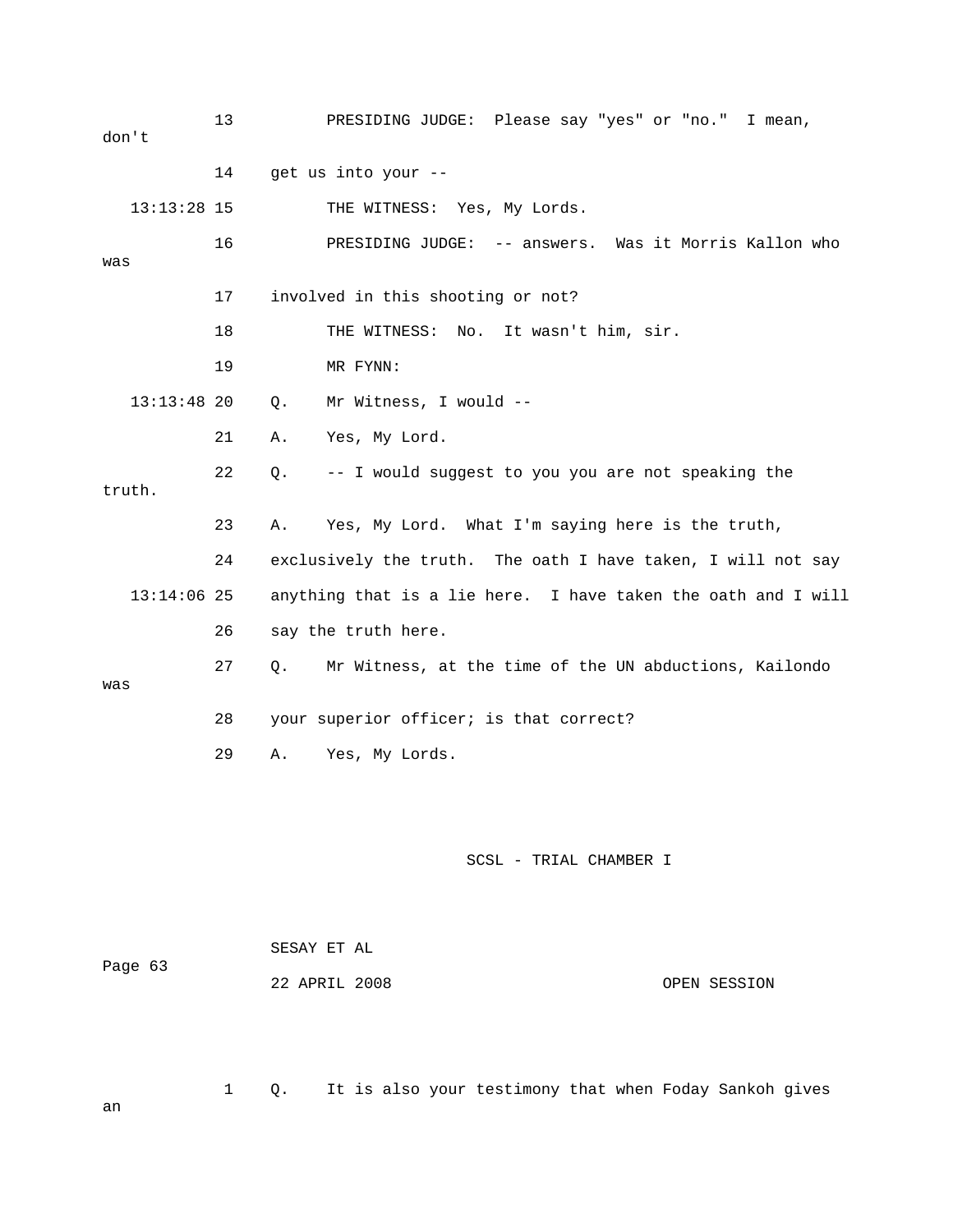13 PRESIDING JUDGE: Please say "yes" or "no." I mean, don't

14 get us into your --

13:13:28 15 THE WITNESS: Yes, My Lords.

16 PRESIDING JUDGE: -- answers. Was it Morris Kallon who was

17 involved in this shooting or not?

18 THE WITNESS: No. It wasn't him, sir.

19 MR FYNN:

13:13:48 20 Q. Mr Witness, I would --

21 A. Yes, My Lord.

22 Q. -- I would suggest to you you are not speaking the truth.

23 A. Yes, My Lord. What I'm saying here is the truth,

24 exclusively the truth. The oath I have taken, I will not say

13:14:06 25 anything that is a lie here. I have taken the oath and I will

26 say the truth here.

27 Q. Mr Witness, at the time of the UN abductions, Kailondo was

28 your superior officer; is that correct?

29 A. Yes, My Lords.

1 Q. It is also your testimony that when Foday Sankoh gives an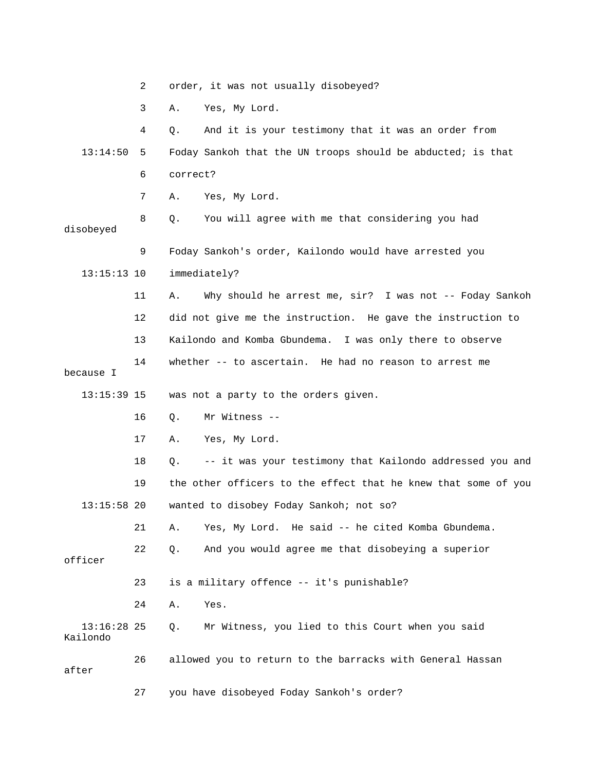2 order, it was not usually disobeyed?

3 A. Yes, My Lord.

4 Q. And it is your testimony that it was an order from

13:14:50 5 Foday Sankoh that the UN troops should be abducted; is that

6 correct?

7 A. Yes, My Lord.

8 Q. You will agree with me that considering you had disobeyed

9 Foday Sankoh's order, Kailondo would have arrested you

13:15:13 10 immediately?

11 A. Why should he arrest me, sir? I was not -- Foday Sankoh

12 did not give me the instruction. He gave the instruction to

13 Kailondo and Komba Gbundema. I was only there to observe

14 whether -- to ascertain. He had no reason to arrest me because I

13:15:39 15 was not a party to the orders given.

16 Q. Mr Witness --

17 A. Yes, My Lord.

18 Q. -- it was your testimony that Kailondo addressed you and

19 the other officers to the effect that he knew that some of you

13:15:58 20 wanted to disobey Foday Sankoh; not so?

21 A. Yes, My Lord. He said -- he cited Komba Gbundema.

22 Q. And you would agree me that disobeying a superior officer

23 is a military offence -- it's punishable?

24 A. Yes.

13:16:28 25 Q. Mr Witness, you lied to this Court when you said Kailondo

26 allowed you to return to the barracks with General Hassan after

27 you have disobeyed Foday Sankoh's order?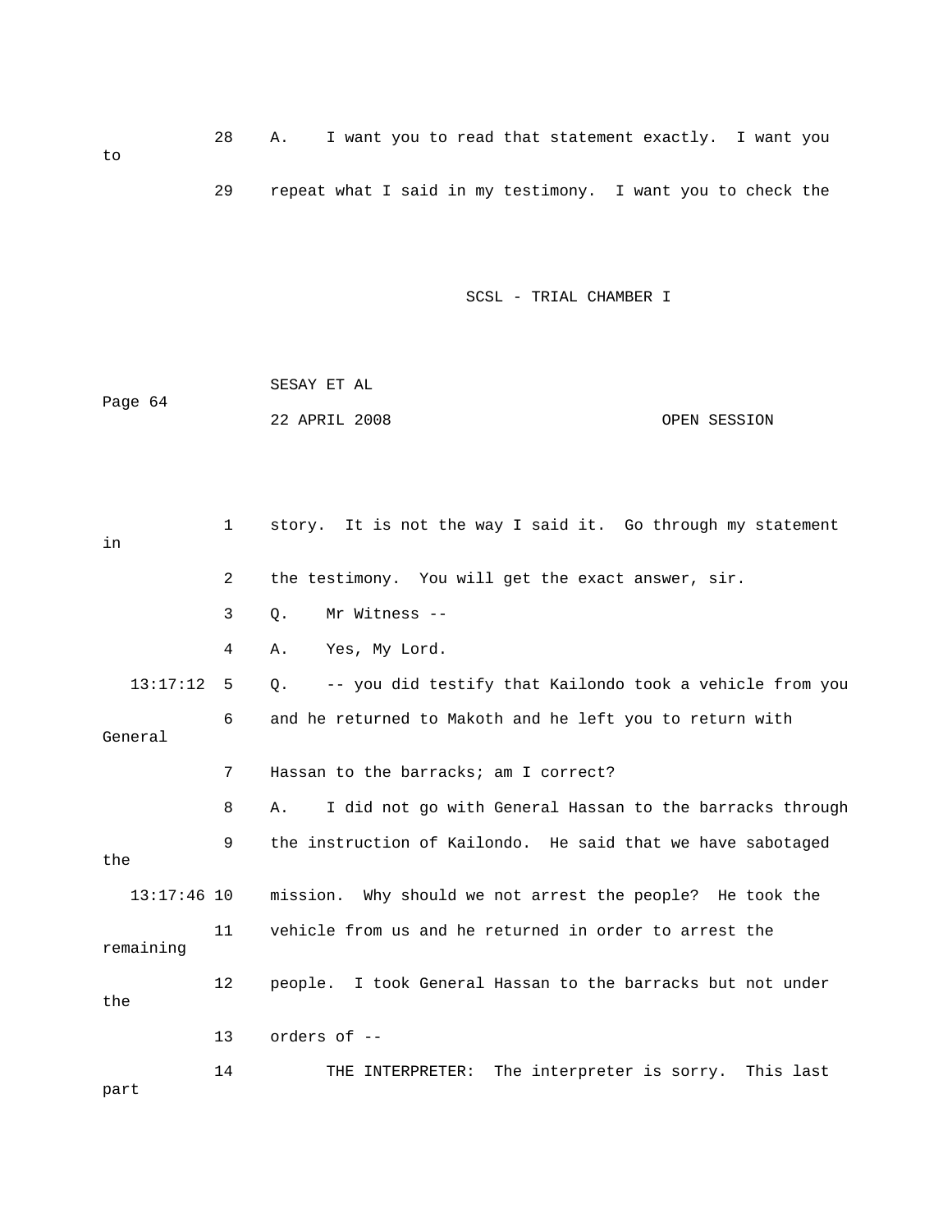28 A. I want you to read that statement exactly. I want you to

29 repeat what I said in my testimony. I want you to check the

1 story. It is not the way I said it. Go through my statement in

2 the testimony. You will get the exact answer, sir.

3 Q. Mr Witness --

4 A. Yes, My Lord.

13:17:12 5 Q. -- you did testify that Kailondo took a vehicle from you

6 and he returned to Makoth and he left you to return with General

7 Hassan to the barracks; am I correct?

8 A. I did not go with General Hassan to the barracks through

9 the instruction of Kailondo. He said that we have sabotaged the

13:17:46 10 mission. Why should we not arrest the people? He took the

11 vehicle from us and he returned in order to arrest the remaining

12 people. I took General Hassan to the barracks but not under the

13 orders of --

14 THE INTERPRETER: The interpreter is sorry. This last part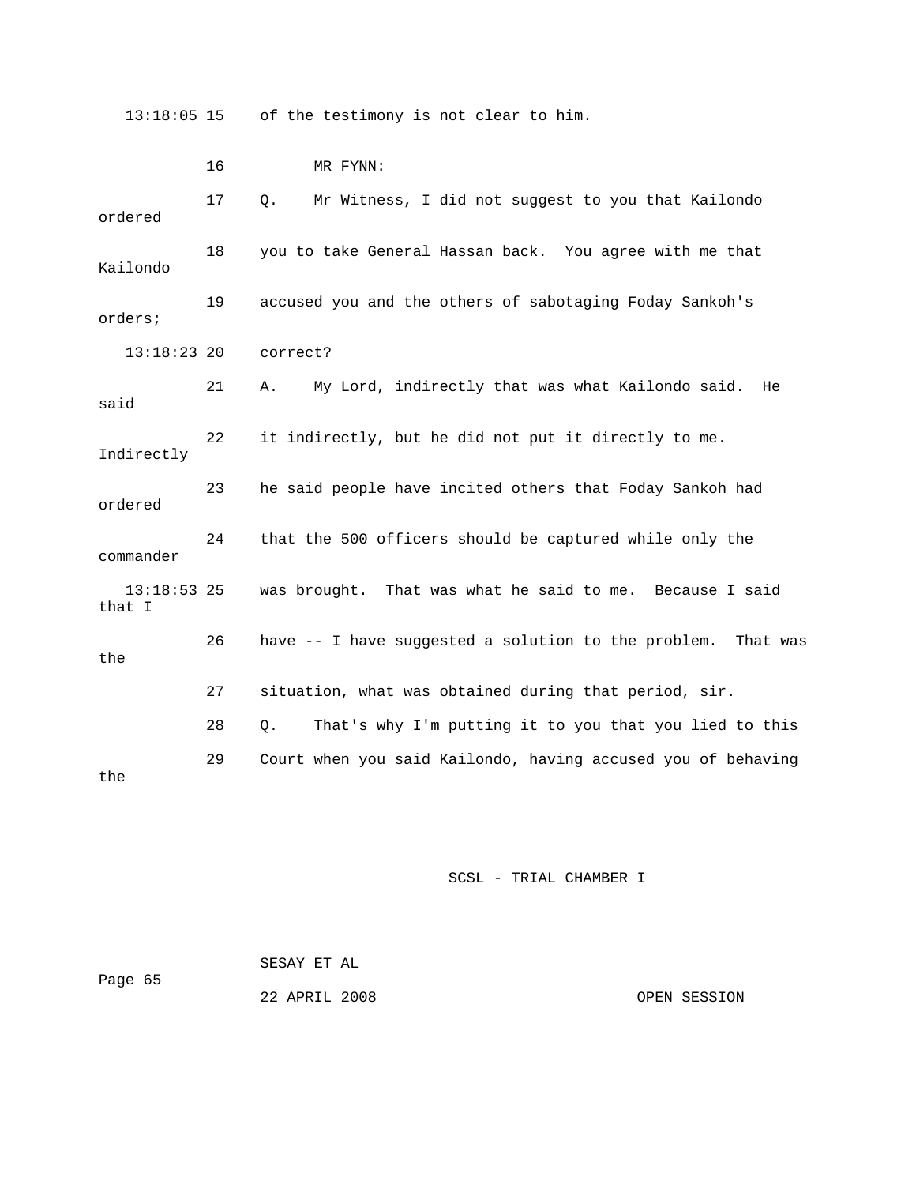of the testimony is not clear to him.

MR FYNN:

Q. Mr Witness, I did not suggest to you that Kailondo ordered you to take General Hassan back. You agree with me that Kailondo accused you and the others of sabotaging Foday Sankoh's orders; correct?

A. My Lord, indirectly that was what Kailondo said. He said it indirectly, but he did not put it directly to me. Indirectly he said people have incited others that Foday Sankoh had ordered that the 500 officers should be captured while only the commander was brought. That was what he said to me. Because I said that I have -- I have suggested a solution to the problem. That was the situation, what was obtained during that period, sir.

Q. That's why I'm putting it to you that you lied to this Court when you said Kailondo, having accused you of behaving the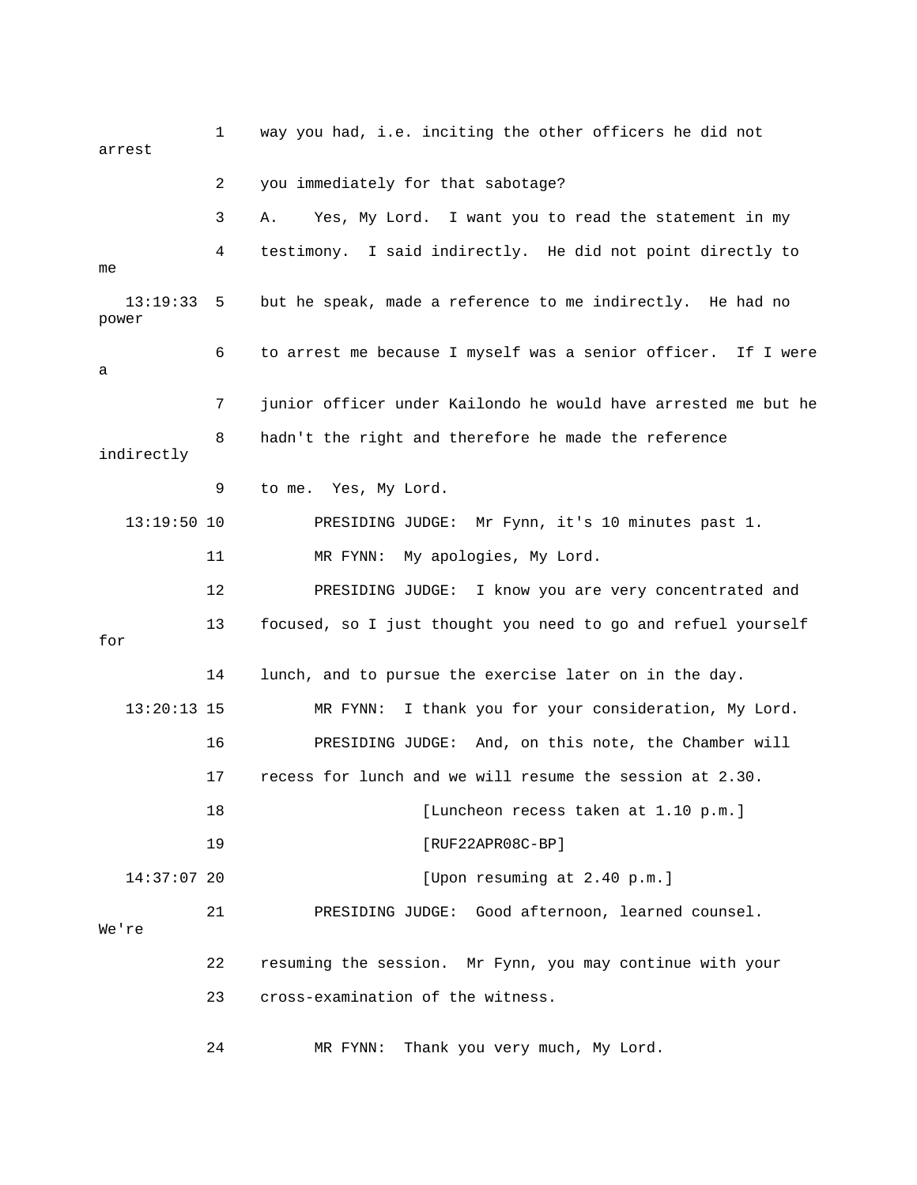1 way you had, i.e. inciting the other officers he did not arrest

2 you immediately for that sabotage?

3 A. Yes, My Lord. I want you to read the statement in my

4 testimony. I said indirectly. He did not point directly to me

13:19:33 5 but he speak, made a reference to me indirectly. He had no power

6 to arrest me because I myself was a senior officer. If I were a

7 junior officer under Kailondo he would have arrested me but he

8 hadn't the right and therefore he made the reference indirectly

9 to me. Yes, My Lord.

13:19:50 10 PRESIDING JUDGE: Mr Fynn, it's 10 minutes past 1.

11 MR FYNN: My apologies, My Lord.

12 PRESIDING JUDGE: I know you are very concentrated and

13 focused, so I just thought you need to go and refuel yourself for

14 lunch, and to pursue the exercise later on in the day.

13:20:13 15 MR FYNN: I thank you for your consideration, My Lord.

16 PRESIDING JUDGE: And, on this note, the Chamber will

17 recess for lunch and we will resume the session at 2.30.

18 [Luncheon recess taken at 1.10 p.m.]

19 [RUF22APR08C-BP]

14:37:07 20 [Upon resuming at 2.40 p.m.]

21 PRESIDING JUDGE: Good afternoon, learned counsel. We're

22 resuming the session. Mr Fynn, you may continue with your

23 cross-examination of the witness.

24 MR FYNN: Thank you very much, My Lord.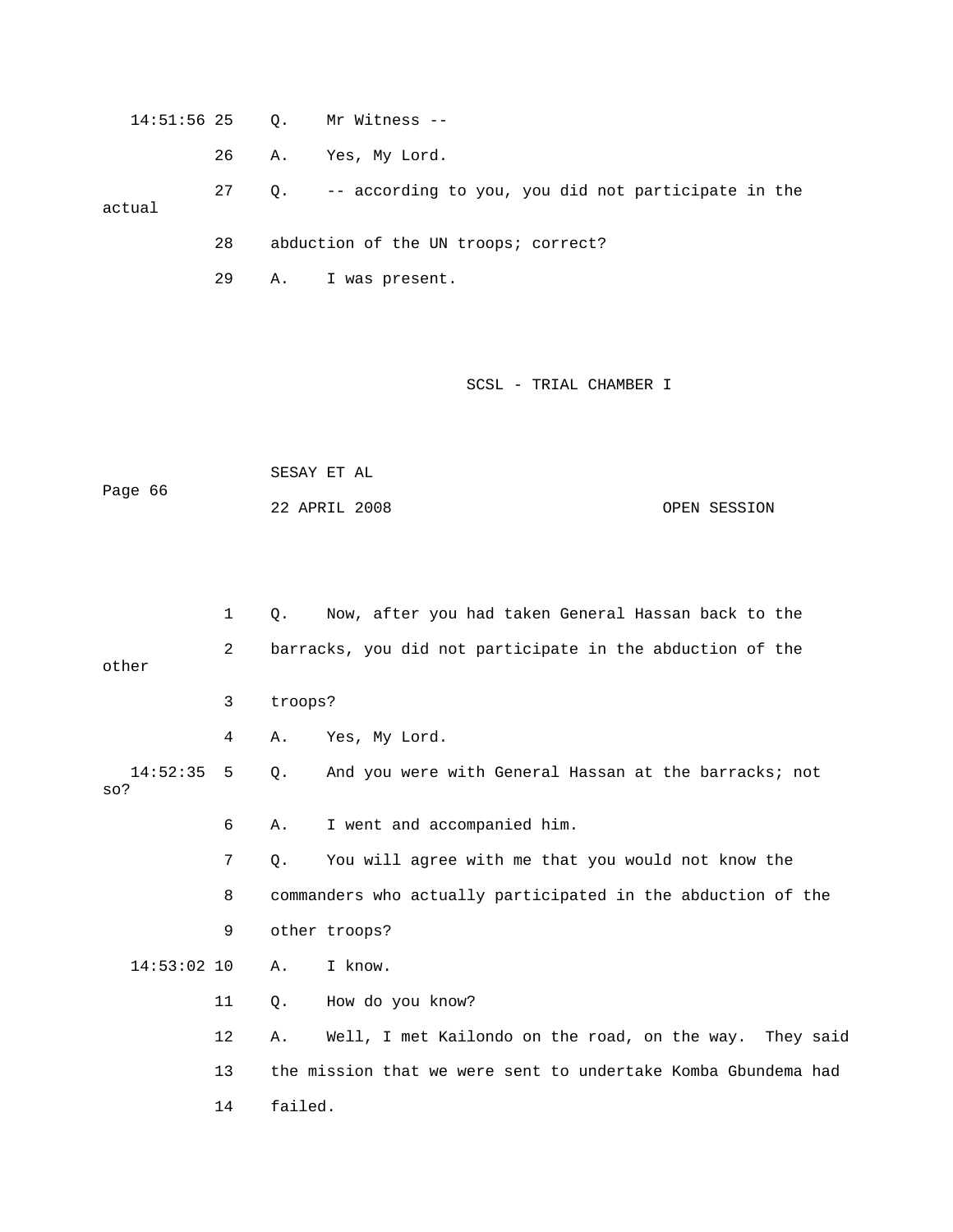14:51:56 25 Q. Mr Witness --

26 A. Yes, My Lord.

27 Q. -- according to you, you did not participate in the actual

28 abduction of the UN troops; correct?

29 A. I was present.

1 Q. Now, after you had taken General Hassan back to the

2 barracks, you did not participate in the abduction of the other

3 troops?

4 A. Yes, My Lord.

14:52:35 5 Q. And you were with General Hassan at the barracks; not so?

6 A. I went and accompanied him.

7 Q. You will agree with me that you would not know the

8 commanders who actually participated in the abduction of the

9 other troops?

14:53:02 10 A. I know.

11 Q. How do you know?

12 A. Well, I met Kailondo on the road, on the way. They said

13 the mission that we were sent to undertake Komba Gbundema had

14 failed.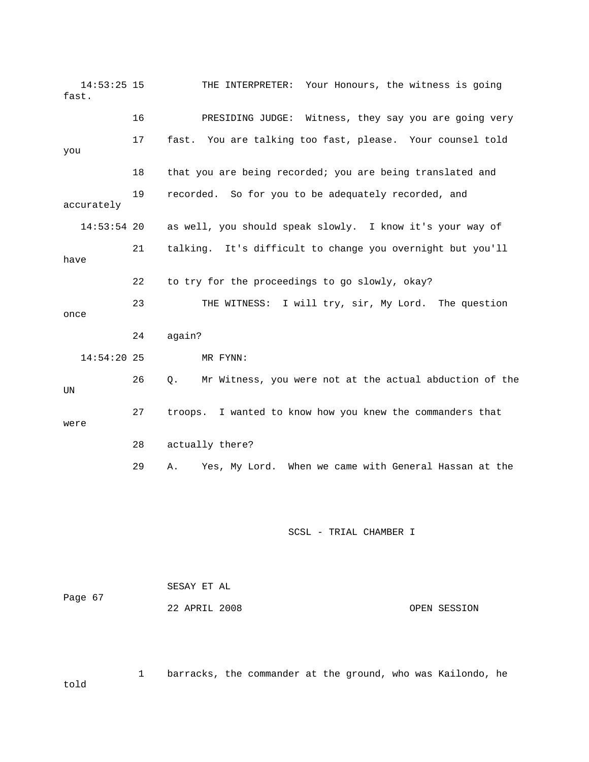14:53:25 15 THE INTERPRETER: Your Honours, the witness is going fast.

16 PRESIDING JUDGE: Witness, they say you are going very

17 fast. You are talking too fast, please. Your counsel told you

18 that you are being recorded; you are being translated and

19 recorded. So for you to be adequately recorded, and accurately

14:53:54 20 as well, you should speak slowly. I know it's your way of

21 talking. It's difficult to change you overnight but you'll have

22 to try for the proceedings to go slowly, okay?

23 THE WITNESS: I will try, sir, My Lord. The question once

24 again?

14:54:20 25 MR FYNN:

26 Q. Mr Witness, you were not at the actual abduction of the UN

27 troops. I wanted to know how you knew the commanders that were

28 actually there?

29 A. Yes, My Lord. When we came with General Hassan at the

1 barracks, the commander at the ground, who was Kailondo, he told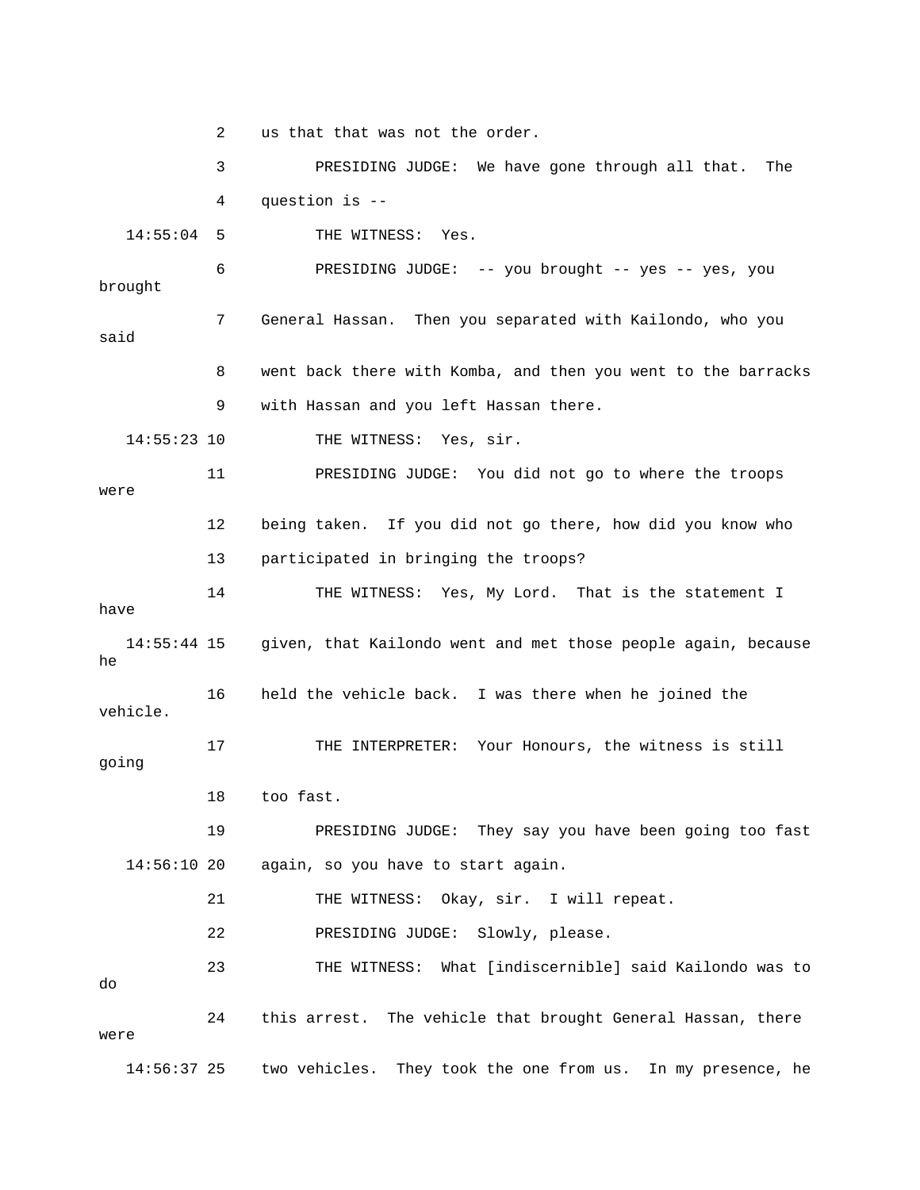2 us that that was not the order.

3 PRESIDING JUDGE: We have gone through all that. The

4 question is --

14:55:04 5 THE WITNESS: Yes.

6 PRESIDING JUDGE: -- you brought -- yes -- yes, you brought

7 General Hassan. Then you separated with Kailondo, who you said

8 went back there with Komba, and then you went to the barracks

9 with Hassan and you left Hassan there.

14:55:23 10 THE WITNESS: Yes, sir.

11 PRESIDING JUDGE: You did not go to where the troops were

12 being taken. If you did not go there, how did you know who

13 participated in bringing the troops?

14 THE WITNESS: Yes, My Lord. That is the statement I have

14:55:44 15 given, that Kailondo went and met those people again, because he

16 held the vehicle back. I was there when he joined the vehicle.

17 THE INTERPRETER: Your Honours, the witness is still going

18 too fast.

19 PRESIDING JUDGE: They say you have been going too fast

14:56:10 20 again, so you have to start again.

21 THE WITNESS: Okay, sir. I will repeat.

22 PRESIDING JUDGE: Slowly, please.

23 THE WITNESS: What [indiscernible] said Kailondo was to do

24 this arrest. The vehicle that brought General Hassan, there were

14:56:37 25 two vehicles. They took the one from us. In my presence, he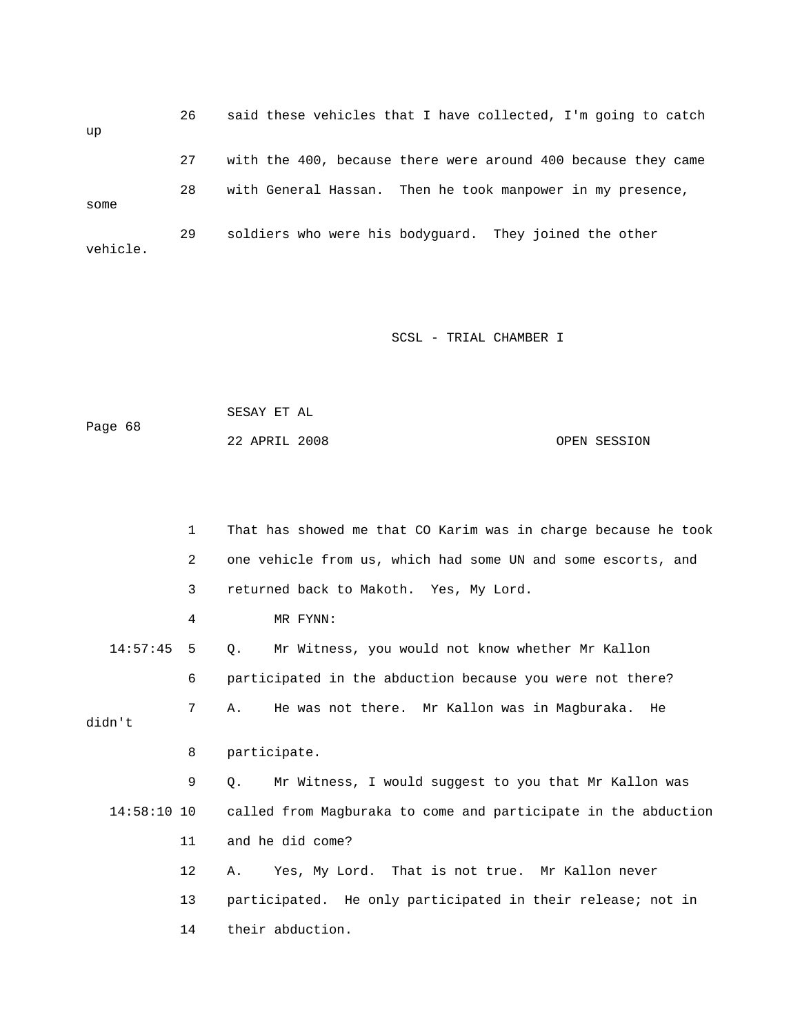26 said these vehicles that I have collected, I'm going to catch up

27 with the 400, because there were around 400 because they came

28 with General Hassan. Then he took manpower in my presence, some

29 soldiers who were his bodyguard. They joined the other vehicle.

1 That has showed me that CO Karim was in charge because he took

2 one vehicle from us, which had some UN and some escorts, and

3 returned back to Makoth. Yes, My Lord.

4 MR FYNN:

14:57:45 5 Q. Mr Witness, you would not know whether Mr Kallon

6 participated in the abduction because you were not there?

7 A. He was not there. Mr Kallon was in Magburaka. He didn't

8 participate.

9 Q. Mr Witness, I would suggest to you that Mr Kallon was

14:58:10 10 called from Magburaka to come and participate in the abduction

11 and he did come?

12 A. Yes, My Lord. That is not true. Mr Kallon never

13 participated. He only participated in their release; not in

14 their abduction.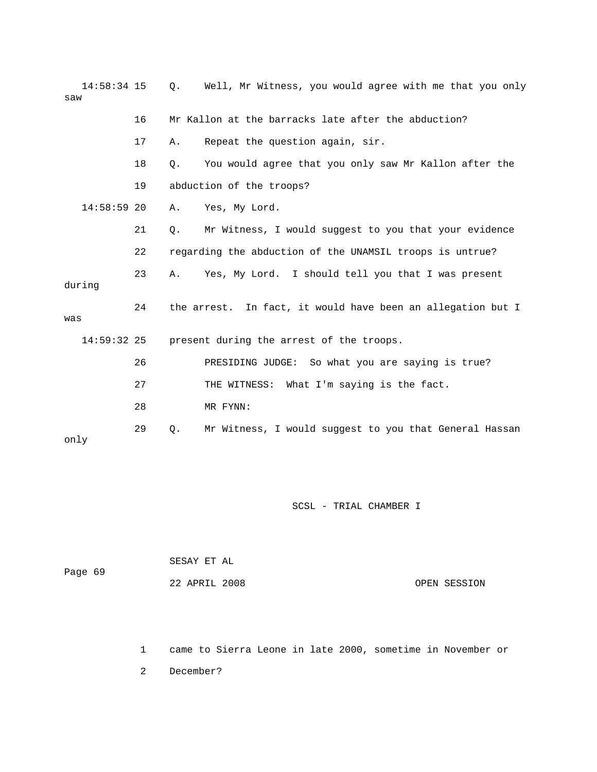14:58:34 15 Q. Well, Mr Witness, you would agree with me that you only saw

16 Mr Kallon at the barracks late after the abduction?

17 A. Repeat the question again, sir.

18 Q. You would agree that you only saw Mr Kallon after the

19 abduction of the troops?

14:58:59 20 A. Yes, My Lord.

21 Q. Mr Witness, I would suggest to you that your evidence

22 regarding the abduction of the UNAMSIL troops is untrue?

23 A. Yes, My Lord. I should tell you that I was present during

24 the arrest. In fact, it would have been an allegation but I was

14:59:32 25 present during the arrest of the troops.

26 PRESIDING JUDGE: So what you are saying is true?

27 THE WITNESS: What I'm saying is the fact.

28 MR FYNN:

29 Q. Mr Witness, I would suggest to you that General Hassan only

1 came to Sierra Leone in late 2000, sometime in November or

2 December?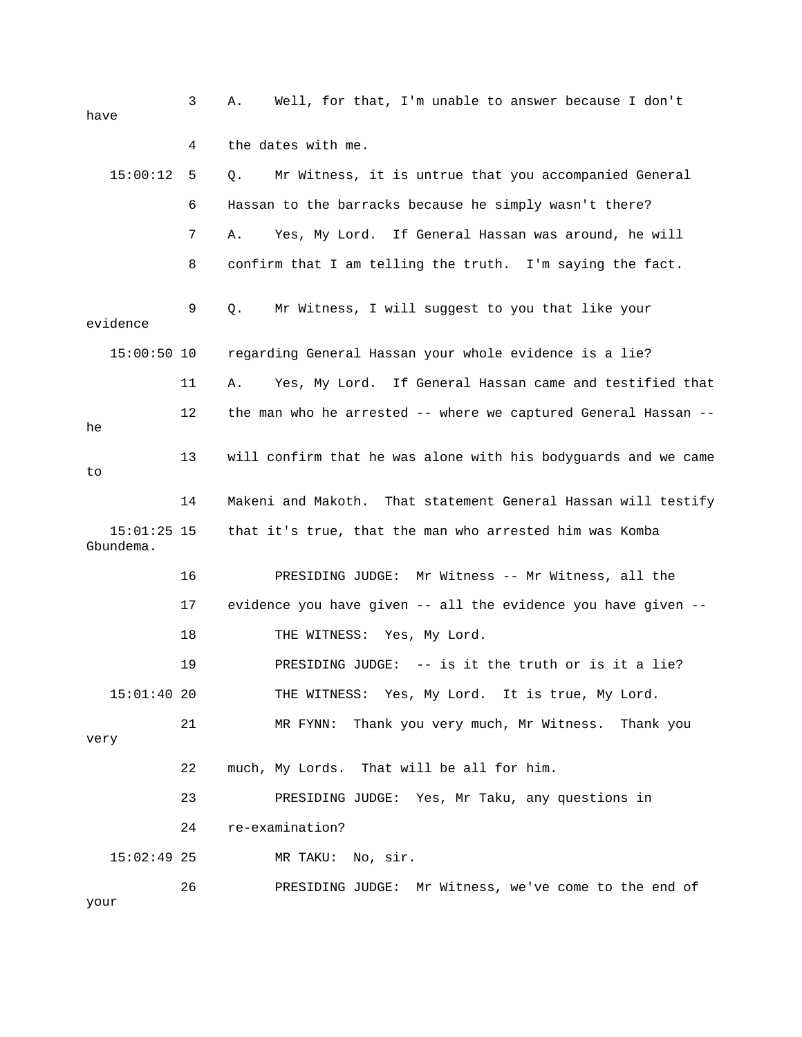3 A. Well, for that, I'm unable to answer because I don't have

4 the dates with me.

15:00:12 5 Q. Mr Witness, it is untrue that you accompanied General

6 Hassan to the barracks because he simply wasn't there?

7 A. Yes, My Lord. If General Hassan was around, he will

8 confirm that I am telling the truth. I'm saying the fact.

9 Q. Mr Witness, I will suggest to you that like your evidence

15:00:50 10 regarding General Hassan your whole evidence is a lie?

11 A. Yes, My Lord. If General Hassan came and testified that

12 the man who he arrested -- where we captured General Hassan -- he

13 will confirm that he was alone with his bodyguards and we came to

14 Makeni and Makoth. That statement General Hassan will testify

15:01:25 15 that it's true, that the man who arrested him was Komba Gbundema.

16 PRESIDING JUDGE: Mr Witness -- Mr Witness, all the

17 evidence you have given -- all the evidence you have given --

18 THE WITNESS: Yes, My Lord.

19 PRESIDING JUDGE: -- is it the truth or is it a lie?

15:01:40 20 THE WITNESS: Yes, My Lord. It is true, My Lord.

21 MR FYNN: Thank you very much, Mr Witness. Thank you very

22 much, My Lords. That will be all for him.

23 PRESIDING JUDGE: Yes, Mr Taku, any questions in

24 re-examination?

15:02:49 25 MR TAKU: No, sir.

26 PRESIDING JUDGE: Mr Witness, we've come to the end of your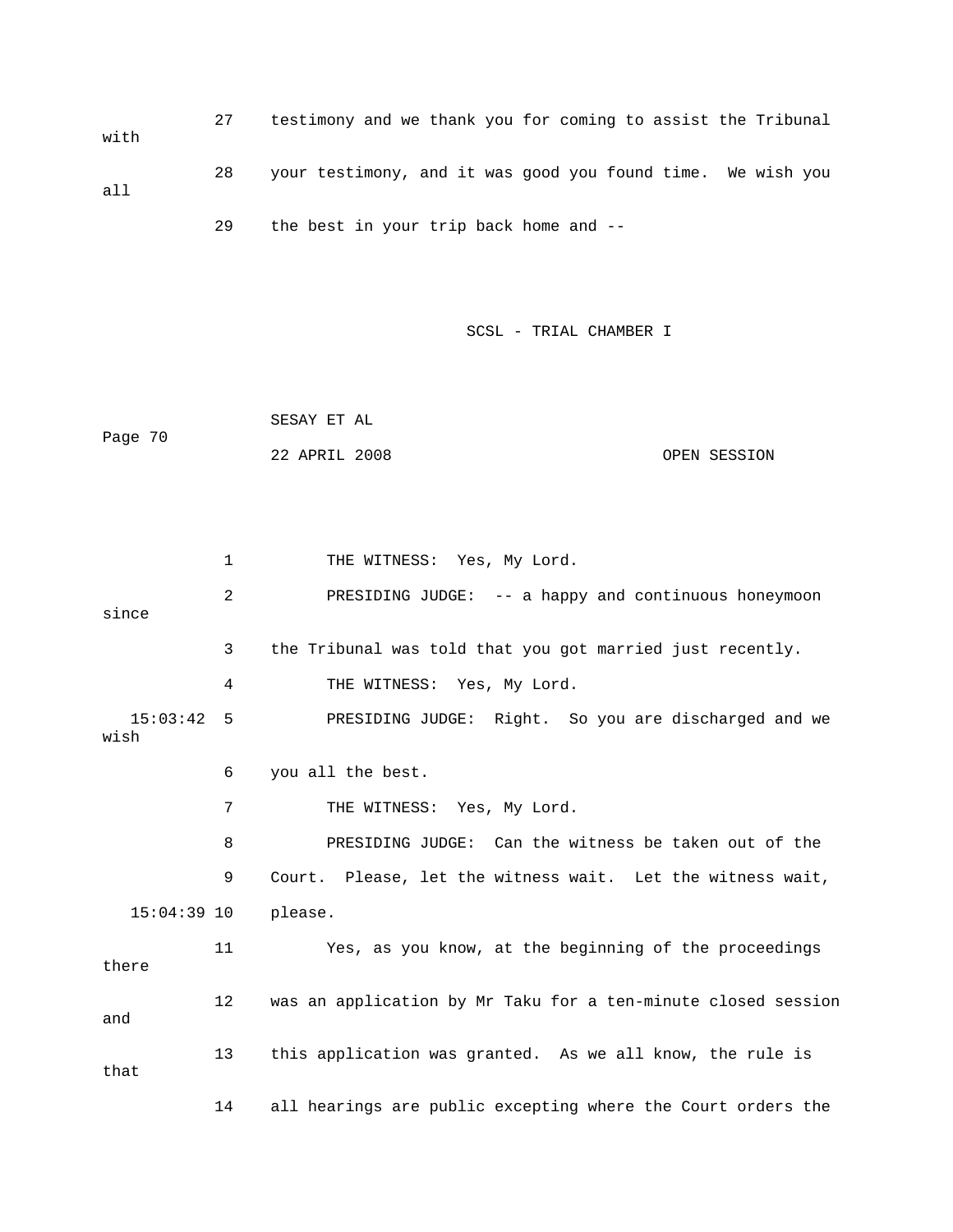27 testimony and we thank you for coming to assist the Tribunal with

28 your testimony, and it was good you found time. We wish you all

29 the best in your trip back home and --

1 THE WITNESS: Yes, My Lord.

2 PRESIDING JUDGE: -- a happy and continuous honeymoon since

3 the Tribunal was told that you got married just recently.

4 THE WITNESS: Yes, My Lord.

15:03:42 5 PRESIDING JUDGE: Right. So you are discharged and we wish

6 you all the best.

7 THE WITNESS: Yes, My Lord.

8 PRESIDING JUDGE: Can the witness be taken out of the

9 Court. Please, let the witness wait. Let the witness wait,

15:04:39 10 please.

11 Yes, as you know, at the beginning of the proceedings there

12 was an application by Mr Taku for a ten-minute closed session and

13 this application was granted. As we all know, the rule is that

14 all hearings are public excepting where the Court orders the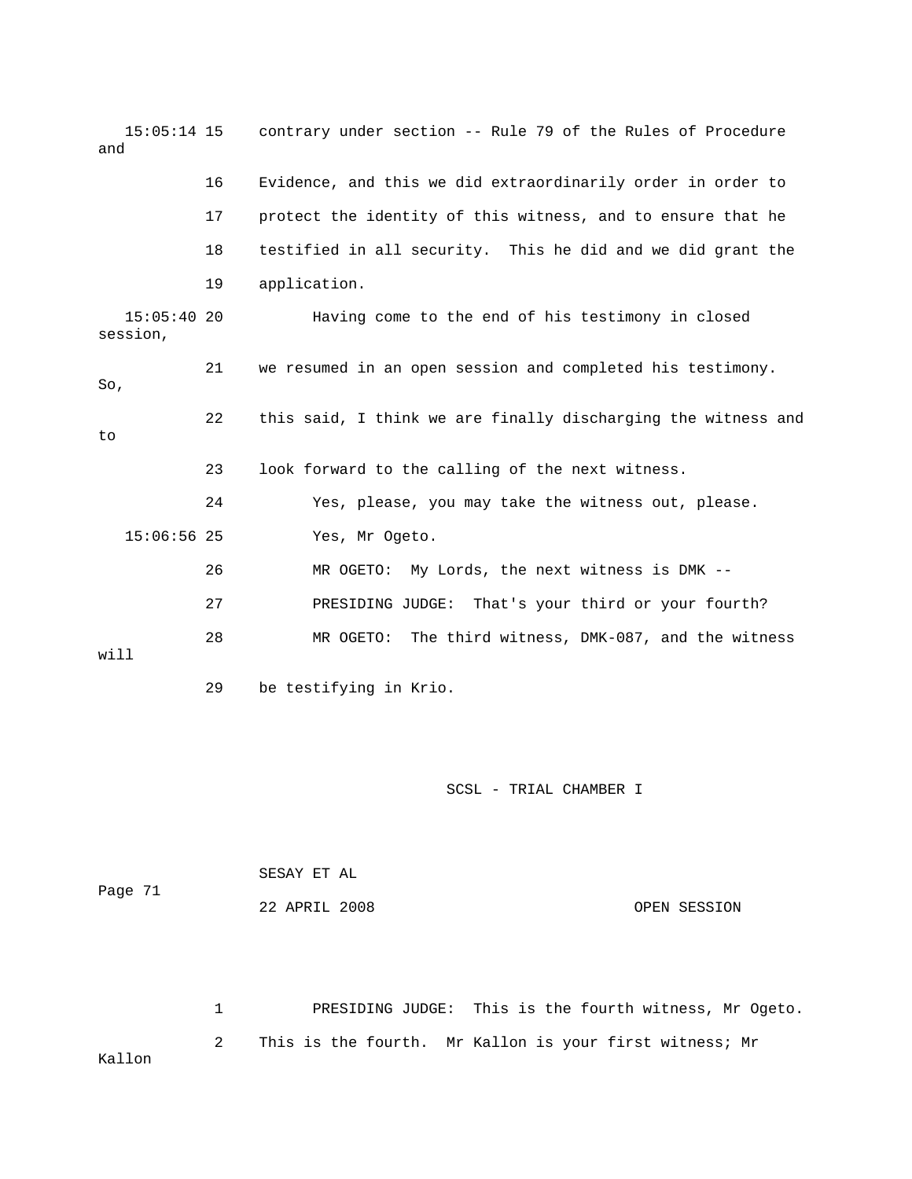15:05:14 15 contrary under section -- Rule 79 of the Rules of Procedure and

16 Evidence, and this we did extraordinarily order in order to

17 protect the identity of this witness, and to ensure that he

18 testified in all security. This he did and we did grant the

19 application.

15:05:40 20 Having come to the end of his testimony in closed session,

21 we resumed in an open session and completed his testimony. So,

22 this said, I think we are finally discharging the witness and to

23 look forward to the calling of the next witness.

24 Yes, please, you may take the witness out, please.

15:06:56 25 Yes, Mr Ogeto.

26 MR OGETO: My Lords, the next witness is DMK --

27 PRESIDING JUDGE: That's your third or your fourth?

28 MR OGETO: The third witness, DMK-087, and the witness will

29 be testifying in Krio.

1 PRESIDING JUDGE: This is the fourth witness, Mr Ogeto.

2 This is the fourth. Mr Kallon is your first witness; Mr Kallon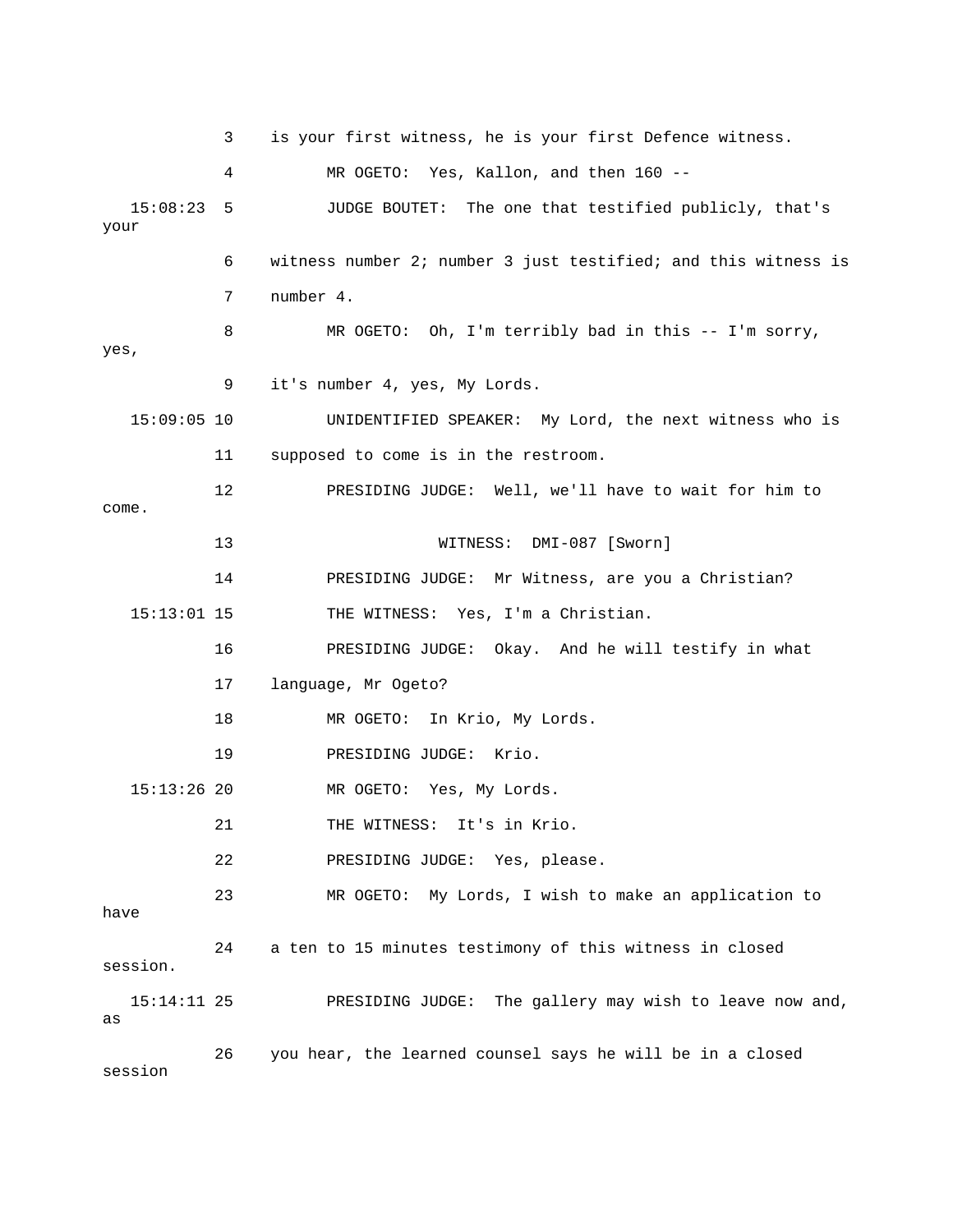3 is your first witness, he is your first Defence witness.

4 MR OGETO: Yes, Kallon, and then 160 --

15:08:23 5 JUDGE BOUTET: The one that testified publicly, that's your

6 witness number 2; number 3 just testified; and this witness is

7 number 4.

8 MR OGETO: Oh, I'm terribly bad in this -- I'm sorry, yes,

9 it's number 4, yes, My Lords.

15:09:05 10 UNIDENTIFIED SPEAKER: My Lord, the next witness who is

11 supposed to come is in the restroom.

12 PRESIDING JUDGE: Well, we'll have to wait for him to come.

13 WITNESS: DMI-087 [Sworn]

14 PRESIDING JUDGE: Mr Witness, are you a Christian?

15:13:01 15 THE WITNESS: Yes, I'm a Christian.

16 PRESIDING JUDGE: Okay. And he will testify in what

17 language, Mr Ogeto?

18 MR OGETO: In Krio, My Lords.

19 PRESIDING JUDGE: Krio.

15:13:26 20 MR OGETO: Yes, My Lords.

21 THE WITNESS: It's in Krio.

22 PRESIDING JUDGE: Yes, please.

23 MR OGETO: My Lords, I wish to make an application to have

24 a ten to 15 minutes testimony of this witness in closed session.

15:14:11 25 PRESIDING JUDGE: The gallery may wish to leave now and, as

26 you hear, the learned counsel says he will be in a closed session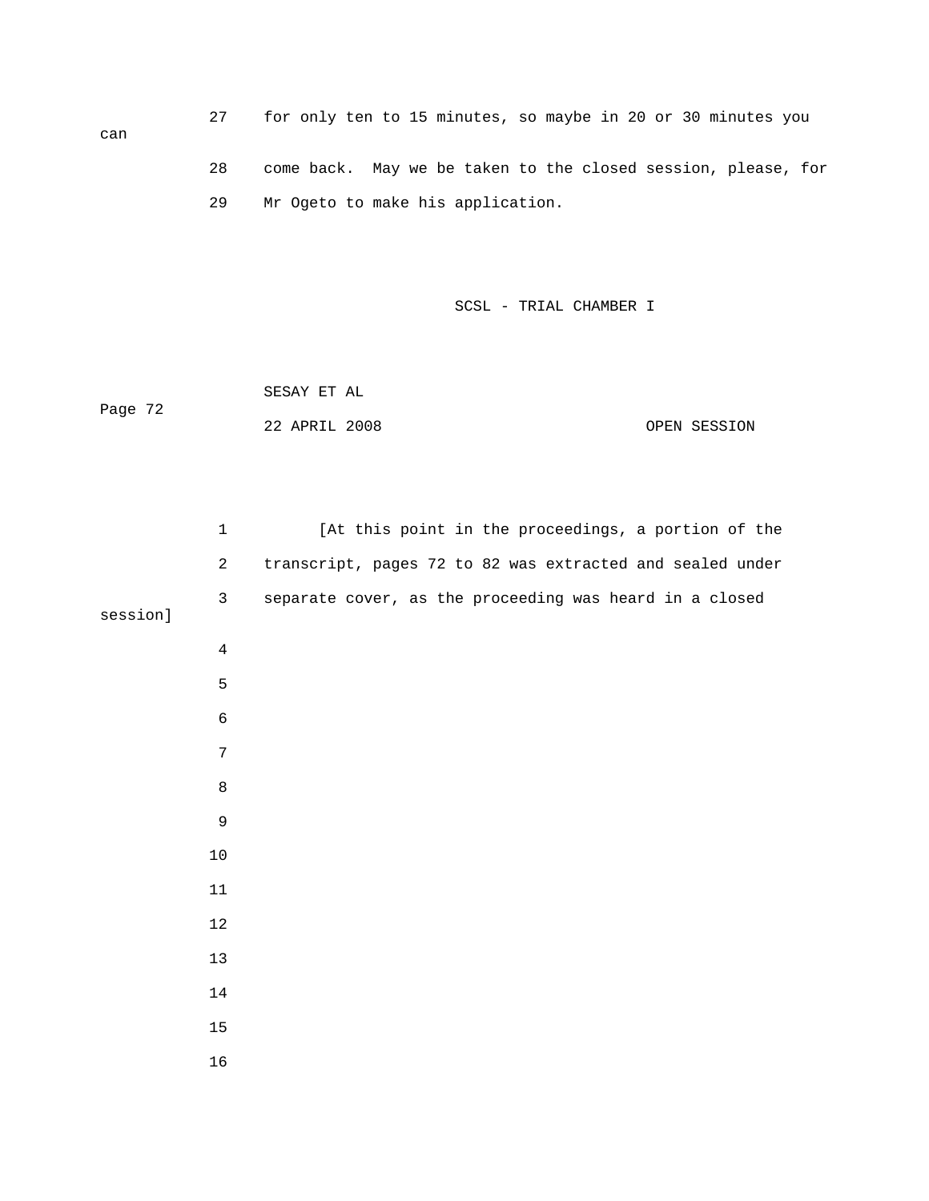27 for only ten to 15 minutes, so maybe in 20 or 30 minutes you can

28 come back. May we be taken to the closed session, please, for

29 Mr Ogeto to make his application.

SCSL - TRIAL CHAMBER I

SESAY ET AL

22 APRIL 2008 OPEN SESSION

1 [At this point in the proceedings, a portion of the

2 transcript, pages 72 to 82 was extracted and sealed under

3 separate cover, as the proceeding was heard in a closed session]

4

5

6

7

8

9

10

11

12

13

14

15

16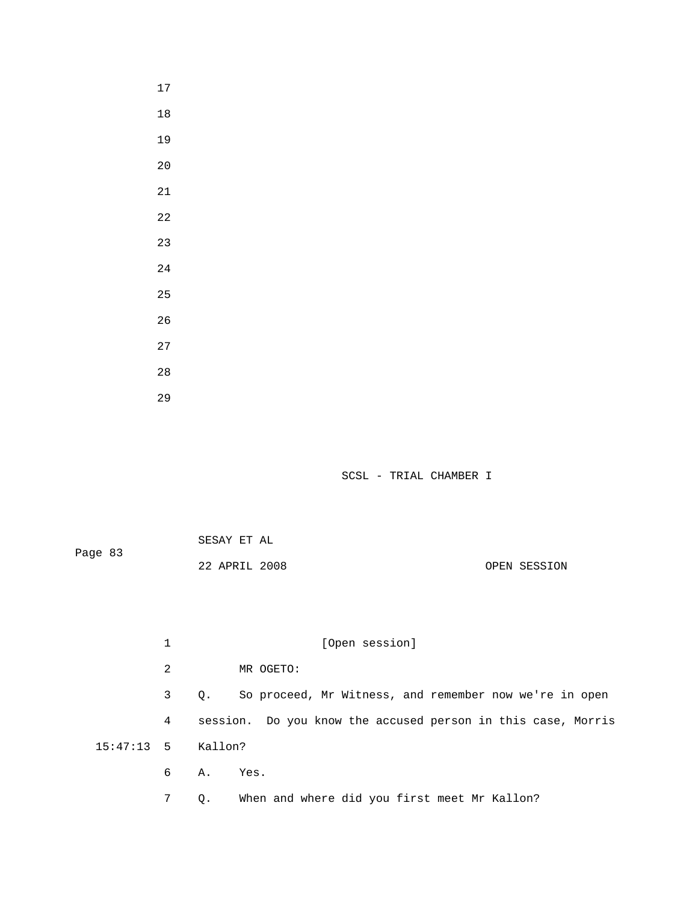[Open session]

MR OGETO:

Q. So proceed, Mr Witness, and remember now we're in open session. Do you know the accused person in this case, Morris Kallon?

A. Yes.

Q. When and where did you first meet Mr Kallon?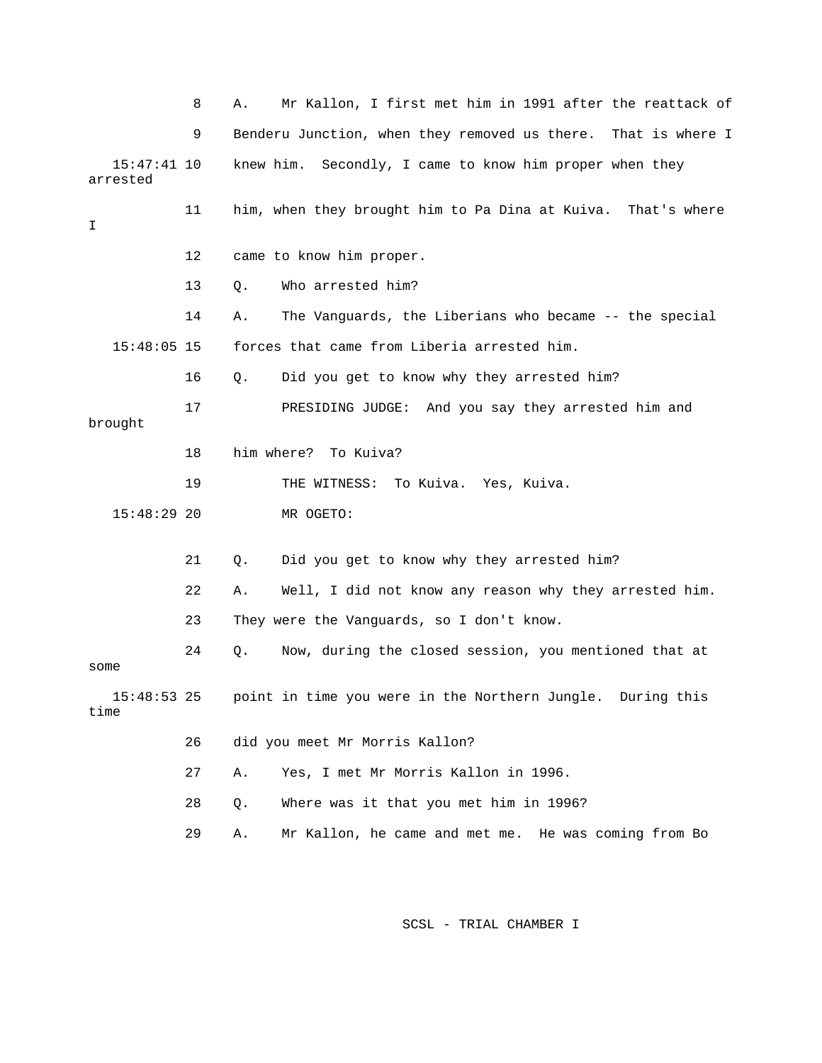8 A. Mr Kallon, I first met him in 1991 after the reattack of

9 Benderu Junction, when they removed us there. That is where I

15:47:41 10 knew him. Secondly, I came to know him proper when they arrested

11 him, when they brought him to Pa Dina at Kuiva. That's where I

12 came to know him proper.

13 Q. Who arrested him?

14 A. The Vanguards, the Liberians who became -- the special

15:48:05 15 forces that came from Liberia arrested him.

16 Q. Did you get to know why they arrested him?

17 PRESIDING JUDGE: And you say they arrested him and brought

18 him where? To Kuiva?

19 THE WITNESS: To Kuiva. Yes, Kuiva.

15:48:29 20 MR OGETO:

21 Q. Did you get to know why they arrested him?

22 A. Well, I did not know any reason why they arrested him.

23 They were the Vanguards, so I don't know.

24 Q. Now, during the closed session, you mentioned that at some

15:48:53 25 point in time you were in the Northern Jungle. During this time

26 did you meet Mr Morris Kallon?

27 A. Yes, I met Mr Morris Kallon in 1996.

28 Q. Where was it that you met him in 1996?

29 A. Mr Kallon, he came and met me. He was coming from Bo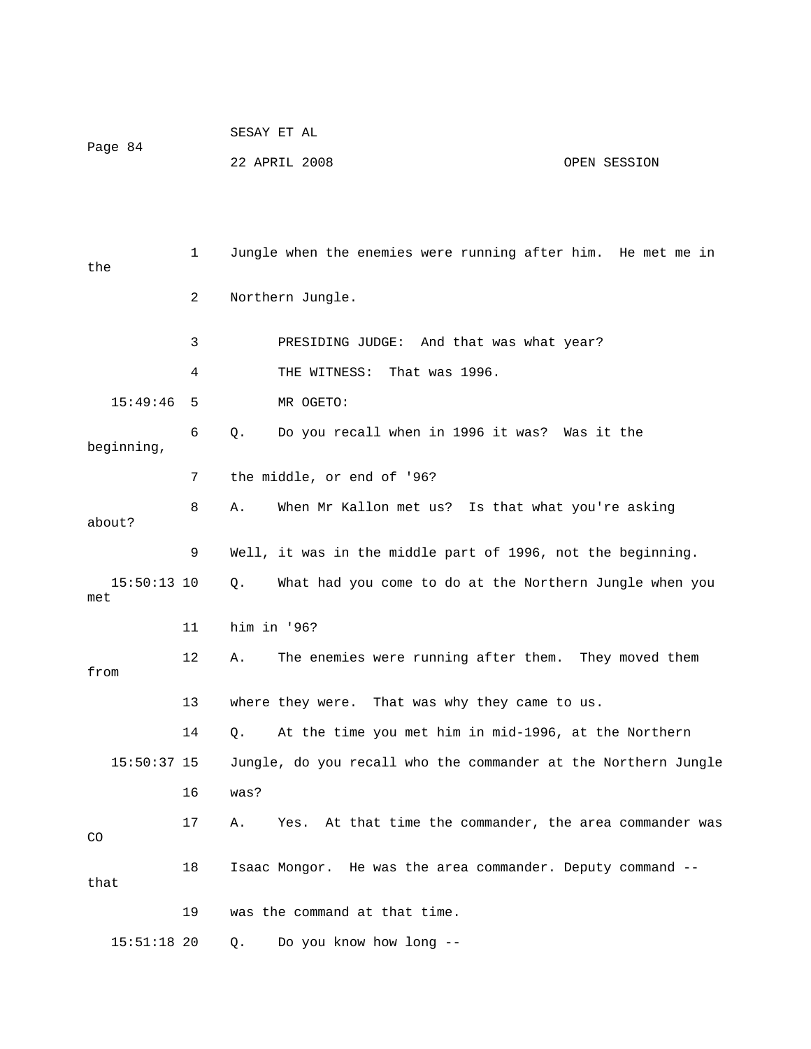Jungle when the enemies were running after him. He met me in the Northern Jungle.

PRESIDING JUDGE: And that was what year?

THE WITNESS: That was 1996.

MR OGETO:

Q. Do you recall when in 1996 it was? Was it the beginning, the middle, or end of '96?

A. When Mr Kallon met us? Is that what you're asking about? Well, it was in the middle part of 1996, not the beginning.

Q. What had you come to do at the Northern Jungle when you met him in '96?

A. The enemies were running after them. They moved them from where they were. That was why they came to us.

Q. At the time you met him in mid-1996, at the Northern Jungle, do you recall who the commander at the Northern Jungle was?

A. Yes. At that time the commander, the area commander was CO Isaac Mongor. He was the area commander. Deputy command -- that was the command at that time.

Q. Do you know how long --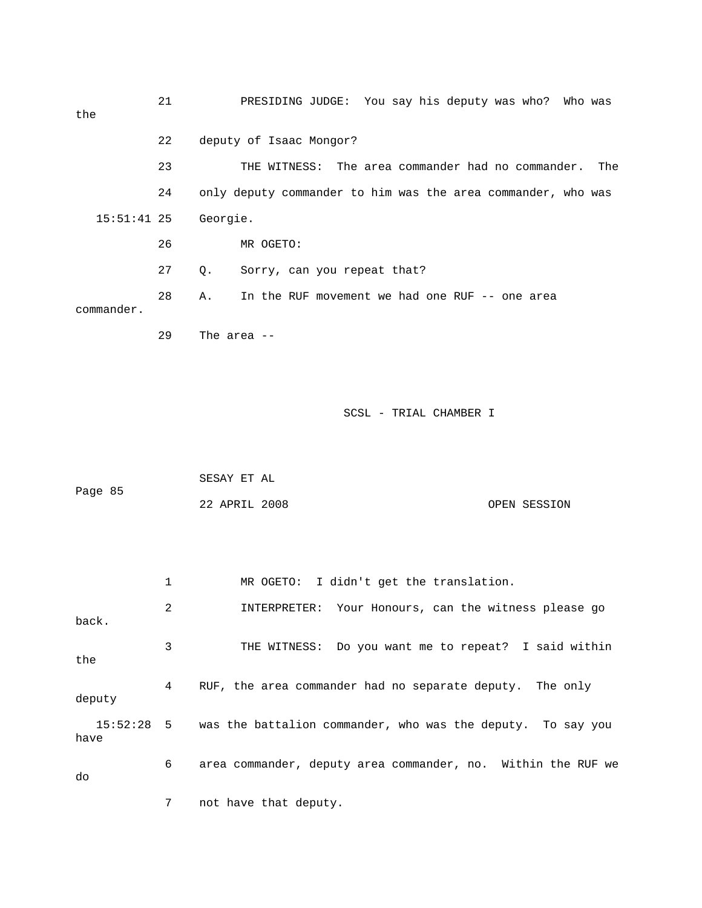21 PRESIDING JUDGE: You say his deputy was who? Who was the

22 deputy of Isaac Mongor?

23 THE WITNESS: The area commander had no commander. The

24 only deputy commander to him was the area commander, who was

15:51:41 25 Georgie.

26 MR OGETO:

27 Q. Sorry, can you repeat that?

28 A. In the RUF movement we had one RUF -- one area commander.

29 The area --

1 MR OGETO: I didn't get the translation.

2 INTERPRETER: Your Honours, can the witness please go back.

3 THE WITNESS: Do you want me to repeat? I said within the

4 RUF, the area commander had no separate deputy. The only deputy

15:52:28 5 was the battalion commander, who was the deputy. To say you have

6 area commander, deputy area commander, no. Within the RUF we do

7 not have that deputy.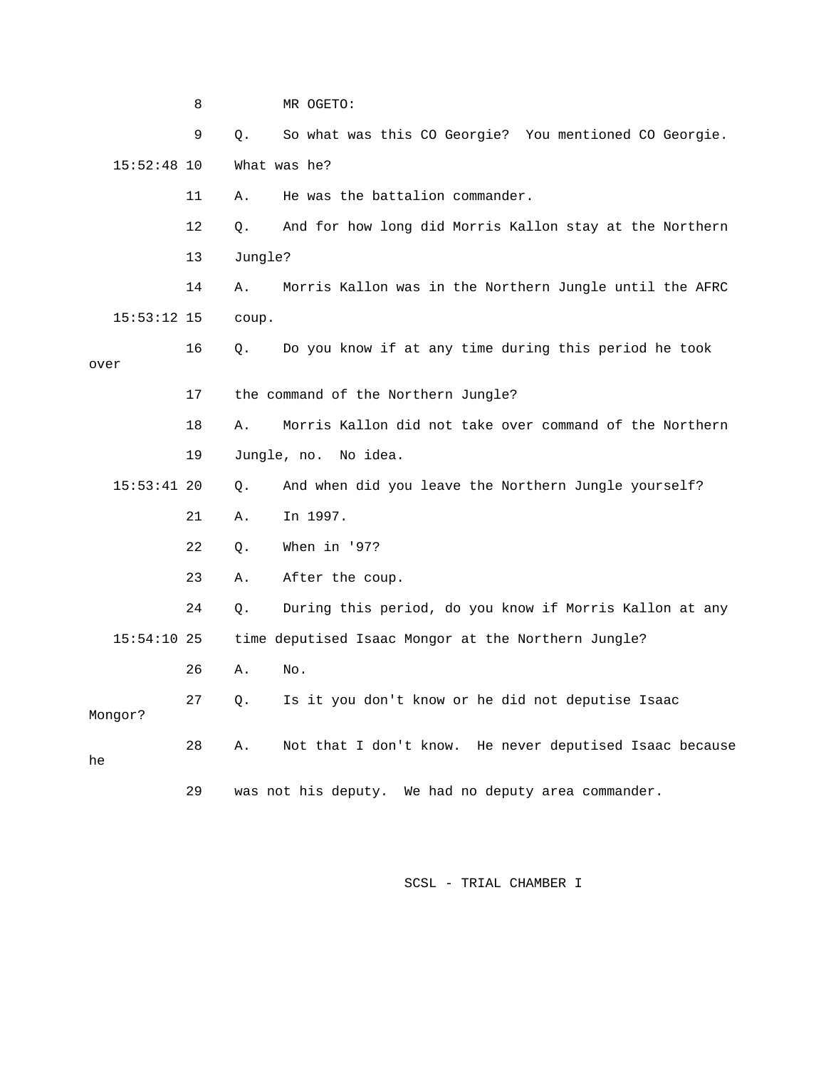8 MR OGETO:

9 Q. So what was this CO Georgie? You mentioned CO Georgie.

15:52:48 10 What was he?

11 A. He was the battalion commander.

12 Q. And for how long did Morris Kallon stay at the Northern

13 Jungle?

14 A. Morris Kallon was in the Northern Jungle until the AFRC

15:53:12 15 coup.

16 Q. Do you know if at any time during this period he took over

17 the command of the Northern Jungle?

18 A. Morris Kallon did not take over command of the Northern

19 Jungle, no. No idea.

15:53:41 20 Q. And when did you leave the Northern Jungle yourself?

21 A. In 1997.

22 Q. When in '97?

23 A. After the coup.

24 Q. During this period, do you know if Morris Kallon at any

15:54:10 25 time deputised Isaac Mongor at the Northern Jungle?

26 A. No.

27 Q. Is it you don't know or he did not deputise Isaac Mongor?

28 A. Not that I don't know. He never deputised Isaac because he

29 was not his deputy. We had no deputy area commander.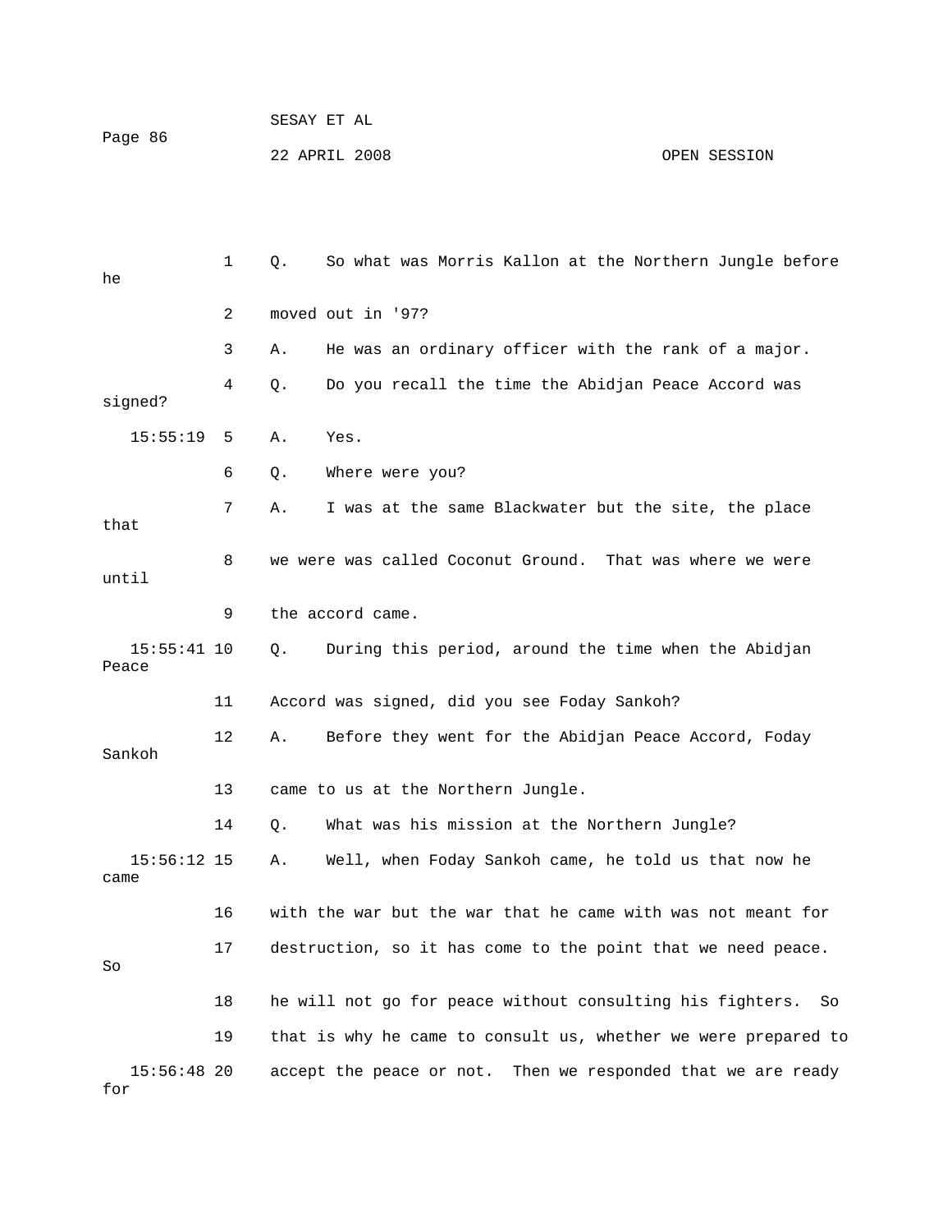1 Q. So what was Morris Kallon at the Northern Jungle before he

2 moved out in '97?

3 A. He was an ordinary officer with the rank of a major.

4 Q. Do you recall the time the Abidjan Peace Accord was signed?

15:55:19 5 A. Yes.

6 Q. Where were you?

7 A. I was at the same Blackwater but the site, the place that

8 we were was called Coconut Ground. That was where we were until

9 the accord came.

15:55:41 10 Q. During this period, around the time when the Abidjan Peace

11 Accord was signed, did you see Foday Sankoh?

12 A. Before they went for the Abidjan Peace Accord, Foday Sankoh

13 came to us at the Northern Jungle.

14 Q. What was his mission at the Northern Jungle?

15:56:12 15 A. Well, when Foday Sankoh came, he told us that now he came

16 with the war but the war that he came with was not meant for

17 destruction, so it has come to the point that we need peace. So

18 he will not go for peace without consulting his fighters. So

19 that is why he came to consult us, whether we were prepared to

15:56:48 20 accept the peace or not. Then we responded that we are ready for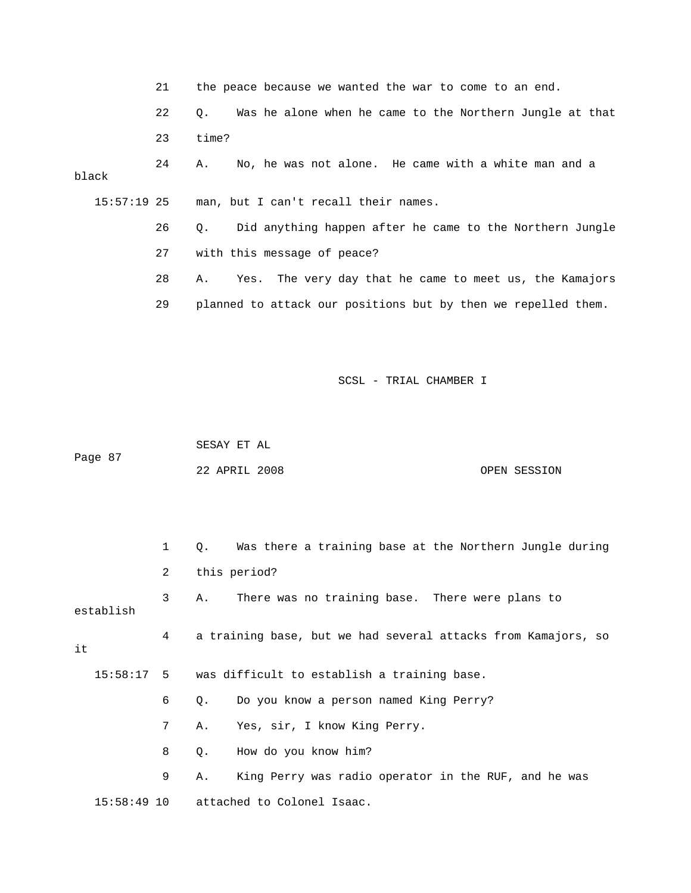21 the peace because we wanted the war to come to an end.

22 Q. Was he alone when he came to the Northern Jungle at that

23 time?

24 A. No, he was not alone. He came with a white man and a black

15:57:19 25 man, but I can't recall their names.

26 Q. Did anything happen after he came to the Northern Jungle

27 with this message of peace?

28 A. Yes. The very day that he came to meet us, the Kamajors

29 planned to attack our positions but by then we repelled them.

1 Q. Was there a training base at the Northern Jungle during

2 this period?

3 A. There was no training base. There were plans to establish

4 a training base, but we had several attacks from Kamajors, so it

15:58:17 5 was difficult to establish a training base.

6 Q. Do you know a person named King Perry?

7 A. Yes, sir, I know King Perry.

8 Q. How do you know him?

9 A. King Perry was radio operator in the RUF, and he was

15:58:49 10 attached to Colonel Isaac.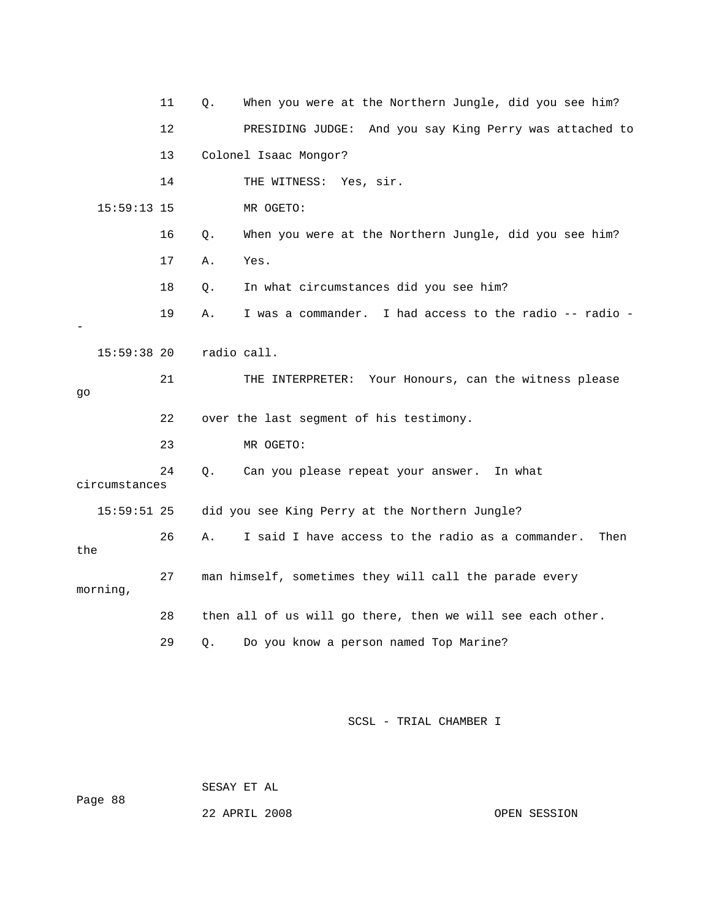11 Q. When you were at the Northern Jungle, did you see him?

12 PRESIDING JUDGE: And you say King Perry was attached to

13 Colonel Isaac Mongor?

14 THE WITNESS: Yes, sir.

15:59:13 15 MR OGETO:

16 Q. When you were at the Northern Jungle, did you see him?

17 A. Yes.

18 Q. In what circumstances did you see him?

19 A. I was a commander. I had access to the radio -- radio --

15:59:38 20 radio call.

21 THE INTERPRETER: Your Honours, can the witness please go

22 over the last segment of his testimony.

23 MR OGETO:

24 Q. Can you please repeat your answer. In what circumstances

15:59:51 25 did you see King Perry at the Northern Jungle?

26 A. I said I have access to the radio as a commander. Then the

27 man himself, sometimes they will call the parade every morning,

28 then all of us will go there, then we will see each other.

29 Q. Do you know a person named Top Marine?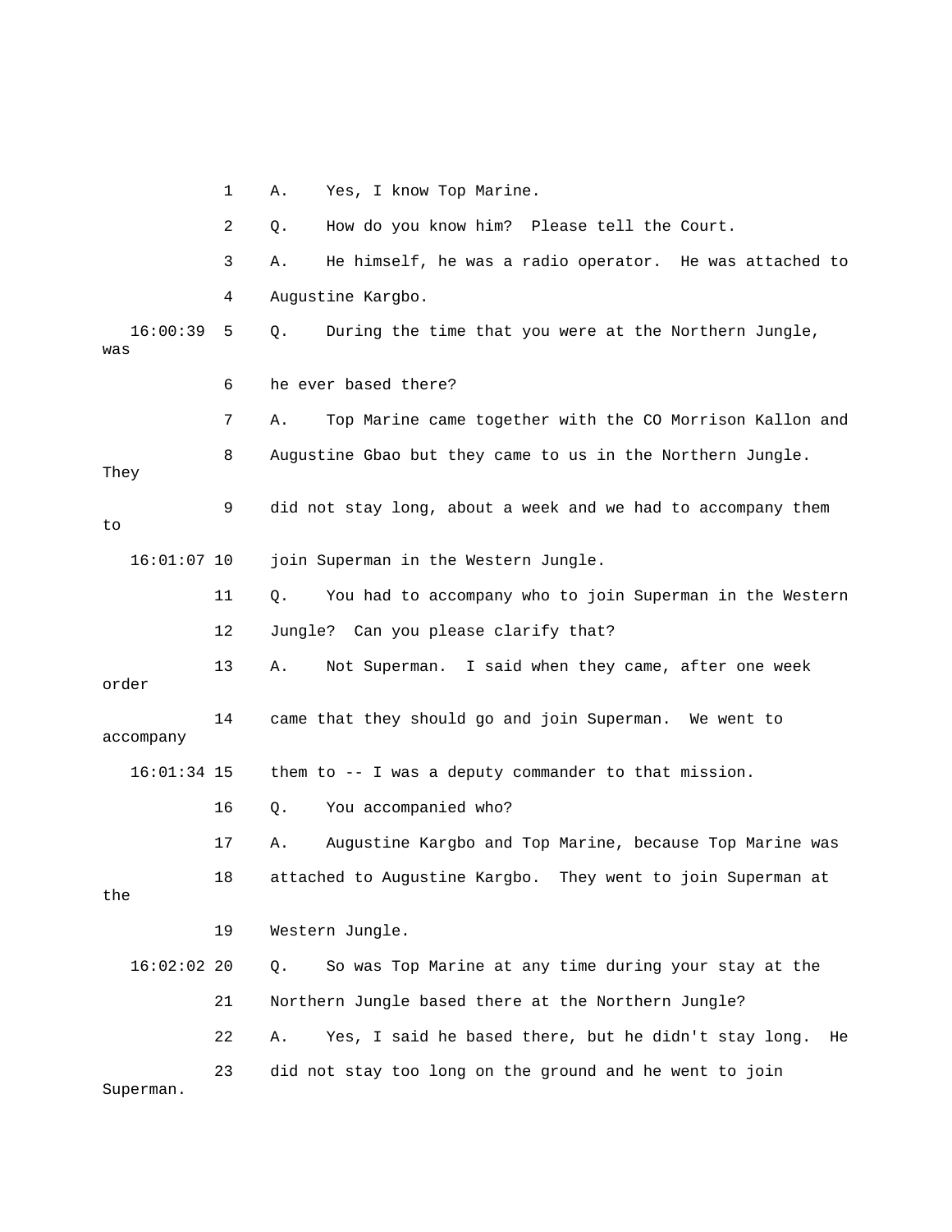1 A. Yes, I know Top Marine.

2 Q. How do you know him? Please tell the Court.

3 A. He himself, he was a radio operator. He was attached to

4 Augustine Kargbo.

16:00:39 5 Q. During the time that you were at the Northern Jungle, was

6 he ever based there?

7 A. Top Marine came together with the CO Morrison Kallon and

8 Augustine Gbao but they came to us in the Northern Jungle. They

9 did not stay long, about a week and we had to accompany them to

16:01:07 10 join Superman in the Western Jungle.

11 Q. You had to accompany who to join Superman in the Western

12 Jungle? Can you please clarify that?

13 A. Not Superman. I said when they came, after one week order

14 came that they should go and join Superman. We went to accompany

16:01:34 15 them to -- I was a deputy commander to that mission.

16 Q. You accompanied who?

17 A. Augustine Kargbo and Top Marine, because Top Marine was

18 attached to Augustine Kargbo. They went to join Superman at the

19 Western Jungle.

16:02:02 20 Q. So was Top Marine at any time during your stay at the

21 Northern Jungle based there at the Northern Jungle?

22 A. Yes, I said he based there, but he didn't stay long. He

23 did not stay too long on the ground and he went to join Superman.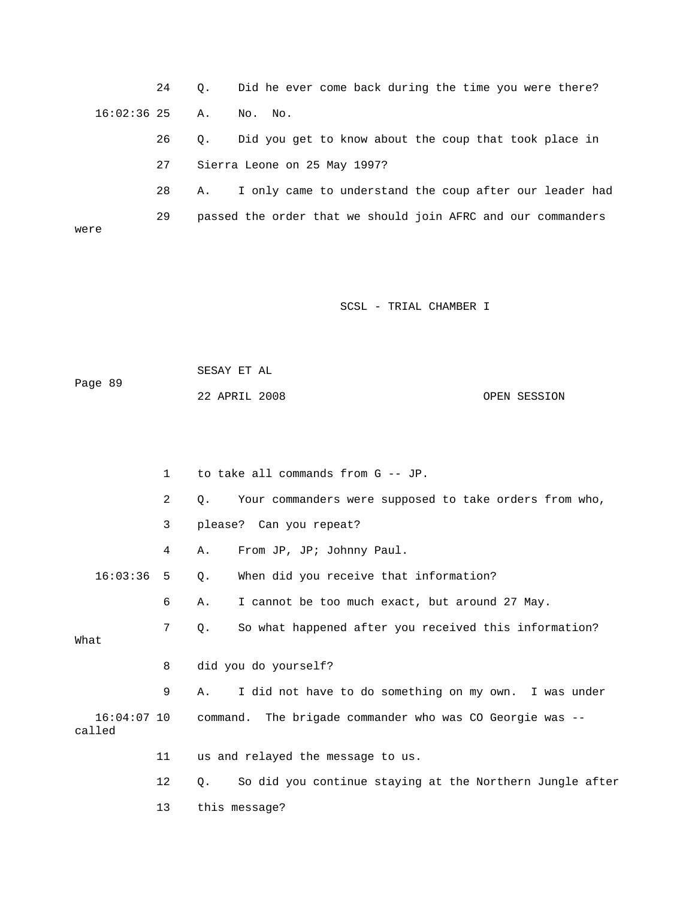24 Q. Did he ever come back during the time you were there?

16:02:36 25 A. No. No.

26 Q. Did you get to know about the coup that took place in

27 Sierra Leone on 25 May 1997?

28 A. I only came to understand the coup after our leader had

29 passed the order that we should join AFRC and our commanders were

1 to take all commands from G -- JP.

2 Q. Your commanders were supposed to take orders from who,

3 please? Can you repeat?

4 A. From JP, JP; Johnny Paul.

16:03:36 5 Q. When did you receive that information?

6 A. I cannot be too much exact, but around 27 May.

7 Q. So what happened after you received this information? What

8 did you do yourself?

9 A. I did not have to do something on my own. I was under

16:04:07 10 command. The brigade commander who was CO Georgie was -- called

11 us and relayed the message to us.

12 Q. So did you continue staying at the Northern Jungle after

13 this message?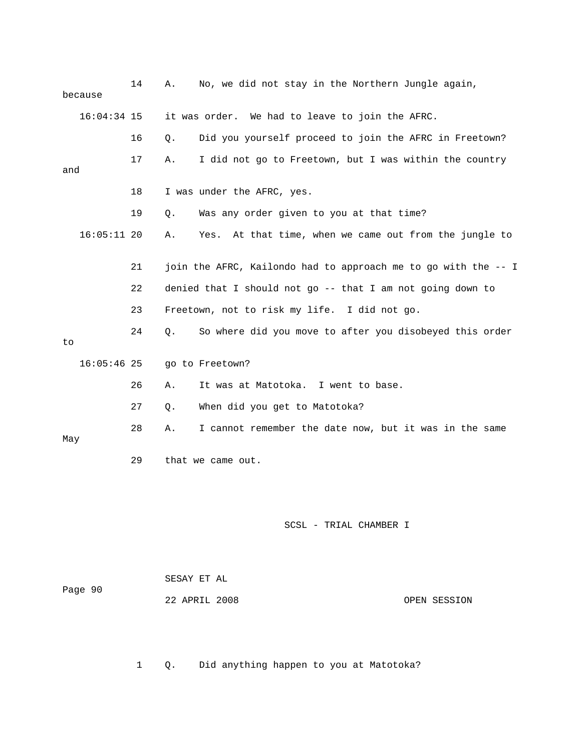14 A. No, we did not stay in the Northern Jungle again, because

16:04:34 15 it was order. We had to leave to join the AFRC.

16 Q. Did you yourself proceed to join the AFRC in Freetown?

17 A. I did not go to Freetown, but I was within the country and

18 I was under the AFRC, yes.

19 Q. Was any order given to you at that time?

16:05:11 20 A. Yes. At that time, when we came out from the jungle to

21 join the AFRC, Kailondo had to approach me to go with the -- I

22 denied that I should not go -- that I am not going down to

23 Freetown, not to risk my life. I did not go.

24 Q. So where did you move to after you disobeyed this order to

16:05:46 25 go to Freetown?

26 A. It was at Matotoka. I went to base.

27 Q. When did you get to Matotoka?

28 A. I cannot remember the date now, but it was in the same May

29 that we came out.

1 Q. Did anything happen to you at Matotoka?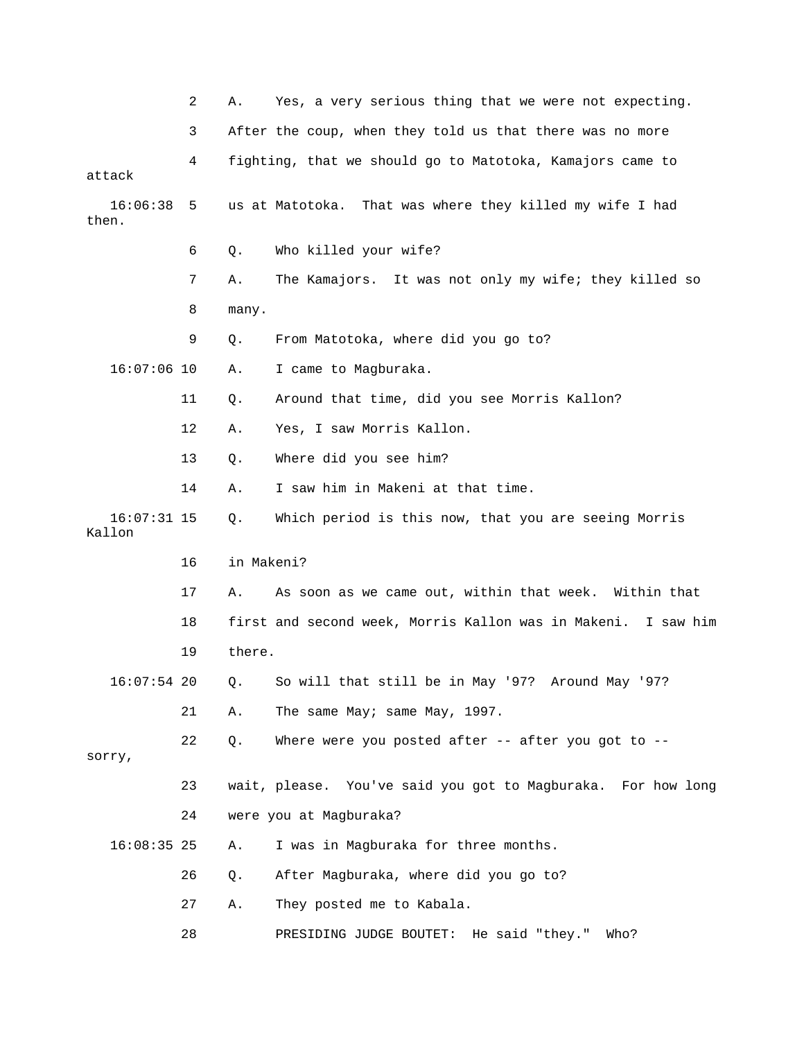2 A. Yes, a very serious thing that we were not expecting.

3 After the coup, when they told us that there was no more

4 fighting, that we should go to Matotoka, Kamajors came to attack

16:06:38 5 us at Matotoka. That was where they killed my wife I had then.

6 Q. Who killed your wife?

7 A. The Kamajors. It was not only my wife; they killed so

8 many.

9 Q. From Matotoka, where did you go to?

16:07:06 10 A. I came to Magburaka.

11 Q. Around that time, did you see Morris Kallon?

12 A. Yes, I saw Morris Kallon.

13 Q. Where did you see him?

14 A. I saw him in Makeni at that time.

16:07:31 15 Q. Which period is this now, that you are seeing Morris Kallon

16 in Makeni?

17 A. As soon as we came out, within that week. Within that

18 first and second week, Morris Kallon was in Makeni. I saw him

19 there.

16:07:54 20 Q. So will that still be in May '97? Around May '97?

21 A. The same May; same May, 1997.

22 Q. Where were you posted after -- after you got to -- sorry,

23 wait, please. You've said you got to Magburaka. For how long

24 were you at Magburaka?

16:08:35 25 A. I was in Magburaka for three months.

26 Q. After Magburaka, where did you go to?

27 A. They posted me to Kabala.

28 PRESIDING JUDGE BOUTET: He said "they." Who?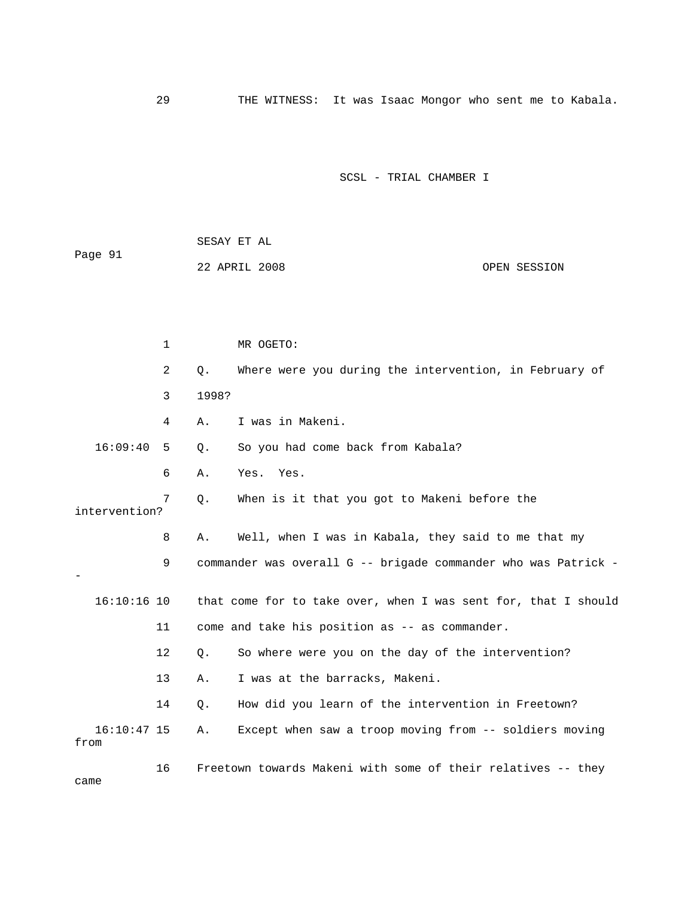29 THE WITNESS: It was Isaac Mongor who sent me to Kabala.

1 MR OGETO:

2 Q. Where were you during the intervention, in February of

3 1998?

4 A. I was in Makeni.

16:09:40 5 Q. So you had come back from Kabala?

6 A. Yes. Yes.

7 Q. When is it that you got to Makeni before the intervention?

8 A. Well, when I was in Kabala, they said to me that my

9 commander was overall G -- brigade commander who was Patrick --

16:10:16 10 that come for to take over, when I was sent for, that I should

11 come and take his position as -- as commander.

12 Q. So where were you on the day of the intervention?

13 A. I was at the barracks, Makeni.

14 Q. How did you learn of the intervention in Freetown?

16:10:47 15 A. Except when saw a troop moving from -- soldiers moving from

16 Freetown towards Makeni with some of their relatives -- they came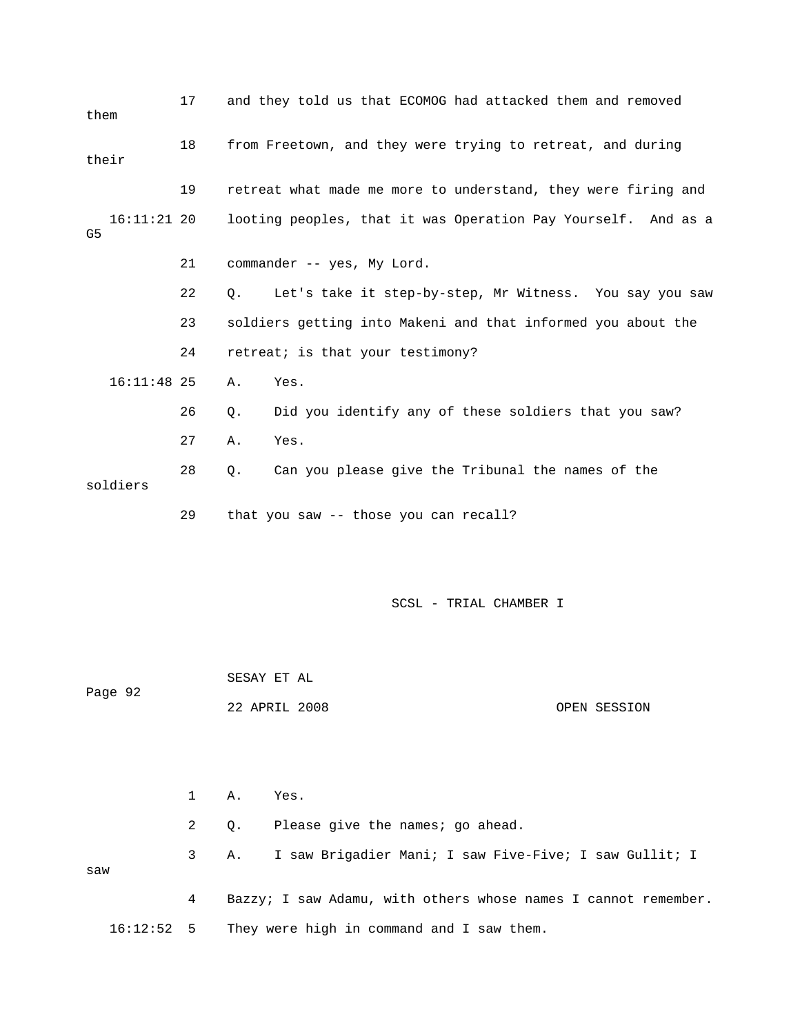17 and they told us that ECOMOG had attacked them and removed them

18 from Freetown, and they were trying to retreat, and during their

19 retreat what made me more to understand, they were firing and

16:11:21 20 looting peoples, that it was Operation Pay Yourself. And as a G5

21 commander -- yes, My Lord.

22 Q. Let's take it step-by-step, Mr Witness. You say you saw

23 soldiers getting into Makeni and that informed you about the

24 retreat; is that your testimony?

16:11:48 25 A. Yes.

26 Q. Did you identify any of these soldiers that you saw?

27 A. Yes.

28 Q. Can you please give the Tribunal the names of the soldiers

29 that you saw -- those you can recall?

SCSL - TRIAL CHAMBER I

SESAY ET AL

Page 92

22 APRIL 2008 OPEN SESSION

1 A. Yes.

2 Q. Please give the names; go ahead.

3 A. I saw Brigadier Mani; I saw Five-Five; I saw Gullit; I saw

4 Bazzy; I saw Adamu, with others whose names I cannot remember.

16:12:52 5 They were high in command and I saw them.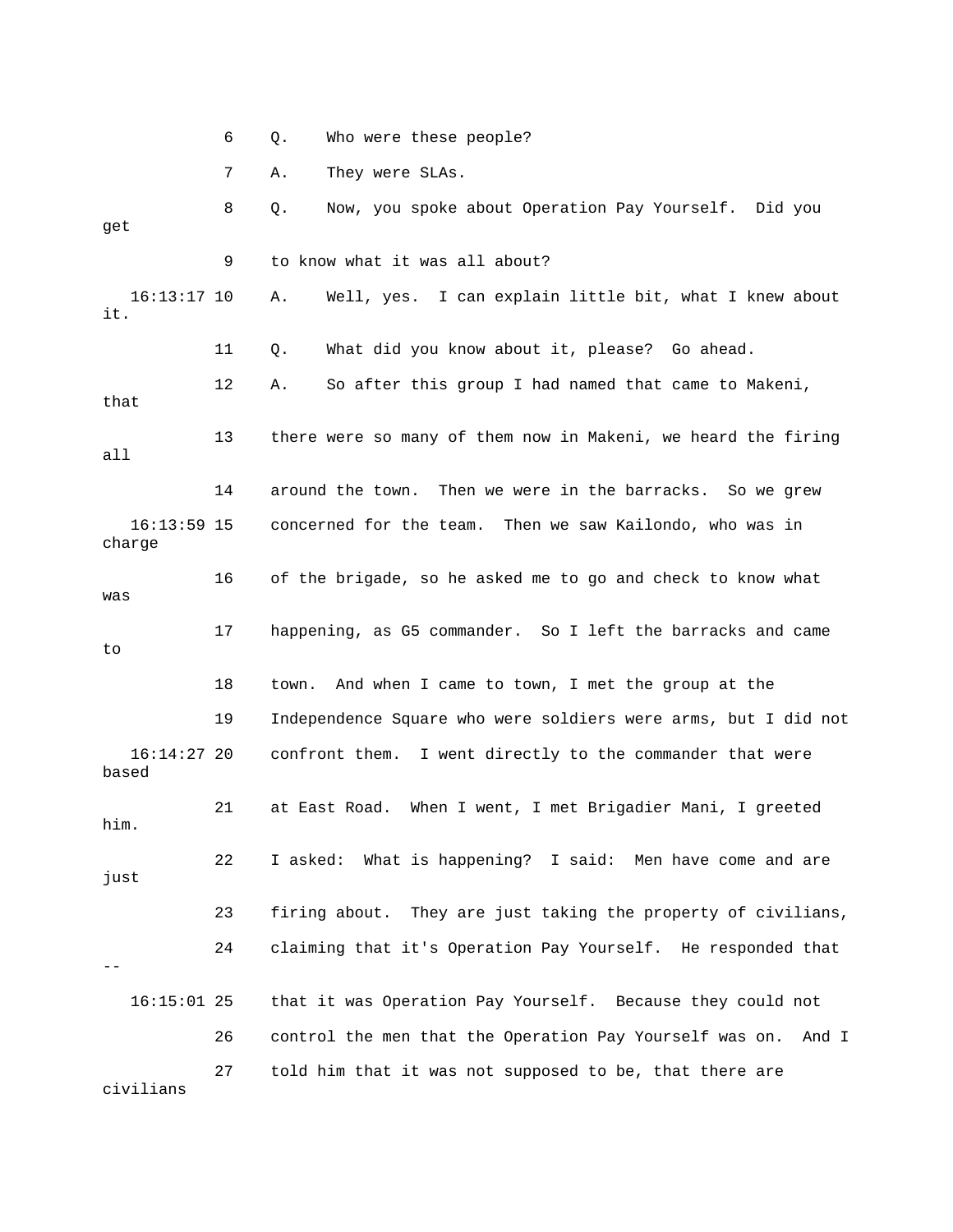6 Q. Who were these people?

7 A. They were SLAs.

8 Q. Now, you spoke about Operation Pay Yourself. Did you get

9 to know what it was all about?

16:13:17 10 A. Well, yes. I can explain little bit, what I knew about it.

11 Q. What did you know about it, please? Go ahead.

12 A. So after this group I had named that came to Makeni, that

13 there were so many of them now in Makeni, we heard the firing all

14 around the town. Then we were in the barracks. So we grew

16:13:59 15 concerned for the team. Then we saw Kailondo, who was in charge

16 of the brigade, so he asked me to go and check to know what was

17 happening, as G5 commander. So I left the barracks and came to

18 town. And when I came to town, I met the group at the

19 Independence Square who were soldiers were arms, but I did not

16:14:27 20 confront them. I went directly to the commander that were based

21 at East Road. When I went, I met Brigadier Mani, I greeted him.

22 I asked: What is happening? I said: Men have come and are just

23 firing about. They are just taking the property of civilians,

24 claiming that it's Operation Pay Yourself. He responded that --

16:15:01 25 that it was Operation Pay Yourself. Because they could not

26 control the men that the Operation Pay Yourself was on. And I

27 told him that it was not supposed to be, that there are civilians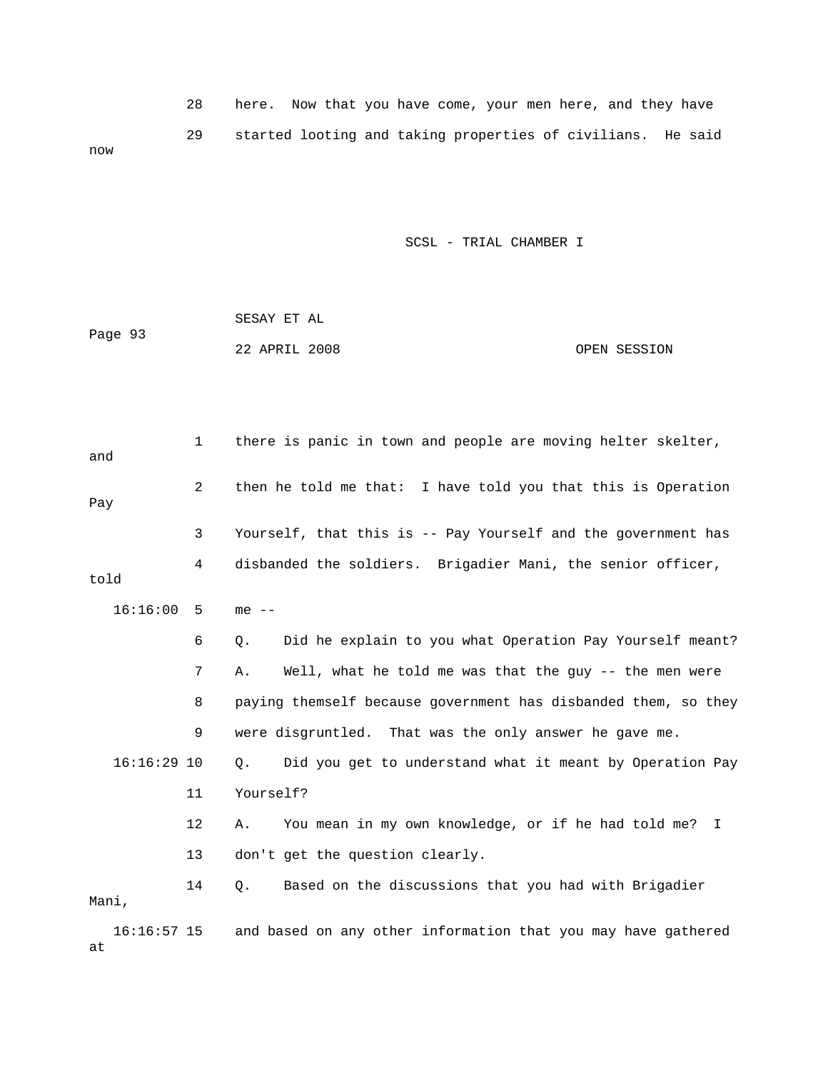28 here. Now that you have come, your men here, and they have

29 started looting and taking properties of civilians. He said now

1 there is panic in town and people are moving helter skelter, and

2 then he told me that: I have told you that this is Operation Pay

3 Yourself, that this is -- Pay Yourself and the government has

4 disbanded the soldiers. Brigadier Mani, the senior officer, told

16:16:00 5 me --

6 Q. Did he explain to you what Operation Pay Yourself meant?

7 A. Well, what he told me was that the guy -- the men were

8 paying themself because government has disbanded them, so they

9 were disgruntled. That was the only answer he gave me.

16:16:29 10 Q. Did you get to understand what it meant by Operation Pay

11 Yourself?

12 A. You mean in my own knowledge, or if he had told me? I

13 don't get the question clearly.

14 Q. Based on the discussions that you had with Brigadier Mani,

16:16:57 15 and based on any other information that you may have gathered at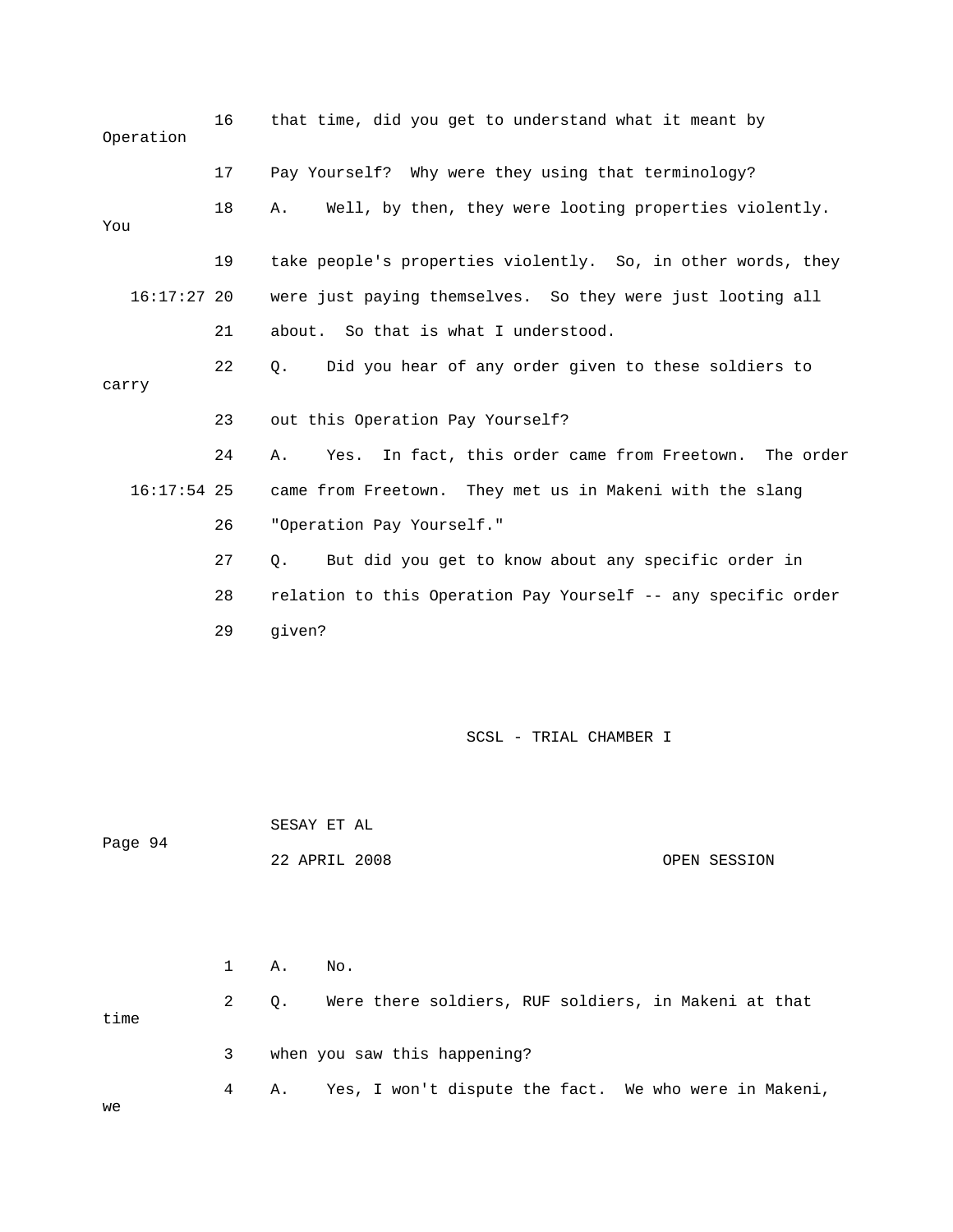16 that time, did you get to understand what it meant by Operation

17 Pay Yourself? Why were they using that terminology?

18 A. Well, by then, they were looting properties violently. You

19 take people's properties violently. So, in other words, they

16:17:27 20 were just paying themselves. So they were just looting all

21 about. So that is what I understood.

22 Q. Did you hear of any order given to these soldiers to carry

23 out this Operation Pay Yourself?

24 A. Yes. In fact, this order came from Freetown. The order

16:17:54 25 came from Freetown. They met us in Makeni with the slang

26 "Operation Pay Yourself."

27 Q. But did you get to know about any specific order in

28 relation to this Operation Pay Yourself -- any specific order

29 given?

1 A. No.

2 Q. Were there soldiers, RUF soldiers, in Makeni at that time

3 when you saw this happening?

4 A. Yes, I won't dispute the fact. We who were in Makeni, we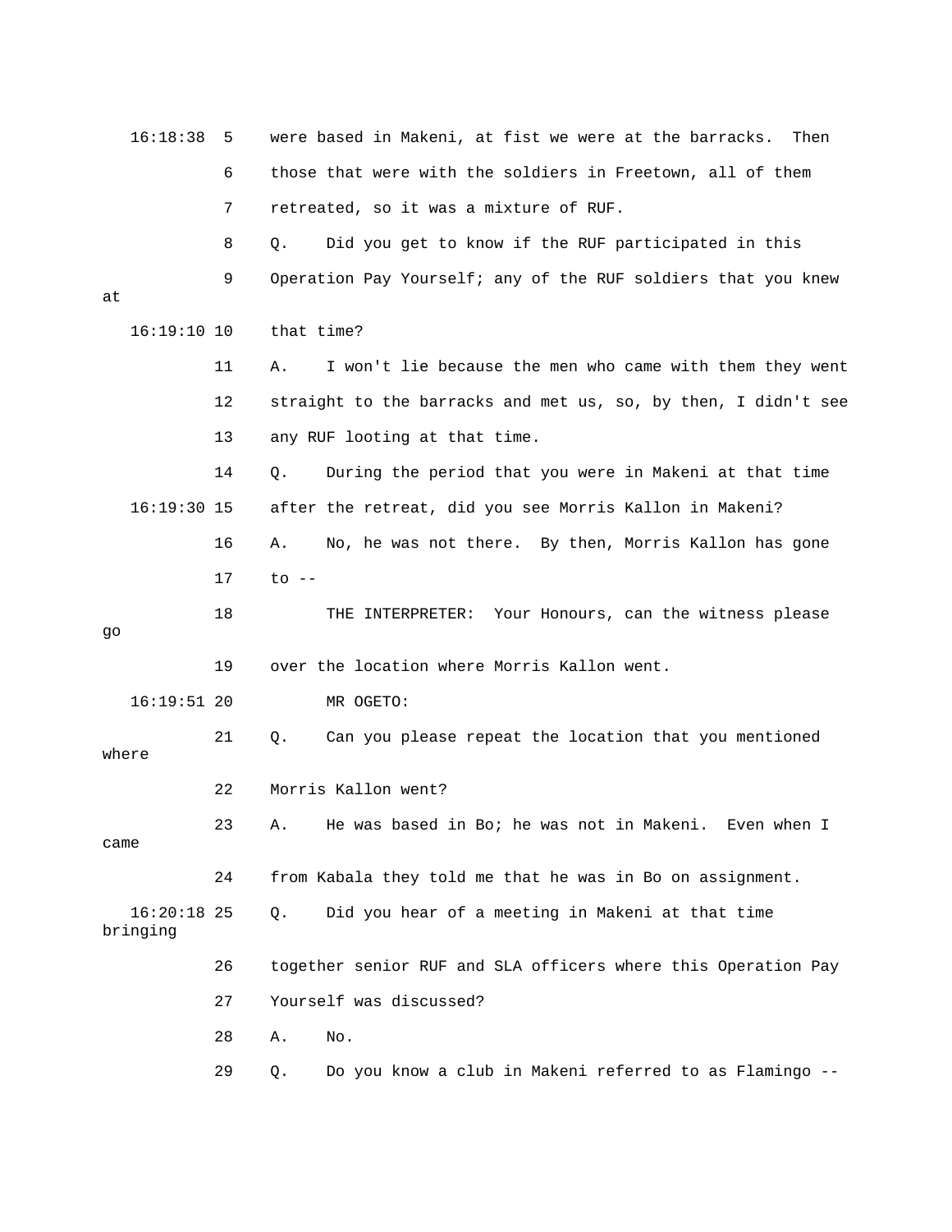16:18:38 5 were based in Makeni, at fist we were at the barracks. Then

6 those that were with the soldiers in Freetown, all of them

7 retreated, so it was a mixture of RUF.

8 Q. Did you get to know if the RUF participated in this

9 Operation Pay Yourself; any of the RUF soldiers that you knew at

16:19:10 10 that time?

11 A. I won't lie because the men who came with them they went

12 straight to the barracks and met us, so, by then, I didn't see

13 any RUF looting at that time.

14 Q. During the period that you were in Makeni at that time

16:19:30 15 after the retreat, did you see Morris Kallon in Makeni?

16 A. No, he was not there. By then, Morris Kallon has gone

17 to --

18 THE INTERPRETER: Your Honours, can the witness please go

19 over the location where Morris Kallon went.

16:19:51 20 MR OGETO:

21 Q. Can you please repeat the location that you mentioned where

22 Morris Kallon went?

23 A. He was based in Bo; he was not in Makeni. Even when I came

24 from Kabala they told me that he was in Bo on assignment.

16:20:18 25 Q. Did you hear of a meeting in Makeni at that time bringing

26 together senior RUF and SLA officers where this Operation Pay

27 Yourself was discussed?

28 A. No.

29 Q. Do you know a club in Makeni referred to as Flamingo --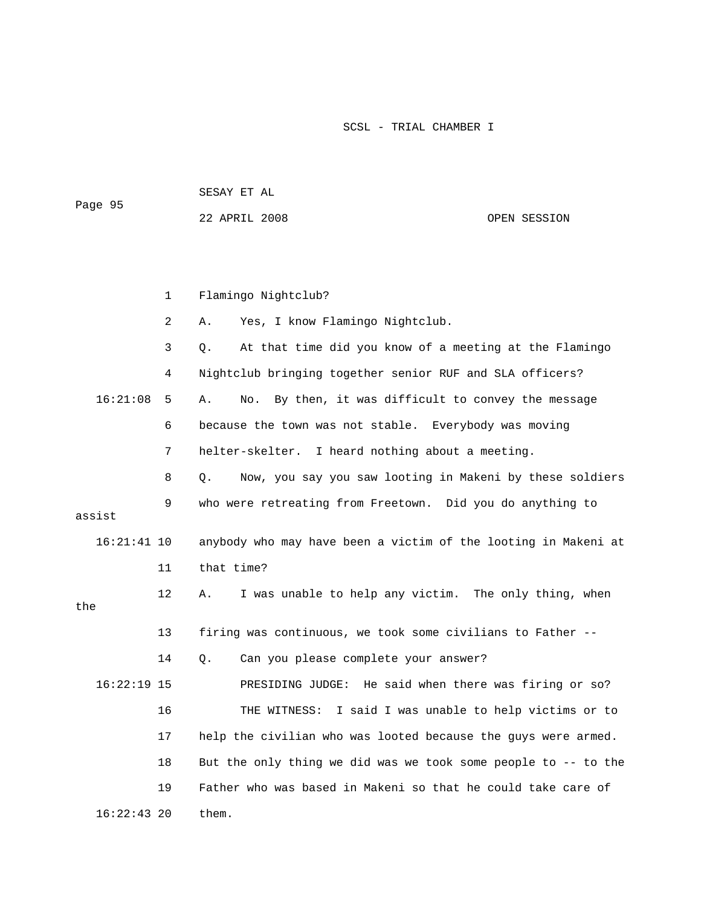Flamingo Nightclub?

A. Yes, I know Flamingo Nightclub.

Q. At that time did you know of a meeting at the Flamingo Nightclub bringing together senior RUF and SLA officers?

A. No. By then, it was difficult to convey the message because the town was not stable. Everybody was moving helter-skelter. I heard nothing about a meeting.

Q. Now, you say you saw looting in Makeni by these soldiers who were retreating from Freetown. Did you do anything to assist anybody who may have been a victim of the looting in Makeni at that time?

A. I was unable to help any victim. The only thing, when the firing was continuous, we took some civilians to Father --

Q. Can you please complete your answer?

PRESIDING JUDGE: He said when there was firing or so?

THE WITNESS: I said I was unable to help victims or to help the civilian who was looted because the guys were armed. But the only thing we did was we took some people to -- to the Father who was based in Makeni so that he could take care of them.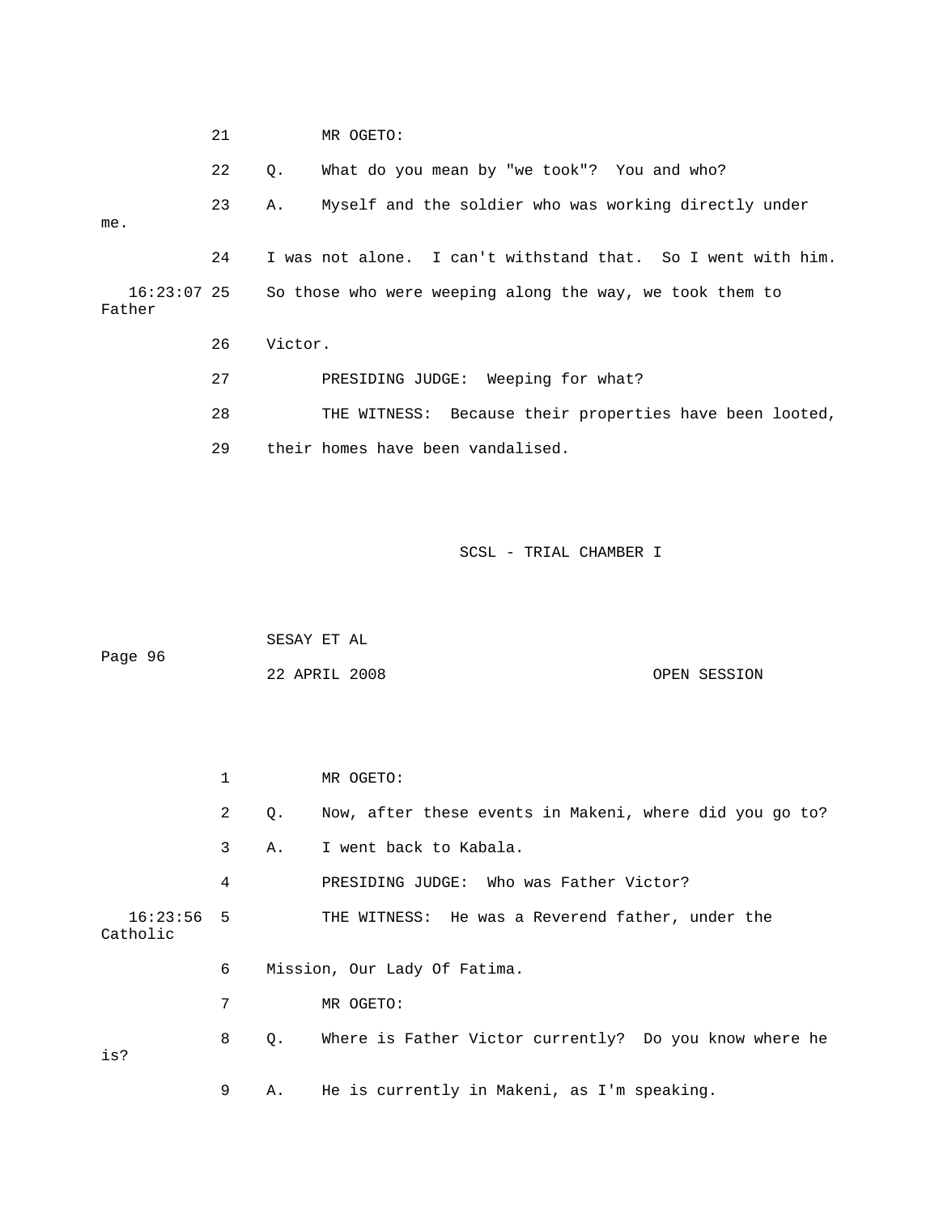21 MR OGETO:

22 Q. What do you mean by "we took"? You and who?

23 A. Myself and the soldier who was working directly under me.

24 I was not alone. I can't withstand that. So I went with him.

16:23:07 25 So those who were weeping along the way, we took them to Father

26 Victor.

27 PRESIDING JUDGE: Weeping for what?

28 THE WITNESS: Because their properties have been looted,

29 their homes have been vandalised.

1 MR OGETO:

2 Q. Now, after these events in Makeni, where did you go to?

3 A. I went back to Kabala.

4 PRESIDING JUDGE: Who was Father Victor?

16:23:56 5 THE WITNESS: He was a Reverend father, under the Catholic

6 Mission, Our Lady Of Fatima.

7 MR OGETO:

8 Q. Where is Father Victor currently? Do you know where he is?

9 A. He is currently in Makeni, as I'm speaking.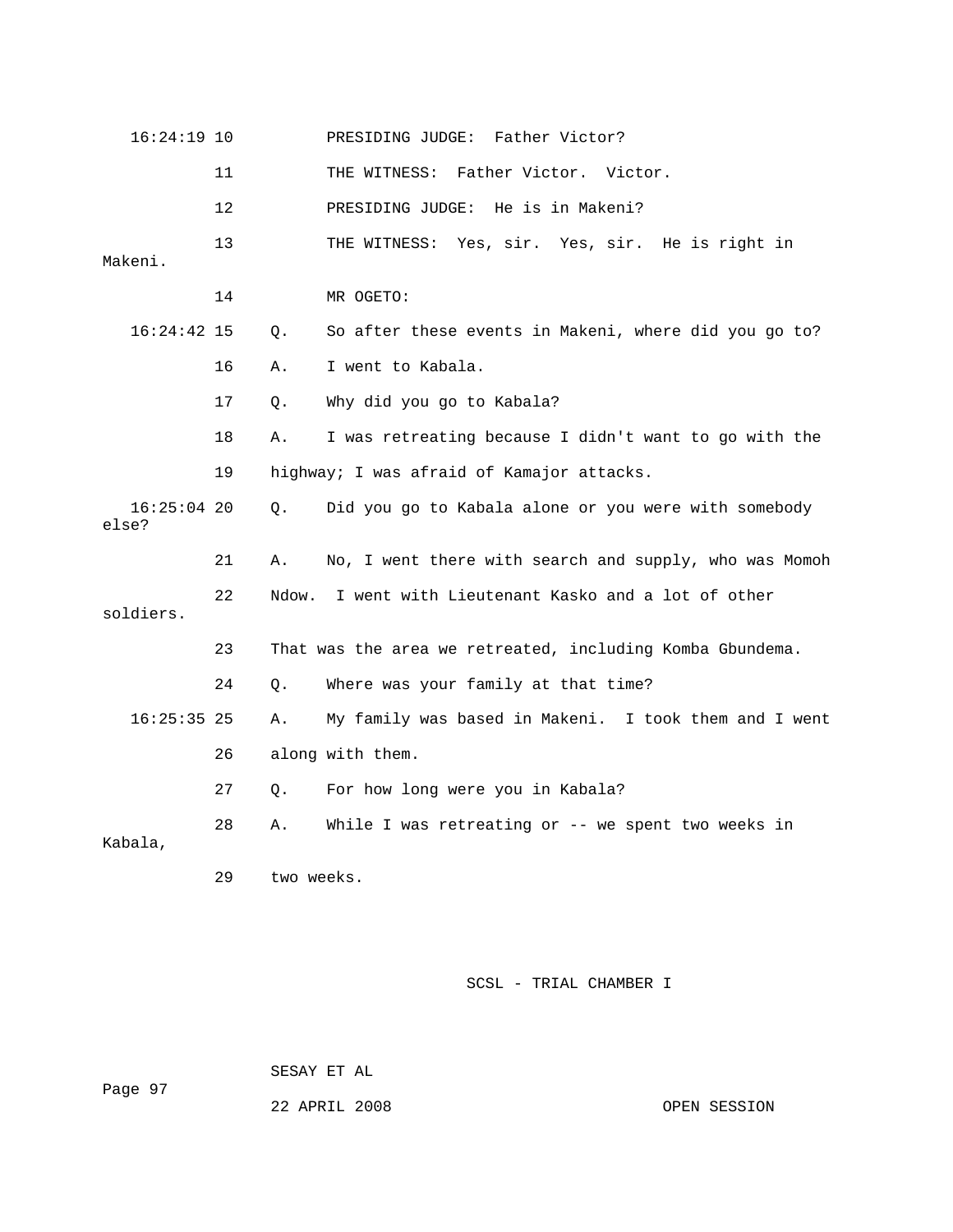16:24:19 10 PRESIDING JUDGE: Father Victor?

11 THE WITNESS: Father Victor. Victor.

12 PRESIDING JUDGE: He is in Makeni?

13 THE WITNESS: Yes, sir. Yes, sir. He is right in Makeni.

14 MR OGETO:

16:24:42 15 Q. So after these events in Makeni, where did you go to?

16 A. I went to Kabala.

17 Q. Why did you go to Kabala?

18 A. I was retreating because I didn't want to go with the

19 highway; I was afraid of Kamajor attacks.

16:25:04 20 Q. Did you go to Kabala alone or you were with somebody else?

21 A. No, I went there with search and supply, who was Momoh

22 Ndow. I went with Lieutenant Kasko and a lot of other soldiers.

23 That was the area we retreated, including Komba Gbundema.

24 Q. Where was your family at that time?

16:25:35 25 A. My family was based in Makeni. I took them and I went

26 along with them.

27 Q. For how long were you in Kabala?

28 A. While I was retreating or -- we spent two weeks in Kabala,

29 two weeks.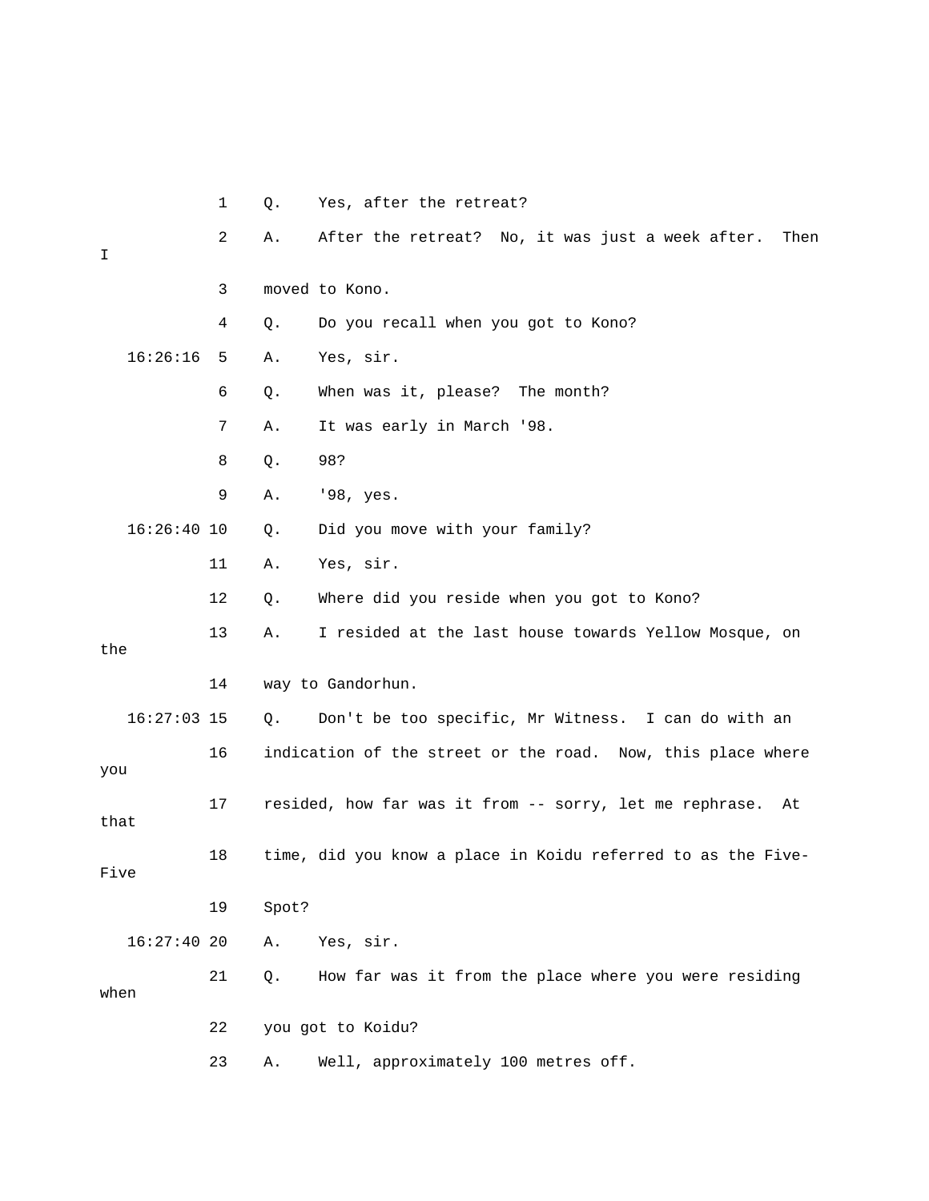1 Q. Yes, after the retreat?

2 A. After the retreat? No, it was just a week after. Then I

3 moved to Kono.

4 Q. Do you recall when you got to Kono?

16:26:16 5 A. Yes, sir.

6 Q. When was it, please? The month?

7 A. It was early in March '98.

8 Q. 98?

9 A. '98, yes.

16:26:40 10 Q. Did you move with your family?

11 A. Yes, sir.

12 Q. Where did you reside when you got to Kono?

13 A. I resided at the last house towards Yellow Mosque, on the

14 way to Gandorhun.

16:27:03 15 Q. Don't be too specific, Mr Witness. I can do with an

16 indication of the street or the road. Now, this place where you

17 resided, how far was it from -- sorry, let me rephrase. At that

18 time, did you know a place in Koidu referred to as the Five-Five

19 Spot?

16:27:40 20 A. Yes, sir.

21 Q. How far was it from the place where you were residing when

22 you got to Koidu?

23 A. Well, approximately 100 metres off.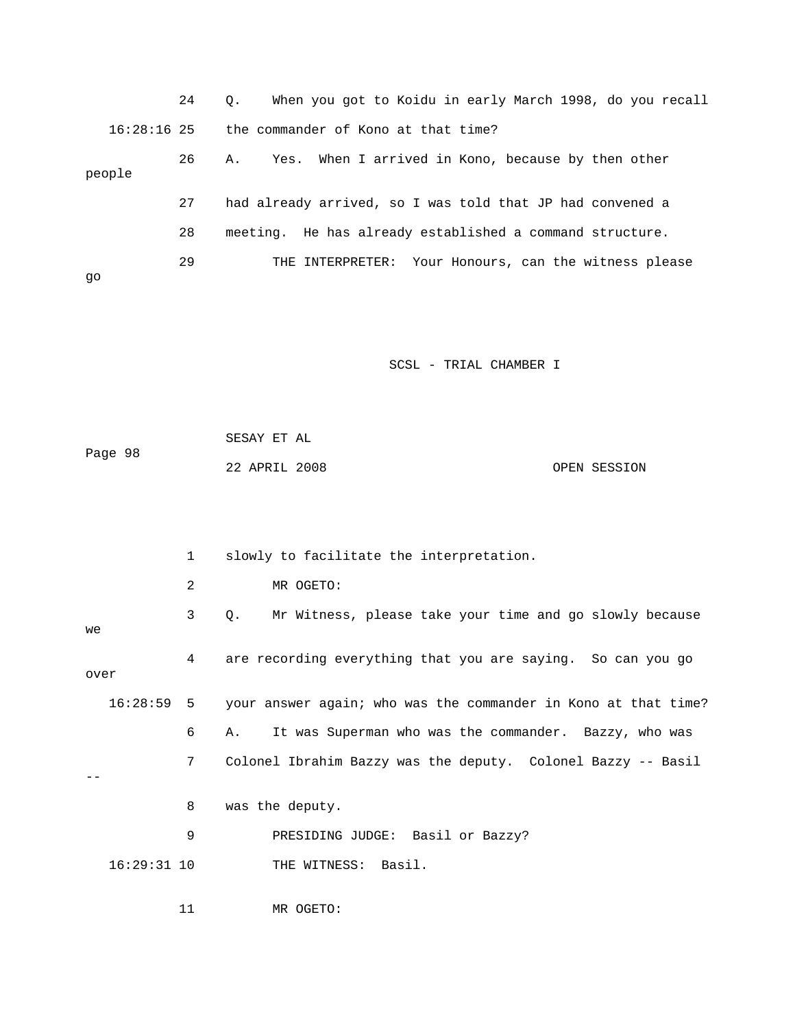24 Q. When you got to Koidu in early March 1998, do you recall

16:28:16 25 the commander of Kono at that time?

26 A. Yes. When I arrived in Kono, because by then other people

27 had already arrived, so I was told that JP had convened a

28 meeting. He has already established a command structure.

29 THE INTERPRETER: Your Honours, can the witness please go

1 slowly to facilitate the interpretation.

2 MR OGETO:

3 Q. Mr Witness, please take your time and go slowly because we

4 are recording everything that you are saying. So can you go over

16:28:59 5 your answer again; who was the commander in Kono at that time?

6 A. It was Superman who was the commander. Bazzy, who was

7 Colonel Ibrahim Bazzy was the deputy. Colonel Bazzy -- Basil --

8 was the deputy.

9 PRESIDING JUDGE: Basil or Bazzy?

16:29:31 10 THE WITNESS: Basil.

11 MR OGETO: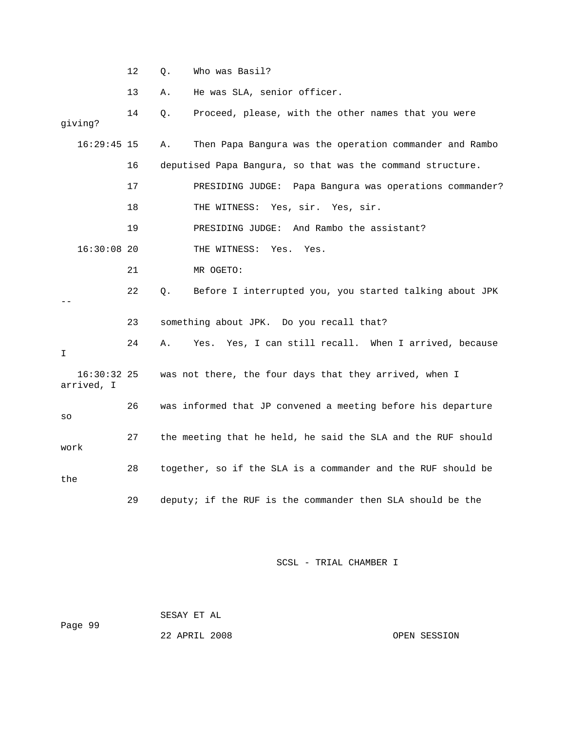12 Q. Who was Basil?

13 A. He was SLA, senior officer.

14 Q. Proceed, please, with the other names that you were giving?

16:29:45 15 A. Then Papa Bangura was the operation commander and Rambo

16 deputised Papa Bangura, so that was the command structure.

17 PRESIDING JUDGE: Papa Bangura was operations commander?

18 THE WITNESS: Yes, sir. Yes, sir.

19 PRESIDING JUDGE: And Rambo the assistant?

16:30:08 20 THE WITNESS: Yes. Yes.

21 MR OGETO:

22 Q. Before I interrupted you, you started talking about JPK --

23 something about JPK. Do you recall that?

24 A. Yes. Yes, I can still recall. When I arrived, because I

16:30:32 25 was not there, the four days that they arrived, when I arrived, I

26 was informed that JP convened a meeting before his departure so

27 the meeting that he held, he said the SLA and the RUF should work

28 together, so if the SLA is a commander and the RUF should be the

29 deputy; if the RUF is the commander then SLA should be the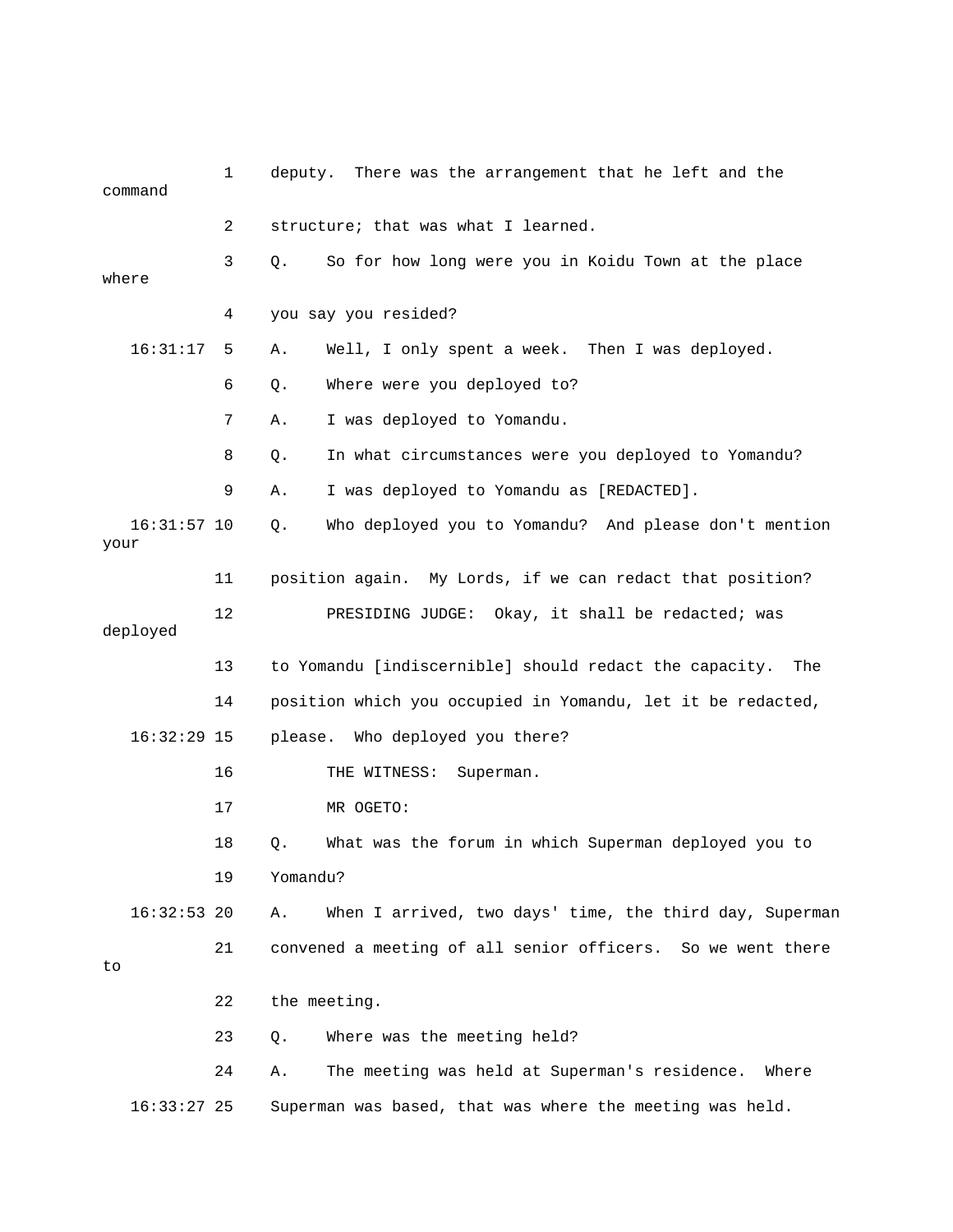1 deputy. There was the arrangement that he left and the command

2 structure; that was what I learned.

3 Q. So for how long were you in Koidu Town at the place where

4 you say you resided?

16:31:17 5 A. Well, I only spent a week. Then I was deployed.

6 Q. Where were you deployed to?

7 A. I was deployed to Yomandu.

8 Q. In what circumstances were you deployed to Yomandu?

9 A. I was deployed to Yomandu as [REDACTED].

16:31:57 10 Q. Who deployed you to Yomandu? And please don't mention your

11 position again. My Lords, if we can redact that position?

12 PRESIDING JUDGE: Okay, it shall be redacted; was deployed

13 to Yomandu [indiscernible] should redact the capacity. The

14 position which you occupied in Yomandu, let it be redacted,

16:32:29 15 please. Who deployed you there?

16 THE WITNESS: Superman.

17 MR OGETO:

18 Q. What was the forum in which Superman deployed you to

19 Yomandu?

16:32:53 20 A. When I arrived, two days' time, the third day, Superman

21 convened a meeting of all senior officers. So we went there to

22 the meeting.

23 Q. Where was the meeting held?

24 A. The meeting was held at Superman's residence. Where

16:33:27 25 Superman was based, that was where the meeting was held.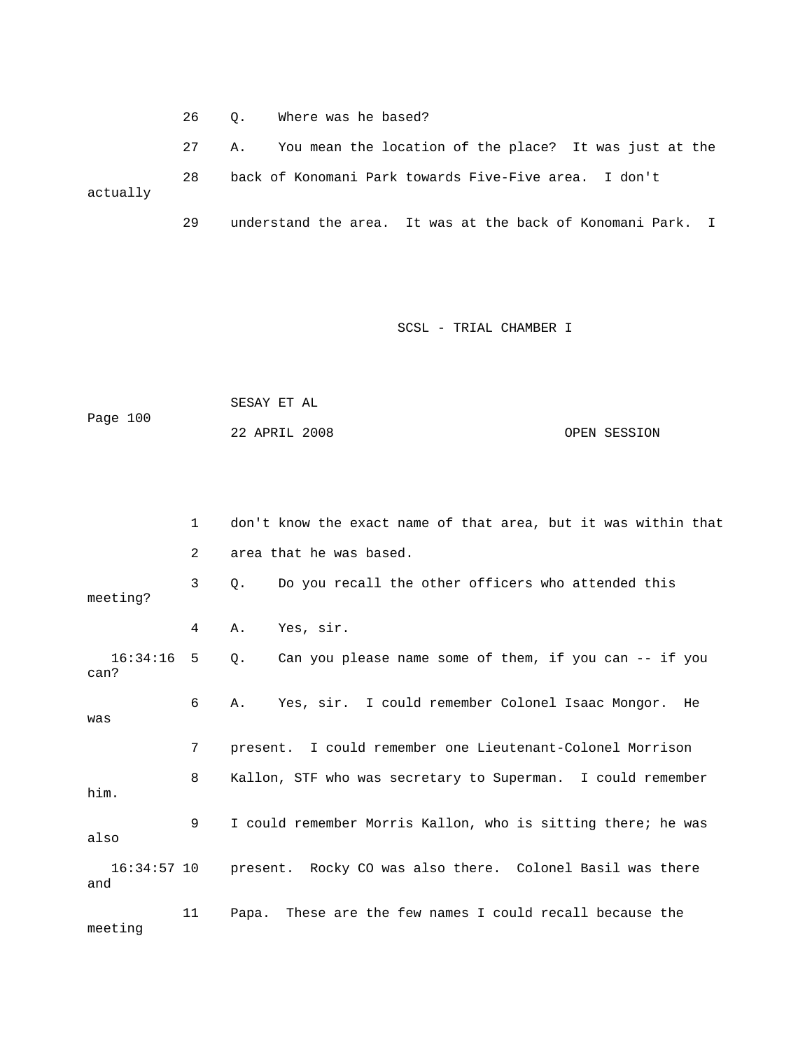26 Q. Where was he based?

27 A. You mean the location of the place? It was just at the

28 back of Konomani Park towards Five-Five area. I don't actually

29 understand the area. It was at the back of Konomani Park. I

1 don't know the exact name of that area, but it was within that

2 area that he was based.

3 Q. Do you recall the other officers who attended this meeting?

4 A. Yes, sir.

16:34:16 5 Q. Can you please name some of them, if you can -- if you can?

6 A. Yes, sir. I could remember Colonel Isaac Mongor. He was

7 present. I could remember one Lieutenant-Colonel Morrison

8 Kallon, STF who was secretary to Superman. I could remember him.

9 I could remember Morris Kallon, who is sitting there; he was also

16:34:57 10 present. Rocky CO was also there. Colonel Basil was there and

11 Papa. These are the few names I could recall because the meeting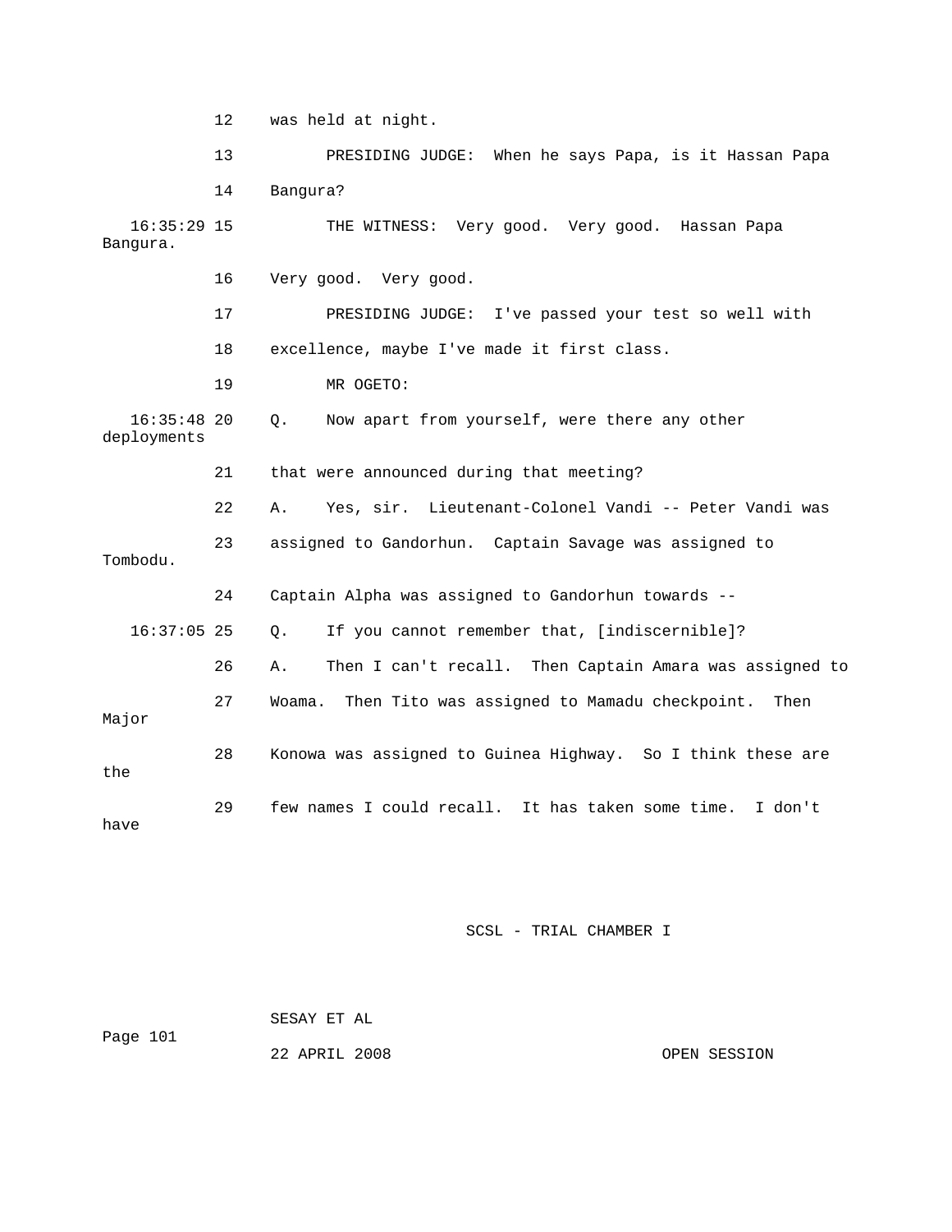12 was held at night.

13 PRESIDING JUDGE: When he says Papa, is it Hassan Papa

14 Bangura?

16:35:29 15 THE WITNESS: Very good. Very good. Hassan Papa Bangura.

16 Very good. Very good.

17 PRESIDING JUDGE: I've passed your test so well with

18 excellence, maybe I've made it first class.

19 MR OGETO:

16:35:48 20 Q. Now apart from yourself, were there any other deployments

21 that were announced during that meeting?

22 A. Yes, sir. Lieutenant-Colonel Vandi -- Peter Vandi was

23 assigned to Gandorhun. Captain Savage was assigned to Tombodu.

24 Captain Alpha was assigned to Gandorhun towards --

16:37:05 25 Q. If you cannot remember that, [indiscernible]?

26 A. Then I can't recall. Then Captain Amara was assigned to

27 Woama. Then Tito was assigned to Mamadu checkpoint. Then Major

28 Konowa was assigned to Guinea Highway. So I think these are the

29 few names I could recall. It has taken some time. I don't have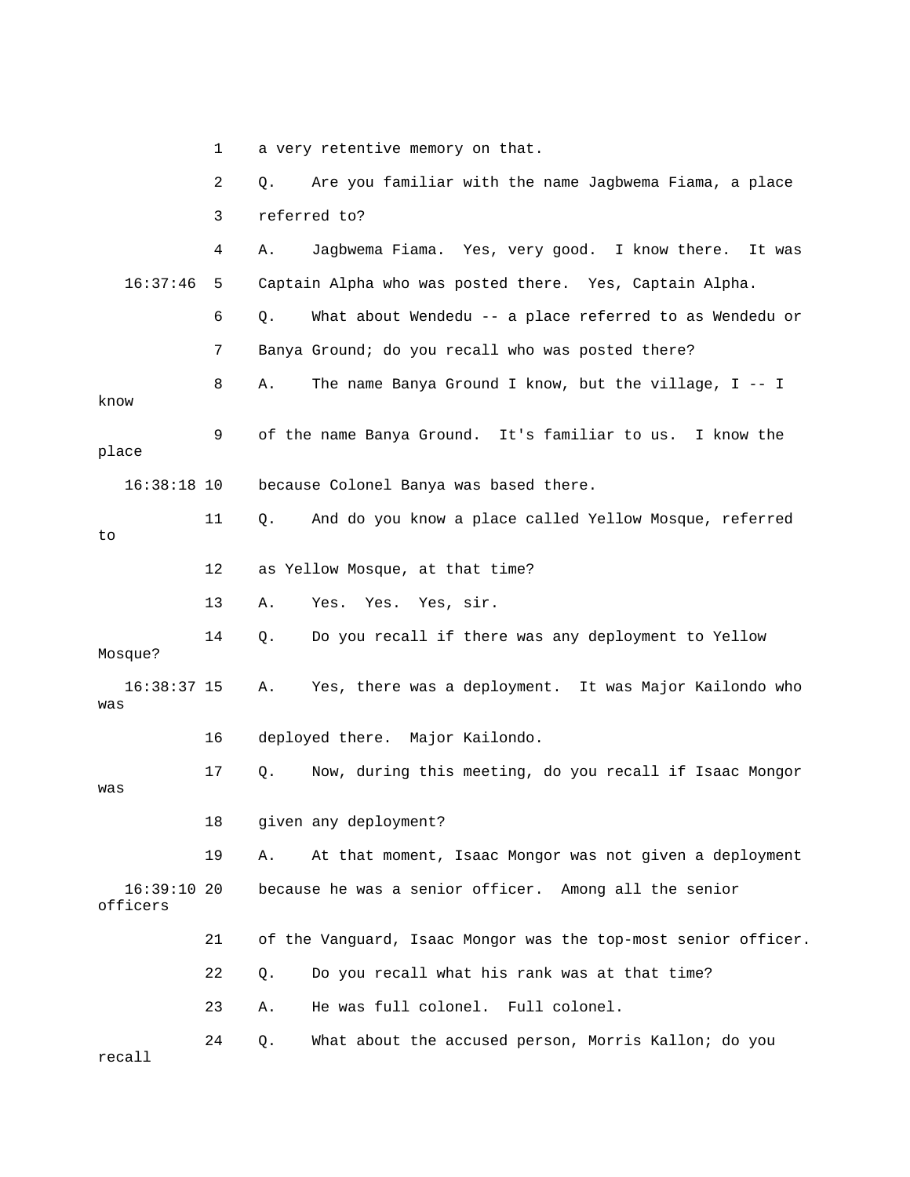1 a very retentive memory on that.

2 Q. Are you familiar with the name Jagbwema Fiama, a place

3 referred to?

4 A. Jagbwema Fiama. Yes, very good. I know there. It was

16:37:46 5 Captain Alpha who was posted there. Yes, Captain Alpha.

6 Q. What about Wendedu -- a place referred to as Wendedu or

7 Banya Ground; do you recall who was posted there?

8 A. The name Banya Ground I know, but the village, I -- I know

9 of the name Banya Ground. It's familiar to us. I know the place

16:38:18 10 because Colonel Banya was based there.

11 Q. And do you know a place called Yellow Mosque, referred to

12 as Yellow Mosque, at that time?

13 A. Yes. Yes. Yes, sir.

14 Q. Do you recall if there was any deployment to Yellow Mosque?

16:38:37 15 A. Yes, there was a deployment. It was Major Kailondo who was

16 deployed there. Major Kailondo.

17 Q. Now, during this meeting, do you recall if Isaac Mongor was

18 given any deployment?

19 A. At that moment, Isaac Mongor was not given a deployment

16:39:10 20 because he was a senior officer. Among all the senior officers

21 of the Vanguard, Isaac Mongor was the top-most senior officer.

22 Q. Do you recall what his rank was at that time?

23 A. He was full colonel. Full colonel.

24 Q. What about the accused person, Morris Kallon; do you recall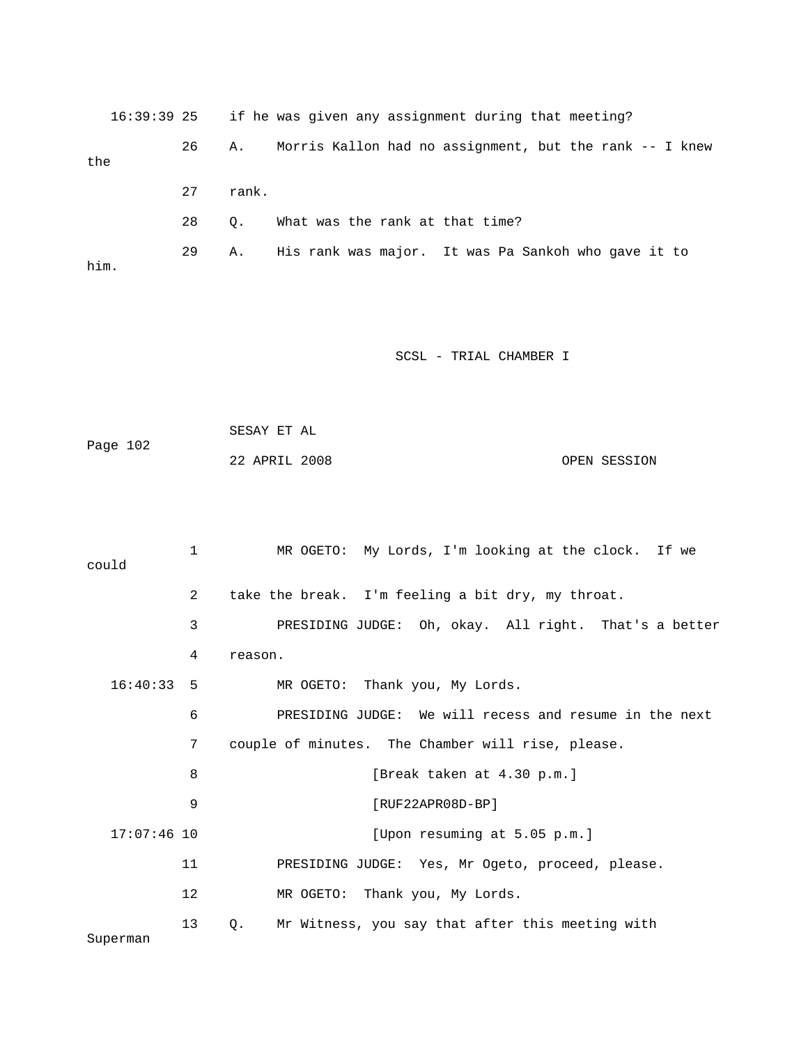16:39:39 25 if he was given any assignment during that meeting?

26 A. Morris Kallon had no assignment, but the rank -- I knew the

27 rank.

28 Q. What was the rank at that time?

29 A. His rank was major. It was Pa Sankoh who gave it to him.

1 MR OGETO: My Lords, I'm looking at the clock. If we could

2 take the break. I'm feeling a bit dry, my throat.

3 PRESIDING JUDGE: Oh, okay. All right. That's a better

4 reason.

16:40:33 5 MR OGETO: Thank you, My Lords.

6 PRESIDING JUDGE: We will recess and resume in the next

7 couple of minutes. The Chamber will rise, please.

8 [Break taken at 4.30 p.m.]

9 [RUF22APR08D-BP]

17:07:46 10 [Upon resuming at 5.05 p.m.]

11 PRESIDING JUDGE: Yes, Mr Ogeto, proceed, please.

12 MR OGETO: Thank you, My Lords.

13 Q. Mr Witness, you say that after this meeting with Superman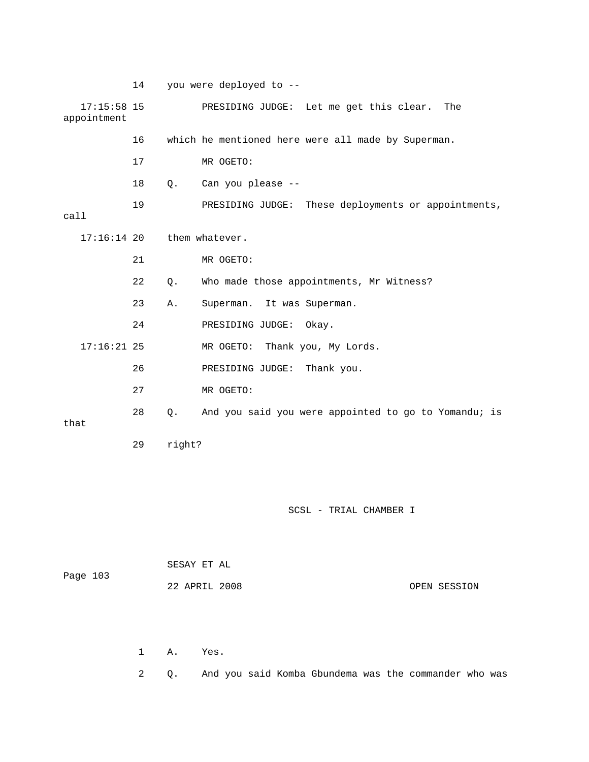14 you were deployed to --

17:15:58 15 PRESIDING JUDGE: Let me get this clear. The appointment

16 which he mentioned here were all made by Superman.

17 MR OGETO:

18 Q. Can you please --

19 PRESIDING JUDGE: These deployments or appointments, call

17:16:14 20 them whatever.

21 MR OGETO:

22 Q. Who made those appointments, Mr Witness?

23 A. Superman. It was Superman.

24 PRESIDING JUDGE: Okay.

17:16:21 25 MR OGETO: Thank you, My Lords.

26 PRESIDING JUDGE: Thank you.

27 MR OGETO:

28 Q. And you said you were appointed to go to Yomandu; is that

29 right?

1 A. Yes.

2 Q. And you said Komba Gbundema was the commander who was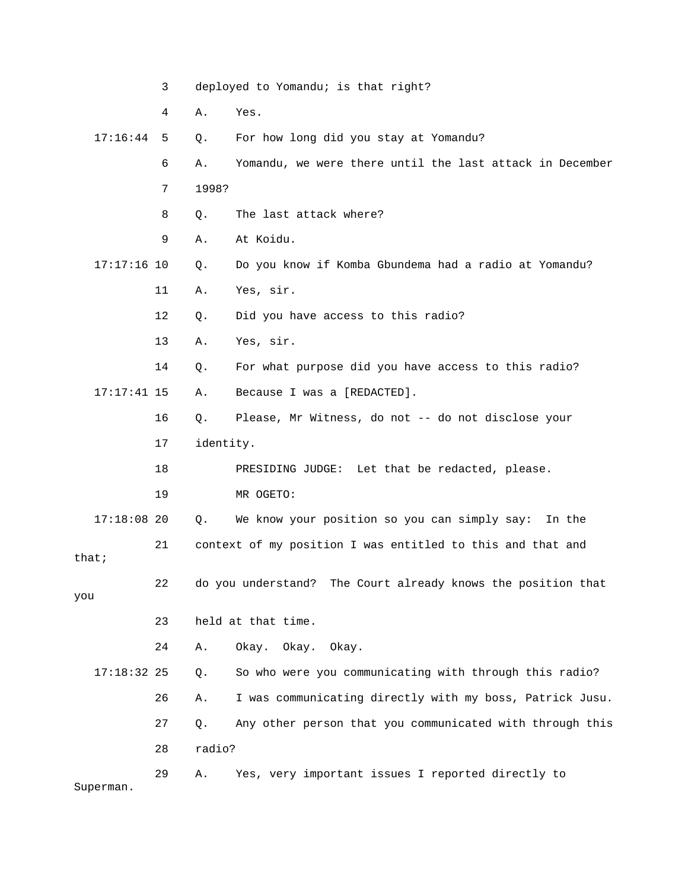deployed to Yomandu; is that right?

A. Yes.

Q. For how long did you stay at Yomandu?

A. Yomandu, we were there until the last attack in December 1998?

Q. The last attack where?

A. At Koidu.

Q. Do you know if Komba Gbundema had a radio at Yomandu?

A. Yes, sir.

Q. Did you have access to this radio?

A. Yes, sir.

Q. For what purpose did you have access to this radio?

A. Because I was a [REDACTED].

Q. Please, Mr Witness, do not -- do not disclose your identity.

PRESIDING JUDGE: Let that be redacted, please.

MR OGETO:

Q. We know your position so you can simply say: In the context of my position I was entitled to this and that and that; do you understand? The Court already knows the position that you held at that time.

A. Okay. Okay. Okay.

Q. So who were you communicating with through this radio?

A. I was communicating directly with my boss, Patrick Jusu.

Q. Any other person that you communicated with through this radio?

A. Yes, very important issues I reported directly to Superman.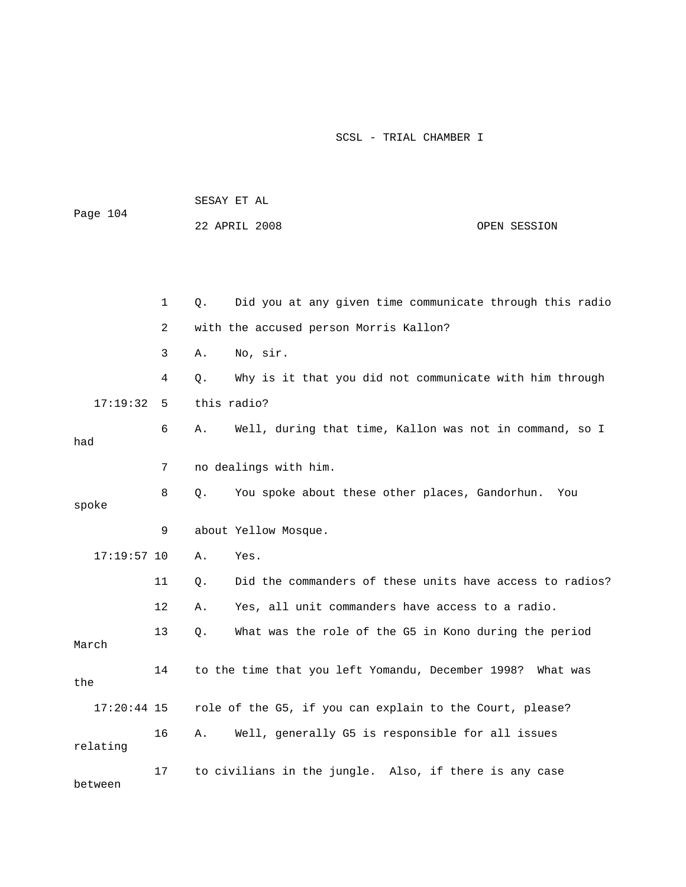Q. Did you at any given time communicate through this radio with the accused person Morris Kallon?

A. No, sir.

Q. Why is it that you did not communicate with him through this radio?

A. Well, during that time, Kallon was not in command, so I had no dealings with him.

Q. You spoke about these other places, Gandorhun. You spoke about Yellow Mosque.

A. Yes.

Q. Did the commanders of these units have access to radios?

A. Yes, all unit commanders have access to a radio.

Q. What was the role of the G5 in Kono during the period March to the time that you left Yomandu, December 1998? What was the role of the G5, if you can explain to the Court, please?

A. Well, generally G5 is responsible for all issues relating to civilians in the jungle. Also, if there is any case between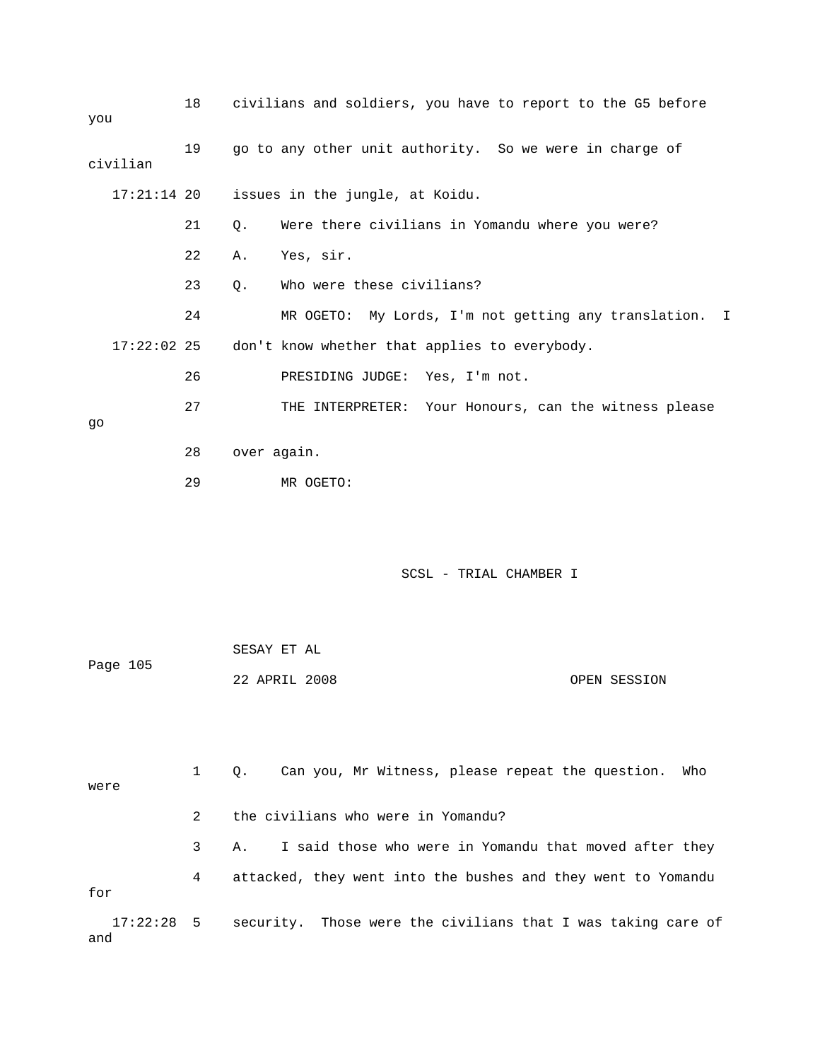18 civilians and soldiers, you have to report to the G5 before you

19 go to any other unit authority. So we were in charge of civilian

17:21:14 20 issues in the jungle, at Koidu.

21 Q. Were there civilians in Yomandu where you were?

22 A. Yes, sir.

23 Q. Who were these civilians?

24 MR OGETO: My Lords, I'm not getting any translation. I

17:22:02 25 don't know whether that applies to everybody.

26 PRESIDING JUDGE: Yes, I'm not.

27 THE INTERPRETER: Your Honours, can the witness please go

28 over again.

29 MR OGETO:

SESAY ET AL

22 APRIL 2008 OPEN SESSION

1 Q. Can you, Mr Witness, please repeat the question. Who were

2 the civilians who were in Yomandu?

3 A. I said those who were in Yomandu that moved after they

4 attacked, they went into the bushes and they went to Yomandu for

17:22:28 5 security. Those were the civilians that I was taking care of and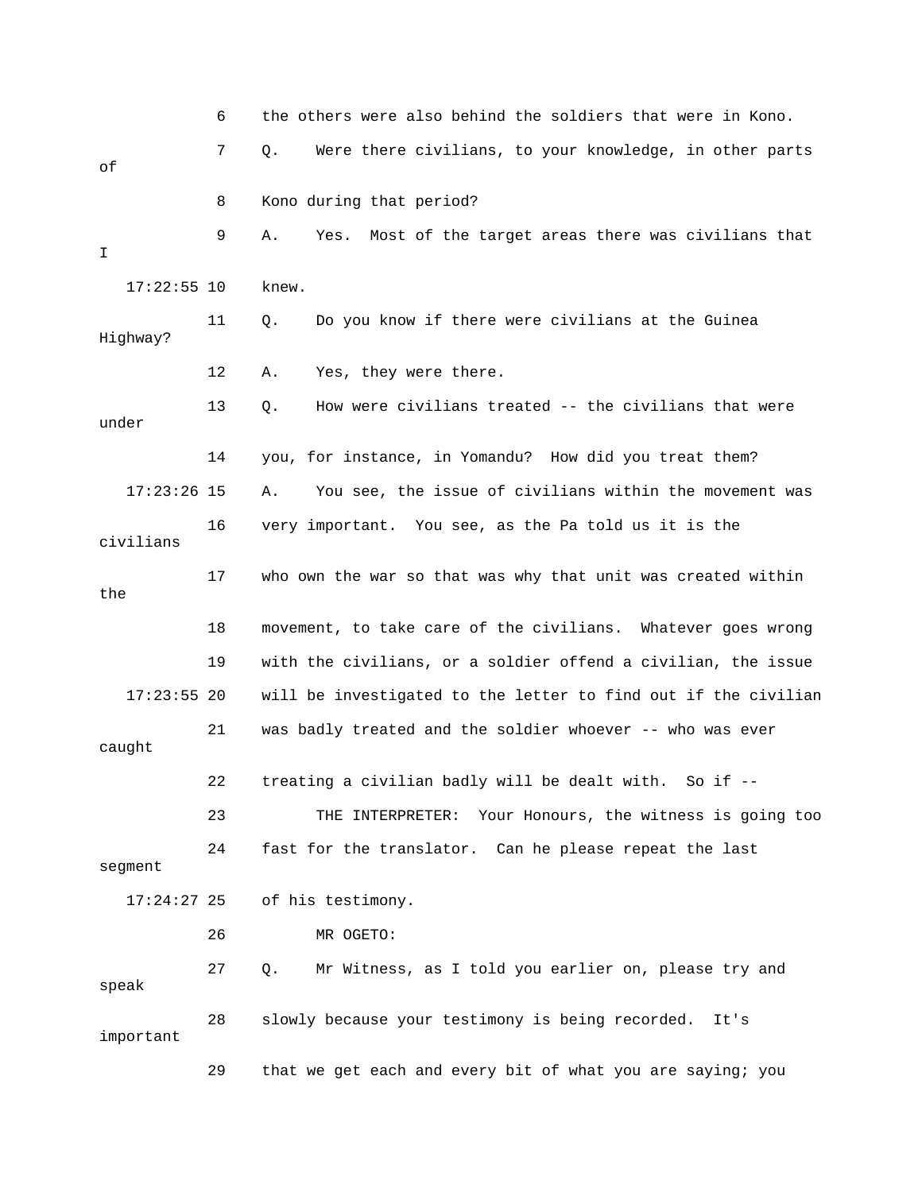6 the others were also behind the soldiers that were in Kono.

7 Q. Were there civilians, to your knowledge, in other parts of

8 Kono during that period?

9 A. Yes. Most of the target areas there was civilians that I

17:22:55 10 knew.

11 Q. Do you know if there were civilians at the Guinea Highway?

12 A. Yes, they were there.

13 Q. How were civilians treated -- the civilians that were under

14 you, for instance, in Yomandu? How did you treat them?

17:23:26 15 A. You see, the issue of civilians within the movement was

16 very important. You see, as the Pa told us it is the civilians

17 who own the war so that was why that unit was created within the

18 movement, to take care of the civilians. Whatever goes wrong

19 with the civilians, or a soldier offend a civilian, the issue

17:23:55 20 will be investigated to the letter to find out if the civilian

21 was badly treated and the soldier whoever -- who was ever caught

22 treating a civilian badly will be dealt with. So if --

23 THE INTERPRETER: Your Honours, the witness is going too

24 fast for the translator. Can he please repeat the last segment

17:24:27 25 of his testimony.

26 MR OGETO:

27 Q. Mr Witness, as I told you earlier on, please try and speak

28 slowly because your testimony is being recorded. It's important

29 that we get each and every bit of what you are saying; you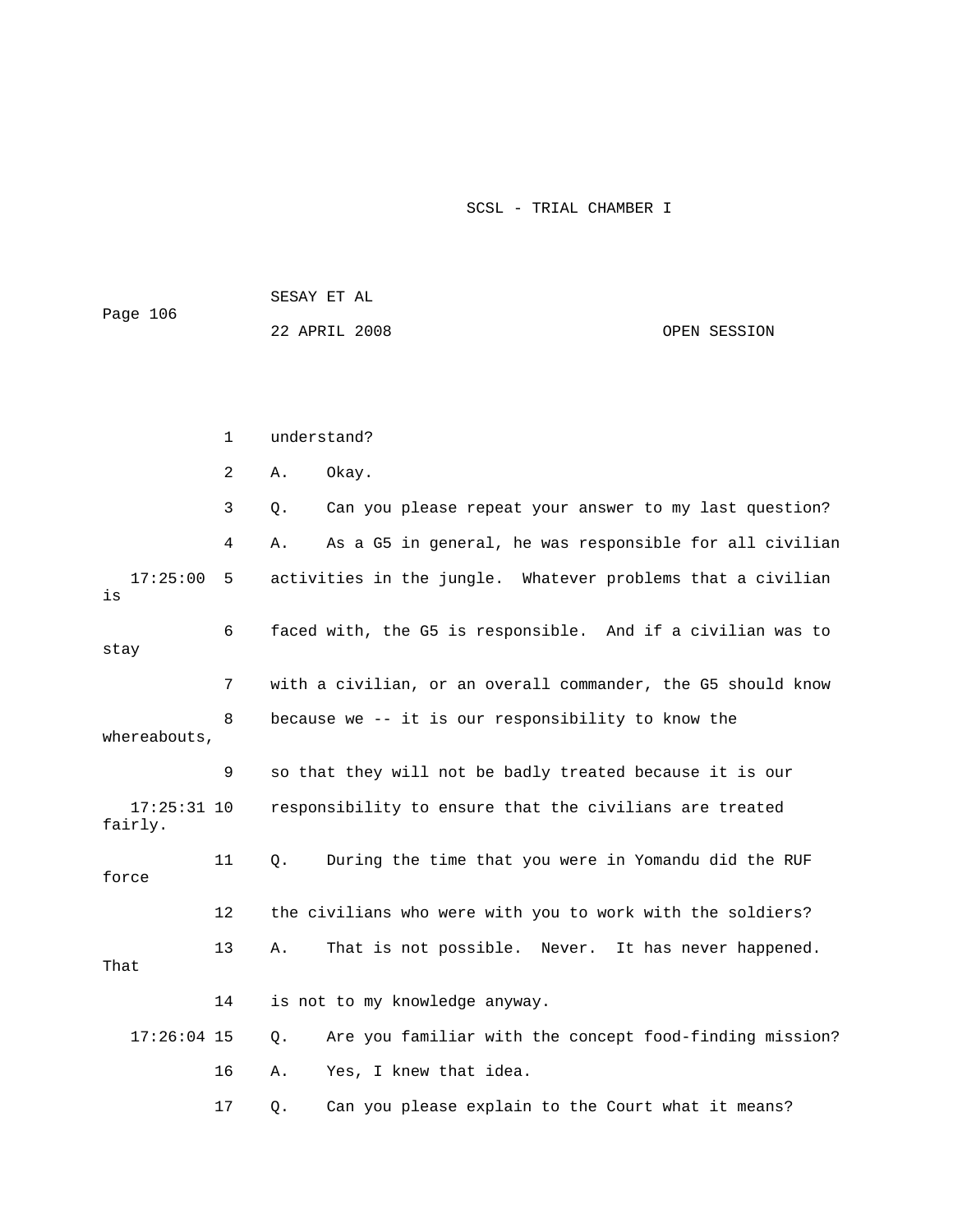1 understand?

2 A. Okay.

3 Q. Can you please repeat your answer to my last question?

4 A. As a G5 in general, he was responsible for all civilian

17:25:00 5 activities in the jungle. Whatever problems that a civilian is

6 faced with, the G5 is responsible. And if a civilian was to stay

7 with a civilian, or an overall commander, the G5 should know

8 because we -- it is our responsibility to know the whereabouts,

9 so that they will not be badly treated because it is our

17:25:31 10 responsibility to ensure that the civilians are treated fairly.

11 Q. During the time that you were in Yomandu did the RUF force

12 the civilians who were with you to work with the soldiers?

13 A. That is not possible. Never. It has never happened. That

14 is not to my knowledge anyway.

17:26:04 15 Q. Are you familiar with the concept food-finding mission?

16 A. Yes, I knew that idea.

17 Q. Can you please explain to the Court what it means?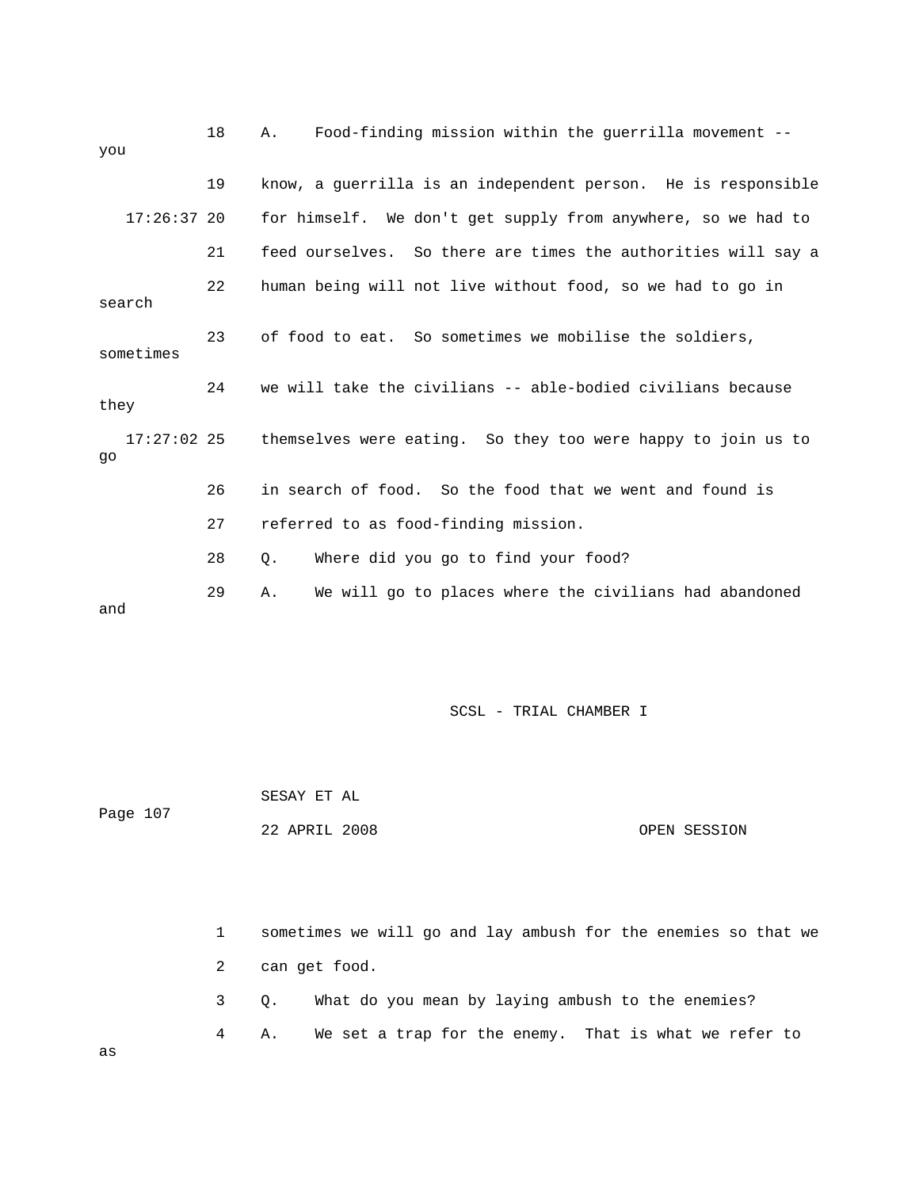18 A. Food-finding mission within the guerrilla movement -- you

19 know, a guerrilla is an independent person. He is responsible

17:26:37 20 for himself. We don't get supply from anywhere, so we had to

21 feed ourselves. So there are times the authorities will say a

22 human being will not live without food, so we had to go in search

23 of food to eat. So sometimes we mobilise the soldiers, sometimes

24 we will take the civilians -- able-bodied civilians because they

17:27:02 25 themselves were eating. So they too were happy to join us to go

26 in search of food. So the food that we went and found is

27 referred to as food-finding mission.

28 Q. Where did you go to find your food?

29 A. We will go to places where the civilians had abandoned and

SESAY ET AL

22 APRIL 2008 OPEN SESSION

1 sometimes we will go and lay ambush for the enemies so that we

2 can get food.

3 Q. What do you mean by laying ambush to the enemies?

4 A. We set a trap for the enemy. That is what we refer to as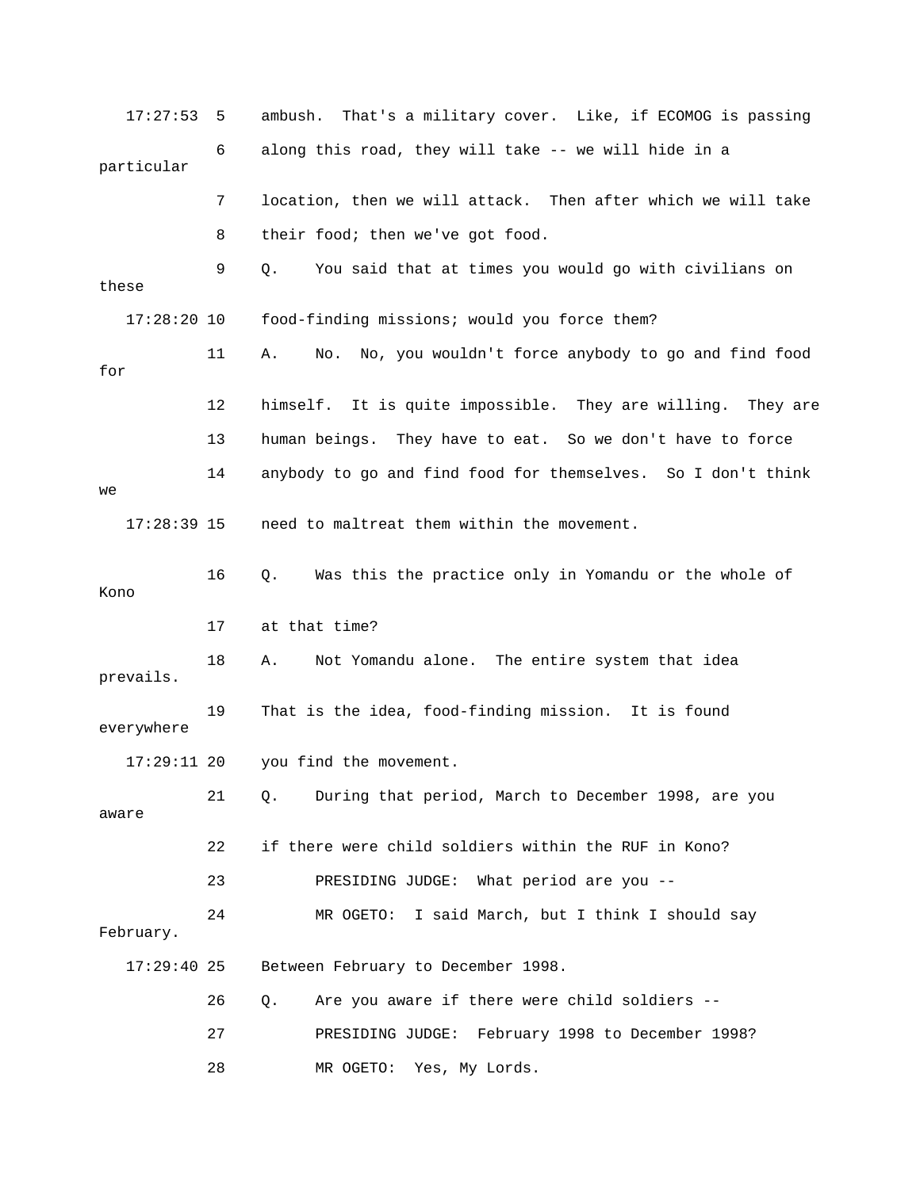17:27:53 5 ambush. That's a military cover. Like, if ECOMOG is passing

6 along this road, they will take -- we will hide in a particular

7 location, then we will attack. Then after which we will take

8 their food; then we've got food.

9 Q. You said that at times you would go with civilians on these

17:28:20 10 food-finding missions; would you force them?

11 A. No. No, you wouldn't force anybody to go and find food for

12 himself. It is quite impossible. They are willing. They are

13 human beings. They have to eat. So we don't have to force

14 anybody to go and find food for themselves. So I don't think we

17:28:39 15 need to maltreat them within the movement.

16 Q. Was this the practice only in Yomandu or the whole of Kono

17 at that time?

18 A. Not Yomandu alone. The entire system that idea prevails.

19 That is the idea, food-finding mission. It is found everywhere

17:29:11 20 you find the movement.

21 Q. During that period, March to December 1998, are you aware

22 if there were child soldiers within the RUF in Kono?

23 PRESIDING JUDGE: What period are you --

24 MR OGETO: I said March, but I think I should say February.

17:29:40 25 Between February to December 1998.

26 Q. Are you aware if there were child soldiers --

27 PRESIDING JUDGE: February 1998 to December 1998?

28 MR OGETO: Yes, My Lords.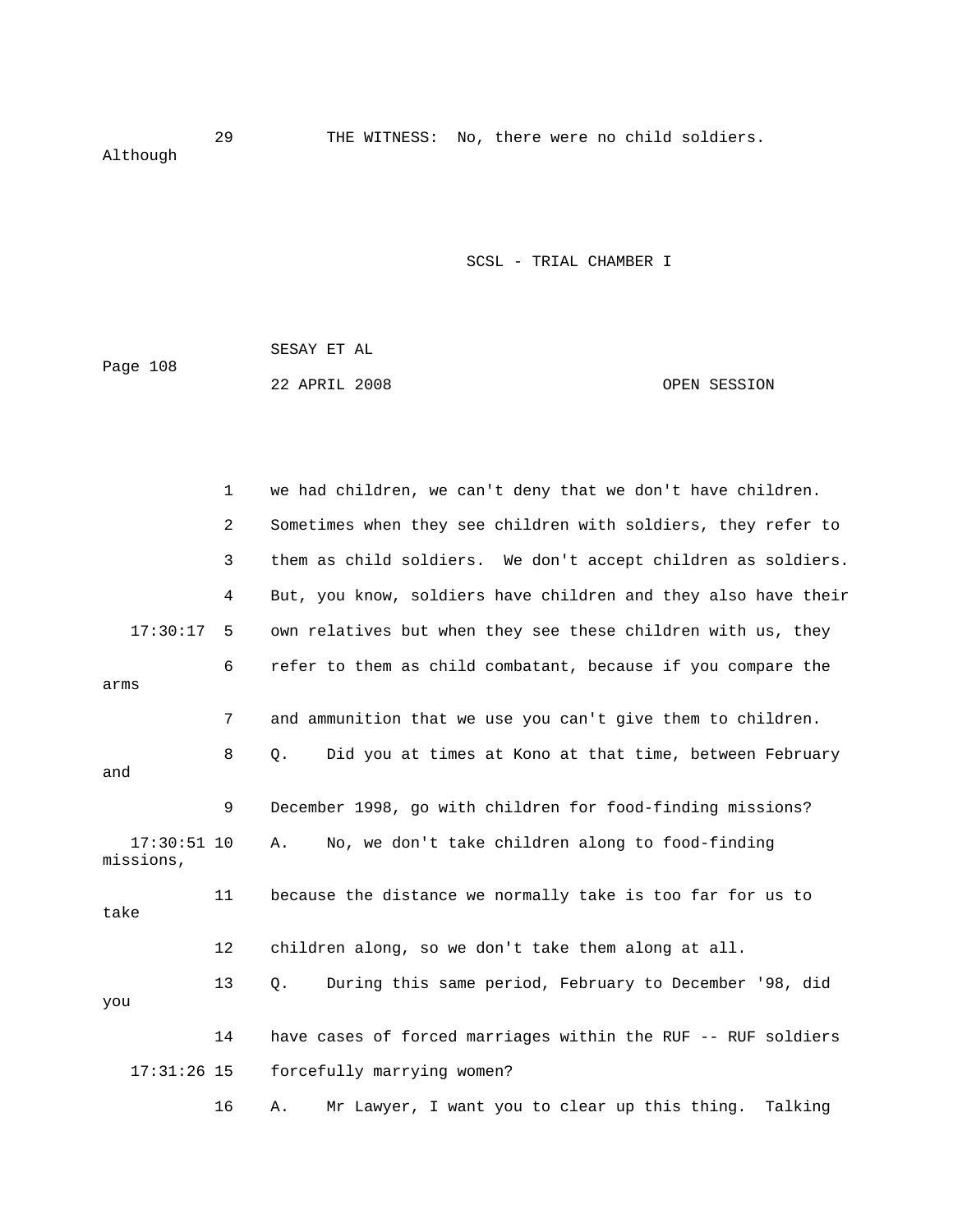29 THE WITNESS: No, there were no child soldiers. Although

1 we had children, we can't deny that we don't have children.

2 Sometimes when they see children with soldiers, they refer to

3 them as child soldiers. We don't accept children as soldiers.

4 But, you know, soldiers have children and they also have their

17:30:17 5 own relatives but when they see these children with us, they

6 refer to them as child combatant, because if you compare the arms

7 and ammunition that we use you can't give them to children.

8 Q. Did you at times at Kono at that time, between February and

9 December 1998, go with children for food-finding missions?

17:30:51 10 A. No, we don't take children along to food-finding missions,

11 because the distance we normally take is too far for us to take

12 children along, so we don't take them along at all.

13 Q. During this same period, February to December '98, did you

14 have cases of forced marriages within the RUF -- RUF soldiers

17:31:26 15 forcefully marrying women?

16 A. Mr Lawyer, I want you to clear up this thing. Talking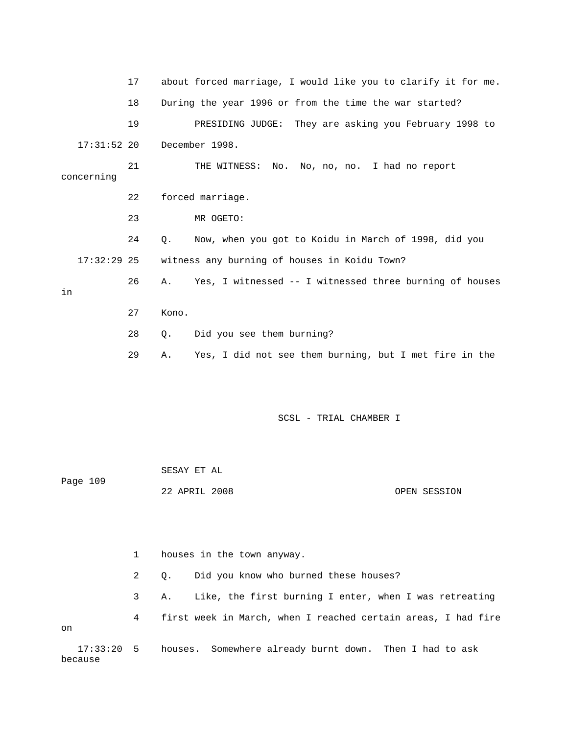17 about forced marriage, I would like you to clarify it for me.

18 During the year 1996 or from the time the war started?

19 PRESIDING JUDGE: They are asking you February 1998 to

17:31:52 20 December 1998.

21 THE WITNESS: No. No, no, no. I had no report concerning

22 forced marriage.

23 MR OGETO:

24 Q. Now, when you got to Koidu in March of 1998, did you

17:32:29 25 witness any burning of houses in Koidu Town?

26 A. Yes, I witnessed -- I witnessed three burning of houses in

27 Kono.

28 Q. Did you see them burning?

29 A. Yes, I did not see them burning, but I met fire in the

1 houses in the town anyway.

2 Q. Did you know who burned these houses?

3 A. Like, the first burning I enter, when I was retreating

4 first week in March, when I reached certain areas, I had fire on

17:33:20 5 houses. Somewhere already burnt down. Then I had to ask because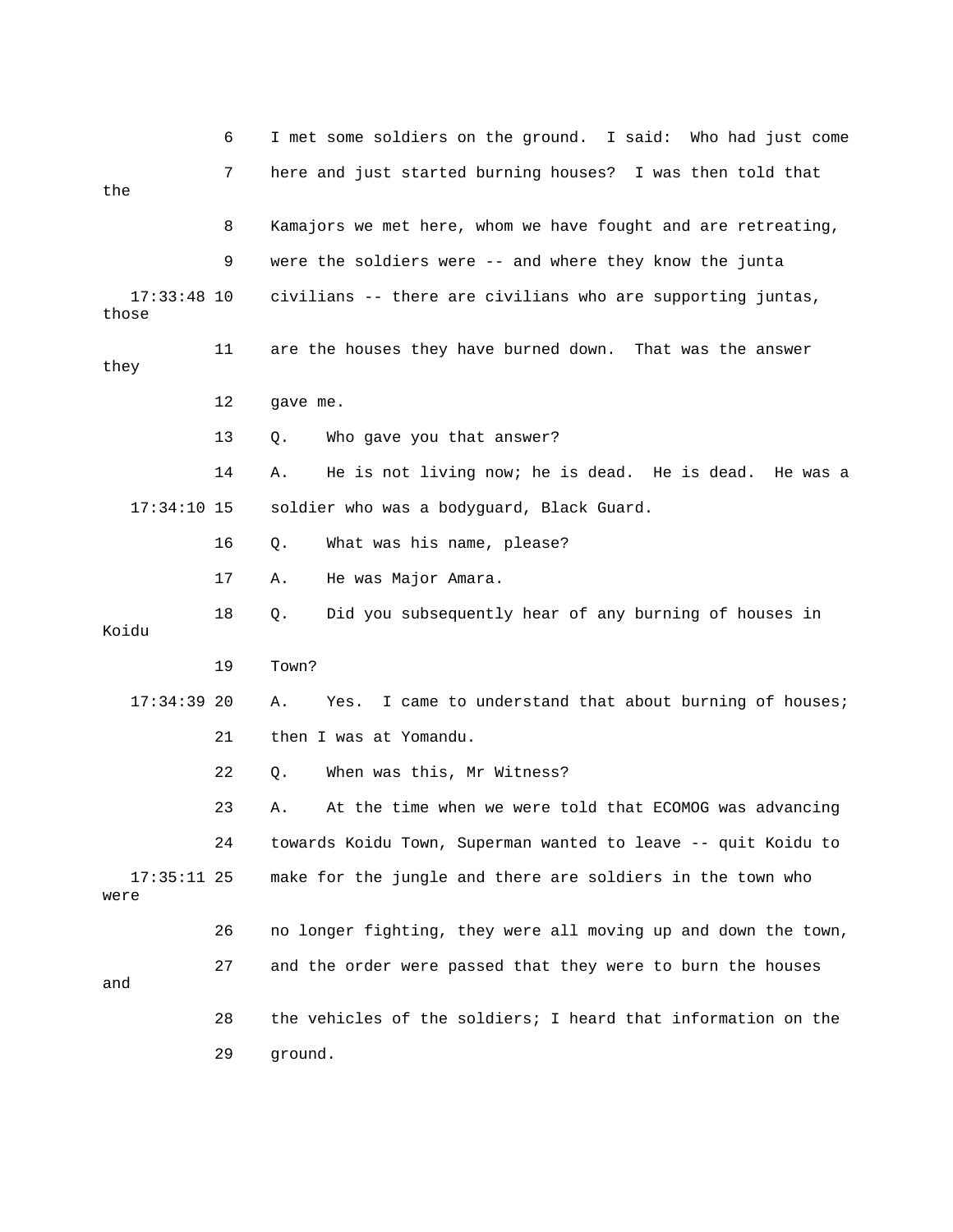6 I met some soldiers on the ground. I said: Who had just come

7 here and just started burning houses? I was then told that the

8 Kamajors we met here, whom we have fought and are retreating,

9 were the soldiers were -- and where they know the junta

17:33:48 10 civilians -- there are civilians who are supporting juntas, those

11 are the houses they have burned down. That was the answer they

12 gave me.

13 Q. Who gave you that answer?

14 A. He is not living now; he is dead. He is dead. He was a

17:34:10 15 soldier who was a bodyguard, Black Guard.

16 Q. What was his name, please?

17 A. He was Major Amara.

18 Q. Did you subsequently hear of any burning of houses in Koidu

19 Town?

17:34:39 20 A. Yes. I came to understand that about burning of houses;

21 then I was at Yomandu.

22 Q. When was this, Mr Witness?

23 A. At the time when we were told that ECOMOG was advancing

24 towards Koidu Town, Superman wanted to leave -- quit Koidu to

17:35:11 25 make for the jungle and there are soldiers in the town who were

26 no longer fighting, they were all moving up and down the town,

27 and the order were passed that they were to burn the houses and

28 the vehicles of the soldiers; I heard that information on the

29 ground.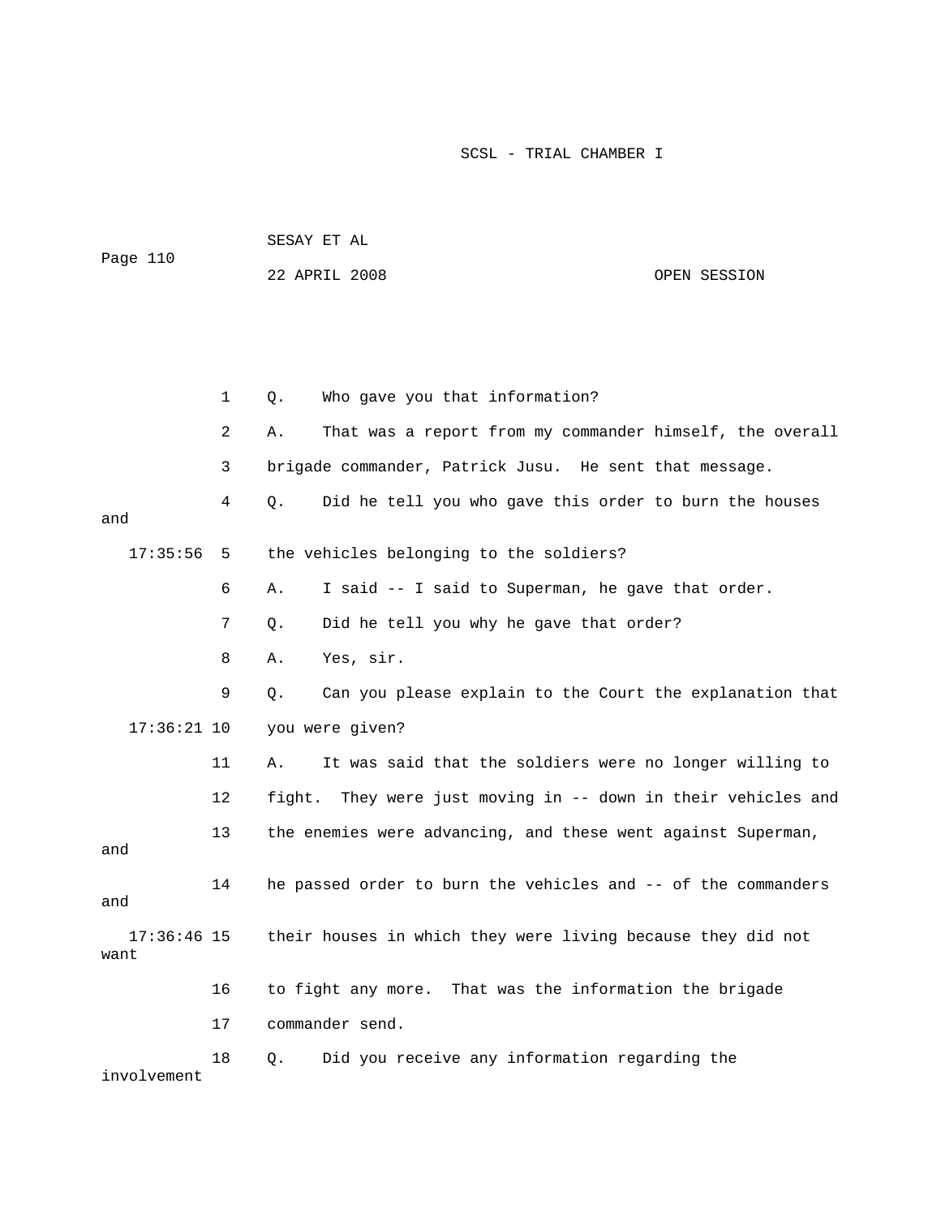1 Q. Who gave you that information?

2 A. That was a report from my commander himself, the overall

3 brigade commander, Patrick Jusu. He sent that message.

4 Q. Did he tell you who gave this order to burn the houses and

17:35:56 5 the vehicles belonging to the soldiers?

6 A. I said -- I said to Superman, he gave that order.

7 Q. Did he tell you why he gave that order?

8 A. Yes, sir.

9 Q. Can you please explain to the Court the explanation that

17:36:21 10 you were given?

11 A. It was said that the soldiers were no longer willing to

12 fight. They were just moving in -- down in their vehicles and

13 the enemies were advancing, and these went against Superman, and

14 he passed order to burn the vehicles and -- of the commanders and

17:36:46 15 their houses in which they were living because they did not want

16 to fight any more. That was the information the brigade

17 commander send.

18 Q. Did you receive any information regarding the involvement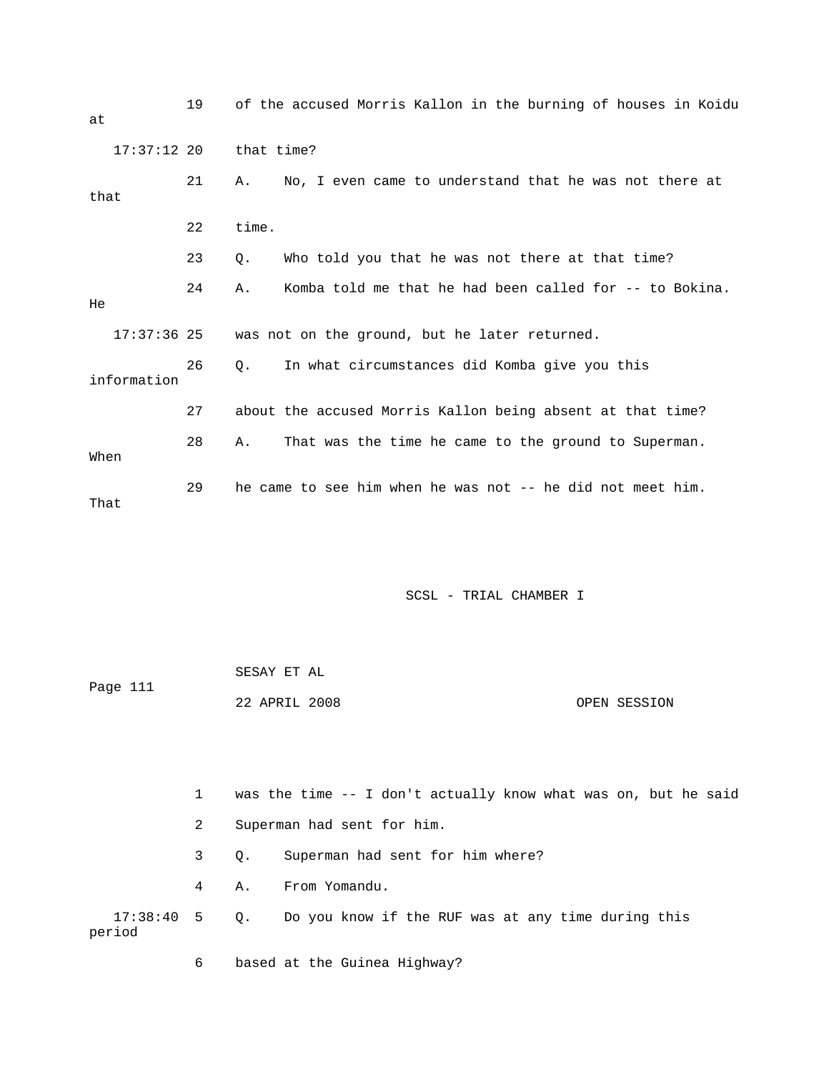19 of the accused Morris Kallon in the burning of houses in Koidu at

17:37:12 20 that time?

21 A. No, I even came to understand that he was not there at that

22 time.

23 Q. Who told you that he was not there at that time?

24 A. Komba told me that he had been called for -- to Bokina. He

17:37:36 25 was not on the ground, but he later returned.

26 Q. In what circumstances did Komba give you this information

27 about the accused Morris Kallon being absent at that time?

28 A. That was the time he came to the ground to Superman. When

29 he came to see him when he was not -- he did not meet him. That

1 was the time -- I don't actually know what was on, but he said

2 Superman had sent for him.

3 Q. Superman had sent for him where?

4 A. From Yomandu.

17:38:40 5 Q. Do you know if the RUF was at any time during this period

6 based at the Guinea Highway?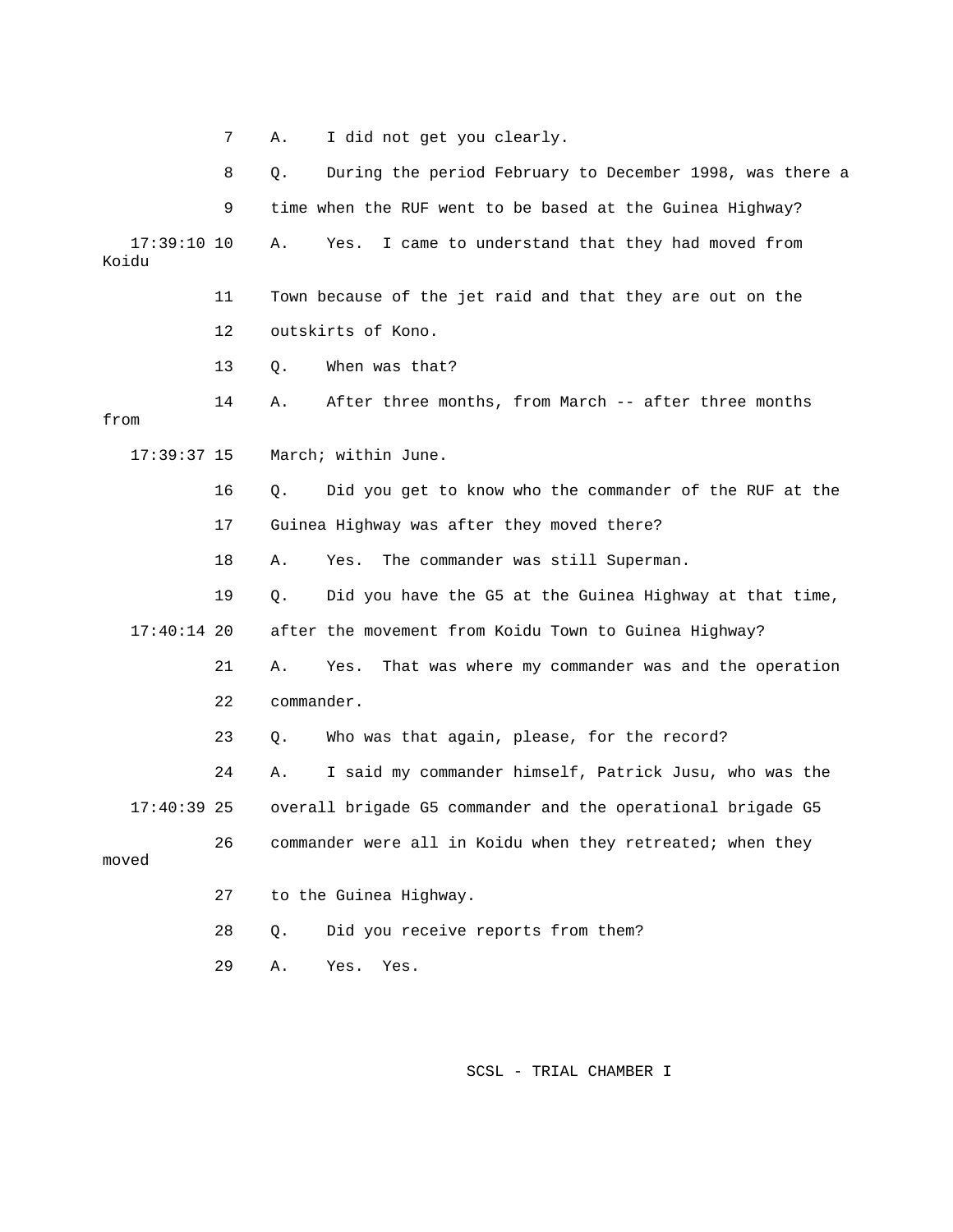7 A. I did not get you clearly.

8 Q. During the period February to December 1998, was there a

9 time when the RUF went to be based at the Guinea Highway?

17:39:10 10 A. Yes. I came to understand that they had moved from Koidu

11 Town because of the jet raid and that they are out on the

12 outskirts of Kono.

13 Q. When was that?

14 A. After three months, from March -- after three months from

17:39:37 15 March; within June.

16 Q. Did you get to know who the commander of the RUF at the

17 Guinea Highway was after they moved there?

18 A. Yes. The commander was still Superman.

19 Q. Did you have the G5 at the Guinea Highway at that time,

17:40:14 20 after the movement from Koidu Town to Guinea Highway?

21 A. Yes. That was where my commander was and the operation

22 commander.

23 Q. Who was that again, please, for the record?

24 A. I said my commander himself, Patrick Jusu, who was the

17:40:39 25 overall brigade G5 commander and the operational brigade G5

26 commander were all in Koidu when they retreated; when they moved

27 to the Guinea Highway.

28 Q. Did you receive reports from them?

29 A. Yes. Yes.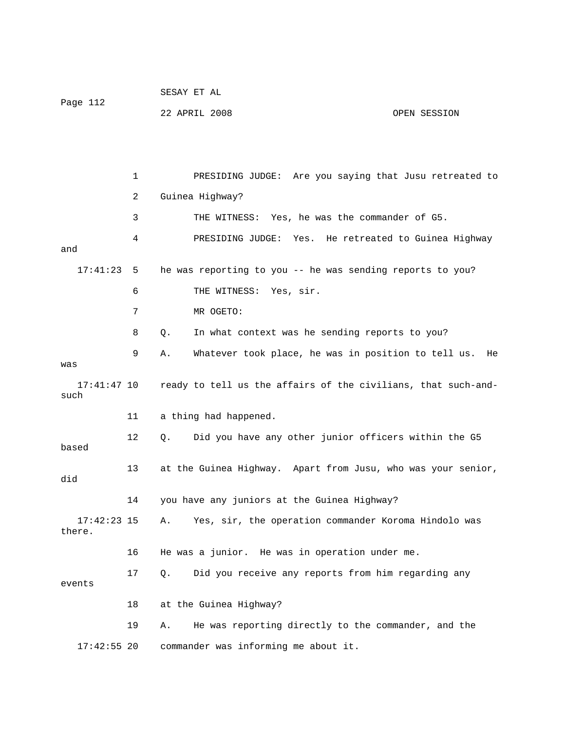PRESIDING JUDGE: Are you saying that Jusu retreated to Guinea Highway?

THE WITNESS: Yes, he was the commander of G5.

PRESIDING JUDGE: Yes. He retreated to Guinea Highway and he was reporting to you -- he was sending reports to you?

THE WITNESS: Yes, sir.

MR OGETO:

Q. In what context was he sending reports to you?

A. Whatever took place, he was in position to tell us. He was ready to tell us the affairs of the civilians, that such-and-such a thing had happened.

Q. Did you have any other junior officers within the G5 based at the Guinea Highway. Apart from Jusu, who was your senior, did you have any juniors at the Guinea Highway?

A. Yes, sir, the operation commander Koroma Hindolo was there. He was a junior. He was in operation under me.

Q. Did you receive any reports from him regarding any events at the Guinea Highway?

A. He was reporting directly to the commander, and the commander was informing me about it.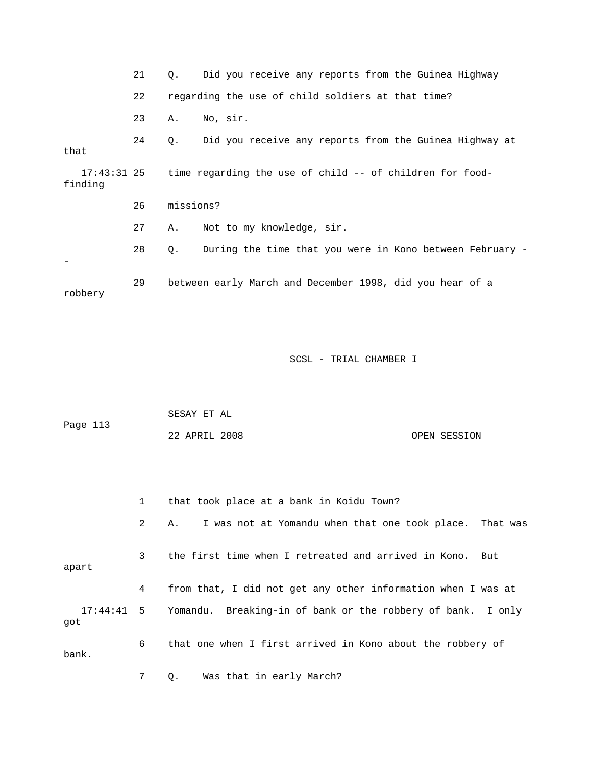21 Q. Did you receive any reports from the Guinea Highway

22 regarding the use of child soldiers at that time?

23 A. No, sir.

24 Q. Did you receive any reports from the Guinea Highway at that

17:43:31 25 time regarding the use of child -- of children for food-finding

26 missions?

27 A. Not to my knowledge, sir.

28 Q. During the time that you were in Kono between February --

29 between early March and December 1998, did you hear of a robbery

1 that took place at a bank in Koidu Town?

2 A. I was not at Yomandu when that one took place. That was

3 the first time when I retreated and arrived in Kono. But apart

4 from that, I did not get any other information when I was at

17:44:41 5 Yomandu. Breaking-in of bank or the robbery of bank. I only got

6 that one when I first arrived in Kono about the robbery of bank.

7 Q. Was that in early March?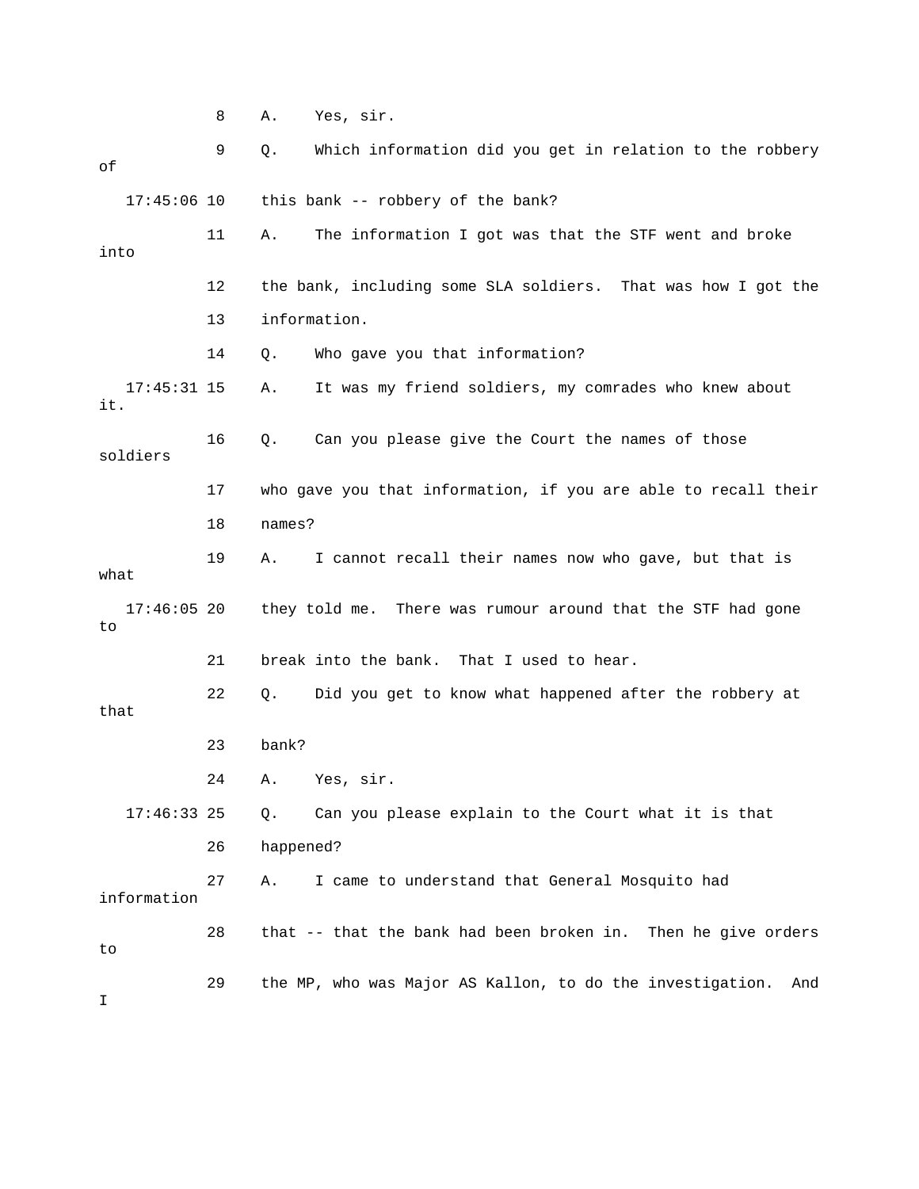8 A. Yes, sir.

9 Q. Which information did you get in relation to the robbery of

17:45:06 10 this bank -- robbery of the bank?

11 A. The information I got was that the STF went and broke into

12 the bank, including some SLA soldiers. That was how I got the

13 information.

14 Q. Who gave you that information?

17:45:31 15 A. It was my friend soldiers, my comrades who knew about it.

16 Q. Can you please give the Court the names of those soldiers

17 who gave you that information, if you are able to recall their

18 names?

19 A. I cannot recall their names now who gave, but that is what

17:46:05 20 they told me. There was rumour around that the STF had gone to

21 break into the bank. That I used to hear.

22 Q. Did you get to know what happened after the robbery at that

23 bank?

24 A. Yes, sir.

17:46:33 25 Q. Can you please explain to the Court what it is that

26 happened?

27 A. I came to understand that General Mosquito had information

28 that -- that the bank had been broken in. Then he give orders to

29 the MP, who was Major AS Kallon, to do the investigation. And I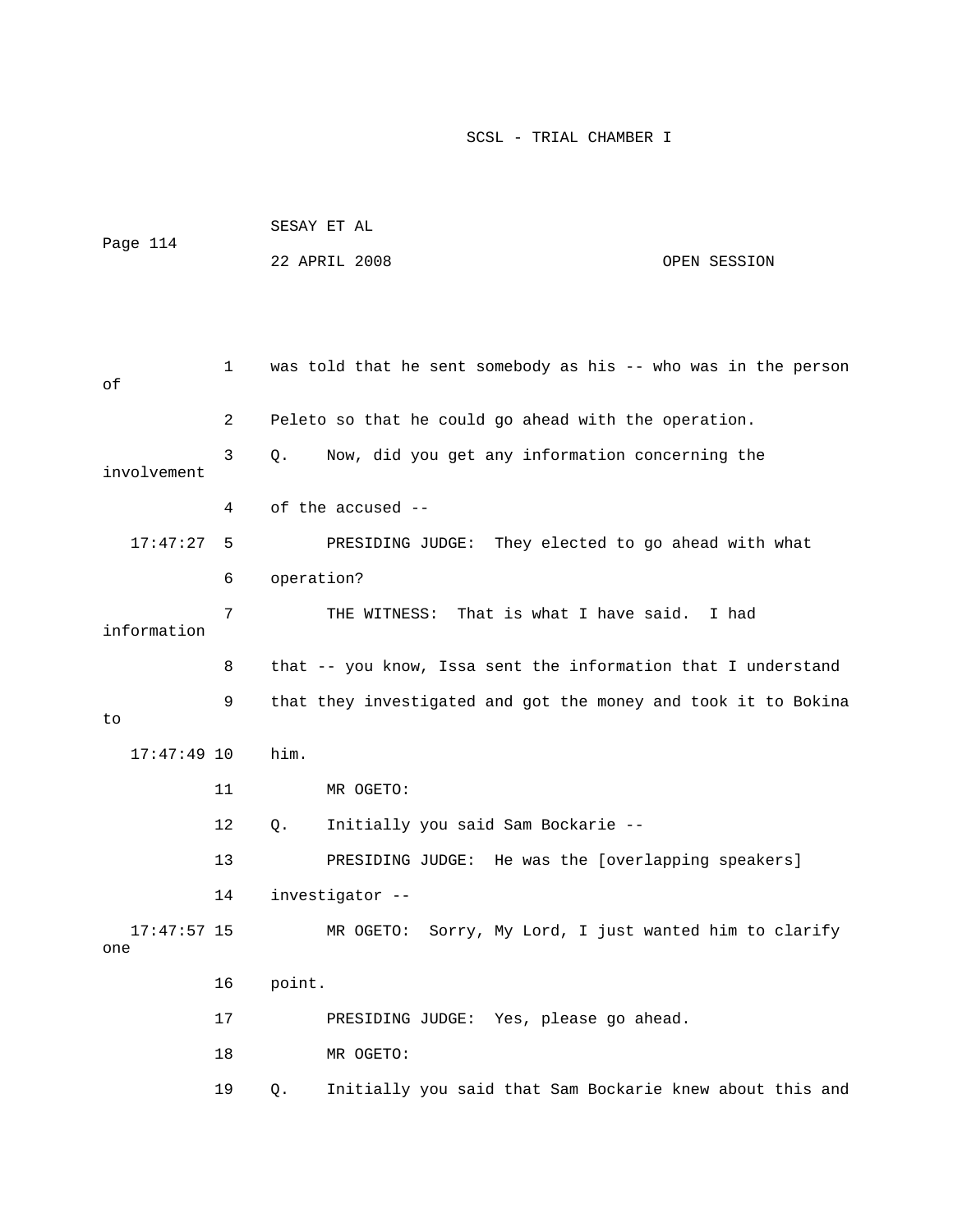1 was told that he sent somebody as his -- who was in the person of

2 Peleto so that he could go ahead with the operation.

3 Q. Now, did you get any information concerning the involvement

4 of the accused --

17:47:27 5 PRESIDING JUDGE: They elected to go ahead with what

6 operation?

7 THE WITNESS: That is what I have said. I had information

8 that -- you know, Issa sent the information that I understand

9 that they investigated and got the money and took it to Bokina to

17:47:49 10 him.

11 MR OGETO:

12 Q. Initially you said Sam Bockarie --

13 PRESIDING JUDGE: He was the [overlapping speakers]

14 investigator --

17:47:57 15 MR OGETO: Sorry, My Lord, I just wanted him to clarify one

16 point.

17 PRESIDING JUDGE: Yes, please go ahead.

18 MR OGETO:

19 Q. Initially you said that Sam Bockarie knew about this and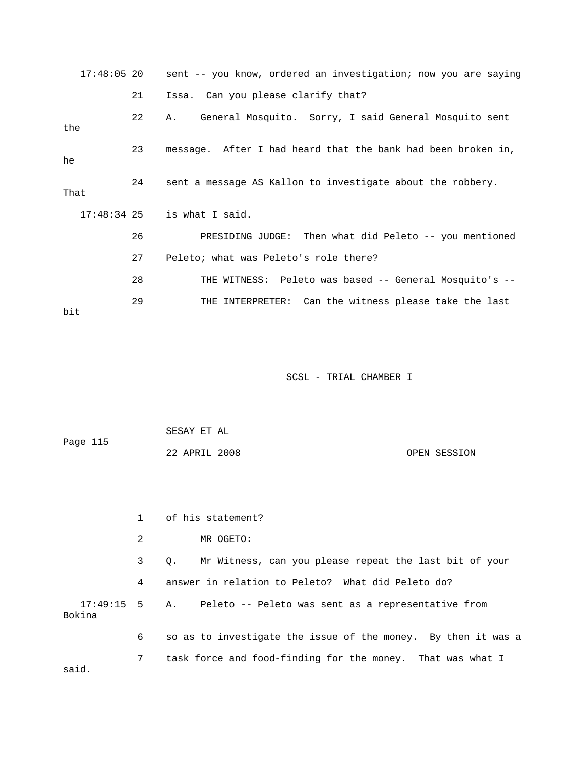17:48:05 20 sent -- you know, ordered an investigation; now you are saying

21 Issa. Can you please clarify that?

22 A. General Mosquito. Sorry, I said General Mosquito sent the

23 message. After I had heard that the bank had been broken in, he

24 sent a message AS Kallon to investigate about the robbery. That

17:48:34 25 is what I said.

26 PRESIDING JUDGE: Then what did Peleto -- you mentioned

27 Peleto; what was Peleto's role there?

28 THE WITNESS: Peleto was based -- General Mosquito's --

29 THE INTERPRETER: Can the witness please take the last bit

1 of his statement?

2 MR OGETO:

3 Q. Mr Witness, can you please repeat the last bit of your

4 answer in relation to Peleto? What did Peleto do?

17:49:15 5 A. Peleto -- Peleto was sent as a representative from Bokina

6 so as to investigate the issue of the money. By then it was a

7 task force and food-finding for the money. That was what I said.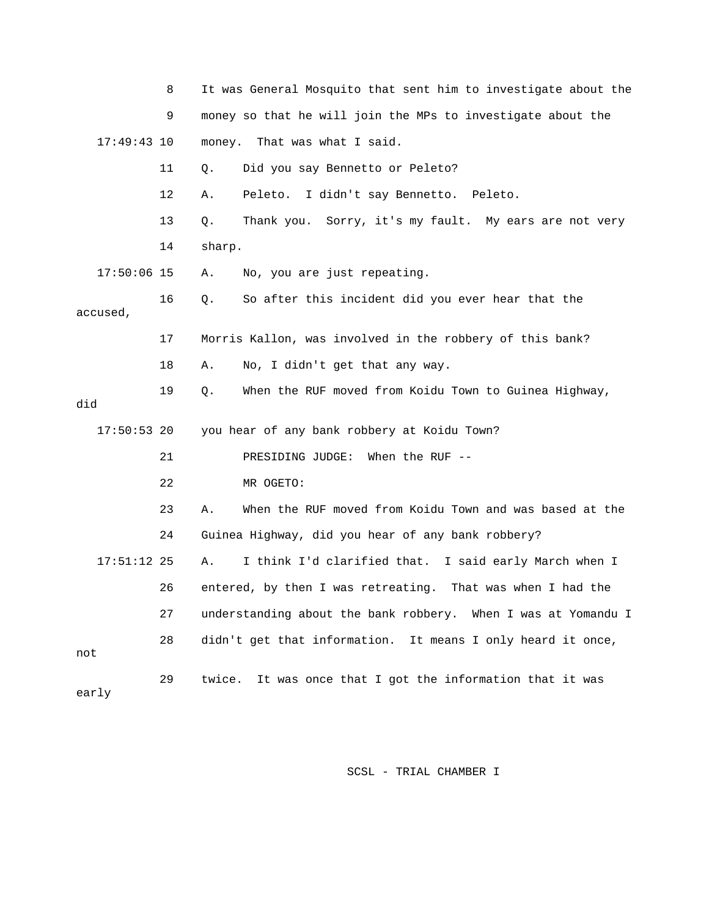8 It was General Mosquito that sent him to investigate about the

9 money so that he will join the MPs to investigate about the

17:49:43 10 money. That was what I said.

11 Q. Did you say Bennetto or Peleto?

12 A. Peleto. I didn't say Bennetto. Peleto.

13 Q. Thank you. Sorry, it's my fault. My ears are not very

14 sharp.

17:50:06 15 A. No, you are just repeating.

16 Q. So after this incident did you ever hear that the accused,

17 Morris Kallon, was involved in the robbery of this bank?

18 A. No, I didn't get that any way.

19 Q. When the RUF moved from Koidu Town to Guinea Highway, did

17:50:53 20 you hear of any bank robbery at Koidu Town?

21 PRESIDING JUDGE: When the RUF --

22 MR OGETO:

23 A. When the RUF moved from Koidu Town and was based at the

24 Guinea Highway, did you hear of any bank robbery?

17:51:12 25 A. I think I'd clarified that. I said early March when I

26 entered, by then I was retreating. That was when I had the

27 understanding about the bank robbery. When I was at Yomandu I

28 didn't get that information. It means I only heard it once, not

29 twice. It was once that I got the information that it was early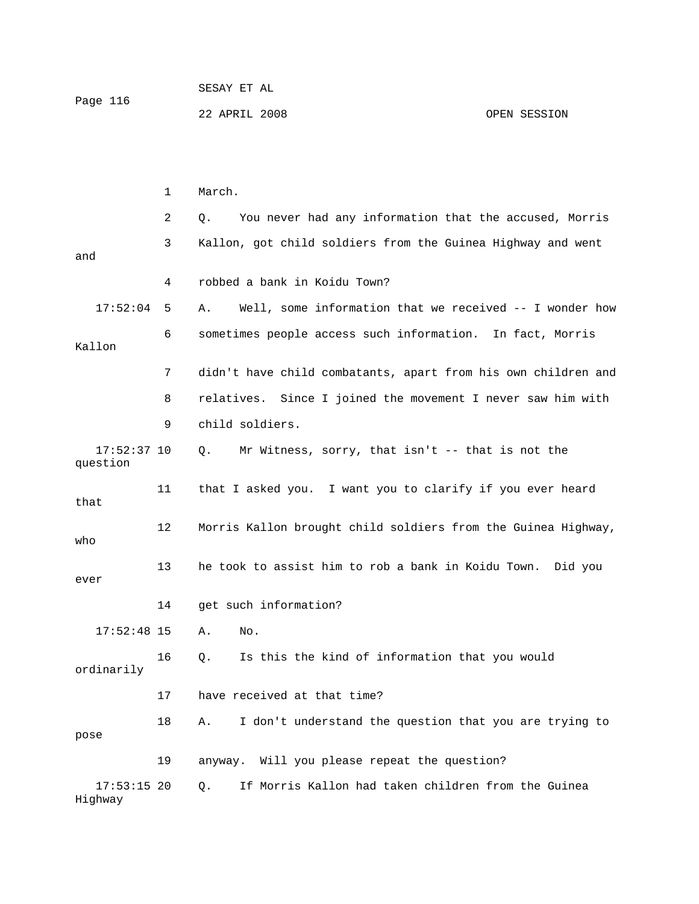1 March.

2 Q. You never had any information that the accused, Morris

3 Kallon, got child soldiers from the Guinea Highway and went and

4 robbed a bank in Koidu Town?

17:52:04 5 A. Well, some information that we received -- I wonder how

6 sometimes people access such information. In fact, Morris Kallon

7 didn't have child combatants, apart from his own children and

8 relatives. Since I joined the movement I never saw him with

9 child soldiers.

17:52:37 10 Q. Mr Witness, sorry, that isn't -- that is not the question

11 that I asked you. I want you to clarify if you ever heard that

12 Morris Kallon brought child soldiers from the Guinea Highway, who

13 he took to assist him to rob a bank in Koidu Town. Did you ever

14 get such information?

17:52:48 15 A. No.

16 Q. Is this the kind of information that you would ordinarily

17 have received at that time?

18 A. I don't understand the question that you are trying to pose

19 anyway. Will you please repeat the question?

17:53:15 20 Q. If Morris Kallon had taken children from the Guinea Highway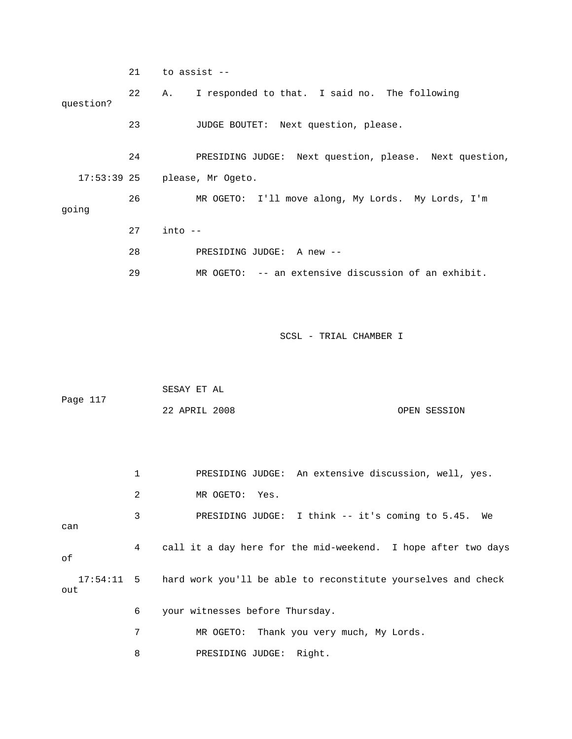21 to assist --

22 A. I responded to that. I said no. The following question?

23 JUDGE BOUTET: Next question, please.

24 PRESIDING JUDGE: Next question, please. Next question,

17:53:39 25 please, Mr Ogeto.

26 MR OGETO: I'll move along, My Lords. My Lords, I'm going

27 into --

28 PRESIDING JUDGE: A new --

29 MR OGETO: -- an extensive discussion of an exhibit.

1 PRESIDING JUDGE: An extensive discussion, well, yes.

2 MR OGETO: Yes.

3 PRESIDING JUDGE: I think -- it's coming to 5.45. We can

4 call it a day here for the mid-weekend. I hope after two days of

17:54:11 5 hard work you'll be able to reconstitute yourselves and check out

6 your witnesses before Thursday.

7 MR OGETO: Thank you very much, My Lords.

8 PRESIDING JUDGE: Right.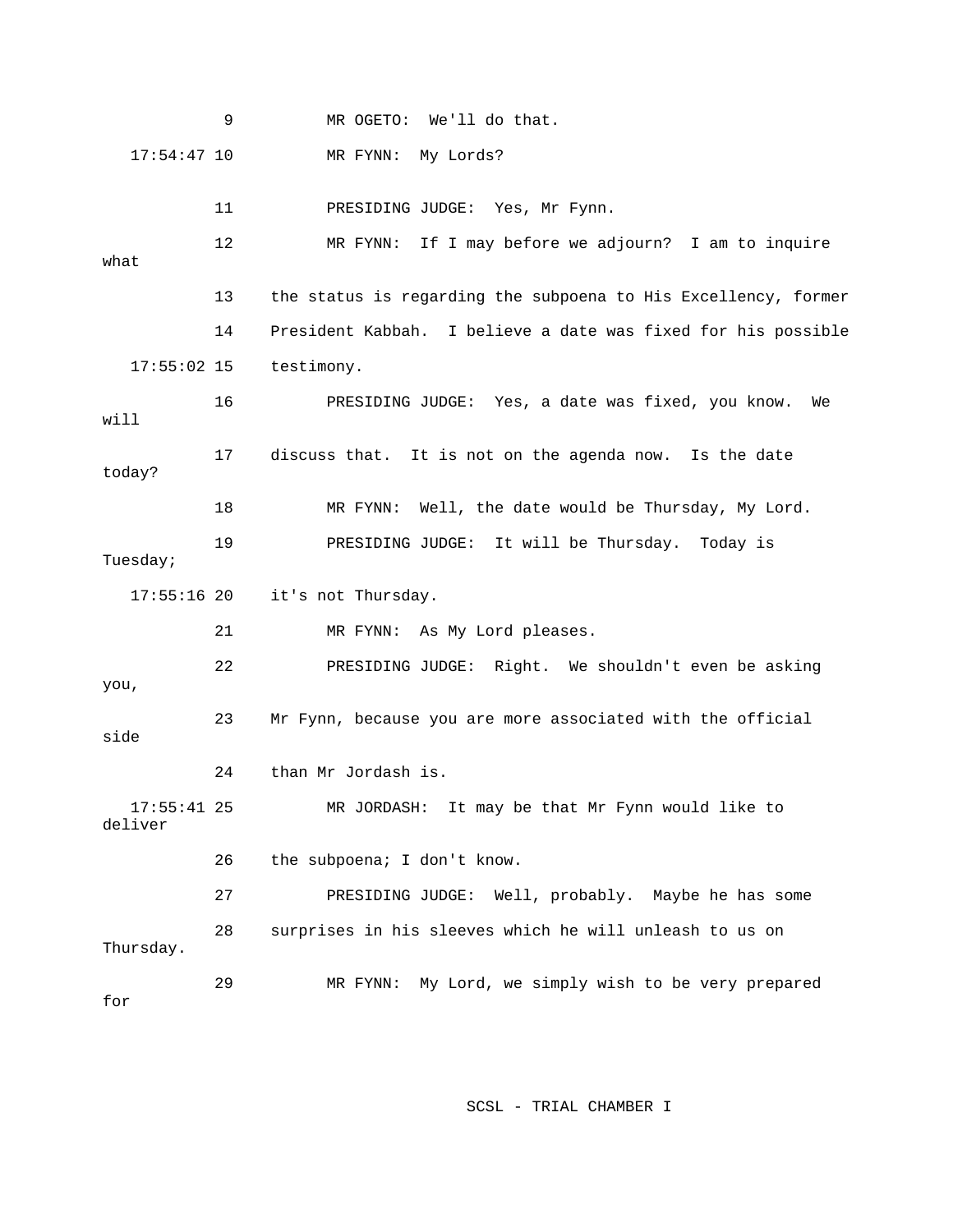9 MR OGETO: We'll do that.

17:54:47 10 MR FYNN: My Lords?

11 PRESIDING JUDGE: Yes, Mr Fynn.

12 MR FYNN: If I may before we adjourn? I am to inquire what

13 the status is regarding the subpoena to His Excellency, former

14 President Kabbah. I believe a date was fixed for his possible

17:55:02 15 testimony.

16 PRESIDING JUDGE: Yes, a date was fixed, you know. We will

17 discuss that. It is not on the agenda now. Is the date today?

18 MR FYNN: Well, the date would be Thursday, My Lord.

19 PRESIDING JUDGE: It will be Thursday. Today is Tuesday;

17:55:16 20 it's not Thursday.

21 MR FYNN: As My Lord pleases.

22 PRESIDING JUDGE: Right. We shouldn't even be asking you,

23 Mr Fynn, because you are more associated with the official side

24 than Mr Jordash is.

17:55:41 25 MR JORDASH: It may be that Mr Fynn would like to deliver

26 the subpoena; I don't know.

27 PRESIDING JUDGE: Well, probably. Maybe he has some

28 surprises in his sleeves which he will unleash to us on Thursday.

29 MR FYNN: My Lord, we simply wish to be very prepared for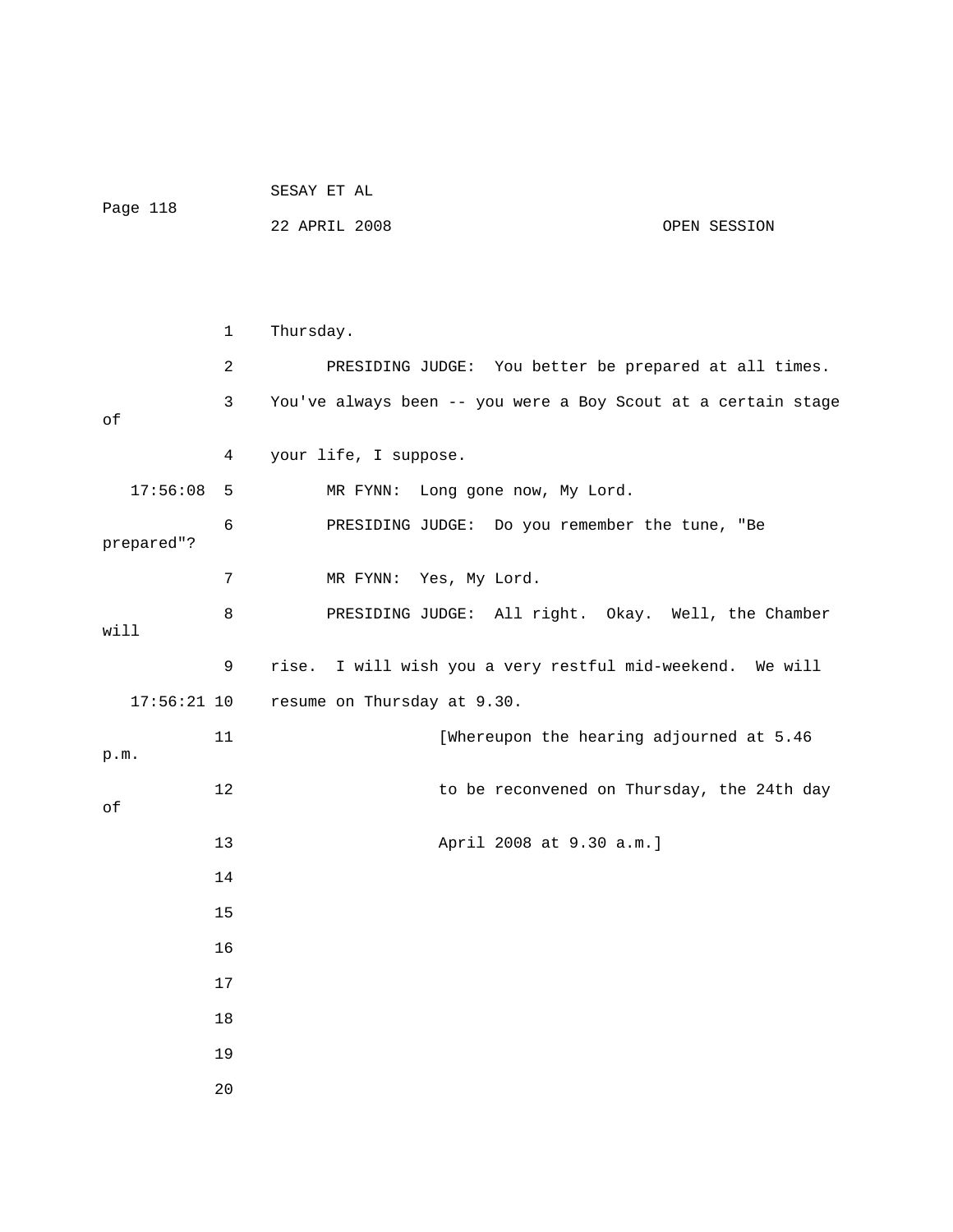Thursday.

PRESIDING JUDGE: You better be prepared at all times. You've always been -- you were a Boy Scout at a certain stage of your life, I suppose.

MR FYNN: Long gone now, My Lord.

PRESIDING JUDGE: Do you remember the tune, "Be prepared"?

MR FYNN: Yes, My Lord.

PRESIDING JUDGE: All right. Okay. Well, the Chamber will rise. I will wish you a very restful mid-weekend. We will resume on Thursday at 9.30.

[Whereupon the hearing adjourned at 5.46 p.m. to be reconvened on Thursday, the 24th day of April 2008 at 9.30 a.m.]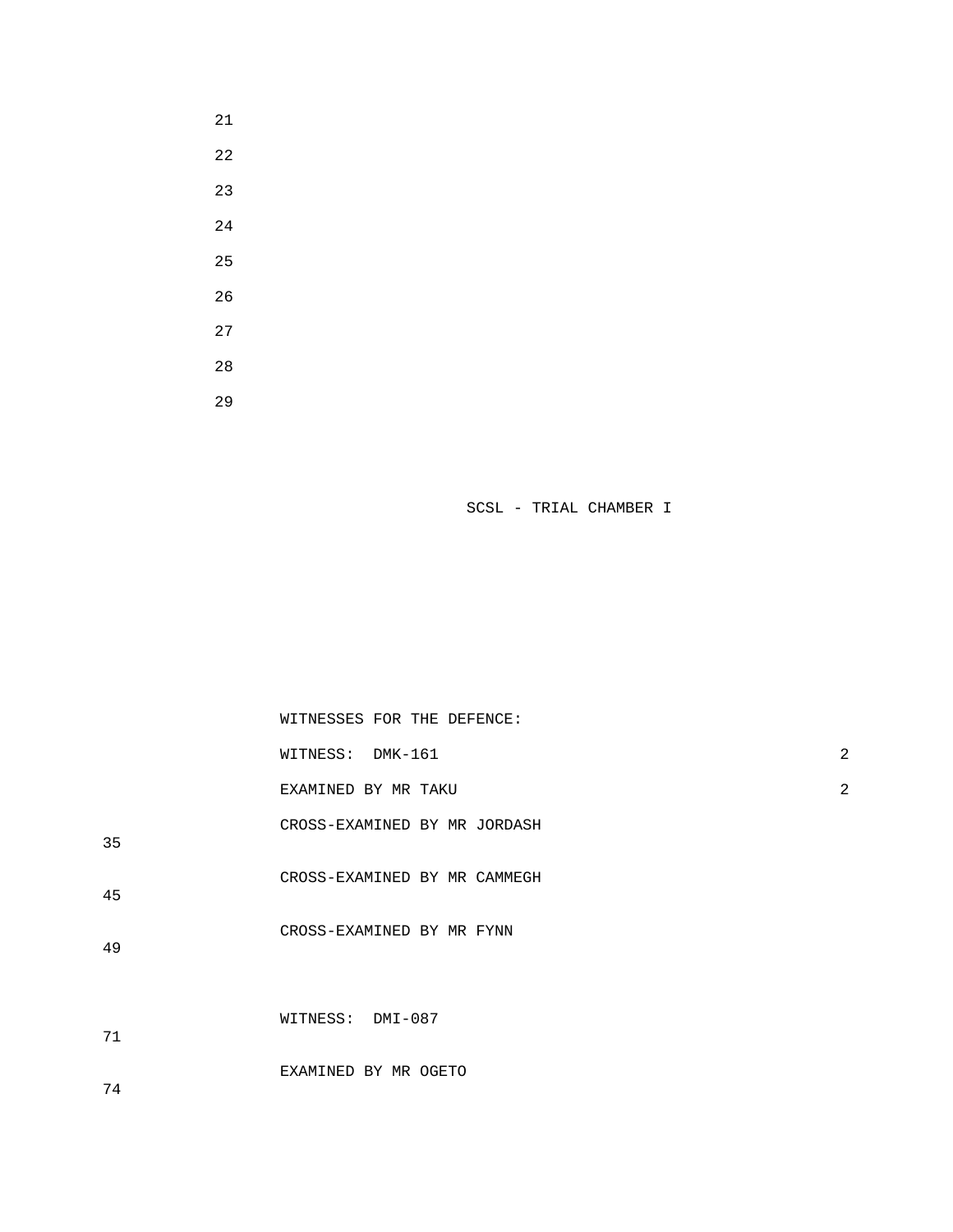SCSL - TRIAL CHAMBER I

WITNESSES FOR THE DEFENCE:

| | |
|---|---|
| WITNESS: DMK-161 | 2 |
| EXAMINED BY MR TAKU | 2 |
| CROSS-EXAMINED BY MR JORDASH | 35 |
| CROSS-EXAMINED BY MR CAMMEGH | 45 |
| CROSS-EXAMINED BY MR FYNN | 49 |
| WITNESS: DMI-087 | 71 |
| EXAMINED BY MR OGETO | 74 |